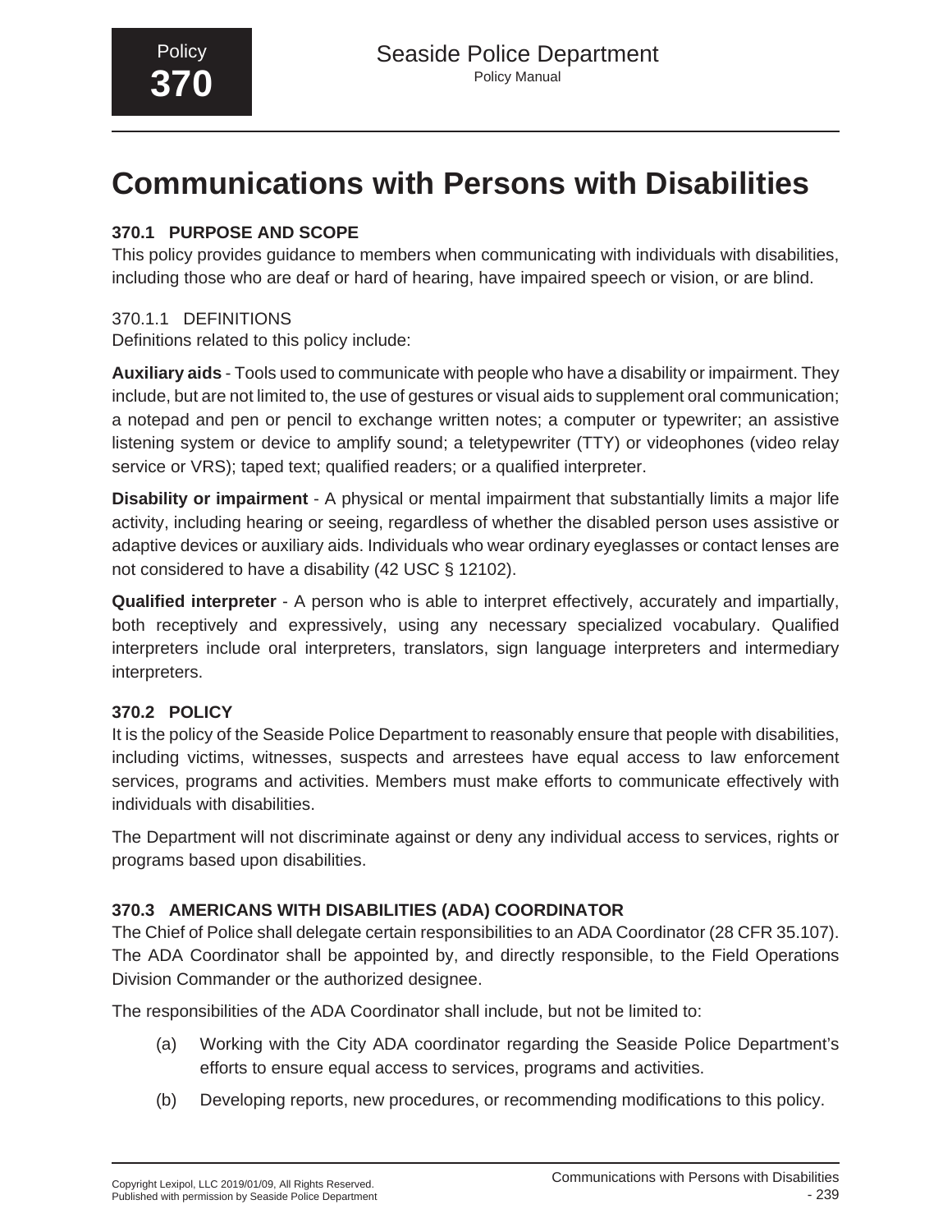# Communications with Persons with Disabilities

### 370.1 PURPOSE AND SCOPE

This policy provides guidance to members when communicating with individuals with disabilities, including those who are deaf or hard of hearing, have impaired speech or vision, or are blind.

#### 370.1.1 DEFINITIONS

Definitions related to this policy include:

**Auxiliary aids** - Tools used to communicate with people who have a disability or impairment. They include, but are not limited to, the use of gestures or visual aids to supplement oral communication; a notepad and pen or pencil to exchange written notes; a computer or typewriter; an assistive listening system or device to amplify sound; a teletypewriter (TTY) or videophones (video relay service or VRS); taped text; qualified readers; or a qualified interpreter.

**Disability or impairment** - A physical or mental impairment that substantially limits a major life activity, including hearing or seeing, regardless of whether the disabled person uses assistive or adaptive devices or auxiliary aids. Individuals who wear ordinary eyeglasses or contact lenses are not considered to have a disability (42 USC § 12102).

**Qualified interpreter** - A person who is able to interpret effectively, accurately and impartially, both receptively and expressively, using any necessary specialized vocabulary. Qualified interpreters include oral interpreters, translators, sign language interpreters and intermediary interpreters.

### 370.2 POLICY

It is the policy of the Seaside Police Department to reasonably ensure that people with disabilities, including victims, witnesses, suspects and arrestees have equal access to law enforcement services, programs and activities. Members must make efforts to communicate effectively with individuals with disabilities.

The Department will not discriminate against or deny any individual access to services, rights or programs based upon disabilities.

### 370.3 AMERICANS WITH DISABILITIES (ADA) COORDINATOR

The Chief of Police shall delegate certain responsibilities to an ADA Coordinator (28 CFR 35.107). The ADA Coordinator shall be appointed by, and directly responsible, to the Field Operations Division Commander or the authorized designee.

The responsibilities of the ADA Coordinator shall include, but not be limited to:

(a) Working with the City ADA coordinator regarding the Seaside Police Department's efforts to ensure equal access to services, programs and activities.

(b) Developing reports, new procedures, or recommending modifications to this policy.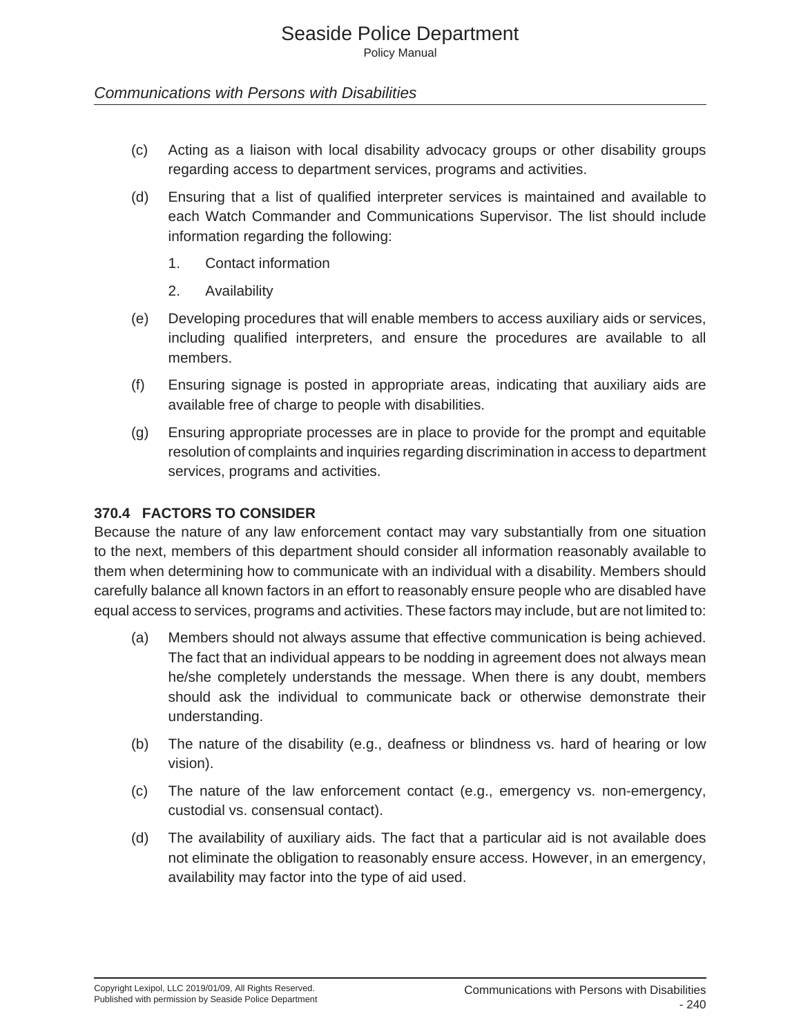(c) Acting as a liaison with local disability advocacy groups or other disability groups regarding access to department services, programs and activities.

(d) Ensuring that a list of qualified interpreter services is maintained and available to each Watch Commander and Communications Supervisor. The list should include information regarding the following:

  1. Contact information

  2. Availability

(e) Developing procedures that will enable members to access auxiliary aids or services, including qualified interpreters, and ensure the procedures are available to all members.

(f) Ensuring signage is posted in appropriate areas, indicating that auxiliary aids are available free of charge to people with disabilities.

(g) Ensuring appropriate processes are in place to provide for the prompt and equitable resolution of complaints and inquiries regarding discrimination in access to department services, programs and activities.

### 370.4 FACTORS TO CONSIDER

Because the nature of any law enforcement contact may vary substantially from one situation to the next, members of this department should consider all information reasonably available to them when determining how to communicate with an individual with a disability. Members should carefully balance all known factors in an effort to reasonably ensure people who are disabled have equal access to services, programs and activities. These factors may include, but are not limited to:

(a) Members should not always assume that effective communication is being achieved. The fact that an individual appears to be nodding in agreement does not always mean he/she completely understands the message. When there is any doubt, members should ask the individual to communicate back or otherwise demonstrate their understanding.

(b) The nature of the disability (e.g., deafness or blindness vs. hard of hearing or low vision).

(c) The nature of the law enforcement contact (e.g., emergency vs. non-emergency, custodial vs. consensual contact).

(d) The availability of auxiliary aids. The fact that a particular aid is not available does not eliminate the obligation to reasonably ensure access. However, in an emergency, availability may factor into the type of aid used.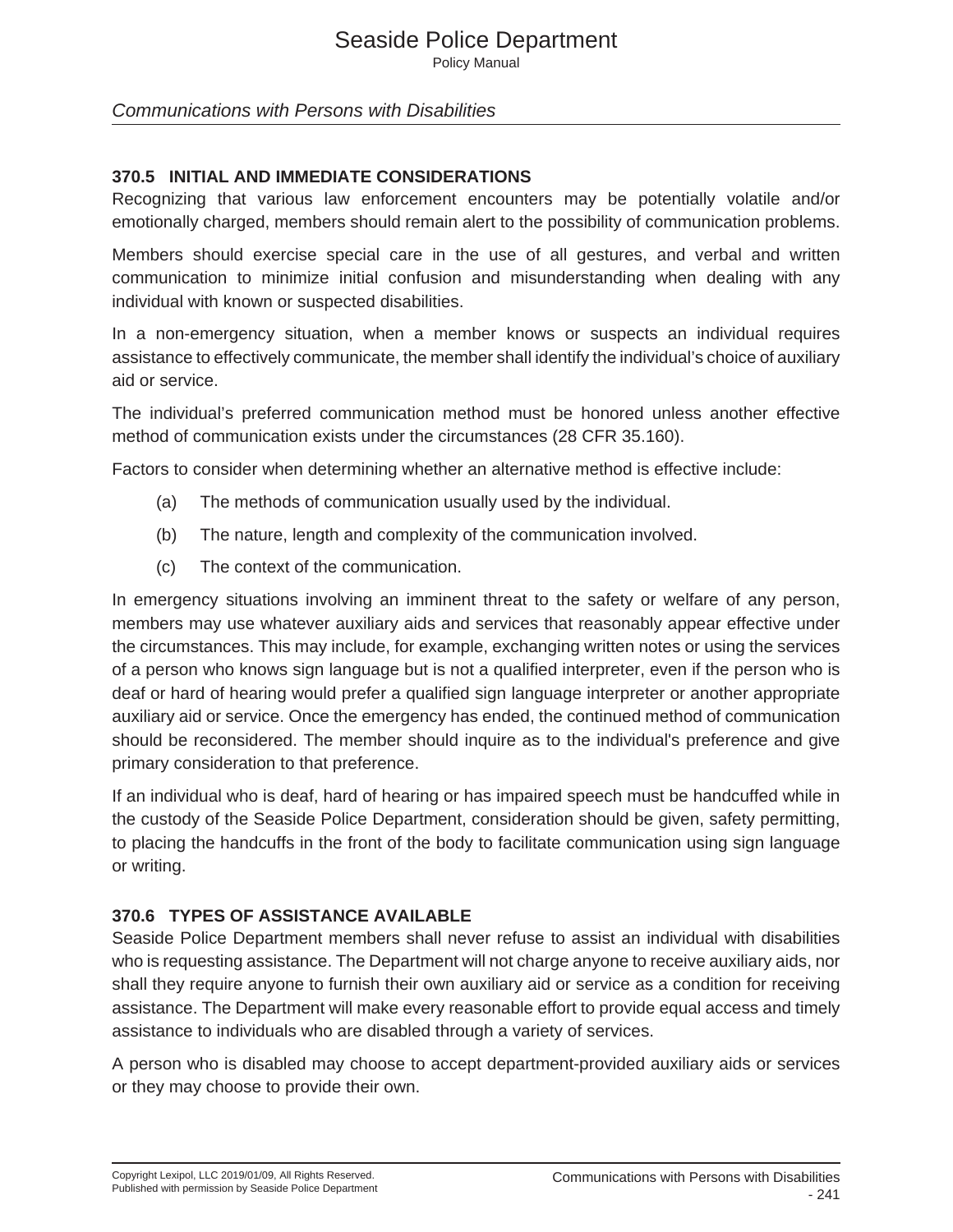### 370.5 INITIAL AND IMMEDIATE CONSIDERATIONS

Recognizing that various law enforcement encounters may be potentially volatile and/or emotionally charged, members should remain alert to the possibility of communication problems.

Members should exercise special care in the use of all gestures, and verbal and written communication to minimize initial confusion and misunderstanding when dealing with any individual with known or suspected disabilities.

In a non-emergency situation, when a member knows or suspects an individual requires assistance to effectively communicate, the member shall identify the individual's choice of auxiliary aid or service.

The individual's preferred communication method must be honored unless another effective method of communication exists under the circumstances (28 CFR 35.160).

Factors to consider when determining whether an alternative method is effective include:

(a) The methods of communication usually used by the individual.

(b) The nature, length and complexity of the communication involved.

(c) The context of the communication.

In emergency situations involving an imminent threat to the safety or welfare of any person, members may use whatever auxiliary aids and services that reasonably appear effective under the circumstances. This may include, for example, exchanging written notes or using the services of a person who knows sign language but is not a qualified interpreter, even if the person who is deaf or hard of hearing would prefer a qualified sign language interpreter or another appropriate auxiliary aid or service. Once the emergency has ended, the continued method of communication should be reconsidered. The member should inquire as to the individual's preference and give primary consideration to that preference.

If an individual who is deaf, hard of hearing or has impaired speech must be handcuffed while in the custody of the Seaside Police Department, consideration should be given, safety permitting, to placing the handcuffs in the front of the body to facilitate communication using sign language or writing.

### 370.6 TYPES OF ASSISTANCE AVAILABLE

Seaside Police Department members shall never refuse to assist an individual with disabilities who is requesting assistance. The Department will not charge anyone to receive auxiliary aids, nor shall they require anyone to furnish their own auxiliary aid or service as a condition for receiving assistance. The Department will make every reasonable effort to provide equal access and timely assistance to individuals who are disabled through a variety of services.

A person who is disabled may choose to accept department-provided auxiliary aids or services or they may choose to provide their own.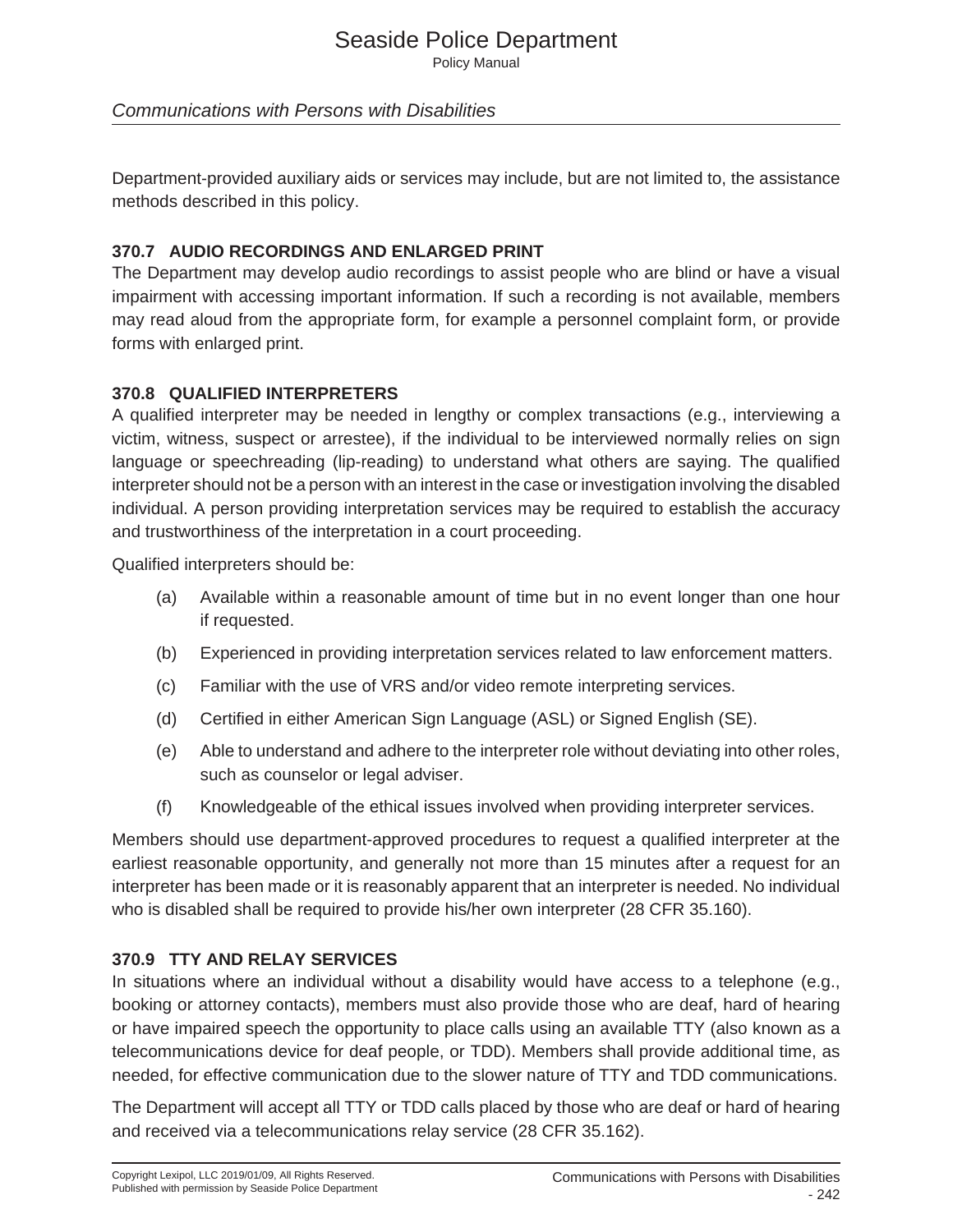Department-provided auxiliary aids or services may include, but are not limited to, the assistance methods described in this policy.

### 370.7 AUDIO RECORDINGS AND ENLARGED PRINT

The Department may develop audio recordings to assist people who are blind or have a visual impairment with accessing important information. If such a recording is not available, members may read aloud from the appropriate form, for example a personnel complaint form, or provide forms with enlarged print.

### 370.8 QUALIFIED INTERPRETERS

A qualified interpreter may be needed in lengthy or complex transactions (e.g., interviewing a victim, witness, suspect or arrestee), if the individual to be interviewed normally relies on sign language or speechreading (lip-reading) to understand what others are saying. The qualified interpreter should not be a person with an interest in the case or investigation involving the disabled individual. A person providing interpretation services may be required to establish the accuracy and trustworthiness of the interpretation in a court proceeding.

Qualified interpreters should be:

(a) Available within a reasonable amount of time but in no event longer than one hour if requested.

(b) Experienced in providing interpretation services related to law enforcement matters.

(c) Familiar with the use of VRS and/or video remote interpreting services.

(d) Certified in either American Sign Language (ASL) or Signed English (SE).

(e) Able to understand and adhere to the interpreter role without deviating into other roles, such as counselor or legal adviser.

(f) Knowledgeable of the ethical issues involved when providing interpreter services.

Members should use department-approved procedures to request a qualified interpreter at the earliest reasonable opportunity, and generally not more than 15 minutes after a request for an interpreter has been made or it is reasonably apparent that an interpreter is needed. No individual who is disabled shall be required to provide his/her own interpreter (28 CFR 35.160).

### 370.9 TTY AND RELAY SERVICES

In situations where an individual without a disability would have access to a telephone (e.g., booking or attorney contacts), members must also provide those who are deaf, hard of hearing or have impaired speech the opportunity to place calls using an available TTY (also known as a telecommunications device for deaf people, or TDD). Members shall provide additional time, as needed, for effective communication due to the slower nature of TTY and TDD communications.

The Department will accept all TTY or TDD calls placed by those who are deaf or hard of hearing and received via a telecommunications relay service (28 CFR 35.162).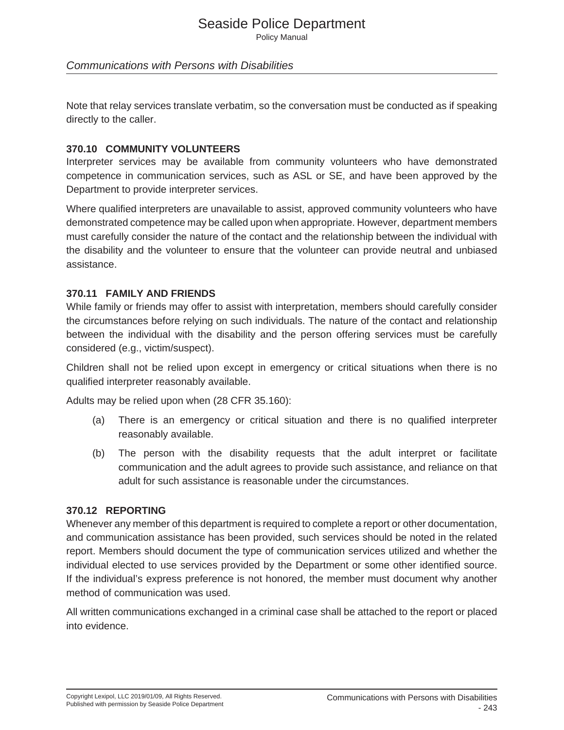Note that relay services translate verbatim, so the conversation must be conducted as if speaking directly to the caller.

### 370.10 COMMUNITY VOLUNTEERS

Interpreter services may be available from community volunteers who have demonstrated competence in communication services, such as ASL or SE, and have been approved by the Department to provide interpreter services.

Where qualified interpreters are unavailable to assist, approved community volunteers who have demonstrated competence may be called upon when appropriate. However, department members must carefully consider the nature of the contact and the relationship between the individual with the disability and the volunteer to ensure that the volunteer can provide neutral and unbiased assistance.

### 370.11 FAMILY AND FRIENDS

While family or friends may offer to assist with interpretation, members should carefully consider the circumstances before relying on such individuals. The nature of the contact and relationship between the individual with the disability and the person offering services must be carefully considered (e.g., victim/suspect).

Children shall not be relied upon except in emergency or critical situations when there is no qualified interpreter reasonably available.

Adults may be relied upon when (28 CFR 35.160):

(a) There is an emergency or critical situation and there is no qualified interpreter reasonably available.

(b) The person with the disability requests that the adult interpret or facilitate communication and the adult agrees to provide such assistance, and reliance on that adult for such assistance is reasonable under the circumstances.

### 370.12 REPORTING

Whenever any member of this department is required to complete a report or other documentation, and communication assistance has been provided, such services should be noted in the related report. Members should document the type of communication services utilized and whether the individual elected to use services provided by the Department or some other identified source. If the individual's express preference is not honored, the member must document why another method of communication was used.

All written communications exchanged in a criminal case shall be attached to the report or placed into evidence.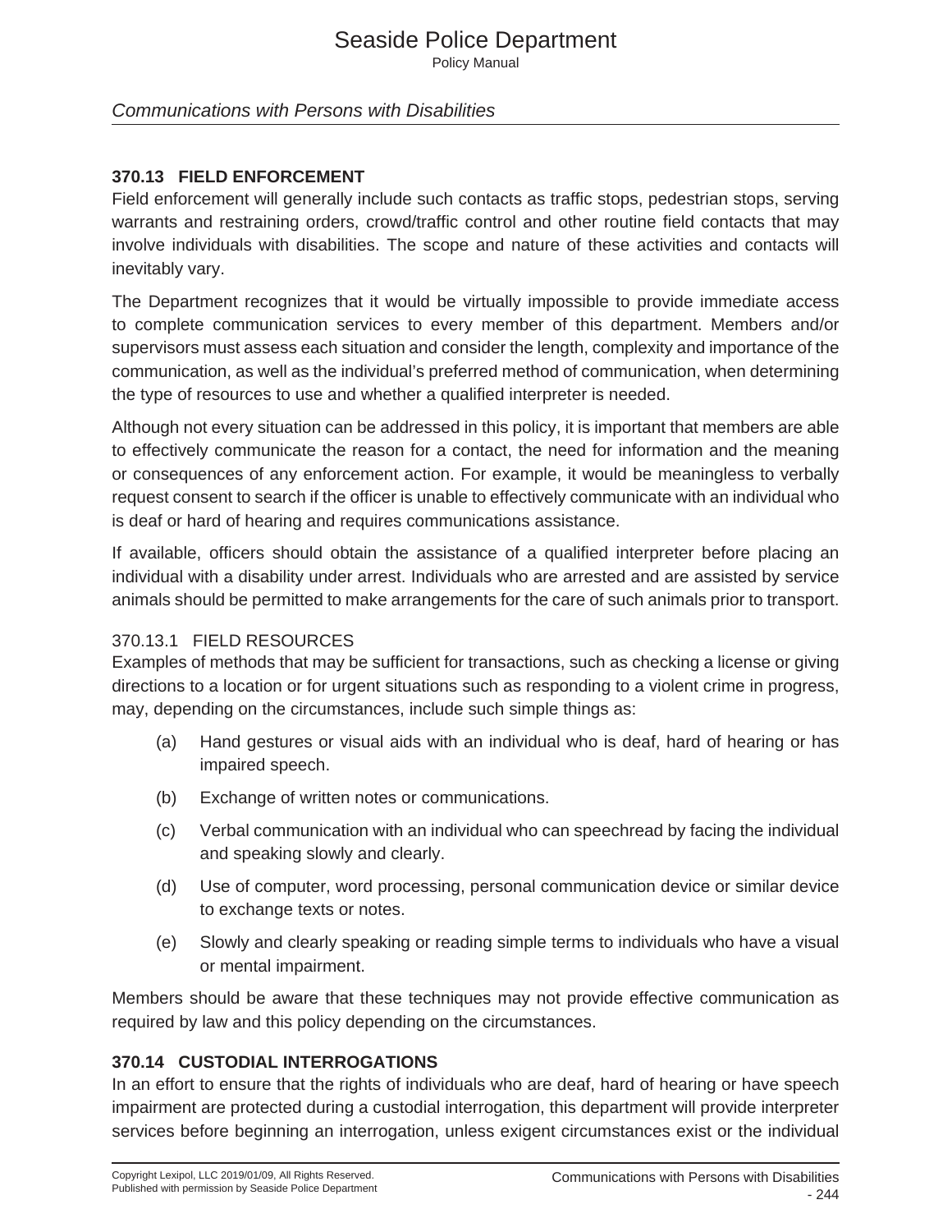## 370.13 FIELD ENFORCEMENT

Field enforcement will generally include such contacts as traffic stops, pedestrian stops, serving warrants and restraining orders, crowd/traffic control and other routine field contacts that may involve individuals with disabilities. The scope and nature of these activities and contacts will inevitably vary.

The Department recognizes that it would be virtually impossible to provide immediate access to complete communication services to every member of this department. Members and/or supervisors must assess each situation and consider the length, complexity and importance of the communication, as well as the individual's preferred method of communication, when determining the type of resources to use and whether a qualified interpreter is needed.

Although not every situation can be addressed in this policy, it is important that members are able to effectively communicate the reason for a contact, the need for information and the meaning or consequences of any enforcement action. For example, it would be meaningless to verbally request consent to search if the officer is unable to effectively communicate with an individual who is deaf or hard of hearing and requires communications assistance.

If available, officers should obtain the assistance of a qualified interpreter before placing an individual with a disability under arrest. Individuals who are arrested and are assisted by service animals should be permitted to make arrangements for the care of such animals prior to transport.

### 370.13.1 FIELD RESOURCES

Examples of methods that may be sufficient for transactions, such as checking a license or giving directions to a location or for urgent situations such as responding to a violent crime in progress, may, depending on the circumstances, include such simple things as:

(a) Hand gestures or visual aids with an individual who is deaf, hard of hearing or has impaired speech.

(b) Exchange of written notes or communications.

(c) Verbal communication with an individual who can speechread by facing the individual and speaking slowly and clearly.

(d) Use of computer, word processing, personal communication device or similar device to exchange texts or notes.

(e) Slowly and clearly speaking or reading simple terms to individuals who have a visual or mental impairment.

Members should be aware that these techniques may not provide effective communication as required by law and this policy depending on the circumstances.

## 370.14 CUSTODIAL INTERROGATIONS

In an effort to ensure that the rights of individuals who are deaf, hard of hearing or have speech impairment are protected during a custodial interrogation, this department will provide interpreter services before beginning an interrogation, unless exigent circumstances exist or the individual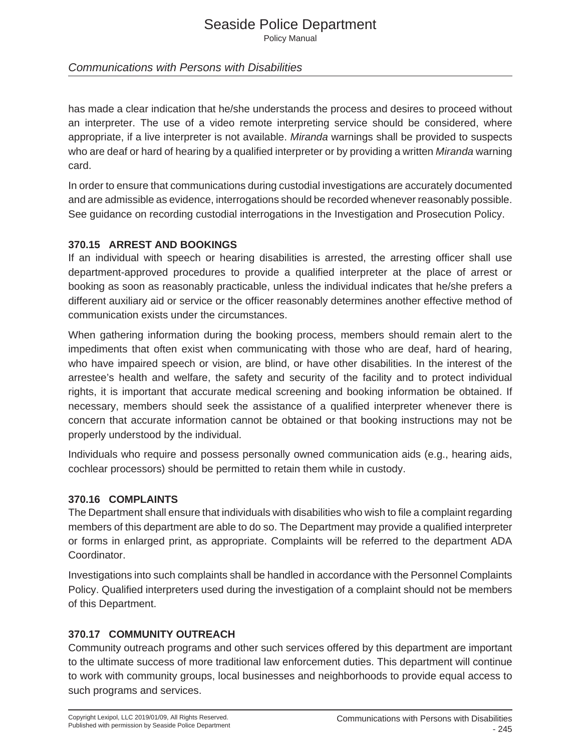has made a clear indication that he/she understands the process and desires to proceed without an interpreter. The use of a video remote interpreting service should be considered, where appropriate, if a live interpreter is not available. *Miranda* warnings shall be provided to suspects who are deaf or hard of hearing by a qualified interpreter or by providing a written *Miranda* warning card.

In order to ensure that communications during custodial investigations are accurately documented and are admissible as evidence, interrogations should be recorded whenever reasonably possible. See guidance on recording custodial interrogations in the Investigation and Prosecution Policy.

### 370.15 ARREST AND BOOKINGS

If an individual with speech or hearing disabilities is arrested, the arresting officer shall use department-approved procedures to provide a qualified interpreter at the place of arrest or booking as soon as reasonably practicable, unless the individual indicates that he/she prefers a different auxiliary aid or service or the officer reasonably determines another effective method of communication exists under the circumstances.

When gathering information during the booking process, members should remain alert to the impediments that often exist when communicating with those who are deaf, hard of hearing, who have impaired speech or vision, are blind, or have other disabilities. In the interest of the arrestee's health and welfare, the safety and security of the facility and to protect individual rights, it is important that accurate medical screening and booking information be obtained. If necessary, members should seek the assistance of a qualified interpreter whenever there is concern that accurate information cannot be obtained or that booking instructions may not be properly understood by the individual.

Individuals who require and possess personally owned communication aids (e.g., hearing aids, cochlear processors) should be permitted to retain them while in custody.

### 370.16 COMPLAINTS

The Department shall ensure that individuals with disabilities who wish to file a complaint regarding members of this department are able to do so. The Department may provide a qualified interpreter or forms in enlarged print, as appropriate. Complaints will be referred to the department ADA Coordinator.

Investigations into such complaints shall be handled in accordance with the Personnel Complaints Policy. Qualified interpreters used during the investigation of a complaint should not be members of this Department.

### 370.17 COMMUNITY OUTREACH

Community outreach programs and other such services offered by this department are important to the ultimate success of more traditional law enforcement duties. This department will continue to work with community groups, local businesses and neighborhoods to provide equal access to such programs and services.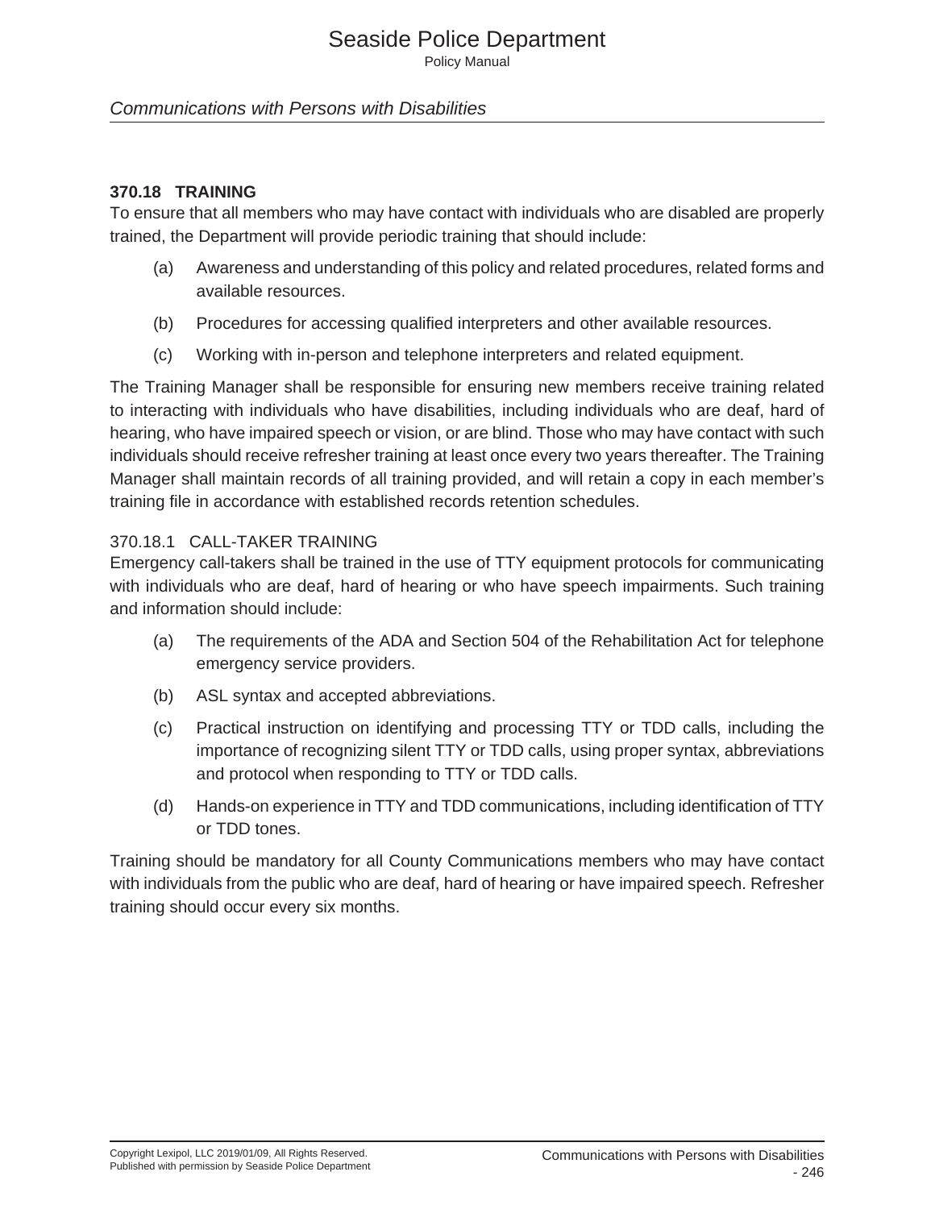### 370.18 TRAINING

To ensure that all members who may have contact with individuals who are disabled are properly trained, the Department will provide periodic training that should include:

(a) Awareness and understanding of this policy and related procedures, related forms and available resources.

(b) Procedures for accessing qualified interpreters and other available resources.

(c) Working with in-person and telephone interpreters and related equipment.

The Training Manager shall be responsible for ensuring new members receive training related to interacting with individuals who have disabilities, including individuals who are deaf, hard of hearing, who have impaired speech or vision, or are blind. Those who may have contact with such individuals should receive refresher training at least once every two years thereafter. The Training Manager shall maintain records of all training provided, and will retain a copy in each member's training file in accordance with established records retention schedules.

#### 370.18.1 CALL-TAKER TRAINING

Emergency call-takers shall be trained in the use of TTY equipment protocols for communicating with individuals who are deaf, hard of hearing or who have speech impairments. Such training and information should include:

(a) The requirements of the ADA and Section 504 of the Rehabilitation Act for telephone emergency service providers.

(b) ASL syntax and accepted abbreviations.

(c) Practical instruction on identifying and processing TTY or TDD calls, including the importance of recognizing silent TTY or TDD calls, using proper syntax, abbreviations and protocol when responding to TTY or TDD calls.

(d) Hands-on experience in TTY and TDD communications, including identification of TTY or TDD tones.

Training should be mandatory for all County Communications members who may have contact with individuals from the public who are deaf, hard of hearing or have impaired speech. Refresher training should occur every six months.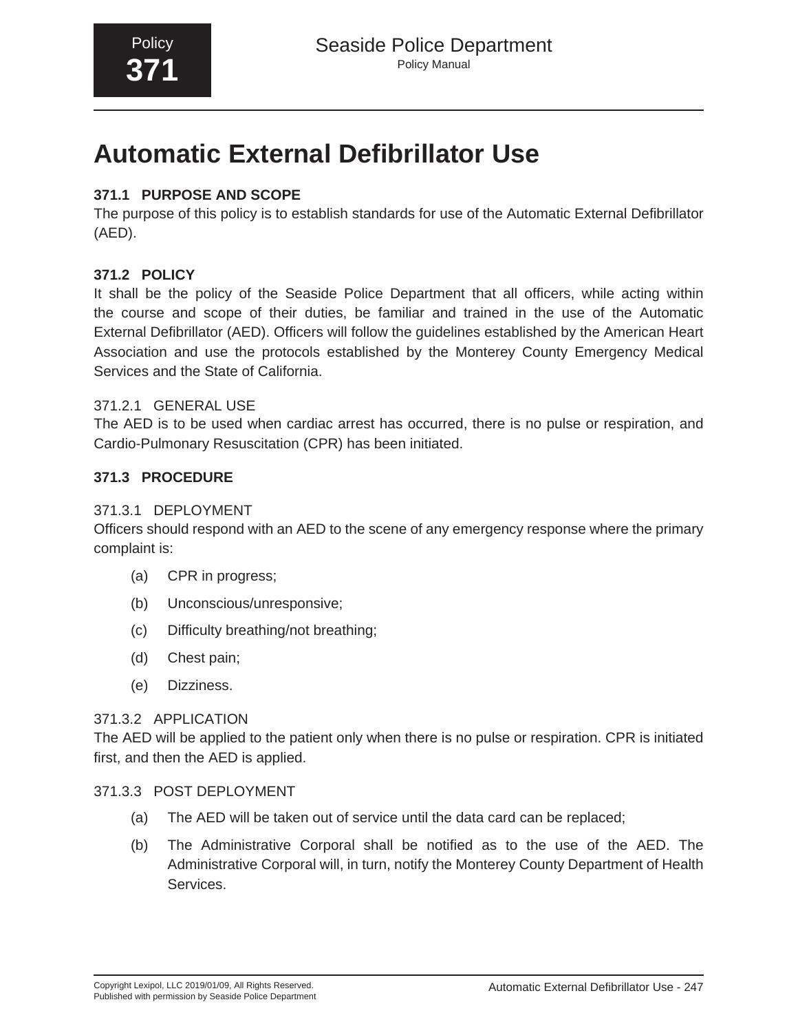Policy
**371**

# Automatic External Defibrillator Use

## 371.1 PURPOSE AND SCOPE

The purpose of this policy is to establish standards for use of the Automatic External Defibrillator (AED).

## 371.2 POLICY

It shall be the policy of the Seaside Police Department that all officers, while acting within the course and scope of their duties, be familiar and trained in the use of the Automatic External Defibrillator (AED). Officers will follow the guidelines established by the American Heart Association and use the protocols established by the Monterey County Emergency Medical Services and the State of California.

### 371.2.1 GENERAL USE

The AED is to be used when cardiac arrest has occurred, there is no pulse or respiration, and Cardio-Pulmonary Resuscitation (CPR) has been initiated.

## 371.3 PROCEDURE

### 371.3.1 DEPLOYMENT

Officers should respond with an AED to the scene of any emergency response where the primary complaint is:

(a) CPR in progress;

(b) Unconscious/unresponsive;

(c) Difficulty breathing/not breathing;

(d) Chest pain;

(e) Dizziness.

### 371.3.2 APPLICATION

The AED will be applied to the patient only when there is no pulse or respiration. CPR is initiated first, and then the AED is applied.

### 371.3.3 POST DEPLOYMENT

(a) The AED will be taken out of service until the data card can be replaced;

(b) The Administrative Corporal shall be notified as to the use of the AED. The Administrative Corporal will, in turn, notify the Monterey County Department of Health Services.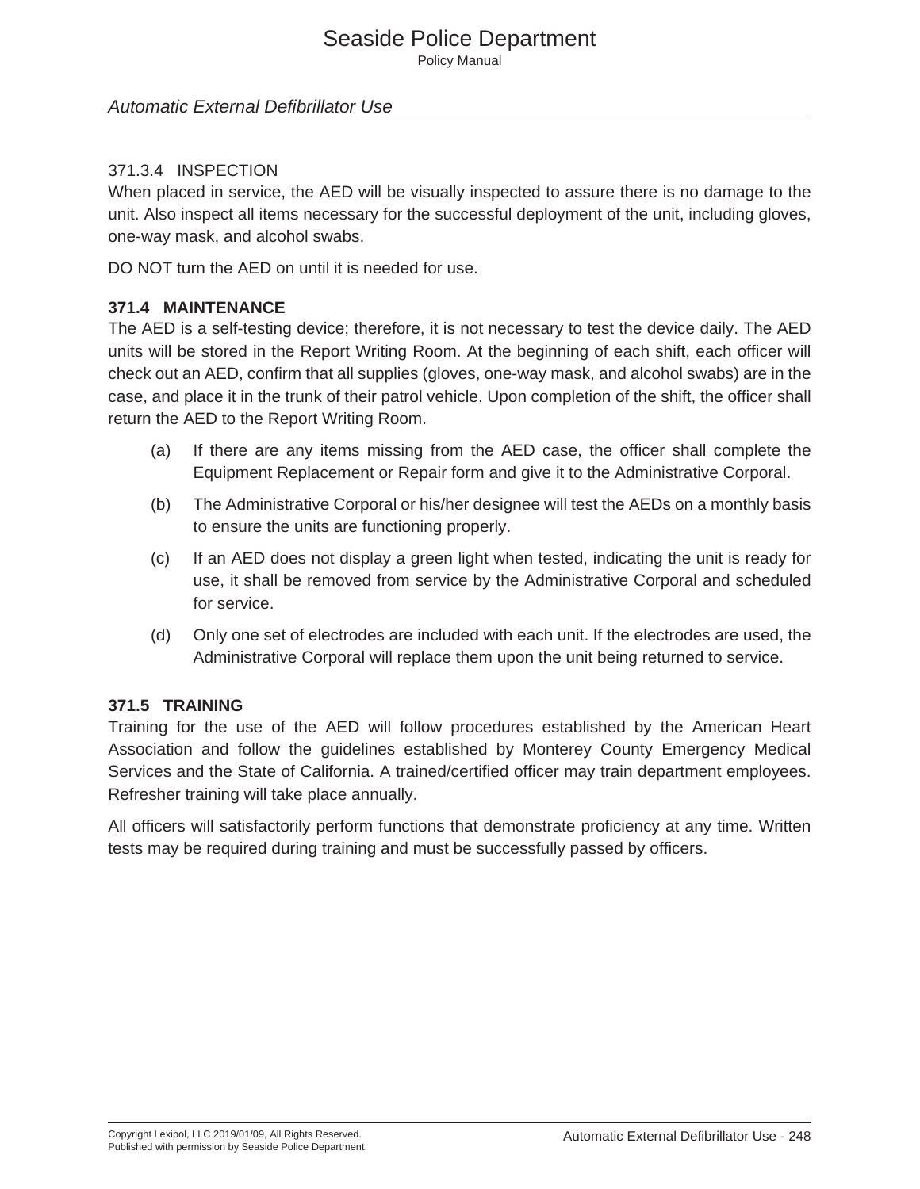### 371.3.4 INSPECTION

When placed in service, the AED will be visually inspected to assure there is no damage to the unit. Also inspect all items necessary for the successful deployment of the unit, including gloves, one-way mask, and alcohol swabs.

DO NOT turn the AED on until it is needed for use.

## 371.4 MAINTENANCE

The AED is a self-testing device; therefore, it is not necessary to test the device daily. The AED units will be stored in the Report Writing Room. At the beginning of each shift, each officer will check out an AED, confirm that all supplies (gloves, one-way mask, and alcohol swabs) are in the case, and place it in the trunk of their patrol vehicle. Upon completion of the shift, the officer shall return the AED to the Report Writing Room.

(a) If there are any items missing from the AED case, the officer shall complete the Equipment Replacement or Repair form and give it to the Administrative Corporal.

(b) The Administrative Corporal or his/her designee will test the AEDs on a monthly basis to ensure the units are functioning properly.

(c) If an AED does not display a green light when tested, indicating the unit is ready for use, it shall be removed from service by the Administrative Corporal and scheduled for service.

(d) Only one set of electrodes are included with each unit. If the electrodes are used, the Administrative Corporal will replace them upon the unit being returned to service.

## 371.5 TRAINING

Training for the use of the AED will follow procedures established by the American Heart Association and follow the guidelines established by Monterey County Emergency Medical Services and the State of California. A trained/certified officer may train department employees. Refresher training will take place annually.

All officers will satisfactorily perform functions that demonstrate proficiency at any time. Written tests may be required during training and must be successfully passed by officers.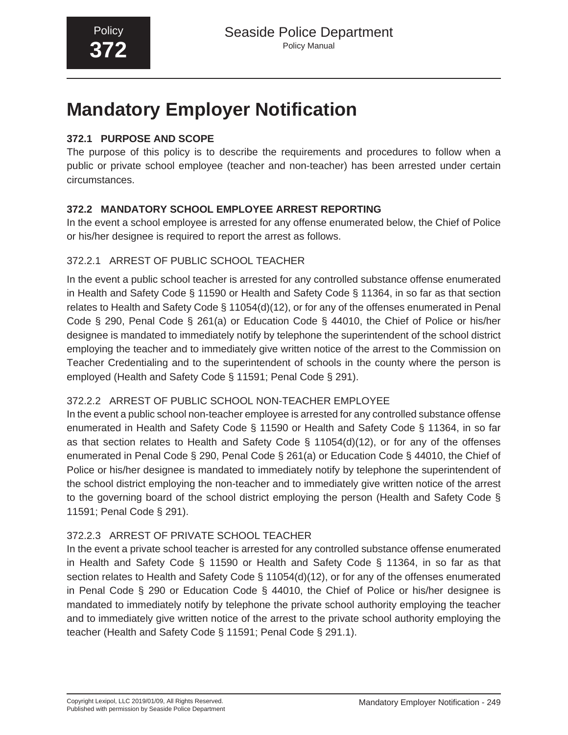# Mandatory Employer Notification

## 372.1 PURPOSE AND SCOPE

The purpose of this policy is to describe the requirements and procedures to follow when a public or private school employee (teacher and non-teacher) has been arrested under certain circumstances.

## 372.2 MANDATORY SCHOOL EMPLOYEE ARREST REPORTING

In the event a school employee is arrested for any offense enumerated below, the Chief of Police or his/her designee is required to report the arrest as follows.

### 372.2.1 ARREST OF PUBLIC SCHOOL TEACHER

In the event a public school teacher is arrested for any controlled substance offense enumerated in Health and Safety Code § 11590 or Health and Safety Code § 11364, in so far as that section relates to Health and Safety Code § 11054(d)(12), or for any of the offenses enumerated in Penal Code § 290, Penal Code § 261(a) or Education Code § 44010, the Chief of Police or his/her designee is mandated to immediately notify by telephone the superintendent of the school district employing the teacher and to immediately give written notice of the arrest to the Commission on Teacher Credentialing and to the superintendent of schools in the county where the person is employed (Health and Safety Code § 11591; Penal Code § 291).

### 372.2.2 ARREST OF PUBLIC SCHOOL NON-TEACHER EMPLOYEE

In the event a public school non-teacher employee is arrested for any controlled substance offense enumerated in Health and Safety Code § 11590 or Health and Safety Code § 11364, in so far as that section relates to Health and Safety Code § 11054(d)(12), or for any of the offenses enumerated in Penal Code § 290, Penal Code § 261(a) or Education Code § 44010, the Chief of Police or his/her designee is mandated to immediately notify by telephone the superintendent of the school district employing the non-teacher and to immediately give written notice of the arrest to the governing board of the school district employing the person (Health and Safety Code § 11591; Penal Code § 291).

### 372.2.3 ARREST OF PRIVATE SCHOOL TEACHER

In the event a private school teacher is arrested for any controlled substance offense enumerated in Health and Safety Code § 11590 or Health and Safety Code § 11364, in so far as that section relates to Health and Safety Code § 11054(d)(12), or for any of the offenses enumerated in Penal Code § 290 or Education Code § 44010, the Chief of Police or his/her designee is mandated to immediately notify by telephone the private school authority employing the teacher and to immediately give written notice of the arrest to the private school authority employing the teacher (Health and Safety Code § 11591; Penal Code § 291.1).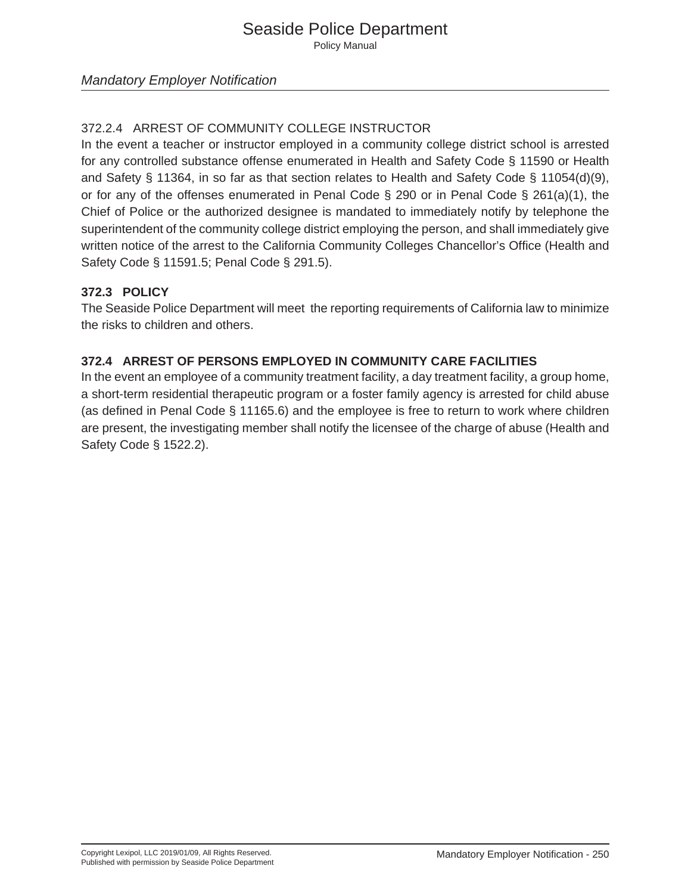#### 372.2.4 ARREST OF COMMUNITY COLLEGE INSTRUCTOR

In the event a teacher or instructor employed in a community college district school is arrested for any controlled substance offense enumerated in Health and Safety Code § 11590 or Health and Safety § 11364, in so far as that section relates to Health and Safety Code § 11054(d)(9), or for any of the offenses enumerated in Penal Code § 290 or in Penal Code § 261(a)(1), the Chief of Police or the authorized designee is mandated to immediately notify by telephone the superintendent of the community college district employing the person, and shall immediately give written notice of the arrest to the California Community Colleges Chancellor's Office (Health and Safety Code § 11591.5; Penal Code § 291.5).

### 372.3 POLICY

The Seaside Police Department will meet the reporting requirements of California law to minimize the risks to children and others.

### 372.4 ARREST OF PERSONS EMPLOYED IN COMMUNITY CARE FACILITIES

In the event an employee of a community treatment facility, a day treatment facility, a group home, a short-term residential therapeutic program or a foster family agency is arrested for child abuse (as defined in Penal Code § 11165.6) and the employee is free to return to work where children are present, the investigating member shall notify the licensee of the charge of abuse (Health and Safety Code § 1522.2).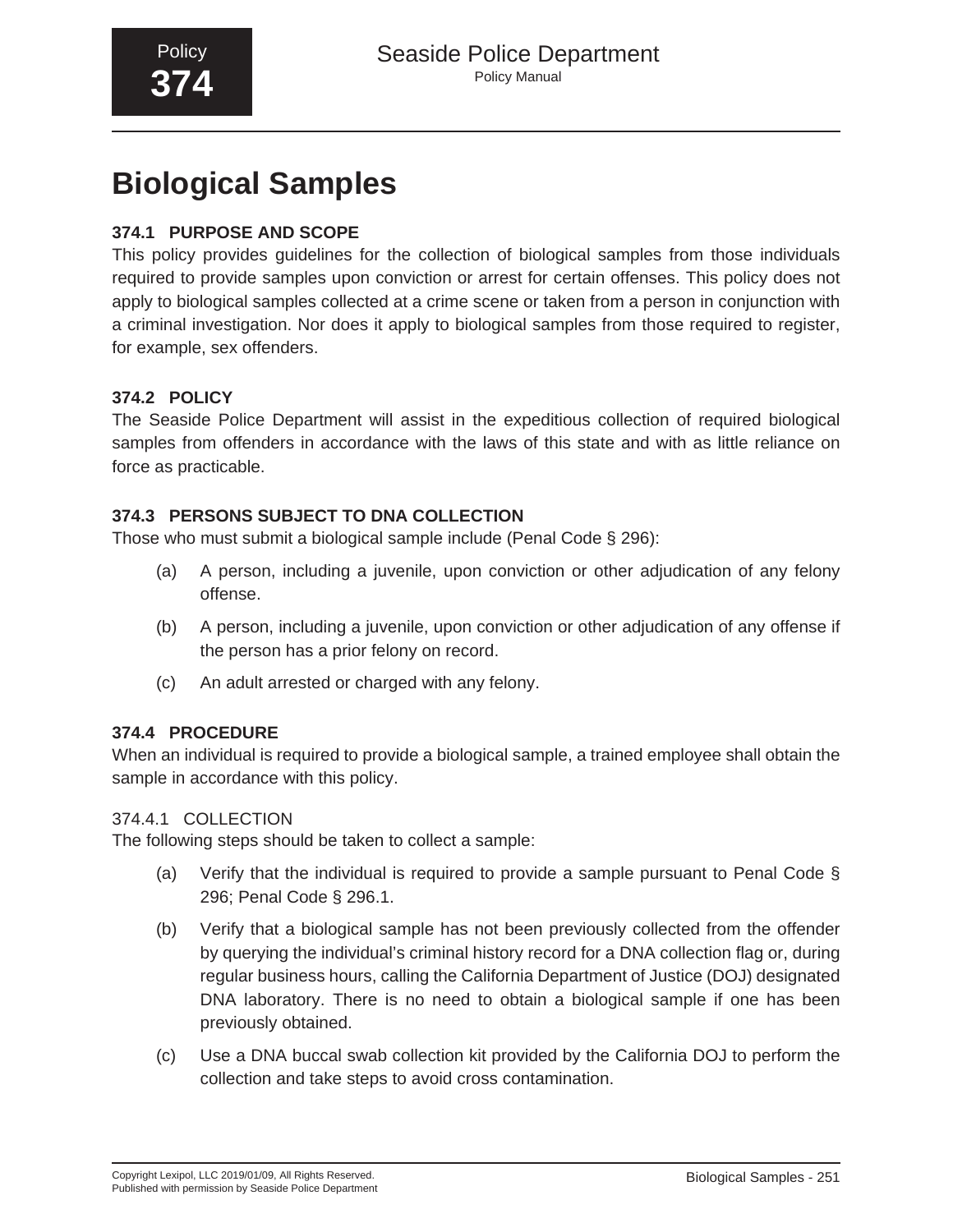Policy
**374**

Seaside Police Department
Policy Manual

# Biological Samples

### 374.1 PURPOSE AND SCOPE

This policy provides guidelines for the collection of biological samples from those individuals required to provide samples upon conviction or arrest for certain offenses. This policy does not apply to biological samples collected at a crime scene or taken from a person in conjunction with a criminal investigation. Nor does it apply to biological samples from those required to register, for example, sex offenders.

### 374.2 POLICY

The Seaside Police Department will assist in the expeditious collection of required biological samples from offenders in accordance with the laws of this state and with as little reliance on force as practicable.

### 374.3 PERSONS SUBJECT TO DNA COLLECTION

Those who must submit a biological sample include (Penal Code § 296):

(a) A person, including a juvenile, upon conviction or other adjudication of any felony offense.

(b) A person, including a juvenile, upon conviction or other adjudication of any offense if the person has a prior felony on record.

(c) An adult arrested or charged with any felony.

### 374.4 PROCEDURE

When an individual is required to provide a biological sample, a trained employee shall obtain the sample in accordance with this policy.

#### 374.4.1 COLLECTION

The following steps should be taken to collect a sample:

(a) Verify that the individual is required to provide a sample pursuant to Penal Code § 296; Penal Code § 296.1.

(b) Verify that a biological sample has not been previously collected from the offender by querying the individual's criminal history record for a DNA collection flag or, during regular business hours, calling the California Department of Justice (DOJ) designated DNA laboratory. There is no need to obtain a biological sample if one has been previously obtained.

(c) Use a DNA buccal swab collection kit provided by the California DOJ to perform the collection and take steps to avoid cross contamination.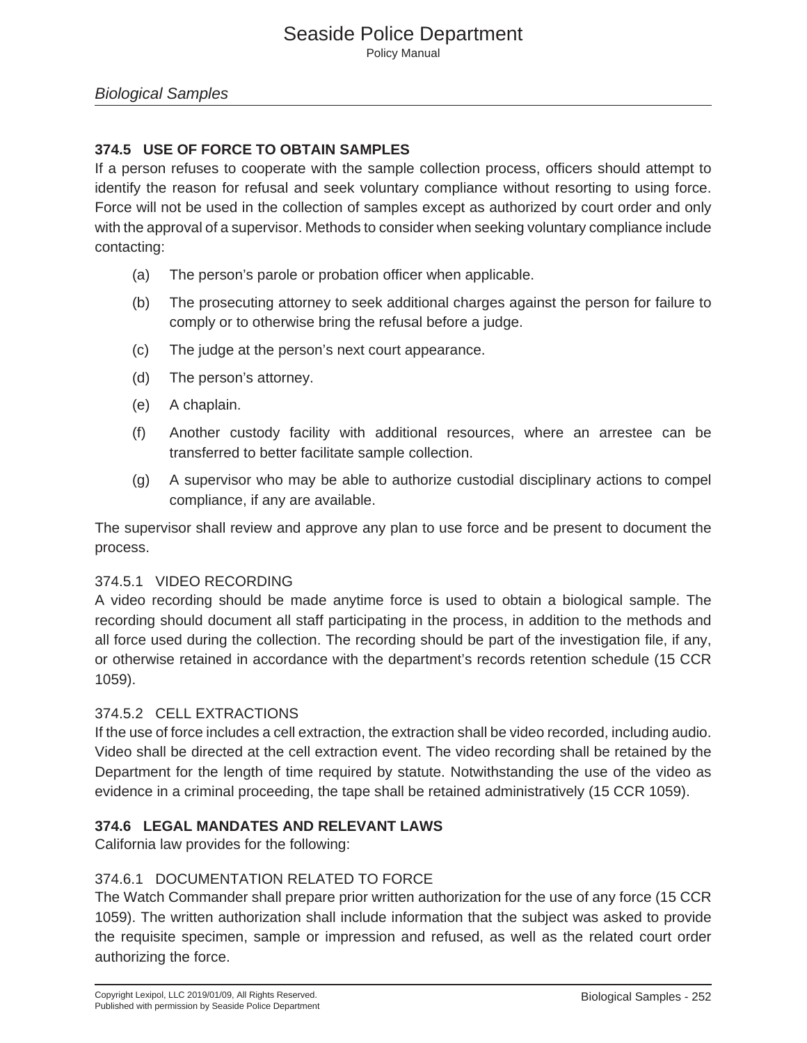## 374.5 USE OF FORCE TO OBTAIN SAMPLES

If a person refuses to cooperate with the sample collection process, officers should attempt to identify the reason for refusal and seek voluntary compliance without resorting to using force. Force will not be used in the collection of samples except as authorized by court order and only with the approval of a supervisor. Methods to consider when seeking voluntary compliance include contacting:

(a) The person's parole or probation officer when applicable.

(b) The prosecuting attorney to seek additional charges against the person for failure to comply or to otherwise bring the refusal before a judge.

(c) The judge at the person's next court appearance.

(d) The person's attorney.

(e) A chaplain.

(f) Another custody facility with additional resources, where an arrestee can be transferred to better facilitate sample collection.

(g) A supervisor who may be able to authorize custodial disciplinary actions to compel compliance, if any are available.

The supervisor shall review and approve any plan to use force and be present to document the process.

### 374.5.1 VIDEO RECORDING

A video recording should be made anytime force is used to obtain a biological sample. The recording should document all staff participating in the process, in addition to the methods and all force used during the collection. The recording should be part of the investigation file, if any, or otherwise retained in accordance with the department's records retention schedule (15 CCR 1059).

### 374.5.2 CELL EXTRACTIONS

If the use of force includes a cell extraction, the extraction shall be video recorded, including audio. Video shall be directed at the cell extraction event. The video recording shall be retained by the Department for the length of time required by statute. Notwithstanding the use of the video as evidence in a criminal proceeding, the tape shall be retained administratively (15 CCR 1059).

## 374.6 LEGAL MANDATES AND RELEVANT LAWS

California law provides for the following:

### 374.6.1 DOCUMENTATION RELATED TO FORCE

The Watch Commander shall prepare prior written authorization for the use of any force (15 CCR 1059). The written authorization shall include information that the subject was asked to provide the requisite specimen, sample or impression and refused, as well as the related court order authorizing the force.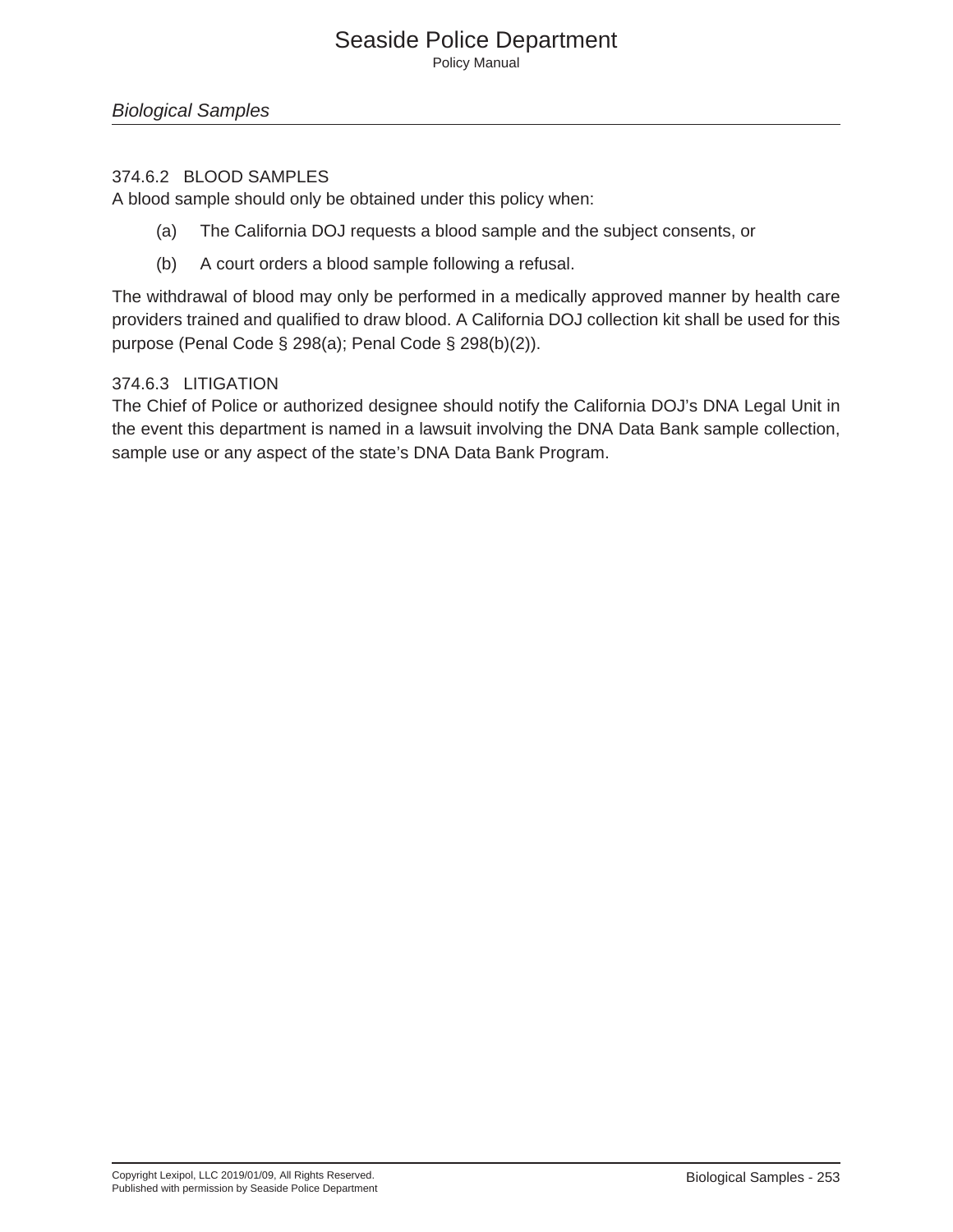#### 374.6.2 BLOOD SAMPLES

A blood sample should only be obtained under this policy when:

(a) The California DOJ requests a blood sample and the subject consents, or

(b) A court orders a blood sample following a refusal.

The withdrawal of blood may only be performed in a medically approved manner by health care providers trained and qualified to draw blood. A California DOJ collection kit shall be used for this purpose (Penal Code § 298(a); Penal Code § 298(b)(2)).

#### 374.6.3 LITIGATION

The Chief of Police or authorized designee should notify the California DOJ's DNA Legal Unit in the event this department is named in a lawsuit involving the DNA Data Bank sample collection, sample use or any aspect of the state's DNA Data Bank Program.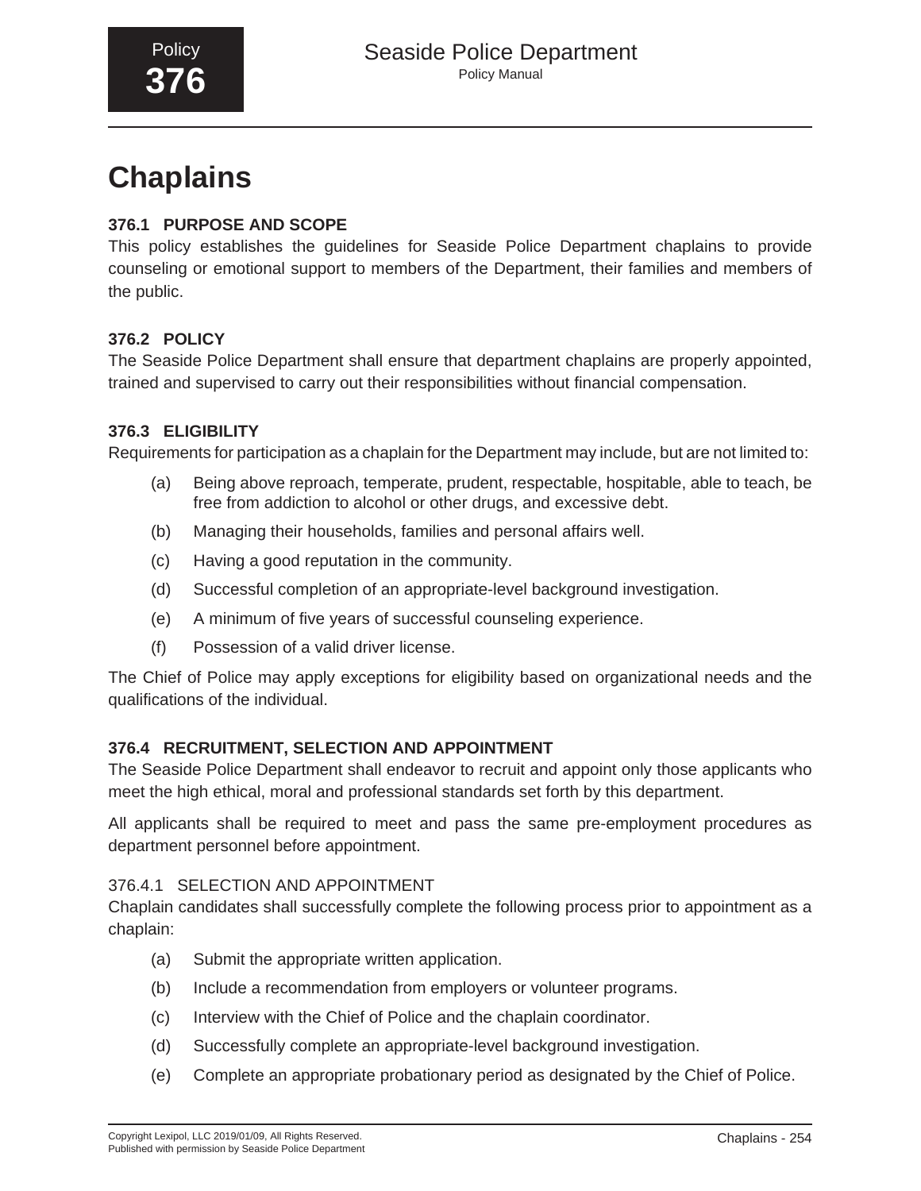# Chaplains

## 376.1 PURPOSE AND SCOPE

This policy establishes the guidelines for Seaside Police Department chaplains to provide counseling or emotional support to members of the Department, their families and members of the public.

## 376.2 POLICY

The Seaside Police Department shall ensure that department chaplains are properly appointed, trained and supervised to carry out their responsibilities without financial compensation.

## 376.3 ELIGIBILITY

Requirements for participation as a chaplain for the Department may include, but are not limited to:

(a) Being above reproach, temperate, prudent, respectable, hospitable, able to teach, be free from addiction to alcohol or other drugs, and excessive debt.

(b) Managing their households, families and personal affairs well.

(c) Having a good reputation in the community.

(d) Successful completion of an appropriate-level background investigation.

(e) A minimum of five years of successful counseling experience.

(f) Possession of a valid driver license.

The Chief of Police may apply exceptions for eligibility based on organizational needs and the qualifications of the individual.

## 376.4 RECRUITMENT, SELECTION AND APPOINTMENT

The Seaside Police Department shall endeavor to recruit and appoint only those applicants who meet the high ethical, moral and professional standards set forth by this department.

All applicants shall be required to meet and pass the same pre-employment procedures as department personnel before appointment.

### 376.4.1 SELECTION AND APPOINTMENT

Chaplain candidates shall successfully complete the following process prior to appointment as a chaplain:

(a) Submit the appropriate written application.

(b) Include a recommendation from employers or volunteer programs.

(c) Interview with the Chief of Police and the chaplain coordinator.

(d) Successfully complete an appropriate-level background investigation.

(e) Complete an appropriate probationary period as designated by the Chief of Police.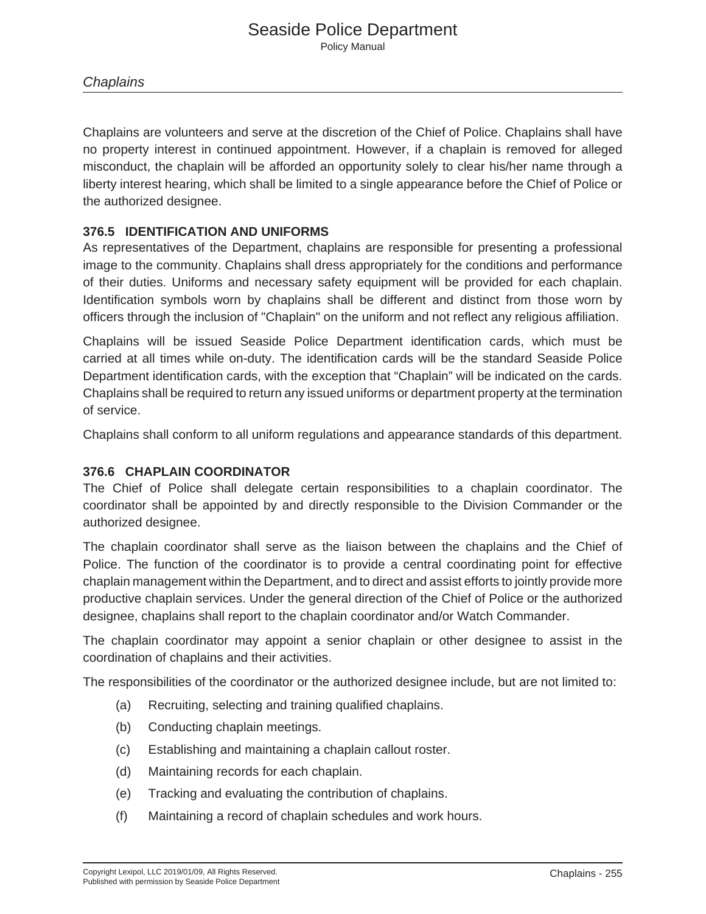Chaplains are volunteers and serve at the discretion of the Chief of Police. Chaplains shall have no property interest in continued appointment. However, if a chaplain is removed for alleged misconduct, the chaplain will be afforded an opportunity solely to clear his/her name through a liberty interest hearing, which shall be limited to a single appearance before the Chief of Police or the authorized designee.

### 376.5 IDENTIFICATION AND UNIFORMS

As representatives of the Department, chaplains are responsible for presenting a professional image to the community. Chaplains shall dress appropriately for the conditions and performance of their duties. Uniforms and necessary safety equipment will be provided for each chaplain. Identification symbols worn by chaplains shall be different and distinct from those worn by officers through the inclusion of "Chaplain" on the uniform and not reflect any religious affiliation.

Chaplains will be issued Seaside Police Department identification cards, which must be carried at all times while on-duty. The identification cards will be the standard Seaside Police Department identification cards, with the exception that "Chaplain" will be indicated on the cards. Chaplains shall be required to return any issued uniforms or department property at the termination of service.

Chaplains shall conform to all uniform regulations and appearance standards of this department.

### 376.6 CHAPLAIN COORDINATOR

The Chief of Police shall delegate certain responsibilities to a chaplain coordinator. The coordinator shall be appointed by and directly responsible to the Division Commander or the authorized designee.

The chaplain coordinator shall serve as the liaison between the chaplains and the Chief of Police. The function of the coordinator is to provide a central coordinating point for effective chaplain management within the Department, and to direct and assist efforts to jointly provide more productive chaplain services. Under the general direction of the Chief of Police or the authorized designee, chaplains shall report to the chaplain coordinator and/or Watch Commander.

The chaplain coordinator may appoint a senior chaplain or other designee to assist in the coordination of chaplains and their activities.

The responsibilities of the coordinator or the authorized designee include, but are not limited to:

(a) Recruiting, selecting and training qualified chaplains.

(b) Conducting chaplain meetings.

(c) Establishing and maintaining a chaplain callout roster.

(d) Maintaining records for each chaplain.

(e) Tracking and evaluating the contribution of chaplains.

(f) Maintaining a record of chaplain schedules and work hours.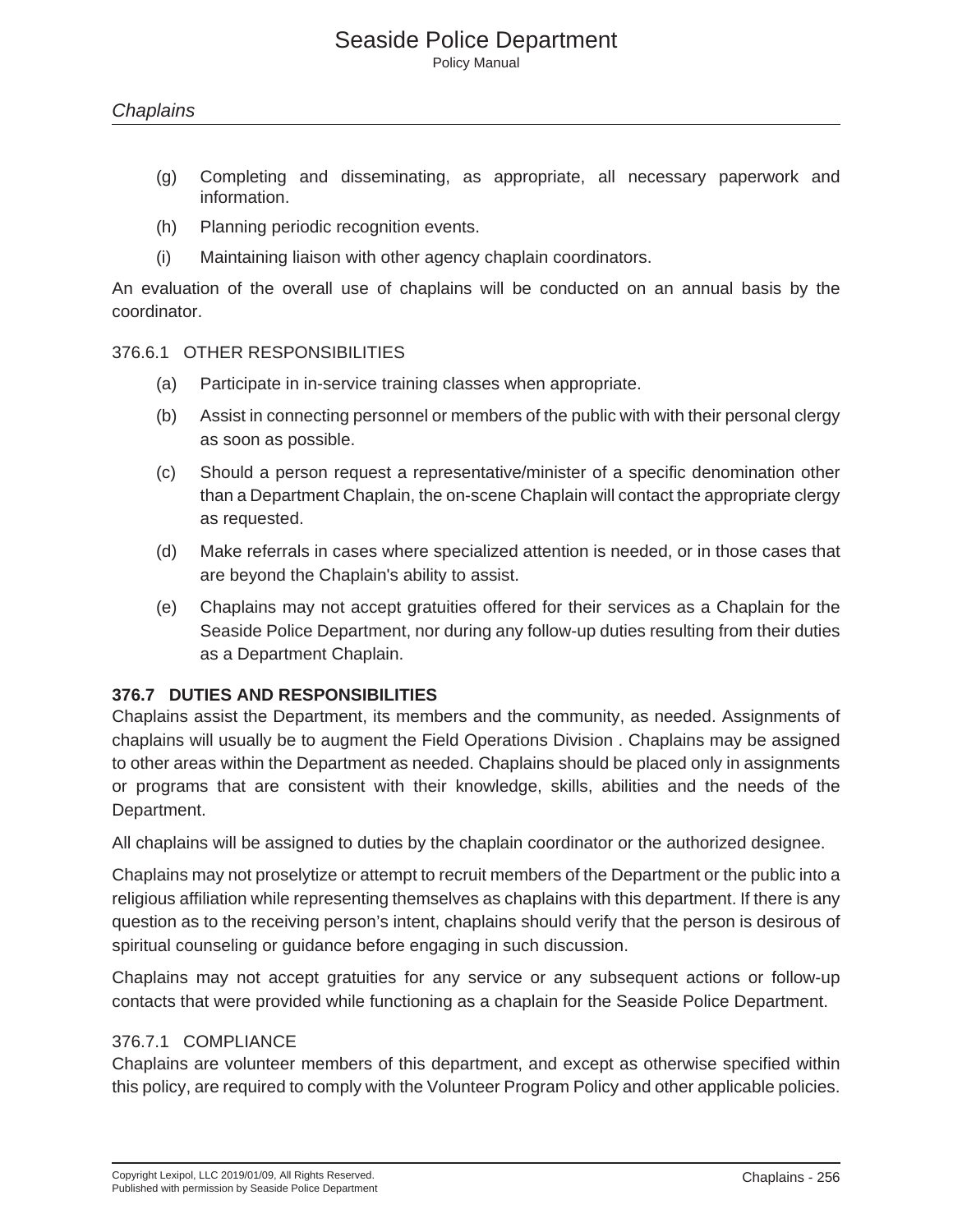(g) Completing and disseminating, as appropriate, all necessary paperwork and information.

(h) Planning periodic recognition events.

(i) Maintaining liaison with other agency chaplain coordinators.

An evaluation of the overall use of chaplains will be conducted on an annual basis by the coordinator.

### 376.6.1 OTHER RESPONSIBILITIES

(a) Participate in in-service training classes when appropriate.

(b) Assist in connecting personnel or members of the public with with their personal clergy as soon as possible.

(c) Should a person request a representative/minister of a specific denomination other than a Department Chaplain, the on-scene Chaplain will contact the appropriate clergy as requested.

(d) Make referrals in cases where specialized attention is needed, or in those cases that are beyond the Chaplain's ability to assist.

(e) Chaplains may not accept gratuities offered for their services as a Chaplain for the Seaside Police Department, nor during any follow-up duties resulting from their duties as a Department Chaplain.

## 376.7 DUTIES AND RESPONSIBILITIES

Chaplains assist the Department, its members and the community, as needed. Assignments of chaplains will usually be to augment the Field Operations Division . Chaplains may be assigned to other areas within the Department as needed. Chaplains should be placed only in assignments or programs that are consistent with their knowledge, skills, abilities and the needs of the Department.

All chaplains will be assigned to duties by the chaplain coordinator or the authorized designee.

Chaplains may not proselytize or attempt to recruit members of the Department or the public into a religious affiliation while representing themselves as chaplains with this department. If there is any question as to the receiving person’s intent, chaplains should verify that the person is desirous of spiritual counseling or guidance before engaging in such discussion.

Chaplains may not accept gratuities for any service or any subsequent actions or follow-up contacts that were provided while functioning as a chaplain for the Seaside Police Department.

### 376.7.1 COMPLIANCE

Chaplains are volunteer members of this department, and except as otherwise specified within this policy, are required to comply with the Volunteer Program Policy and other applicable policies.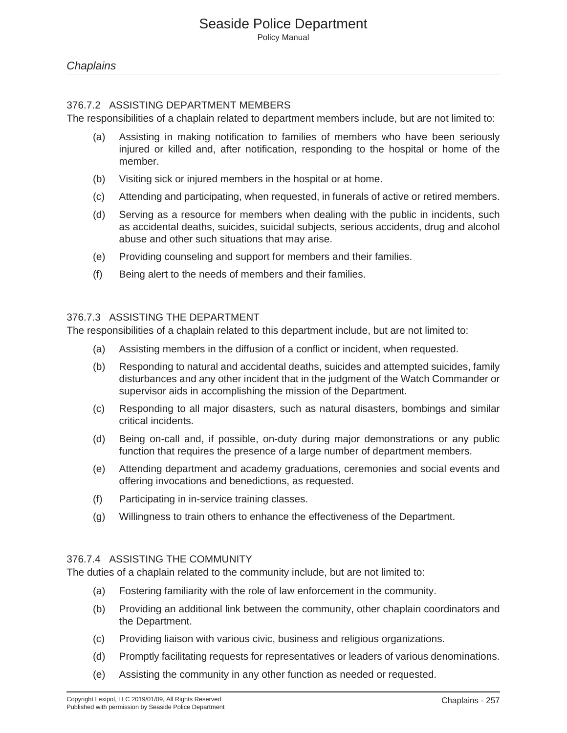### 376.7.2 ASSISTING DEPARTMENT MEMBERS

The responsibilities of a chaplain related to department members include, but are not limited to:

(a) Assisting in making notification to families of members who have been seriously injured or killed and, after notification, responding to the hospital or home of the member.

(b) Visiting sick or injured members in the hospital or at home.

(c) Attending and participating, when requested, in funerals of active or retired members.

(d) Serving as a resource for members when dealing with the public in incidents, such as accidental deaths, suicides, suicidal subjects, serious accidents, drug and alcohol abuse and other such situations that may arise.

(e) Providing counseling and support for members and their families.

(f) Being alert to the needs of members and their families.

### 376.7.3 ASSISTING THE DEPARTMENT

The responsibilities of a chaplain related to this department include, but are not limited to:

(a) Assisting members in the diffusion of a conflict or incident, when requested.

(b) Responding to natural and accidental deaths, suicides and attempted suicides, family disturbances and any other incident that in the judgment of the Watch Commander or supervisor aids in accomplishing the mission of the Department.

(c) Responding to all major disasters, such as natural disasters, bombings and similar critical incidents.

(d) Being on-call and, if possible, on-duty during major demonstrations or any public function that requires the presence of a large number of department members.

(e) Attending department and academy graduations, ceremonies and social events and offering invocations and benedictions, as requested.

(f) Participating in in-service training classes.

(g) Willingness to train others to enhance the effectiveness of the Department.

### 376.7.4 ASSISTING THE COMMUNITY

The duties of a chaplain related to the community include, but are not limited to:

(a) Fostering familiarity with the role of law enforcement in the community.

(b) Providing an additional link between the community, other chaplain coordinators and the Department.

(c) Providing liaison with various civic, business and religious organizations.

(d) Promptly facilitating requests for representatives or leaders of various denominations.

(e) Assisting the community in any other function as needed or requested.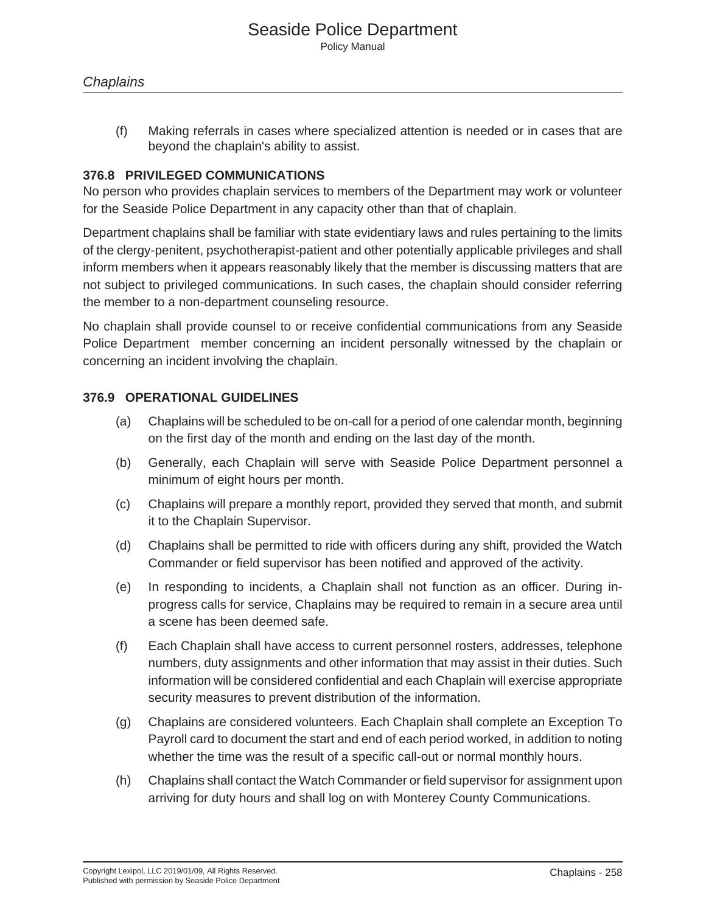(f) Making referrals in cases where specialized attention is needed or in cases that are beyond the chaplain's ability to assist.

### 376.8 PRIVILEGED COMMUNICATIONS

No person who provides chaplain services to members of the Department may work or volunteer for the Seaside Police Department in any capacity other than that of chaplain.

Department chaplains shall be familiar with state evidentiary laws and rules pertaining to the limits of the clergy-penitent, psychotherapist-patient and other potentially applicable privileges and shall inform members when it appears reasonably likely that the member is discussing matters that are not subject to privileged communications. In such cases, the chaplain should consider referring the member to a non-department counseling resource.

No chaplain shall provide counsel to or receive confidential communications from any Seaside Police Department member concerning an incident personally witnessed by the chaplain or concerning an incident involving the chaplain.

### 376.9 OPERATIONAL GUIDELINES

(a) Chaplains will be scheduled to be on-call for a period of one calendar month, beginning on the first day of the month and ending on the last day of the month.

(b) Generally, each Chaplain will serve with Seaside Police Department personnel a minimum of eight hours per month.

(c) Chaplains will prepare a monthly report, provided they served that month, and submit it to the Chaplain Supervisor.

(d) Chaplains shall be permitted to ride with officers during any shift, provided the Watch Commander or field supervisor has been notified and approved of the activity.

(e) In responding to incidents, a Chaplain shall not function as an officer. During in-progress calls for service, Chaplains may be required to remain in a secure area until a scene has been deemed safe.

(f) Each Chaplain shall have access to current personnel rosters, addresses, telephone numbers, duty assignments and other information that may assist in their duties. Such information will be considered confidential and each Chaplain will exercise appropriate security measures to prevent distribution of the information.

(g) Chaplains are considered volunteers. Each Chaplain shall complete an Exception To Payroll card to document the start and end of each period worked, in addition to noting whether the time was the result of a specific call-out or normal monthly hours.

(h) Chaplains shall contact the Watch Commander or field supervisor for assignment upon arriving for duty hours and shall log on with Monterey County Communications.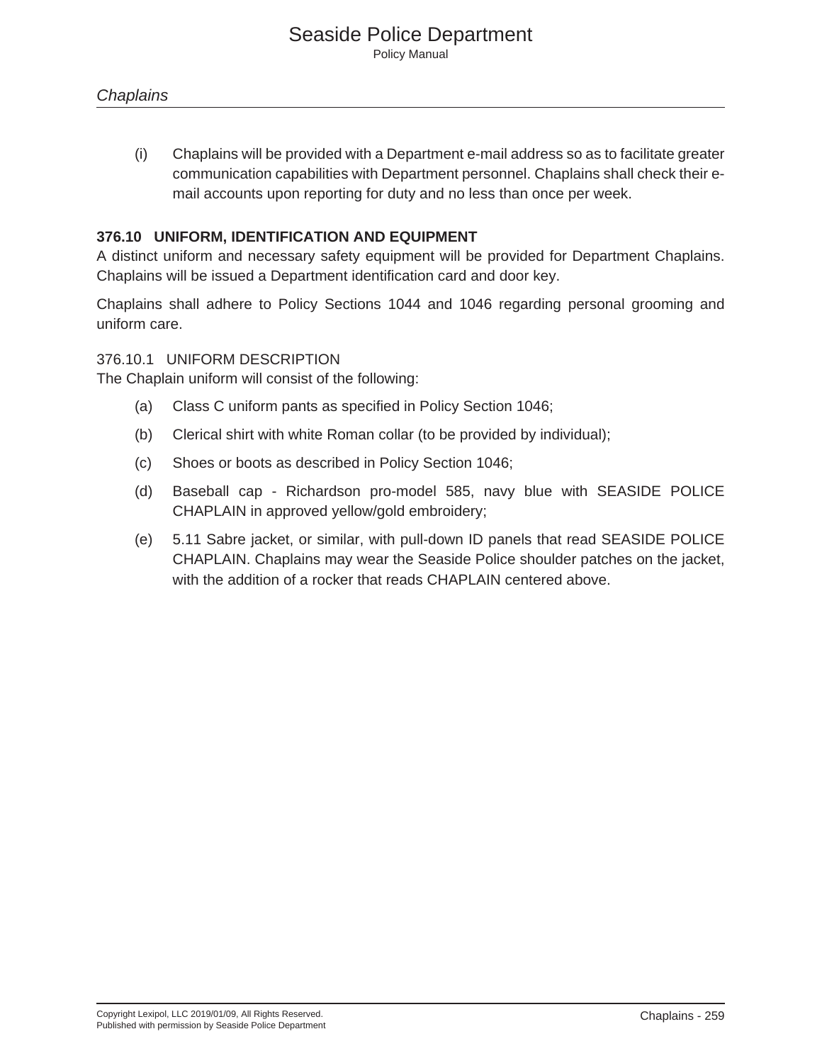(i) Chaplains will be provided with a Department e-mail address so as to facilitate greater communication capabilities with Department personnel. Chaplains shall check their e-mail accounts upon reporting for duty and no less than once per week.

## 376.10 UNIFORM, IDENTIFICATION AND EQUIPMENT

A distinct uniform and necessary safety equipment will be provided for Department Chaplains. Chaplains will be issued a Department identification card and door key.

Chaplains shall adhere to Policy Sections 1044 and 1046 regarding personal grooming and uniform care.

### 376.10.1 UNIFORM DESCRIPTION

The Chaplain uniform will consist of the following:

(a) Class C uniform pants as specified in Policy Section 1046;

(b) Clerical shirt with white Roman collar (to be provided by individual);

(c) Shoes or boots as described in Policy Section 1046;

(d) Baseball cap - Richardson pro-model 585, navy blue with SEASIDE POLICE CHAPLAIN in approved yellow/gold embroidery;

(e) 5.11 Sabre jacket, or similar, with pull-down ID panels that read SEASIDE POLICE CHAPLAIN. Chaplains may wear the Seaside Police shoulder patches on the jacket, with the addition of a rocker that reads CHAPLAIN centered above.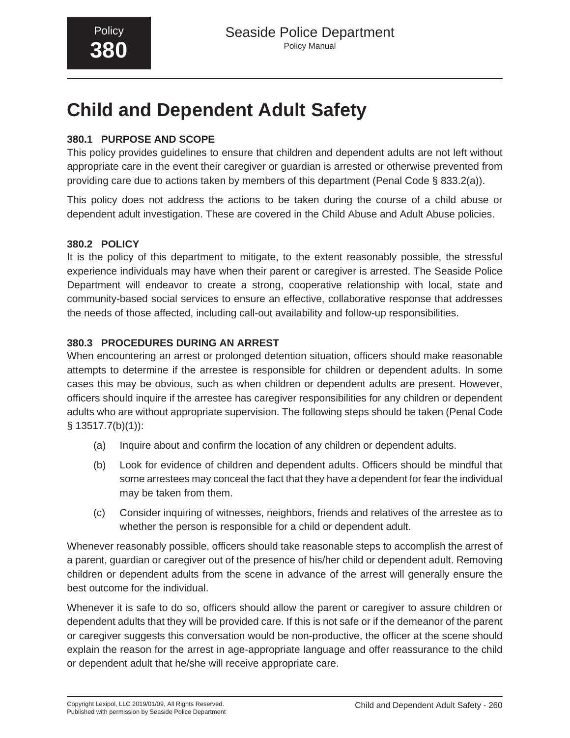# Child and Dependent Adult Safety

## 380.1 PURPOSE AND SCOPE

This policy provides guidelines to ensure that children and dependent adults are not left without appropriate care in the event their caregiver or guardian is arrested or otherwise prevented from providing care due to actions taken by members of this department (Penal Code § 833.2(a)).

This policy does not address the actions to be taken during the course of a child abuse or dependent adult investigation. These are covered in the Child Abuse and Adult Abuse policies.

## 380.2 POLICY

It is the policy of this department to mitigate, to the extent reasonably possible, the stressful experience individuals may have when their parent or caregiver is arrested. The Seaside Police Department will endeavor to create a strong, cooperative relationship with local, state and community-based social services to ensure an effective, collaborative response that addresses the needs of those affected, including call-out availability and follow-up responsibilities.

## 380.3 PROCEDURES DURING AN ARREST

When encountering an arrest or prolonged detention situation, officers should make reasonable attempts to determine if the arrestee is responsible for children or dependent adults. In some cases this may be obvious, such as when children or dependent adults are present. However, officers should inquire if the arrestee has caregiver responsibilities for any children or dependent adults who are without appropriate supervision. The following steps should be taken (Penal Code § 13517.7(b)(1)):

(a) Inquire about and confirm the location of any children or dependent adults.

(b) Look for evidence of children and dependent adults. Officers should be mindful that some arrestees may conceal the fact that they have a dependent for fear the individual may be taken from them.

(c) Consider inquiring of witnesses, neighbors, friends and relatives of the arrestee as to whether the person is responsible for a child or dependent adult.

Whenever reasonably possible, officers should take reasonable steps to accomplish the arrest of a parent, guardian or caregiver out of the presence of his/her child or dependent adult. Removing children or dependent adults from the scene in advance of the arrest will generally ensure the best outcome for the individual.

Whenever it is safe to do so, officers should allow the parent or caregiver to assure children or dependent adults that they will be provided care. If this is not safe or if the demeanor of the parent or caregiver suggests this conversation would be non-productive, the officer at the scene should explain the reason for the arrest in age-appropriate language and offer reassurance to the child or dependent adult that he/she will receive appropriate care.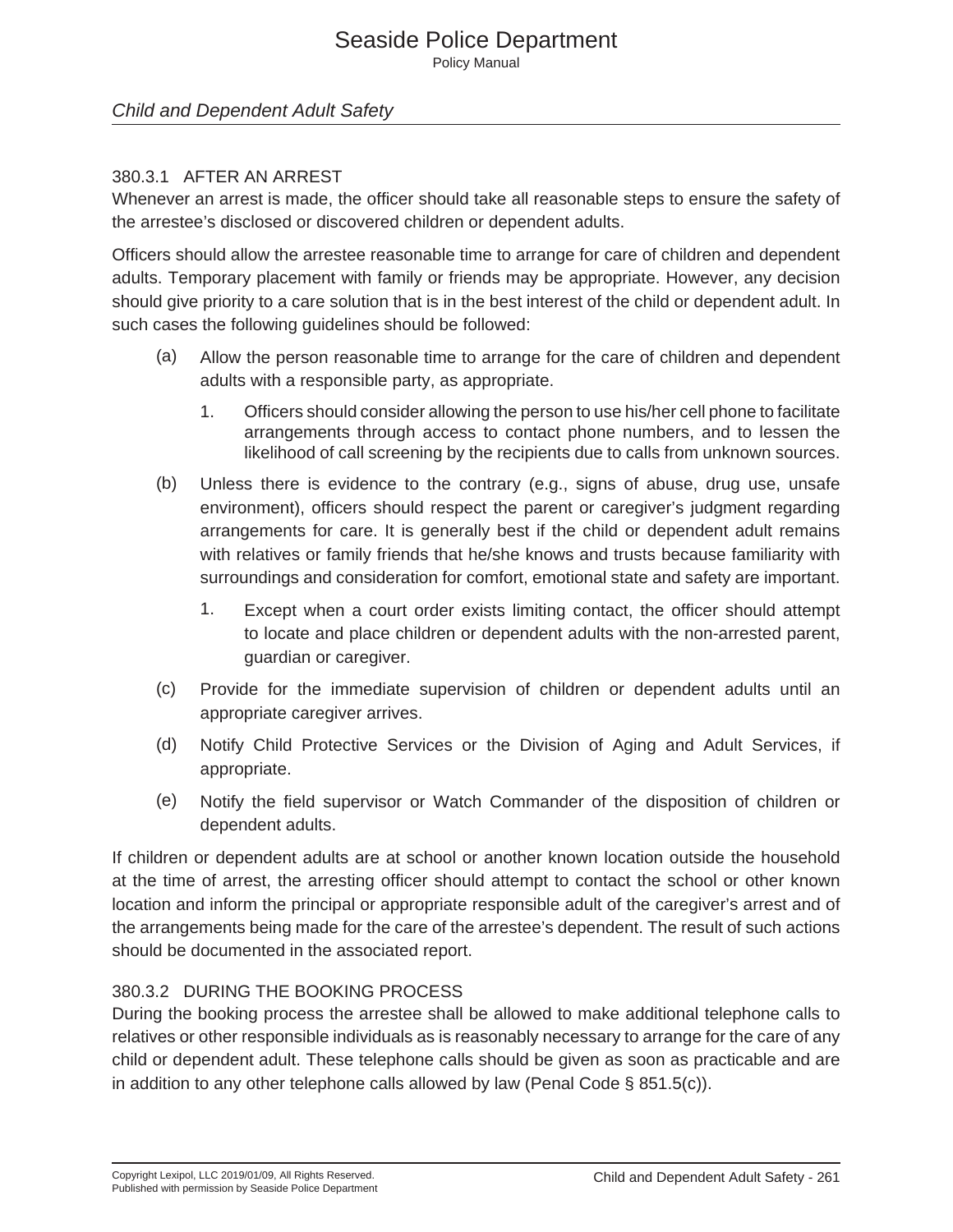### 380.3.1 AFTER AN ARREST

Whenever an arrest is made, the officer should take all reasonable steps to ensure the safety of the arrestee's disclosed or discovered children or dependent adults.

Officers should allow the arrestee reasonable time to arrange for care of children and dependent adults. Temporary placement with family or friends may be appropriate. However, any decision should give priority to a care solution that is in the best interest of the child or dependent adult. In such cases the following guidelines should be followed:

(a) Allow the person reasonable time to arrange for the care of children and dependent adults with a responsible party, as appropriate.

   1. Officers should consider allowing the person to use his/her cell phone to facilitate arrangements through access to contact phone numbers, and to lessen the likelihood of call screening by the recipients due to calls from unknown sources.

(b) Unless there is evidence to the contrary (e.g., signs of abuse, drug use, unsafe environment), officers should respect the parent or caregiver's judgment regarding arrangements for care. It is generally best if the child or dependent adult remains with relatives or family friends that he/she knows and trusts because familiarity with surroundings and consideration for comfort, emotional state and safety are important.

   1. Except when a court order exists limiting contact, the officer should attempt to locate and place children or dependent adults with the non-arrested parent, guardian or caregiver.

(c) Provide for the immediate supervision of children or dependent adults until an appropriate caregiver arrives.

(d) Notify Child Protective Services or the Division of Aging and Adult Services, if appropriate.

(e) Notify the field supervisor or Watch Commander of the disposition of children or dependent adults.

If children or dependent adults are at school or another known location outside the household at the time of arrest, the arresting officer should attempt to contact the school or other known location and inform the principal or appropriate responsible adult of the caregiver's arrest and of the arrangements being made for the care of the arrestee's dependent. The result of such actions should be documented in the associated report.

### 380.3.2 DURING THE BOOKING PROCESS

During the booking process the arrestee shall be allowed to make additional telephone calls to relatives or other responsible individuals as is reasonably necessary to arrange for the care of any child or dependent adult. These telephone calls should be given as soon as practicable and are in addition to any other telephone calls allowed by law (Penal Code § 851.5(c)).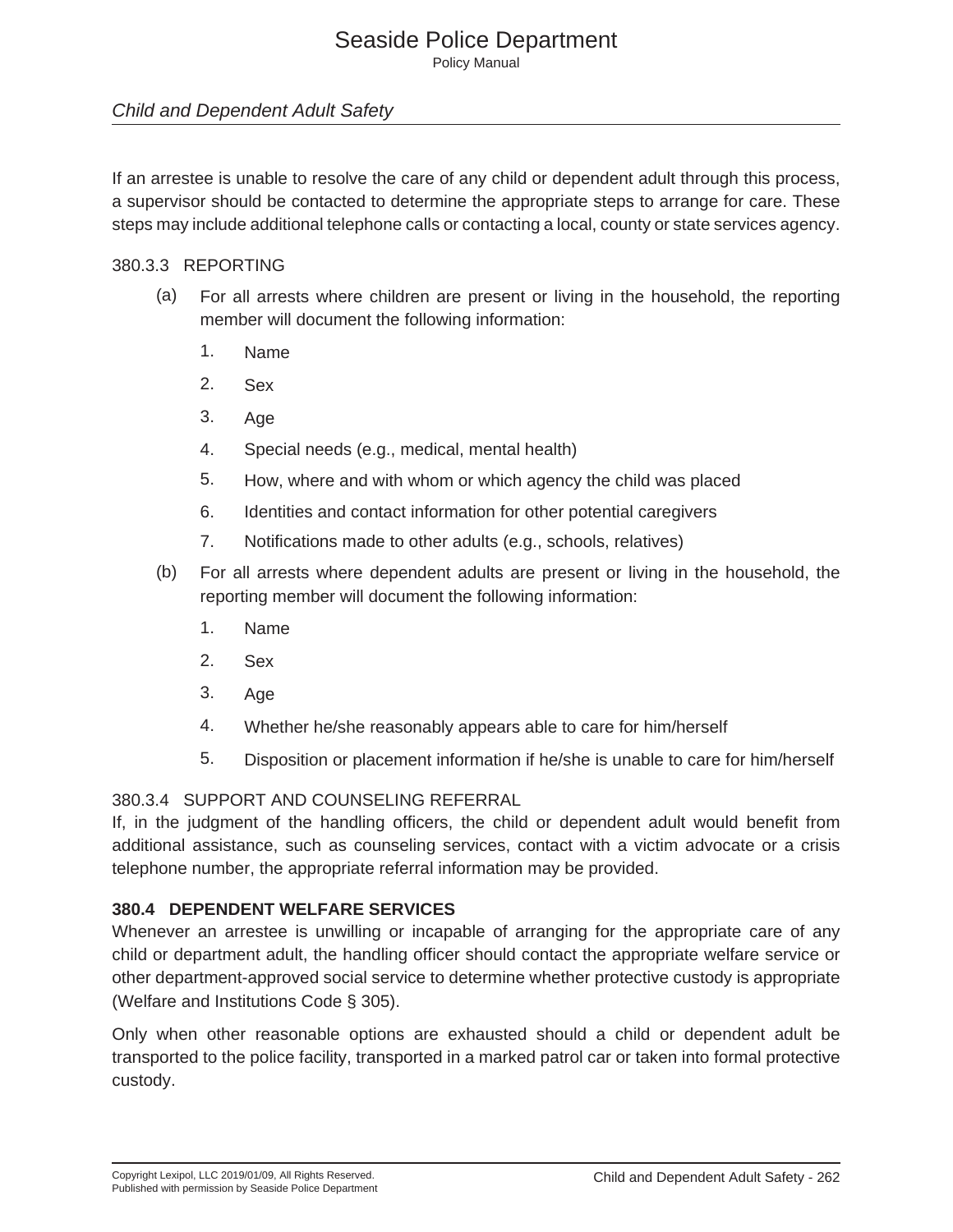If an arrestee is unable to resolve the care of any child or dependent adult through this process, a supervisor should be contacted to determine the appropriate steps to arrange for care. These steps may include additional telephone calls or contacting a local, county or state services agency.

#### 380.3.3 REPORTING

(a) For all arrests where children are present or living in the household, the reporting member will document the following information:

1. Name
2. Sex
3. Age
4. Special needs (e.g., medical, mental health)
5. How, where and with whom or which agency the child was placed
6. Identities and contact information for other potential caregivers
7. Notifications made to other adults (e.g., schools, relatives)

(b) For all arrests where dependent adults are present or living in the household, the reporting member will document the following information:

1. Name
2. Sex
3. Age
4. Whether he/she reasonably appears able to care for him/herself
5. Disposition or placement information if he/she is unable to care for him/herself

#### 380.3.4 SUPPORT AND COUNSELING REFERRAL

If, in the judgment of the handling officers, the child or dependent adult would benefit from additional assistance, such as counseling services, contact with a victim advocate or a crisis telephone number, the appropriate referral information may be provided.

### 380.4 DEPENDENT WELFARE SERVICES

Whenever an arrestee is unwilling or incapable of arranging for the appropriate care of any child or department adult, the handling officer should contact the appropriate welfare service or other department-approved social service to determine whether protective custody is appropriate (Welfare and Institutions Code § 305).

Only when other reasonable options are exhausted should a child or dependent adult be transported to the police facility, transported in a marked patrol car or taken into formal protective custody.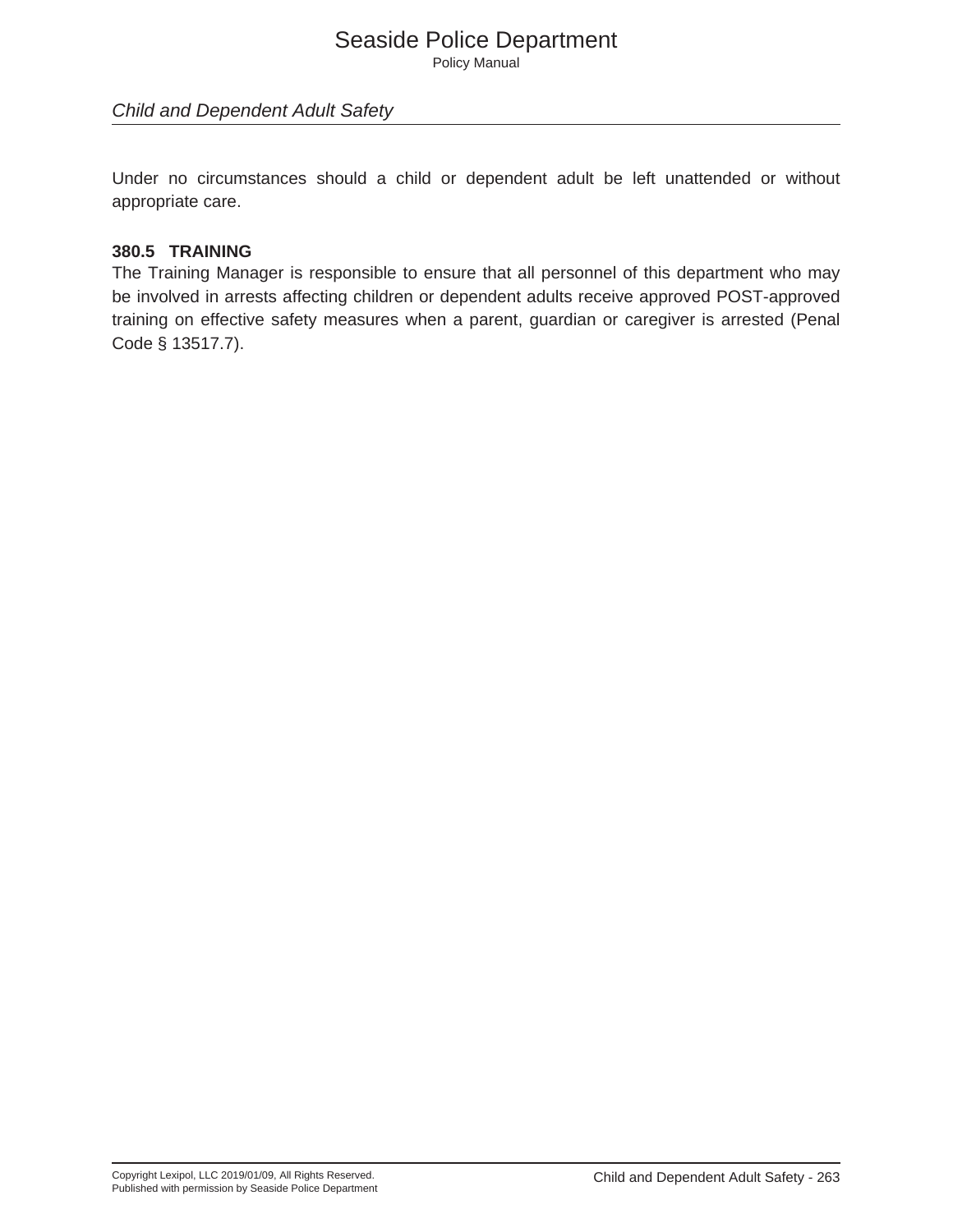Under no circumstances should a child or dependent adult be left unattended or without appropriate care.

### 380.5 TRAINING

The Training Manager is responsible to ensure that all personnel of this department who may be involved in arrests affecting children or dependent adults receive approved POST-approved training on effective safety measures when a parent, guardian or caregiver is arrested (Penal Code § 13517.7).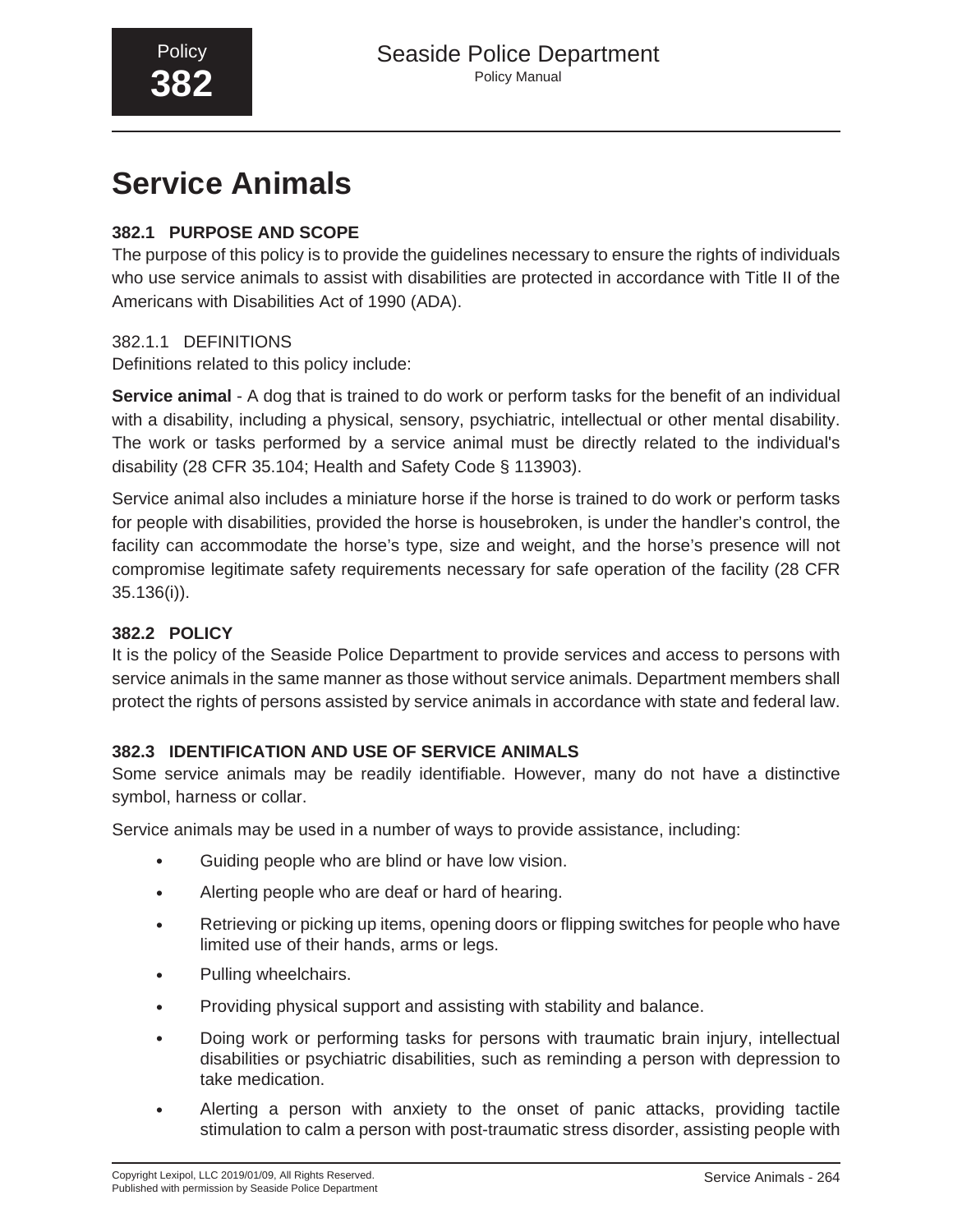Policy **382**

Seaside Police Department
Policy Manual

# Service Animals

## 382.1 PURPOSE AND SCOPE

The purpose of this policy is to provide the guidelines necessary to ensure the rights of individuals who use service animals to assist with disabilities are protected in accordance with Title II of the Americans with Disabilities Act of 1990 (ADA).

### 382.1.1 DEFINITIONS

Definitions related to this policy include:

**Service animal** - A dog that is trained to do work or perform tasks for the benefit of an individual with a disability, including a physical, sensory, psychiatric, intellectual or other mental disability. The work or tasks performed by a service animal must be directly related to the individual's disability (28 CFR 35.104; Health and Safety Code § 113903).

Service animal also includes a miniature horse if the horse is trained to do work or perform tasks for people with disabilities, provided the horse is housebroken, is under the handler's control, the facility can accommodate the horse's type, size and weight, and the horse's presence will not compromise legitimate safety requirements necessary for safe operation of the facility (28 CFR 35.136(i)).

## 382.2 POLICY

It is the policy of the Seaside Police Department to provide services and access to persons with service animals in the same manner as those without service animals. Department members shall protect the rights of persons assisted by service animals in accordance with state and federal law.

## 382.3 IDENTIFICATION AND USE OF SERVICE ANIMALS

Some service animals may be readily identifiable. However, many do not have a distinctive symbol, harness or collar.

Service animals may be used in a number of ways to provide assistance, including:

- Guiding people who are blind or have low vision.
- Alerting people who are deaf or hard of hearing.
- Retrieving or picking up items, opening doors or flipping switches for people who have limited use of their hands, arms or legs.
- Pulling wheelchairs.
- Providing physical support and assisting with stability and balance.
- Doing work or performing tasks for persons with traumatic brain injury, intellectual disabilities or psychiatric disabilities, such as reminding a person with depression to take medication.
- Alerting a person with anxiety to the onset of panic attacks, providing tactile stimulation to calm a person with post-traumatic stress disorder, assisting people with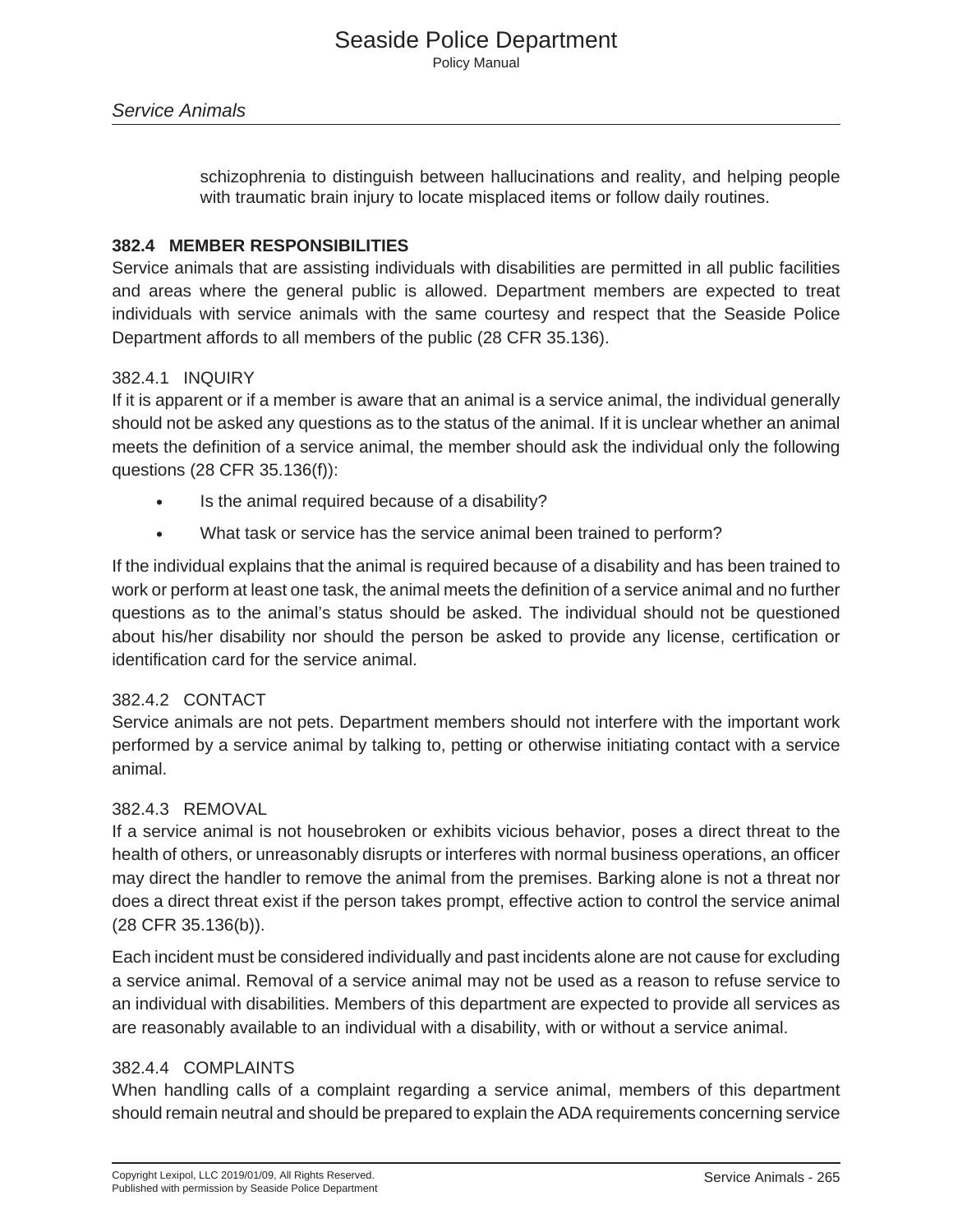schizophrenia to distinguish between hallucinations and reality, and helping people with traumatic brain injury to locate misplaced items or follow daily routines.

## 382.4 MEMBER RESPONSIBILITIES

Service animals that are assisting individuals with disabilities are permitted in all public facilities and areas where the general public is allowed. Department members are expected to treat individuals with service animals with the same courtesy and respect that the Seaside Police Department affords to all members of the public (28 CFR 35.136).

### 382.4.1 INQUIRY

If it is apparent or if a member is aware that an animal is a service animal, the individual generally should not be asked any questions as to the status of the animal. If it is unclear whether an animal meets the definition of a service animal, the member should ask the individual only the following questions (28 CFR 35.136(f)):

- Is the animal required because of a disability?
- What task or service has the service animal been trained to perform?

If the individual explains that the animal is required because of a disability and has been trained to work or perform at least one task, the animal meets the definition of a service animal and no further questions as to the animal's status should be asked. The individual should not be questioned about his/her disability nor should the person be asked to provide any license, certification or identification card for the service animal.

### 382.4.2 CONTACT

Service animals are not pets. Department members should not interfere with the important work performed by a service animal by talking to, petting or otherwise initiating contact with a service animal.

### 382.4.3 REMOVAL

If a service animal is not housebroken or exhibits vicious behavior, poses a direct threat to the health of others, or unreasonably disrupts or interferes with normal business operations, an officer may direct the handler to remove the animal from the premises. Barking alone is not a threat nor does a direct threat exist if the person takes prompt, effective action to control the service animal (28 CFR 35.136(b)).

Each incident must be considered individually and past incidents alone are not cause for excluding a service animal. Removal of a service animal may not be used as a reason to refuse service to an individual with disabilities. Members of this department are expected to provide all services as are reasonably available to an individual with a disability, with or without a service animal.

### 382.4.4 COMPLAINTS

When handling calls of a complaint regarding a service animal, members of this department should remain neutral and should be prepared to explain the ADA requirements concerning service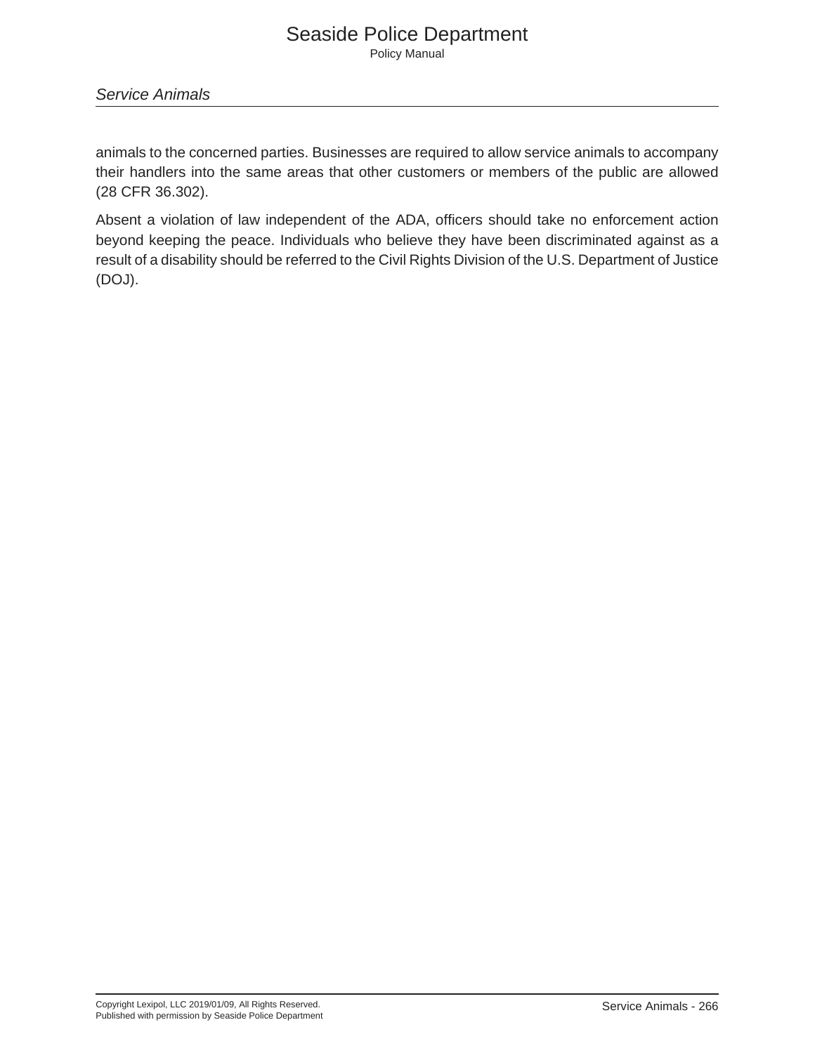animals to the concerned parties. Businesses are required to allow service animals to accompany their handlers into the same areas that other customers or members of the public are allowed (28 CFR 36.302).

Absent a violation of law independent of the ADA, officers should take no enforcement action beyond keeping the peace. Individuals who believe they have been discriminated against as a result of a disability should be referred to the Civil Rights Division of the U.S. Department of Justice (DOJ).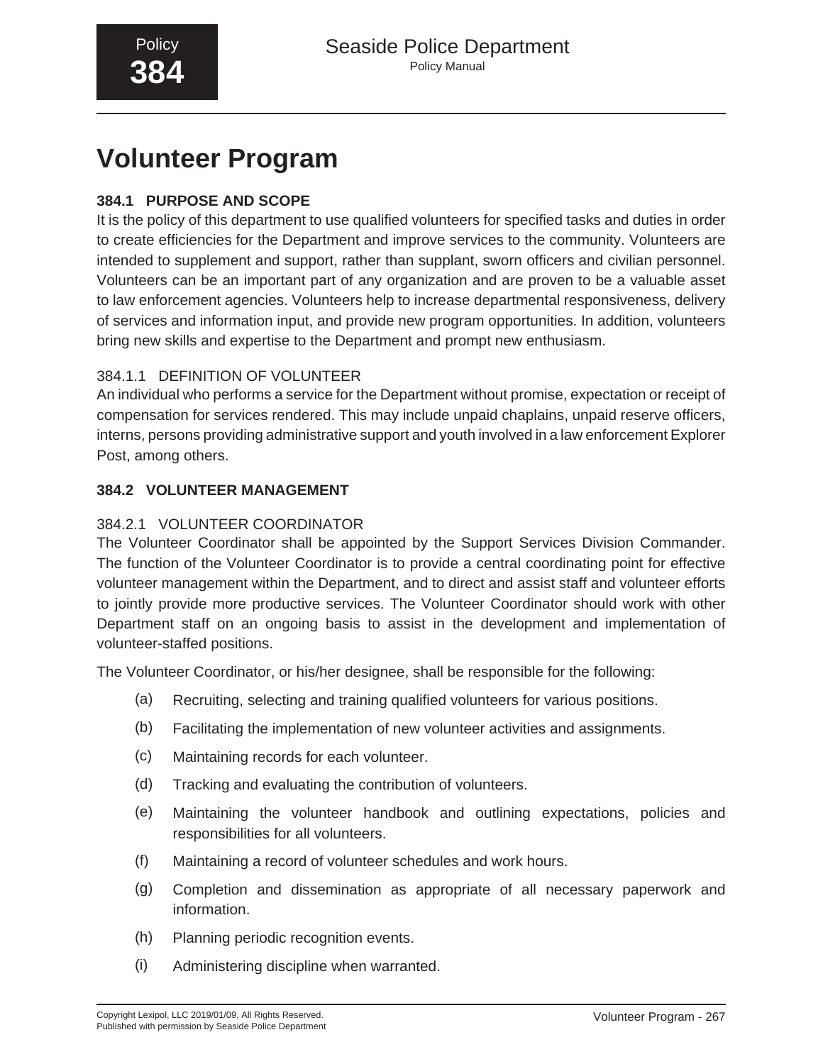# Volunteer Program

## 384.1 PURPOSE AND SCOPE

It is the policy of this department to use qualified volunteers for specified tasks and duties in order to create efficiencies for the Department and improve services to the community. Volunteers are intended to supplement and support, rather than supplant, sworn officers and civilian personnel. Volunteers can be an important part of any organization and are proven to be a valuable asset to law enforcement agencies. Volunteers help to increase departmental responsiveness, delivery of services and information input, and provide new program opportunities. In addition, volunteers bring new skills and expertise to the Department and prompt new enthusiasm.

### 384.1.1 DEFINITION OF VOLUNTEER

An individual who performs a service for the Department without promise, expectation or receipt of compensation for services rendered. This may include unpaid chaplains, unpaid reserve officers, interns, persons providing administrative support and youth involved in a law enforcement Explorer Post, among others.

## 384.2 VOLUNTEER MANAGEMENT

### 384.2.1 VOLUNTEER COORDINATOR

The Volunteer Coordinator shall be appointed by the Support Services Division Commander. The function of the Volunteer Coordinator is to provide a central coordinating point for effective volunteer management within the Department, and to direct and assist staff and volunteer efforts to jointly provide more productive services. The Volunteer Coordinator should work with other Department staff on an ongoing basis to assist in the development and implementation of volunteer-staffed positions.

The Volunteer Coordinator, or his/her designee, shall be responsible for the following:

(a) Recruiting, selecting and training qualified volunteers for various positions.

(b) Facilitating the implementation of new volunteer activities and assignments.

(c) Maintaining records for each volunteer.

(d) Tracking and evaluating the contribution of volunteers.

(e) Maintaining the volunteer handbook and outlining expectations, policies and responsibilities for all volunteers.

(f) Maintaining a record of volunteer schedules and work hours.

(g) Completion and dissemination as appropriate of all necessary paperwork and information.

(h) Planning periodic recognition events.

(i) Administering discipline when warranted.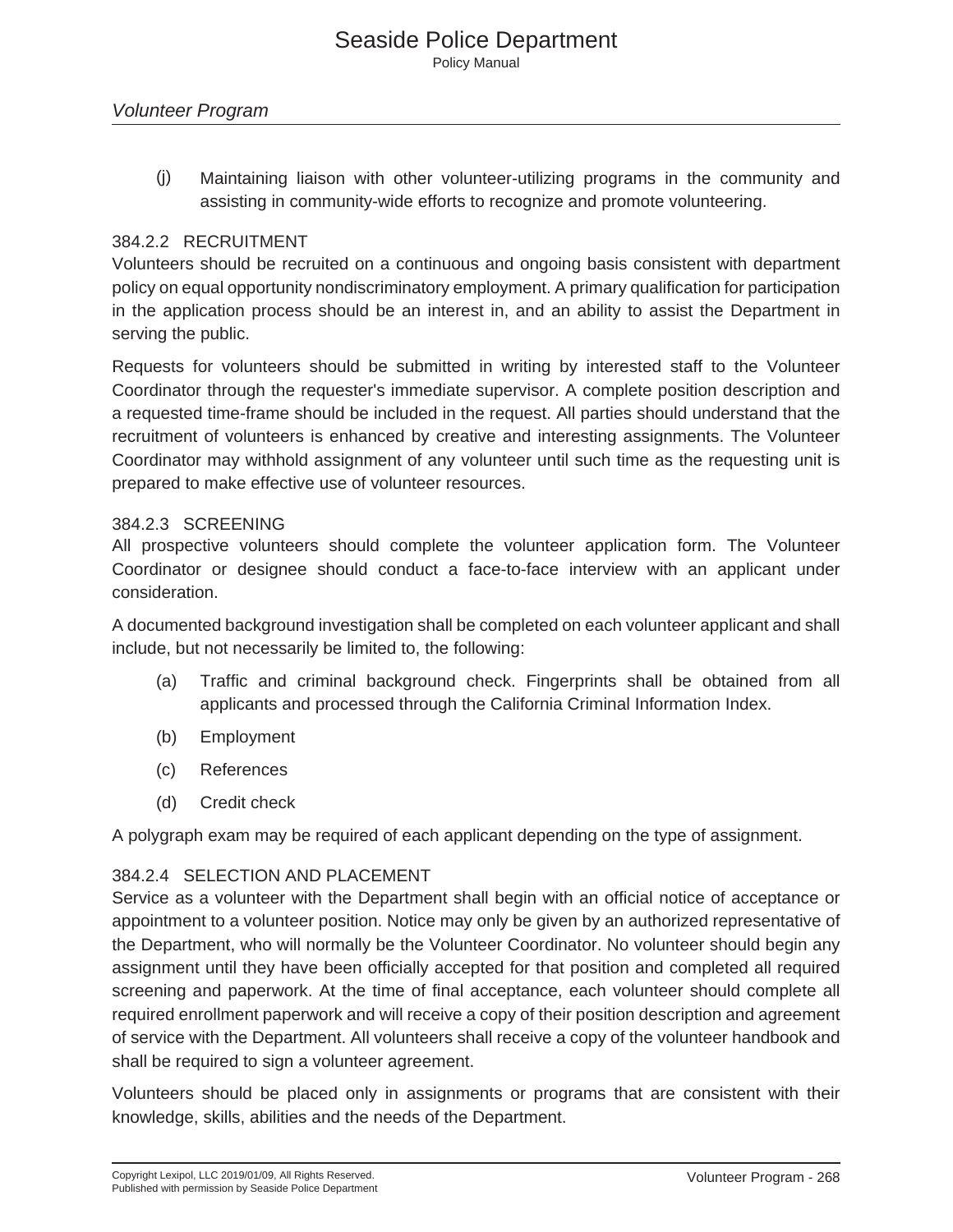(j) Maintaining liaison with other volunteer-utilizing programs in the community and assisting in community-wide efforts to recognize and promote volunteering.

### 384.2.2 RECRUITMENT

Volunteers should be recruited on a continuous and ongoing basis consistent with department policy on equal opportunity nondiscriminatory employment. A primary qualification for participation in the application process should be an interest in, and an ability to assist the Department in serving the public.

Requests for volunteers should be submitted in writing by interested staff to the Volunteer Coordinator through the requester's immediate supervisor. A complete position description and a requested time-frame should be included in the request. All parties should understand that the recruitment of volunteers is enhanced by creative and interesting assignments. The Volunteer Coordinator may withhold assignment of any volunteer until such time as the requesting unit is prepared to make effective use of volunteer resources.

### 384.2.3 SCREENING

All prospective volunteers should complete the volunteer application form. The Volunteer Coordinator or designee should conduct a face-to-face interview with an applicant under consideration.

A documented background investigation shall be completed on each volunteer applicant and shall include, but not necessarily be limited to, the following:

(a) Traffic and criminal background check. Fingerprints shall be obtained from all applicants and processed through the California Criminal Information Index.

(b) Employment

(c) References

(d) Credit check

A polygraph exam may be required of each applicant depending on the type of assignment.

### 384.2.4 SELECTION AND PLACEMENT

Service as a volunteer with the Department shall begin with an official notice of acceptance or appointment to a volunteer position. Notice may only be given by an authorized representative of the Department, who will normally be the Volunteer Coordinator. No volunteer should begin any assignment until they have been officially accepted for that position and completed all required screening and paperwork. At the time of final acceptance, each volunteer should complete all required enrollment paperwork and will receive a copy of their position description and agreement of service with the Department. All volunteers shall receive a copy of the volunteer handbook and shall be required to sign a volunteer agreement.

Volunteers should be placed only in assignments or programs that are consistent with their knowledge, skills, abilities and the needs of the Department.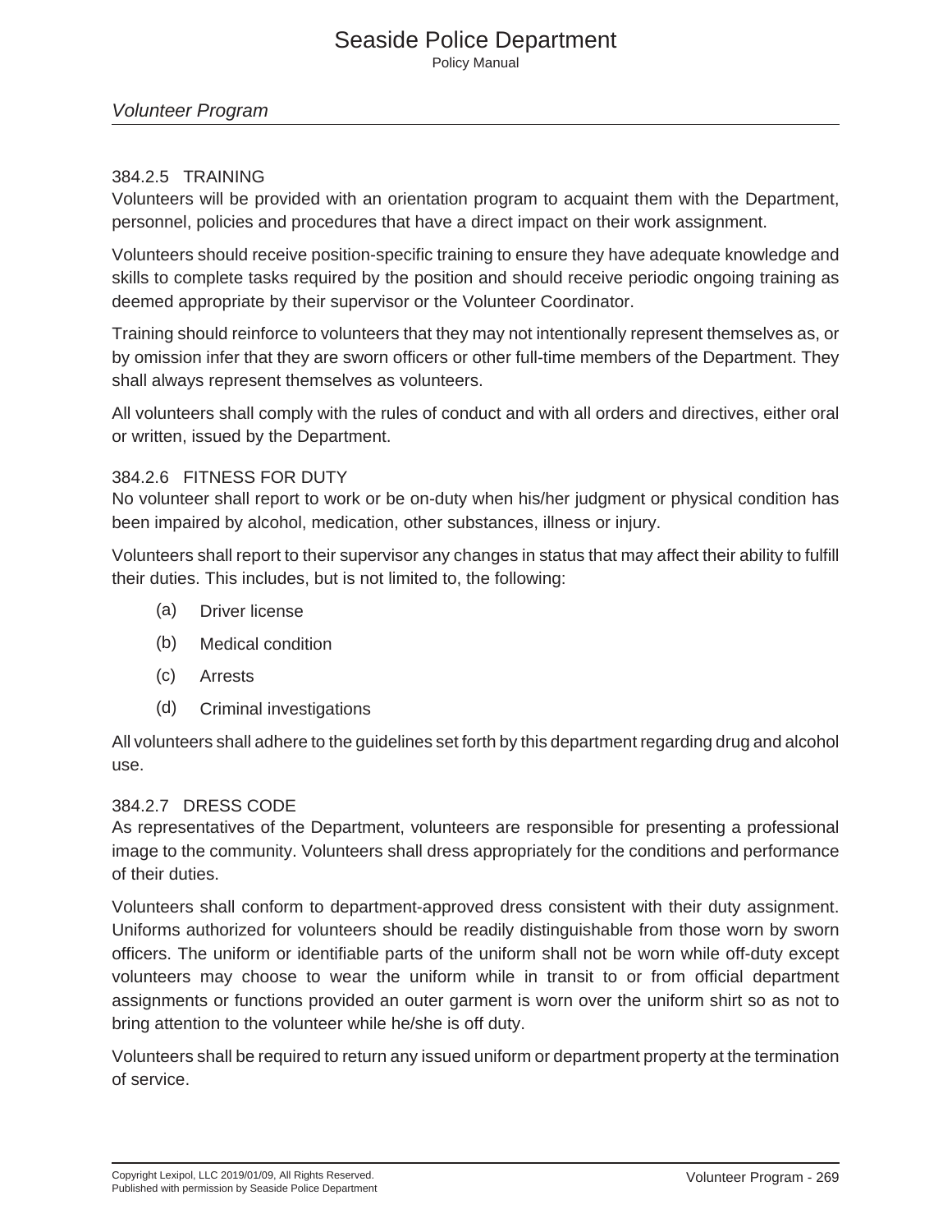#### 384.2.5 TRAINING

Volunteers will be provided with an orientation program to acquaint them with the Department, personnel, policies and procedures that have a direct impact on their work assignment.

Volunteers should receive position-specific training to ensure they have adequate knowledge and skills to complete tasks required by the position and should receive periodic ongoing training as deemed appropriate by their supervisor or the Volunteer Coordinator.

Training should reinforce to volunteers that they may not intentionally represent themselves as, or by omission infer that they are sworn officers or other full-time members of the Department. They shall always represent themselves as volunteers.

All volunteers shall comply with the rules of conduct and with all orders and directives, either oral or written, issued by the Department.

#### 384.2.6 FITNESS FOR DUTY

No volunteer shall report to work or be on-duty when his/her judgment or physical condition has been impaired by alcohol, medication, other substances, illness or injury.

Volunteers shall report to their supervisor any changes in status that may affect their ability to fulfill their duties. This includes, but is not limited to, the following:

(a) Driver license

(b) Medical condition

(c) Arrests

(d) Criminal investigations

All volunteers shall adhere to the guidelines set forth by this department regarding drug and alcohol use.

#### 384.2.7 DRESS CODE

As representatives of the Department, volunteers are responsible for presenting a professional image to the community. Volunteers shall dress appropriately for the conditions and performance of their duties.

Volunteers shall conform to department-approved dress consistent with their duty assignment. Uniforms authorized for volunteers should be readily distinguishable from those worn by sworn officers. The uniform or identifiable parts of the uniform shall not be worn while off-duty except volunteers may choose to wear the uniform while in transit to or from official department assignments or functions provided an outer garment is worn over the uniform shirt so as not to bring attention to the volunteer while he/she is off duty.

Volunteers shall be required to return any issued uniform or department property at the termination of service.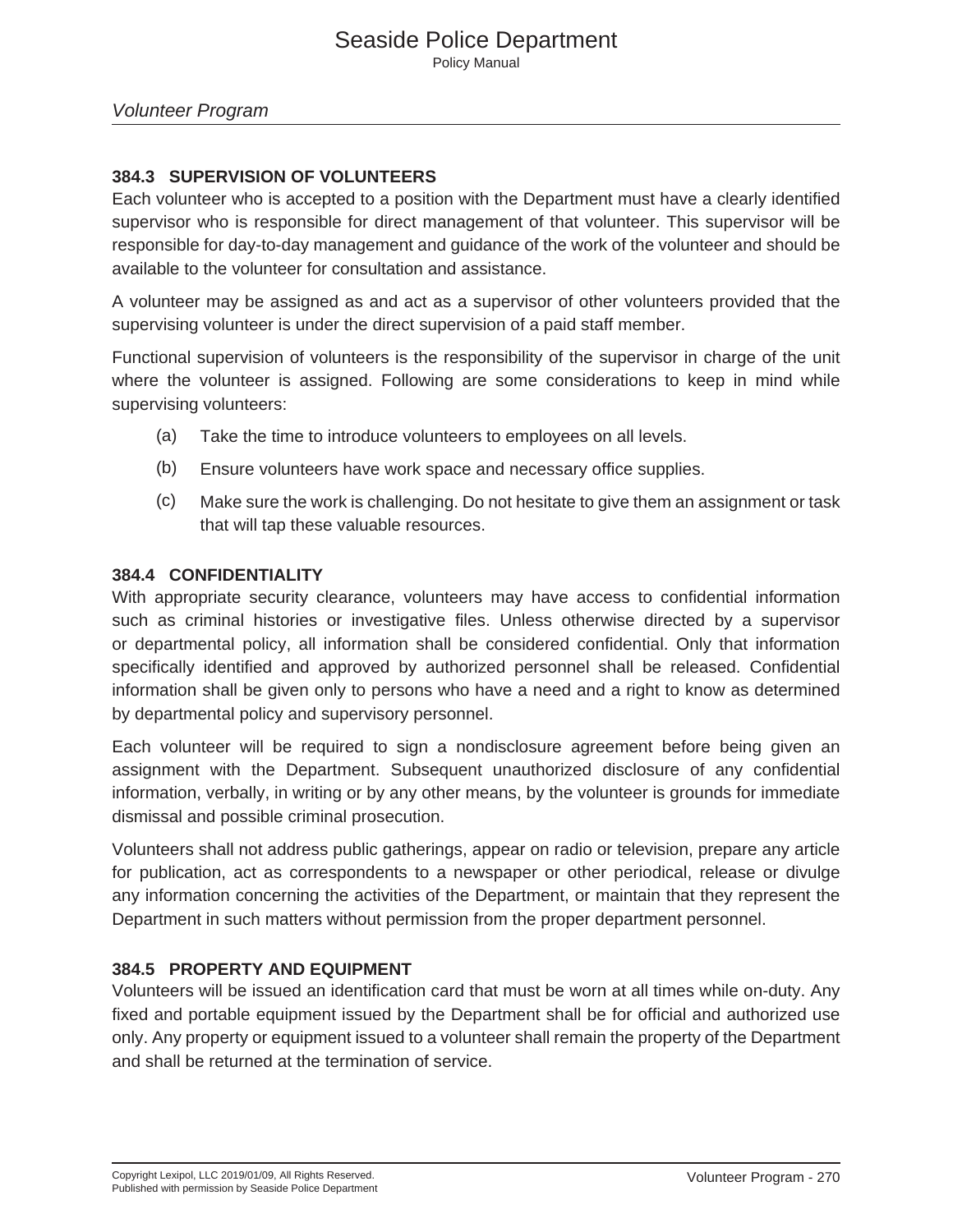### 384.3 SUPERVISION OF VOLUNTEERS

Each volunteer who is accepted to a position with the Department must have a clearly identified supervisor who is responsible for direct management of that volunteer. This supervisor will be responsible for day-to-day management and guidance of the work of the volunteer and should be available to the volunteer for consultation and assistance.

A volunteer may be assigned as and act as a supervisor of other volunteers provided that the supervising volunteer is under the direct supervision of a paid staff member.

Functional supervision of volunteers is the responsibility of the supervisor in charge of the unit where the volunteer is assigned. Following are some considerations to keep in mind while supervising volunteers:

(a) Take the time to introduce volunteers to employees on all levels.

(b) Ensure volunteers have work space and necessary office supplies.

(c) Make sure the work is challenging. Do not hesitate to give them an assignment or task that will tap these valuable resources.

### 384.4 CONFIDENTIALITY

With appropriate security clearance, volunteers may have access to confidential information such as criminal histories or investigative files. Unless otherwise directed by a supervisor or departmental policy, all information shall be considered confidential. Only that information specifically identified and approved by authorized personnel shall be released. Confidential information shall be given only to persons who have a need and a right to know as determined by departmental policy and supervisory personnel.

Each volunteer will be required to sign a nondisclosure agreement before being given an assignment with the Department. Subsequent unauthorized disclosure of any confidential information, verbally, in writing or by any other means, by the volunteer is grounds for immediate dismissal and possible criminal prosecution.

Volunteers shall not address public gatherings, appear on radio or television, prepare any article for publication, act as correspondents to a newspaper or other periodical, release or divulge any information concerning the activities of the Department, or maintain that they represent the Department in such matters without permission from the proper department personnel.

### 384.5 PROPERTY AND EQUIPMENT

Volunteers will be issued an identification card that must be worn at all times while on-duty. Any fixed and portable equipment issued by the Department shall be for official and authorized use only. Any property or equipment issued to a volunteer shall remain the property of the Department and shall be returned at the termination of service.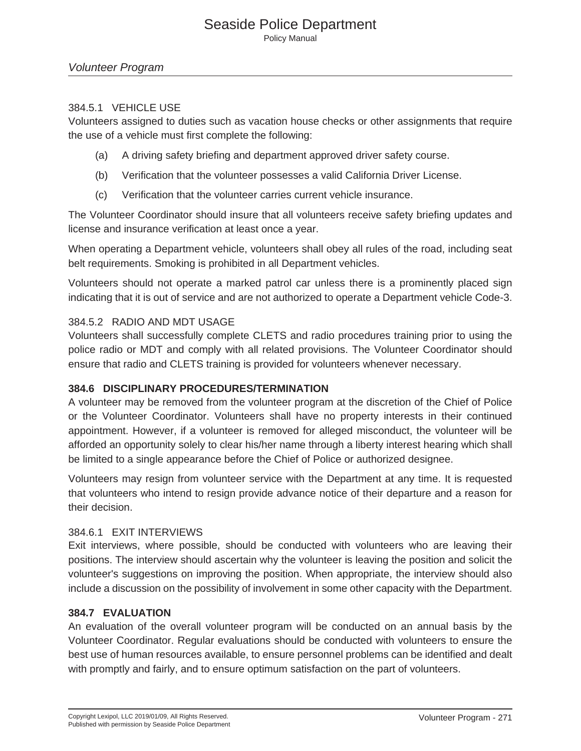#### 384.5.1 VEHICLE USE

Volunteers assigned to duties such as vacation house checks or other assignments that require the use of a vehicle must first complete the following:

(a) A driving safety briefing and department approved driver safety course.

(b) Verification that the volunteer possesses a valid California Driver License.

(c) Verification that the volunteer carries current vehicle insurance.

The Volunteer Coordinator should insure that all volunteers receive safety briefing updates and license and insurance verification at least once a year.

When operating a Department vehicle, volunteers shall obey all rules of the road, including seat belt requirements. Smoking is prohibited in all Department vehicles.

Volunteers should not operate a marked patrol car unless there is a prominently placed sign indicating that it is out of service and are not authorized to operate a Department vehicle Code-3.

#### 384.5.2 RADIO AND MDT USAGE

Volunteers shall successfully complete CLETS and radio procedures training prior to using the police radio or MDT and comply with all related provisions. The Volunteer Coordinator should ensure that radio and CLETS training is provided for volunteers whenever necessary.

### 384.6 DISCIPLINARY PROCEDURES/TERMINATION

A volunteer may be removed from the volunteer program at the discretion of the Chief of Police or the Volunteer Coordinator. Volunteers shall have no property interests in their continued appointment. However, if a volunteer is removed for alleged misconduct, the volunteer will be afforded an opportunity solely to clear his/her name through a liberty interest hearing which shall be limited to a single appearance before the Chief of Police or authorized designee.

Volunteers may resign from volunteer service with the Department at any time. It is requested that volunteers who intend to resign provide advance notice of their departure and a reason for their decision.

#### 384.6.1 EXIT INTERVIEWS

Exit interviews, where possible, should be conducted with volunteers who are leaving their positions. The interview should ascertain why the volunteer is leaving the position and solicit the volunteer's suggestions on improving the position. When appropriate, the interview should also include a discussion on the possibility of involvement in some other capacity with the Department.

### 384.7 EVALUATION

An evaluation of the overall volunteer program will be conducted on an annual basis by the Volunteer Coordinator. Regular evaluations should be conducted with volunteers to ensure the best use of human resources available, to ensure personnel problems can be identified and dealt with promptly and fairly, and to ensure optimum satisfaction on the part of volunteers.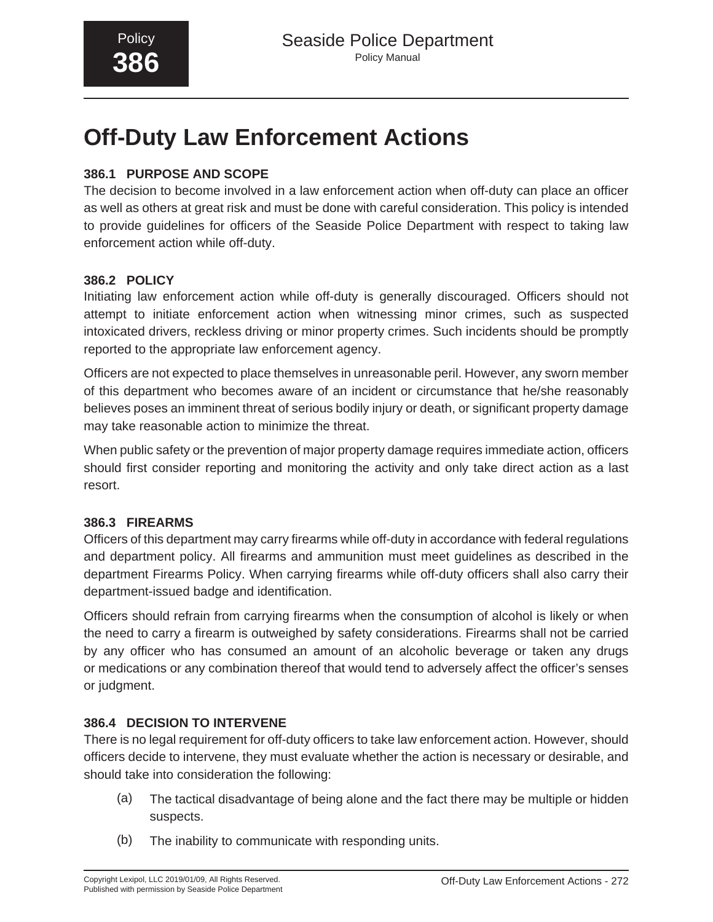# Off-Duty Law Enforcement Actions

### 386.1 PURPOSE AND SCOPE

The decision to become involved in a law enforcement action when off-duty can place an officer as well as others at great risk and must be done with careful consideration. This policy is intended to provide guidelines for officers of the Seaside Police Department with respect to taking law enforcement action while off-duty.

### 386.2 POLICY

Initiating law enforcement action while off-duty is generally discouraged. Officers should not attempt to initiate enforcement action when witnessing minor crimes, such as suspected intoxicated drivers, reckless driving or minor property crimes. Such incidents should be promptly reported to the appropriate law enforcement agency.

Officers are not expected to place themselves in unreasonable peril. However, any sworn member of this department who becomes aware of an incident or circumstance that he/she reasonably believes poses an imminent threat of serious bodily injury or death, or significant property damage may take reasonable action to minimize the threat.

When public safety or the prevention of major property damage requires immediate action, officers should first consider reporting and monitoring the activity and only take direct action as a last resort.

### 386.3 FIREARMS

Officers of this department may carry firearms while off-duty in accordance with federal regulations and department policy. All firearms and ammunition must meet guidelines as described in the department Firearms Policy. When carrying firearms while off-duty officers shall also carry their department-issued badge and identification.

Officers should refrain from carrying firearms when the consumption of alcohol is likely or when the need to carry a firearm is outweighed by safety considerations. Firearms shall not be carried by any officer who has consumed an amount of an alcoholic beverage or taken any drugs or medications or any combination thereof that would tend to adversely affect the officer's senses or judgment.

### 386.4 DECISION TO INTERVENE

There is no legal requirement for off-duty officers to take law enforcement action. However, should officers decide to intervene, they must evaluate whether the action is necessary or desirable, and should take into consideration the following:

(a) The tactical disadvantage of being alone and the fact there may be multiple or hidden suspects.

(b) The inability to communicate with responding units.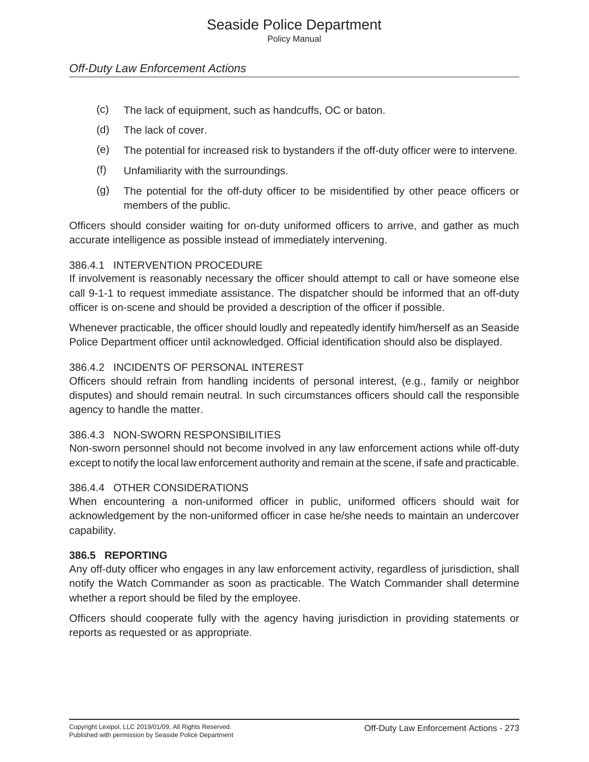(c) The lack of equipment, such as handcuffs, OC or baton.

(d) The lack of cover.

(e) The potential for increased risk to bystanders if the off-duty officer were to intervene.

(f) Unfamiliarity with the surroundings.

(g) The potential for the off-duty officer to be misidentified by other peace officers or members of the public.

Officers should consider waiting for on-duty uniformed officers to arrive, and gather as much accurate intelligence as possible instead of immediately intervening.

### 386.4.1 INTERVENTION PROCEDURE

If involvement is reasonably necessary the officer should attempt to call or have someone else call 9-1-1 to request immediate assistance. The dispatcher should be informed that an off-duty officer is on-scene and should be provided a description of the officer if possible.

Whenever practicable, the officer should loudly and repeatedly identify him/herself as an Seaside Police Department officer until acknowledged. Official identification should also be displayed.

### 386.4.2 INCIDENTS OF PERSONAL INTEREST

Officers should refrain from handling incidents of personal interest, (e.g., family or neighbor disputes) and should remain neutral. In such circumstances officers should call the responsible agency to handle the matter.

### 386.4.3 NON-SWORN RESPONSIBILITIES

Non-sworn personnel should not become involved in any law enforcement actions while off-duty except to notify the local law enforcement authority and remain at the scene, if safe and practicable.

### 386.4.4 OTHER CONSIDERATIONS

When encountering a non-uniformed officer in public, uniformed officers should wait for acknowledgement by the non-uniformed officer in case he/she needs to maintain an undercover capability.

## 386.5 REPORTING

Any off-duty officer who engages in any law enforcement activity, regardless of jurisdiction, shall notify the Watch Commander as soon as practicable. The Watch Commander shall determine whether a report should be filed by the employee.

Officers should cooperate fully with the agency having jurisdiction in providing statements or reports as requested or as appropriate.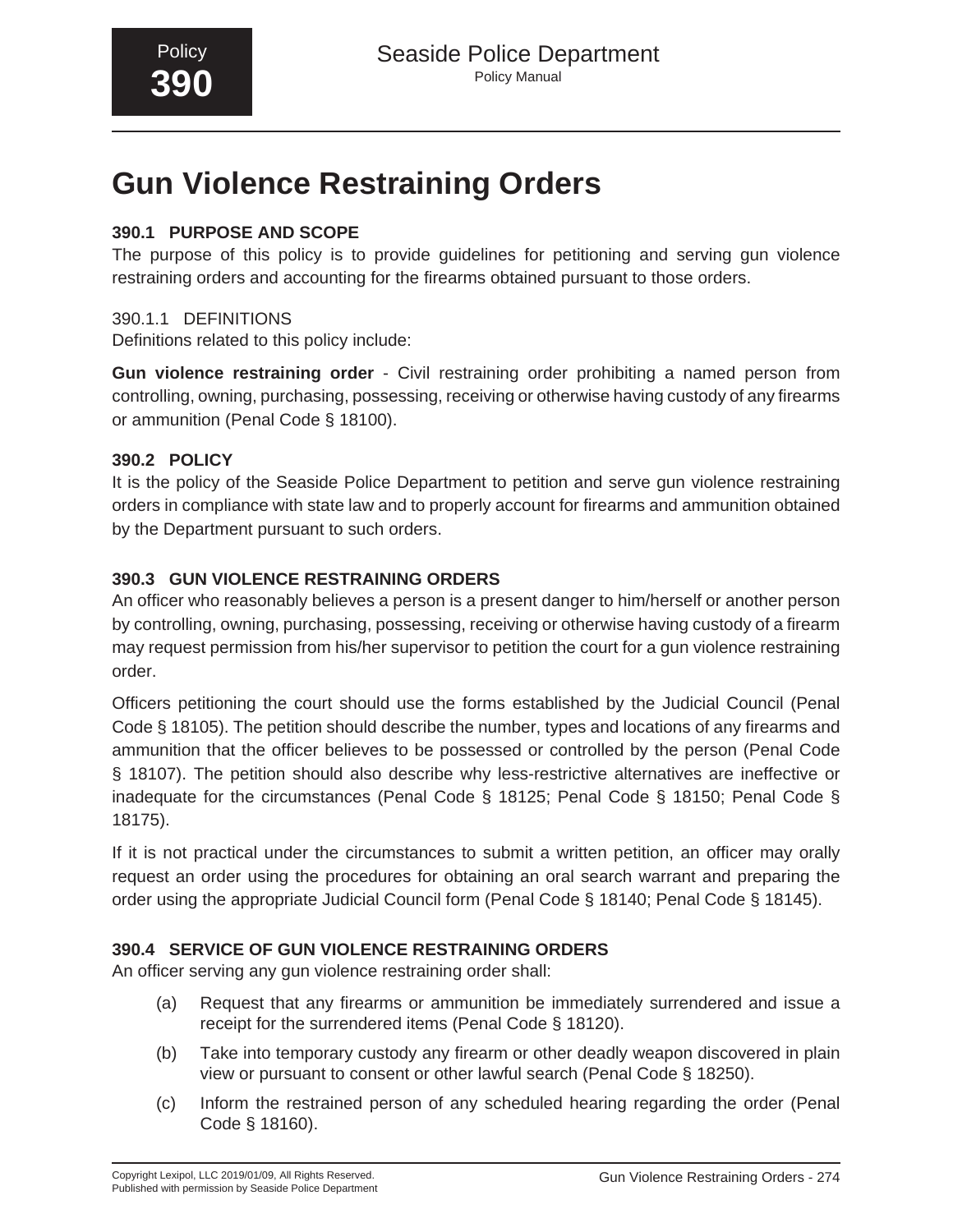Policy **390**

# Gun Violence Restraining Orders

## 390.1 PURPOSE AND SCOPE

The purpose of this policy is to provide guidelines for petitioning and serving gun violence restraining orders and accounting for the firearms obtained pursuant to those orders.

### 390.1.1 DEFINITIONS

Definitions related to this policy include:

**Gun violence restraining order** - Civil restraining order prohibiting a named person from controlling, owning, purchasing, possessing, receiving or otherwise having custody of any firearms or ammunition (Penal Code § 18100).

## 390.2 POLICY

It is the policy of the Seaside Police Department to petition and serve gun violence restraining orders in compliance with state law and to properly account for firearms and ammunition obtained by the Department pursuant to such orders.

## 390.3 GUN VIOLENCE RESTRAINING ORDERS

An officer who reasonably believes a person is a present danger to him/herself or another person by controlling, owning, purchasing, possessing, receiving or otherwise having custody of a firearm may request permission from his/her supervisor to petition the court for a gun violence restraining order.

Officers petitioning the court should use the forms established by the Judicial Council (Penal Code § 18105). The petition should describe the number, types and locations of any firearms and ammunition that the officer believes to be possessed or controlled by the person (Penal Code § 18107). The petition should also describe why less-restrictive alternatives are ineffective or inadequate for the circumstances (Penal Code § 18125; Penal Code § 18150; Penal Code § 18175).

If it is not practical under the circumstances to submit a written petition, an officer may orally request an order using the procedures for obtaining an oral search warrant and preparing the order using the appropriate Judicial Council form (Penal Code § 18140; Penal Code § 18145).

## 390.4 SERVICE OF GUN VIOLENCE RESTRAINING ORDERS

An officer serving any gun violence restraining order shall:

(a) Request that any firearms or ammunition be immediately surrendered and issue a receipt for the surrendered items (Penal Code § 18120).

(b) Take into temporary custody any firearm or other deadly weapon discovered in plain view or pursuant to consent or other lawful search (Penal Code § 18250).

(c) Inform the restrained person of any scheduled hearing regarding the order (Penal Code § 18160).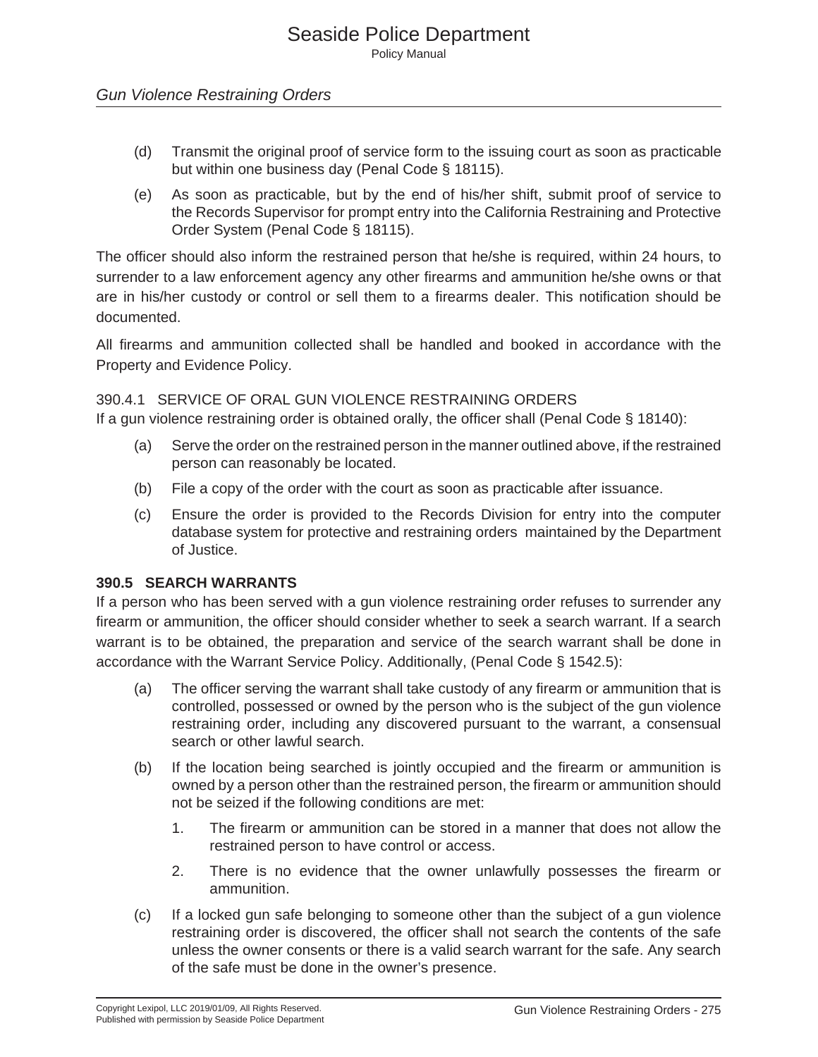(d) Transmit the original proof of service form to the issuing court as soon as practicable but within one business day (Penal Code § 18115).

(e) As soon as practicable, but by the end of his/her shift, submit proof of service to the Records Supervisor for prompt entry into the California Restraining and Protective Order System (Penal Code § 18115).

The officer should also inform the restrained person that he/she is required, within 24 hours, to surrender to a law enforcement agency any other firearms and ammunition he/she owns or that are in his/her custody or control or sell them to a firearms dealer. This notification should be documented.

All firearms and ammunition collected shall be handled and booked in accordance with the Property and Evidence Policy.

### 390.4.1 SERVICE OF ORAL GUN VIOLENCE RESTRAINING ORDERS

If a gun violence restraining order is obtained orally, the officer shall (Penal Code § 18140):

(a) Serve the order on the restrained person in the manner outlined above, if the restrained person can reasonably be located.

(b) File a copy of the order with the court as soon as practicable after issuance.

(c) Ensure the order is provided to the Records Division for entry into the computer database system for protective and restraining orders maintained by the Department of Justice.

## 390.5 SEARCH WARRANTS

If a person who has been served with a gun violence restraining order refuses to surrender any firearm or ammunition, the officer should consider whether to seek a search warrant. If a search warrant is to be obtained, the preparation and service of the search warrant shall be done in accordance with the Warrant Service Policy. Additionally, (Penal Code § 1542.5):

(a) The officer serving the warrant shall take custody of any firearm or ammunition that is controlled, possessed or owned by the person who is the subject of the gun violence restraining order, including any discovered pursuant to the warrant, a consensual search or other lawful search.

(b) If the location being searched is jointly occupied and the firearm or ammunition is owned by a person other than the restrained person, the firearm or ammunition should not be seized if the following conditions are met:

   1. The firearm or ammunition can be stored in a manner that does not allow the restrained person to have control or access.

   2. There is no evidence that the owner unlawfully possesses the firearm or ammunition.

(c) If a locked gun safe belonging to someone other than the subject of a gun violence restraining order is discovered, the officer shall not search the contents of the safe unless the owner consents or there is a valid search warrant for the safe. Any search of the safe must be done in the owner's presence.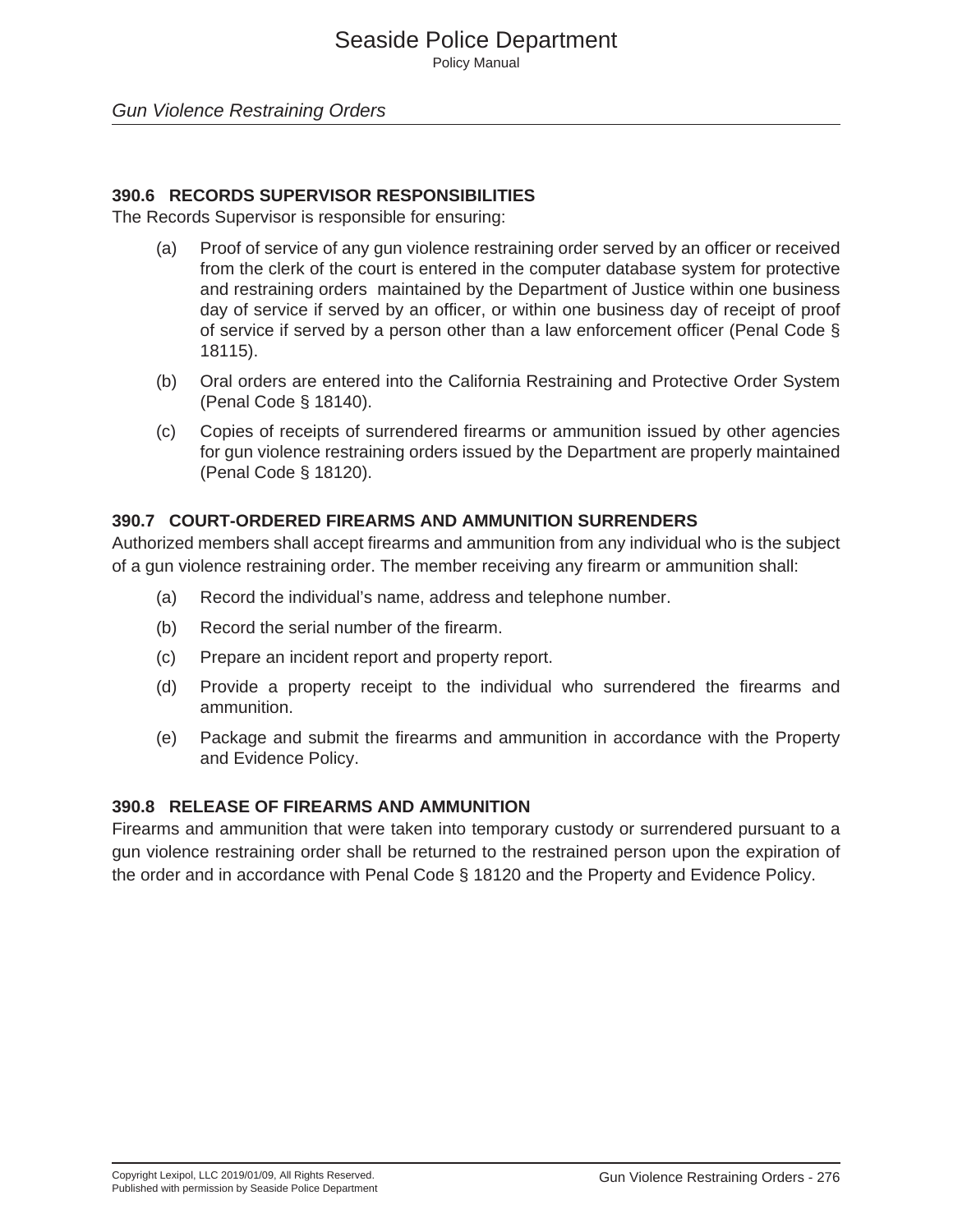### 390.6 RECORDS SUPERVISOR RESPONSIBILITIES

The Records Supervisor is responsible for ensuring:

(a) Proof of service of any gun violence restraining order served by an officer or received from the clerk of the court is entered in the computer database system for protective and restraining orders maintained by the Department of Justice within one business day of service if served by an officer, or within one business day of receipt of proof of service if served by a person other than a law enforcement officer (Penal Code § 18115).

(b) Oral orders are entered into the California Restraining and Protective Order System (Penal Code § 18140).

(c) Copies of receipts of surrendered firearms or ammunition issued by other agencies for gun violence restraining orders issued by the Department are properly maintained (Penal Code § 18120).

### 390.7 COURT-ORDERED FIREARMS AND AMMUNITION SURRENDERS

Authorized members shall accept firearms and ammunition from any individual who is the subject of a gun violence restraining order. The member receiving any firearm or ammunition shall:

(a) Record the individual's name, address and telephone number.

(b) Record the serial number of the firearm.

(c) Prepare an incident report and property report.

(d) Provide a property receipt to the individual who surrendered the firearms and ammunition.

(e) Package and submit the firearms and ammunition in accordance with the Property and Evidence Policy.

### 390.8 RELEASE OF FIREARMS AND AMMUNITION

Firearms and ammunition that were taken into temporary custody or surrendered pursuant to a gun violence restraining order shall be returned to the restrained person upon the expiration of the order and in accordance with Penal Code § 18120 and the Property and Evidence Policy.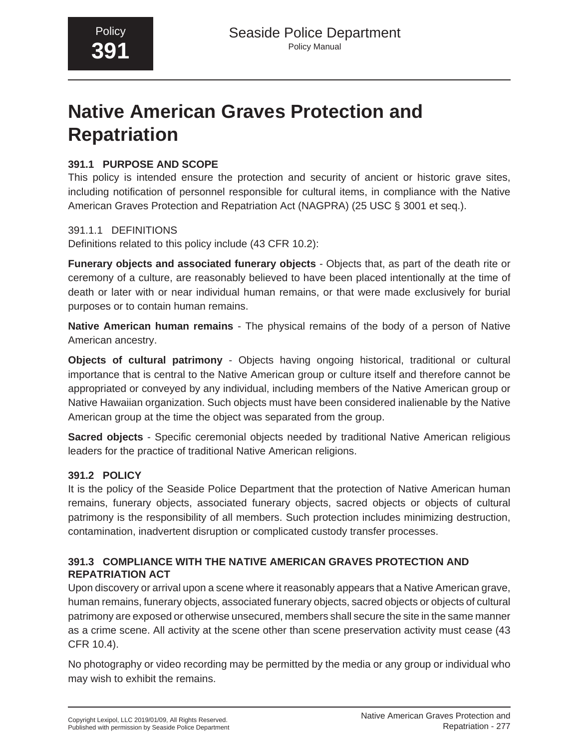# Native American Graves Protection and Repatriation

### 391.1 PURPOSE AND SCOPE

This policy is intended ensure the protection and security of ancient or historic grave sites, including notification of personnel responsible for cultural items, in compliance with the Native American Graves Protection and Repatriation Act (NAGPRA) (25 USC § 3001 et seq.).

#### 391.1.1 DEFINITIONS

Definitions related to this policy include (43 CFR 10.2):

**Funerary objects and associated funerary objects** - Objects that, as part of the death rite or ceremony of a culture, are reasonably believed to have been placed intentionally at the time of death or later with or near individual human remains, or that were made exclusively for burial purposes or to contain human remains.

**Native American human remains** - The physical remains of the body of a person of Native American ancestry.

**Objects of cultural patrimony** - Objects having ongoing historical, traditional or cultural importance that is central to the Native American group or culture itself and therefore cannot be appropriated or conveyed by any individual, including members of the Native American group or Native Hawaiian organization. Such objects must have been considered inalienable by the Native American group at the time the object was separated from the group.

**Sacred objects** - Specific ceremonial objects needed by traditional Native American religious leaders for the practice of traditional Native American religions.

### 391.2 POLICY

It is the policy of the Seaside Police Department that the protection of Native American human remains, funerary objects, associated funerary objects, sacred objects or objects of cultural patrimony is the responsibility of all members. Such protection includes minimizing destruction, contamination, inadvertent disruption or complicated custody transfer processes.

### 391.3 COMPLIANCE WITH THE NATIVE AMERICAN GRAVES PROTECTION AND REPATRIATION ACT

Upon discovery or arrival upon a scene where it reasonably appears that a Native American grave, human remains, funerary objects, associated funerary objects, sacred objects or objects of cultural patrimony are exposed or otherwise unsecured, members shall secure the site in the same manner as a crime scene. All activity at the scene other than scene preservation activity must cease (43 CFR 10.4).

No photography or video recording may be permitted by the media or any group or individual who may wish to exhibit the remains.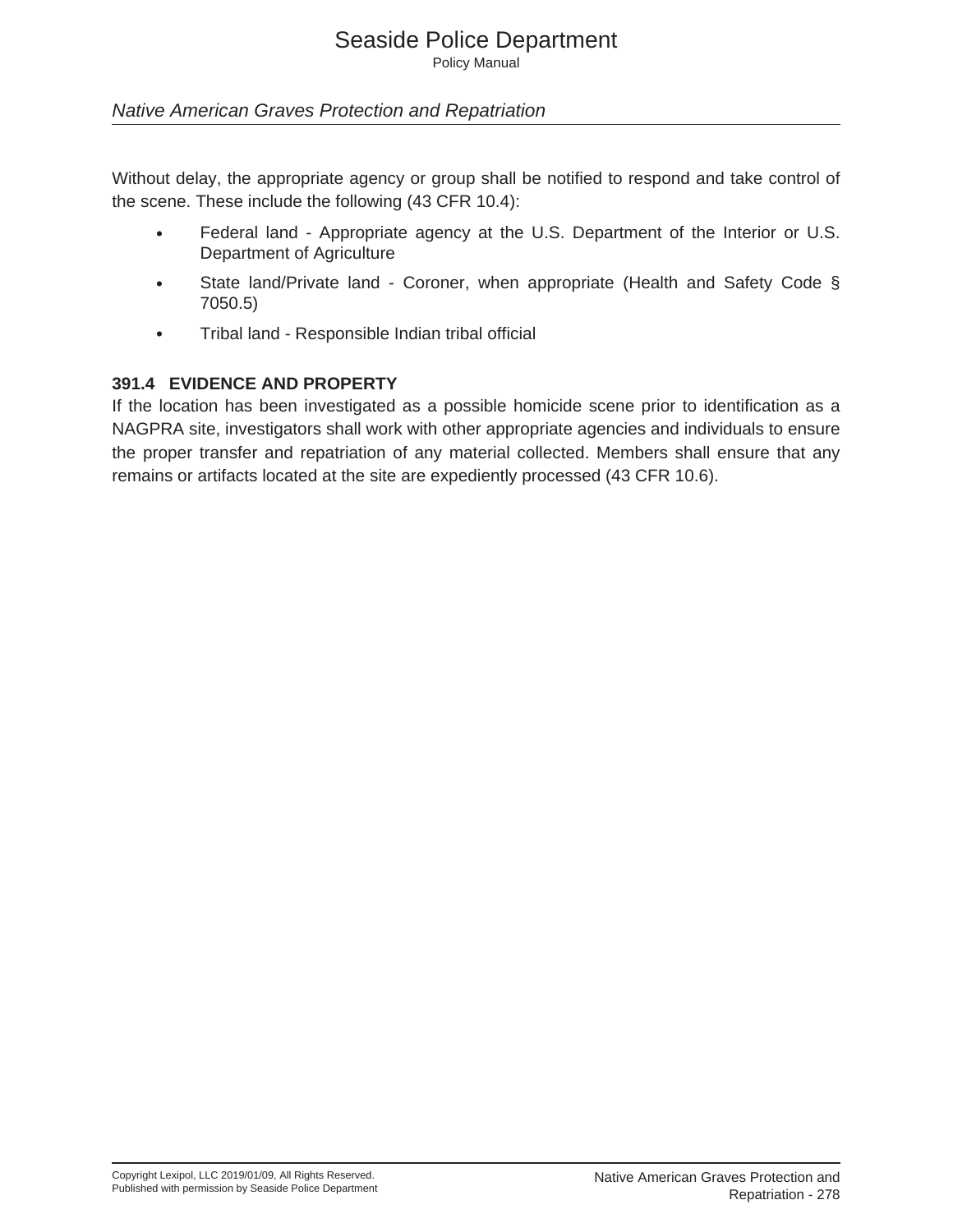Without delay, the appropriate agency or group shall be notified to respond and take control of the scene. These include the following (43 CFR 10.4):

- Federal land - Appropriate agency at the U.S. Department of the Interior or U.S. Department of Agriculture
- State land/Private land - Coroner, when appropriate (Health and Safety Code § 7050.5)
- Tribal land - Responsible Indian tribal official

### 391.4 EVIDENCE AND PROPERTY

If the location has been investigated as a possible homicide scene prior to identification as a NAGPRA site, investigators shall work with other appropriate agencies and individuals to ensure the proper transfer and repatriation of any material collected. Members shall ensure that any remains or artifacts located at the site are expediently processed (43 CFR 10.6).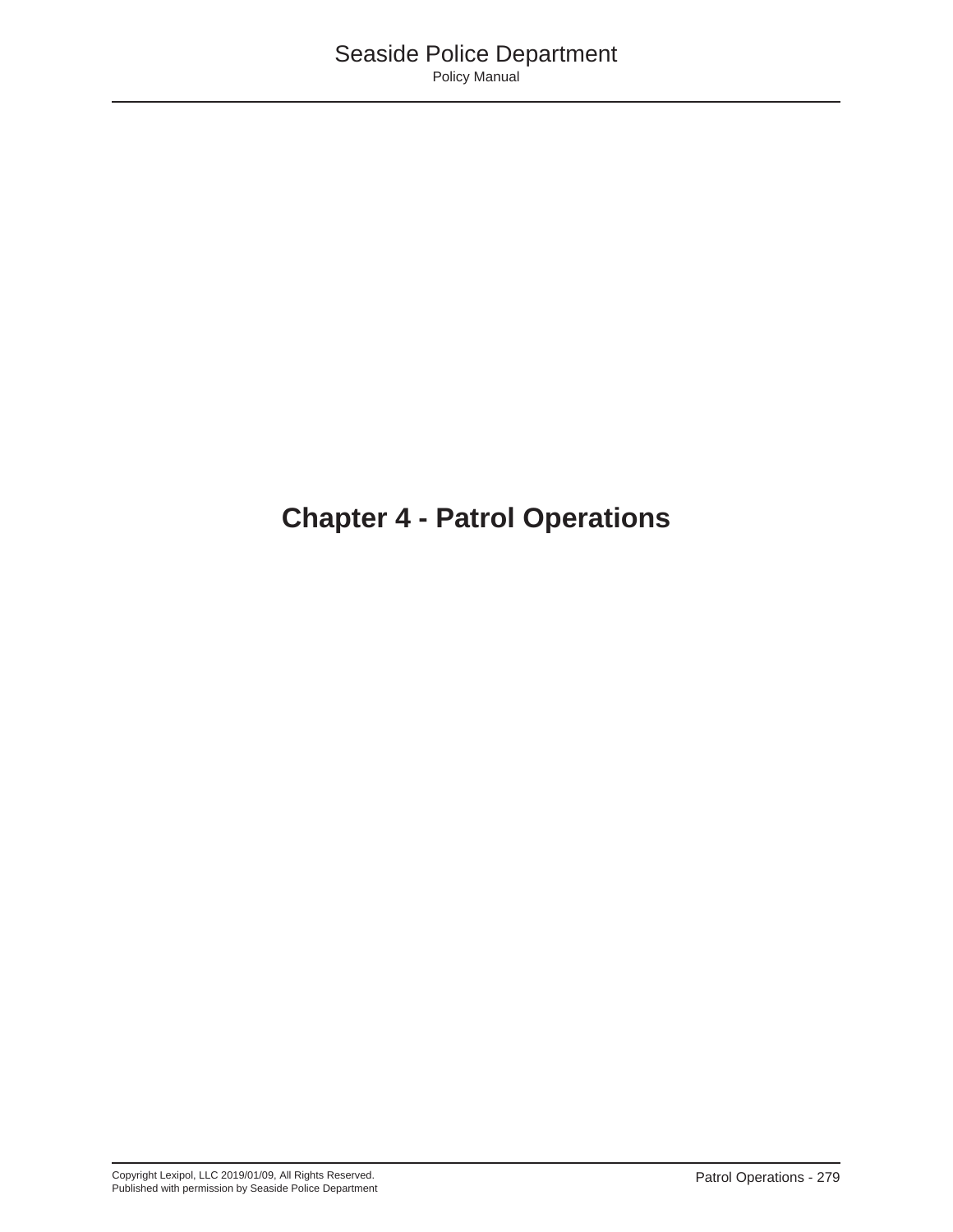# Chapter 4 - Patrol Operations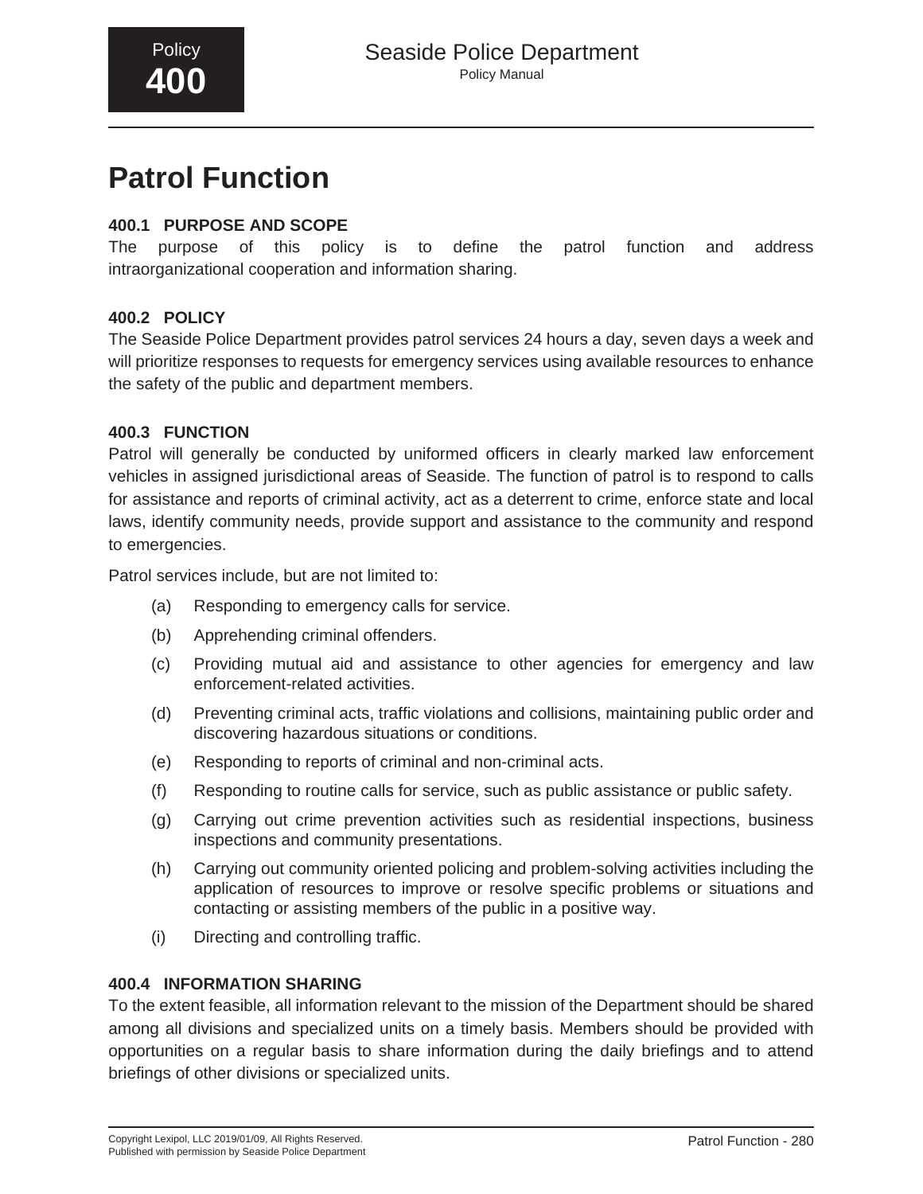# Patrol Function

### 400.1 PURPOSE AND SCOPE

The purpose of this policy is to define the patrol function and address intraorganizational cooperation and information sharing.

### 400.2 POLICY

The Seaside Police Department provides patrol services 24 hours a day, seven days a week and will prioritize responses to requests for emergency services using available resources to enhance the safety of the public and department members.

### 400.3 FUNCTION

Patrol will generally be conducted by uniformed officers in clearly marked law enforcement vehicles in assigned jurisdictional areas of Seaside. The function of patrol is to respond to calls for assistance and reports of criminal activity, act as a deterrent to crime, enforce state and local laws, identify community needs, provide support and assistance to the community and respond to emergencies.

Patrol services include, but are not limited to:

(a) Responding to emergency calls for service.

(b) Apprehending criminal offenders.

(c) Providing mutual aid and assistance to other agencies for emergency and law enforcement-related activities.

(d) Preventing criminal acts, traffic violations and collisions, maintaining public order and discovering hazardous situations or conditions.

(e) Responding to reports of criminal and non-criminal acts.

(f) Responding to routine calls for service, such as public assistance or public safety.

(g) Carrying out crime prevention activities such as residential inspections, business inspections and community presentations.

(h) Carrying out community oriented policing and problem-solving activities including the application of resources to improve or resolve specific problems or situations and contacting or assisting members of the public in a positive way.

(i) Directing and controlling traffic.

### 400.4 INFORMATION SHARING

To the extent feasible, all information relevant to the mission of the Department should be shared among all divisions and specialized units on a timely basis. Members should be provided with opportunities on a regular basis to share information during the daily briefings and to attend briefings of other divisions or specialized units.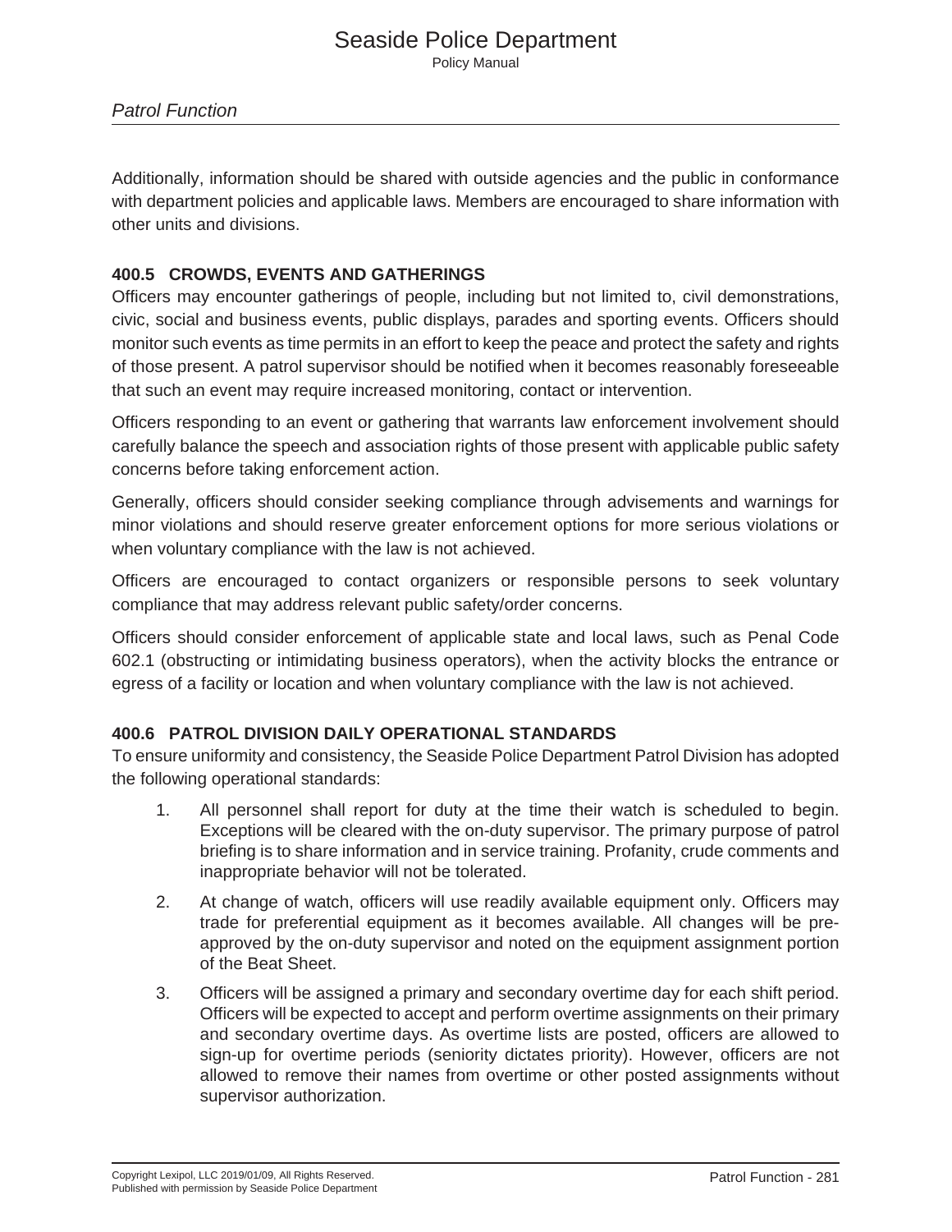Additionally, information should be shared with outside agencies and the public in conformance with department policies and applicable laws. Members are encouraged to share information with other units and divisions.

## 400.5 CROWDS, EVENTS AND GATHERINGS

Officers may encounter gatherings of people, including but not limited to, civil demonstrations, civic, social and business events, public displays, parades and sporting events. Officers should monitor such events as time permits in an effort to keep the peace and protect the safety and rights of those present. A patrol supervisor should be notified when it becomes reasonably foreseeable that such an event may require increased monitoring, contact or intervention.

Officers responding to an event or gathering that warrants law enforcement involvement should carefully balance the speech and association rights of those present with applicable public safety concerns before taking enforcement action.

Generally, officers should consider seeking compliance through advisements and warnings for minor violations and should reserve greater enforcement options for more serious violations or when voluntary compliance with the law is not achieved.

Officers are encouraged to contact organizers or responsible persons to seek voluntary compliance that may address relevant public safety/order concerns.

Officers should consider enforcement of applicable state and local laws, such as Penal Code 602.1 (obstructing or intimidating business operators), when the activity blocks the entrance or egress of a facility or location and when voluntary compliance with the law is not achieved.

## 400.6 PATROL DIVISION DAILY OPERATIONAL STANDARDS

To ensure uniformity and consistency, the Seaside Police Department Patrol Division has adopted the following operational standards:

1. All personnel shall report for duty at the time their watch is scheduled to begin. Exceptions will be cleared with the on-duty supervisor. The primary purpose of patrol briefing is to share information and in service training. Profanity, crude comments and inappropriate behavior will not be tolerated.

2. At change of watch, officers will use readily available equipment only. Officers may trade for preferential equipment as it becomes available. All changes will be pre-approved by the on-duty supervisor and noted on the equipment assignment portion of the Beat Sheet.

3. Officers will be assigned a primary and secondary overtime day for each shift period. Officers will be expected to accept and perform overtime assignments on their primary and secondary overtime days. As overtime lists are posted, officers are allowed to sign-up for overtime periods (seniority dictates priority). However, officers are not allowed to remove their names from overtime or other posted assignments without supervisor authorization.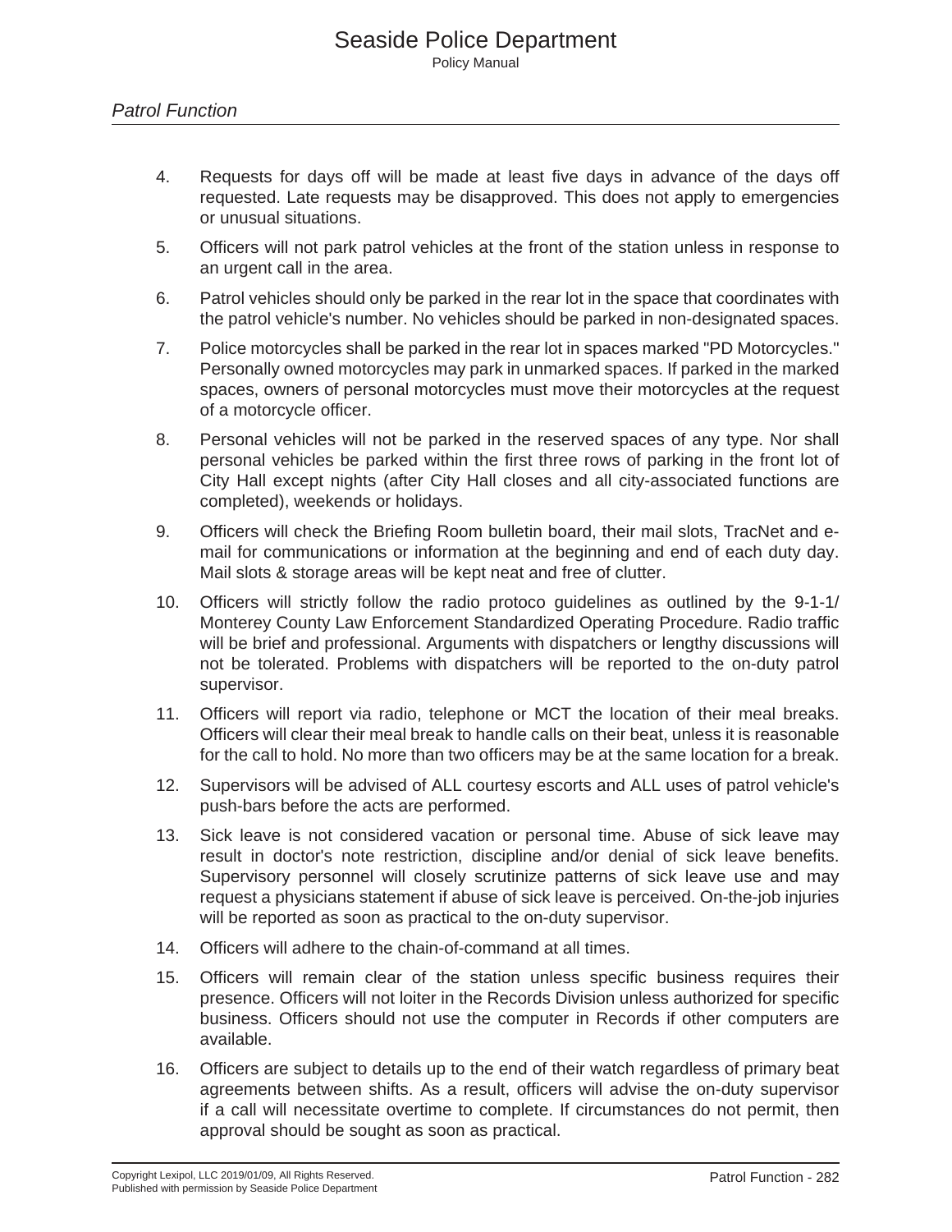4. Requests for days off will be made at least five days in advance of the days off requested. Late requests may be disapproved. This does not apply to emergencies or unusual situations.

5. Officers will not park patrol vehicles at the front of the station unless in response to an urgent call in the area.

6. Patrol vehicles should only be parked in the rear lot in the space that coordinates with the patrol vehicle's number. No vehicles should be parked in non-designated spaces.

7. Police motorcycles shall be parked in the rear lot in spaces marked "PD Motorcycles." Personally owned motorcycles may park in unmarked spaces. If parked in the marked spaces, owners of personal motorcycles must move their motorcycles at the request of a motorcycle officer.

8. Personal vehicles will not be parked in the reserved spaces of any type. Nor shall personal vehicles be parked within the first three rows of parking in the front lot of City Hall except nights (after City Hall closes and all city-associated functions are completed), weekends or holidays.

9. Officers will check the Briefing Room bulletin board, their mail slots, TracNet and e-mail for communications or information at the beginning and end of each duty day. Mail slots & storage areas will be kept neat and free of clutter.

10. Officers will strictly follow the radio protoco guidelines as outlined by the 9-1-1/ Monterey County Law Enforcement Standardized Operating Procedure. Radio traffic will be brief and professional. Arguments with dispatchers or lengthy discussions will not be tolerated. Problems with dispatchers will be reported to the on-duty patrol supervisor.

11. Officers will report via radio, telephone or MCT the location of their meal breaks. Officers will clear their meal break to handle calls on their beat, unless it is reasonable for the call to hold. No more than two officers may be at the same location for a break.

12. Supervisors will be advised of ALL courtesy escorts and ALL uses of patrol vehicle's push-bars before the acts are performed.

13. Sick leave is not considered vacation or personal time. Abuse of sick leave may result in doctor's note restriction, discipline and/or denial of sick leave benefits. Supervisory personnel will closely scrutinize patterns of sick leave use and may request a physicians statement if abuse of sick leave is perceived. On-the-job injuries will be reported as soon as practical to the on-duty supervisor.

14. Officers will adhere to the chain-of-command at all times.

15. Officers will remain clear of the station unless specific business requires their presence. Officers will not loiter in the Records Division unless authorized for specific business. Officers should not use the computer in Records if other computers are available.

16. Officers are subject to details up to the end of their watch regardless of primary beat agreements between shifts. As a result, officers will advise the on-duty supervisor if a call will necessitate overtime to complete. If circumstances do not permit, then approval should be sought as soon as practical.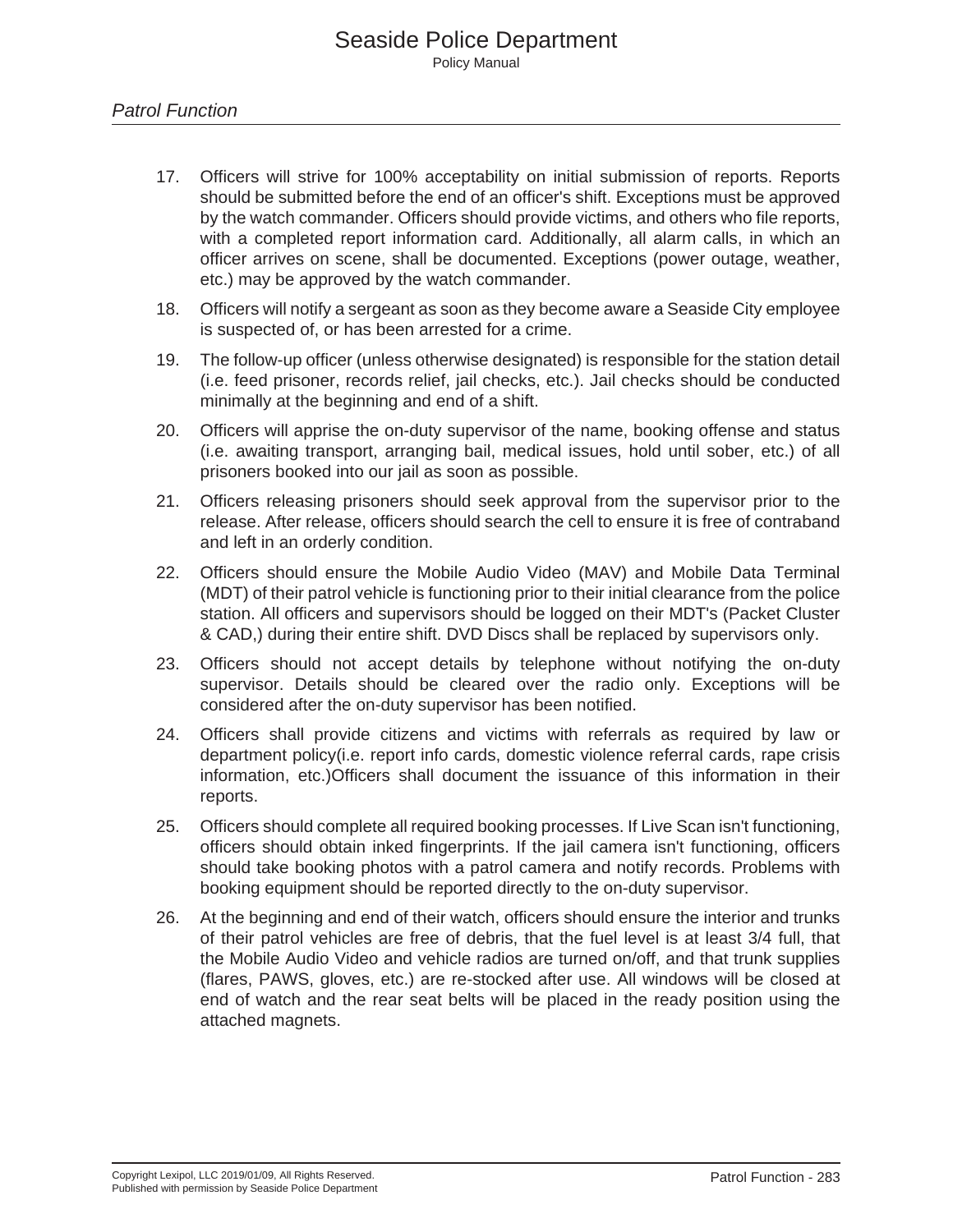17. Officers will strive for 100% acceptability on initial submission of reports. Reports should be submitted before the end of an officer's shift. Exceptions must be approved by the watch commander. Officers should provide victims, and others who file reports, with a completed report information card. Additionally, all alarm calls, in which an officer arrives on scene, shall be documented. Exceptions (power outage, weather, etc.) may be approved by the watch commander.

18. Officers will notify a sergeant as soon as they become aware a Seaside City employee is suspected of, or has been arrested for a crime.

19. The follow-up officer (unless otherwise designated) is responsible for the station detail (i.e. feed prisoner, records relief, jail checks, etc.). Jail checks should be conducted minimally at the beginning and end of a shift.

20. Officers will apprise the on-duty supervisor of the name, booking offense and status (i.e. awaiting transport, arranging bail, medical issues, hold until sober, etc.) of all prisoners booked into our jail as soon as possible.

21. Officers releasing prisoners should seek approval from the supervisor prior to the release. After release, officers should search the cell to ensure it is free of contraband and left in an orderly condition.

22. Officers should ensure the Mobile Audio Video (MAV) and Mobile Data Terminal (MDT) of their patrol vehicle is functioning prior to their initial clearance from the police station. All officers and supervisors should be logged on their MDT's (Packet Cluster & CAD,) during their entire shift. DVD Discs shall be replaced by supervisors only.

23. Officers should not accept details by telephone without notifying the on-duty supervisor. Details should be cleared over the radio only. Exceptions will be considered after the on-duty supervisor has been notified.

24. Officers shall provide citizens and victims with referrals as required by law or department policy(i.e. report info cards, domestic violence referral cards, rape crisis information, etc.)Officers shall document the issuance of this information in their reports.

25. Officers should complete all required booking processes. If Live Scan isn't functioning, officers should obtain inked fingerprints. If the jail camera isn't functioning, officers should take booking photos with a patrol camera and notify records. Problems with booking equipment should be reported directly to the on-duty supervisor.

26. At the beginning and end of their watch, officers should ensure the interior and trunks of their patrol vehicles are free of debris, that the fuel level is at least 3/4 full, that the Mobile Audio Video and vehicle radios are turned on/off, and that trunk supplies (flares, PAWS, gloves, etc.) are re-stocked after use. All windows will be closed at end of watch and the rear seat belts will be placed in the ready position using the attached magnets.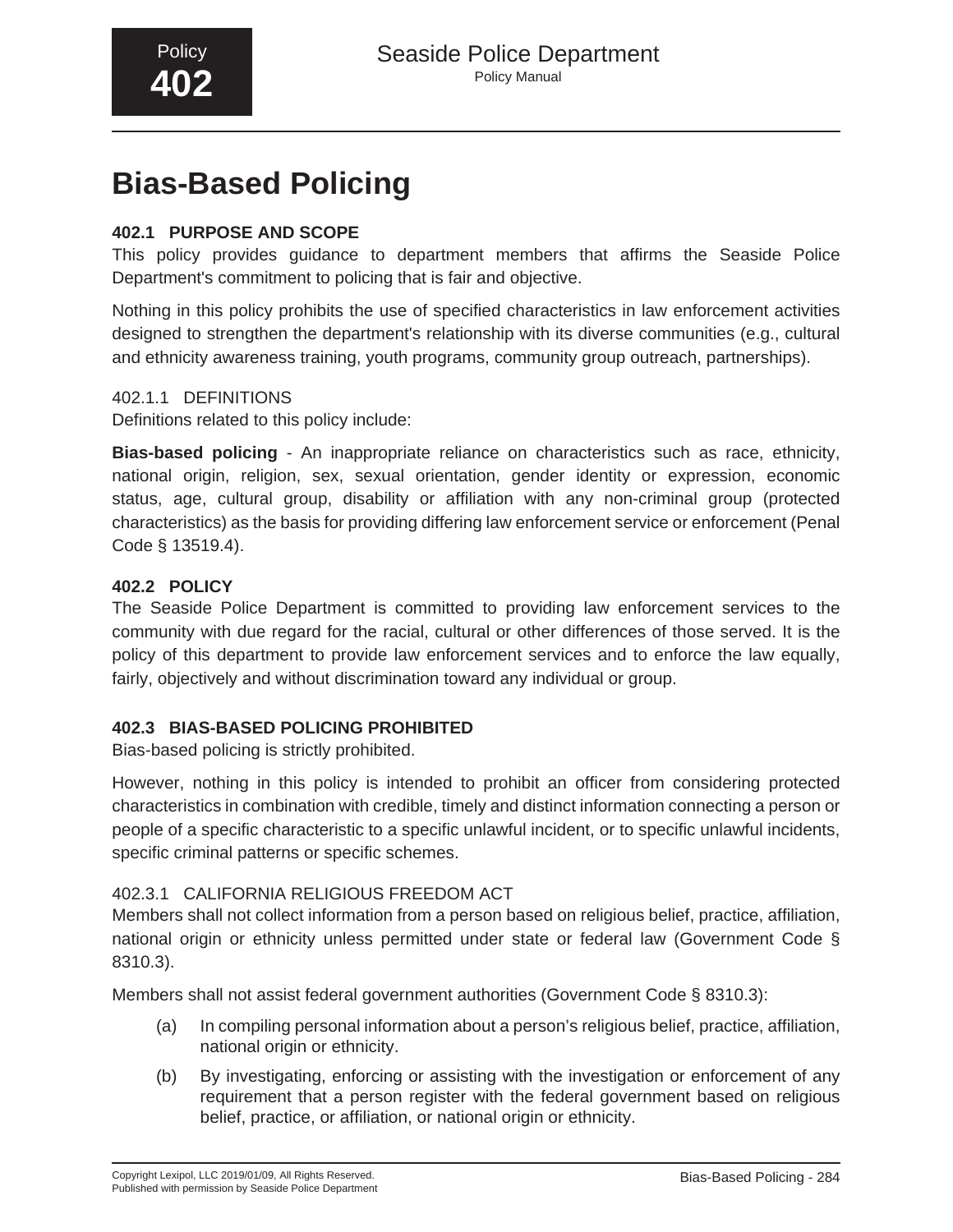# Bias-Based Policing

## 402.1 PURPOSE AND SCOPE

This policy provides guidance to department members that affirms the Seaside Police Department's commitment to policing that is fair and objective.

Nothing in this policy prohibits the use of specified characteristics in law enforcement activities designed to strengthen the department's relationship with its diverse communities (e.g., cultural and ethnicity awareness training, youth programs, community group outreach, partnerships).

### 402.1.1 DEFINITIONS

Definitions related to this policy include:

**Bias-based policing** - An inappropriate reliance on characteristics such as race, ethnicity, national origin, religion, sex, sexual orientation, gender identity or expression, economic status, age, cultural group, disability or affiliation with any non-criminal group (protected characteristics) as the basis for providing differing law enforcement service or enforcement (Penal Code § 13519.4).

## 402.2 POLICY

The Seaside Police Department is committed to providing law enforcement services to the community with due regard for the racial, cultural or other differences of those served. It is the policy of this department to provide law enforcement services and to enforce the law equally, fairly, objectively and without discrimination toward any individual or group.

## 402.3 BIAS-BASED POLICING PROHIBITED

Bias-based policing is strictly prohibited.

However, nothing in this policy is intended to prohibit an officer from considering protected characteristics in combination with credible, timely and distinct information connecting a person or people of a specific characteristic to a specific unlawful incident, or to specific unlawful incidents, specific criminal patterns or specific schemes.

### 402.3.1 CALIFORNIA RELIGIOUS FREEDOM ACT

Members shall not collect information from a person based on religious belief, practice, affiliation, national origin or ethnicity unless permitted under state or federal law (Government Code § 8310.3).

Members shall not assist federal government authorities (Government Code § 8310.3):

(a) In compiling personal information about a person's religious belief, practice, affiliation, national origin or ethnicity.

(b) By investigating, enforcing or assisting with the investigation or enforcement of any requirement that a person register with the federal government based on religious belief, practice, or affiliation, or national origin or ethnicity.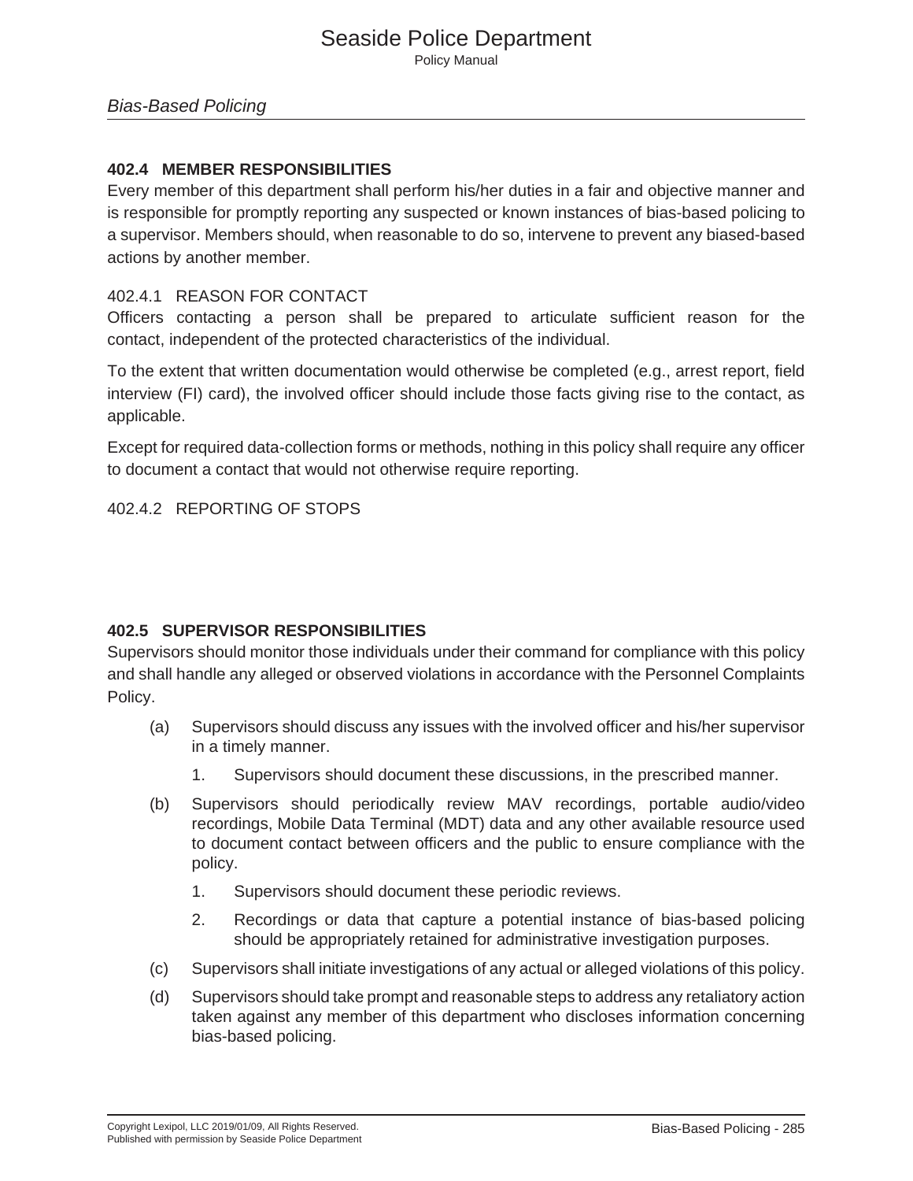## 402.4 MEMBER RESPONSIBILITIES

Every member of this department shall perform his/her duties in a fair and objective manner and is responsible for promptly reporting any suspected or known instances of bias-based policing to a supervisor. Members should, when reasonable to do so, intervene to prevent any biased-based actions by another member.

### 402.4.1 REASON FOR CONTACT

Officers contacting a person shall be prepared to articulate sufficient reason for the contact, independent of the protected characteristics of the individual.

To the extent that written documentation would otherwise be completed (e.g., arrest report, field interview (FI) card), the involved officer should include those facts giving rise to the contact, as applicable.

Except for required data-collection forms or methods, nothing in this policy shall require any officer to document a contact that would not otherwise require reporting.

### 402.4.2 REPORTING OF STOPS

## 402.5 SUPERVISOR RESPONSIBILITIES

Supervisors should monitor those individuals under their command for compliance with this policy and shall handle any alleged or observed violations in accordance with the Personnel Complaints Policy.

(a) Supervisors should discuss any issues with the involved officer and his/her supervisor in a timely manner.

  1. Supervisors should document these discussions, in the prescribed manner.

(b) Supervisors should periodically review MAV recordings, portable audio/video recordings, Mobile Data Terminal (MDT) data and any other available resource used to document contact between officers and the public to ensure compliance with the policy.

  1. Supervisors should document these periodic reviews.
  2. Recordings or data that capture a potential instance of bias-based policing should be appropriately retained for administrative investigation purposes.

(c) Supervisors shall initiate investigations of any actual or alleged violations of this policy.

(d) Supervisors should take prompt and reasonable steps to address any retaliatory action taken against any member of this department who discloses information concerning bias-based policing.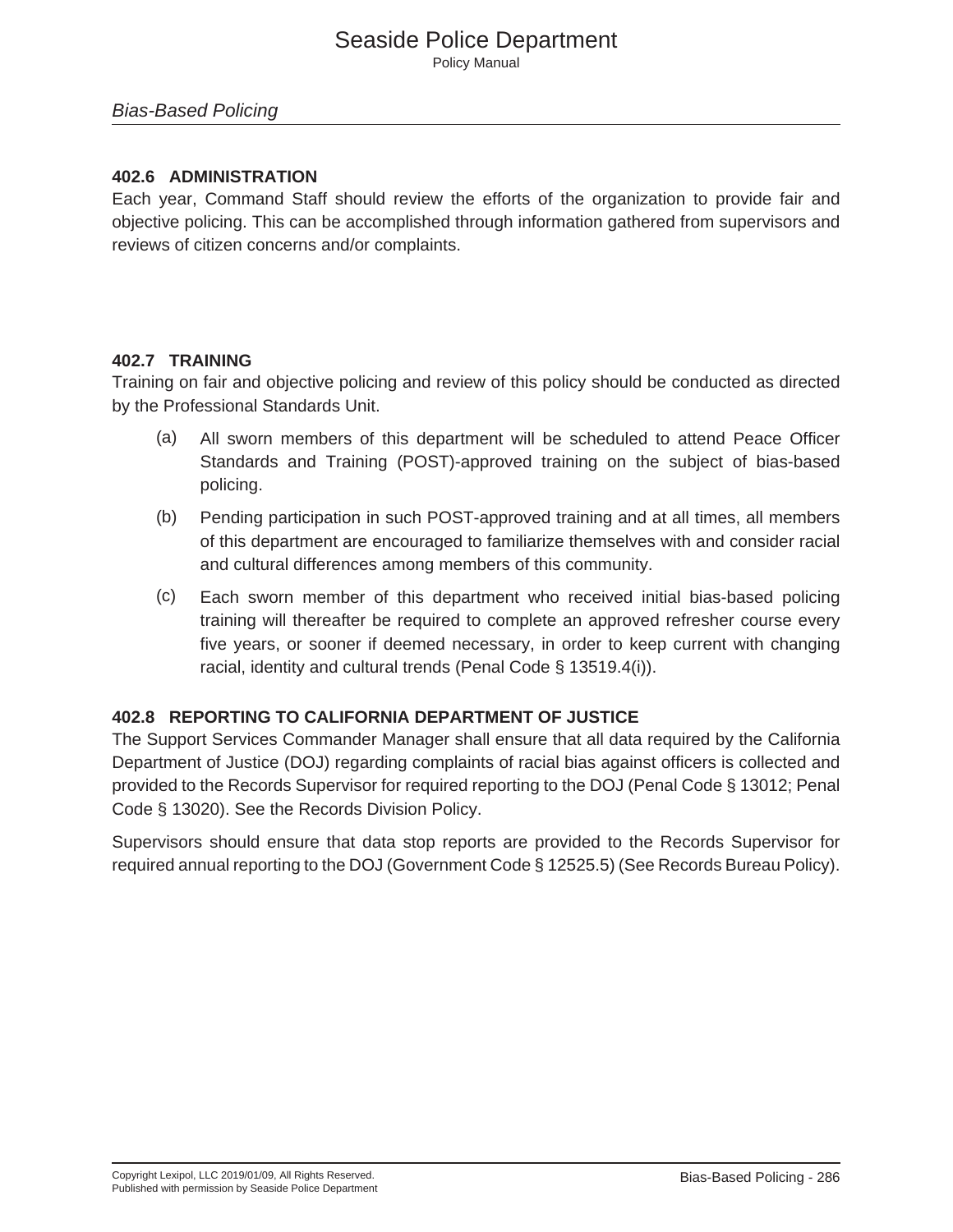### 402.6 ADMINISTRATION

Each year, Command Staff should review the efforts of the organization to provide fair and objective policing. This can be accomplished through information gathered from supervisors and reviews of citizen concerns and/or complaints.

### 402.7 TRAINING

Training on fair and objective policing and review of this policy should be conducted as directed by the Professional Standards Unit.

(a) All sworn members of this department will be scheduled to attend Peace Officer Standards and Training (POST)-approved training on the subject of bias-based policing.

(b) Pending participation in such POST-approved training and at all times, all members of this department are encouraged to familiarize themselves with and consider racial and cultural differences among members of this community.

(c) Each sworn member of this department who received initial bias-based policing training will thereafter be required to complete an approved refresher course every five years, or sooner if deemed necessary, in order to keep current with changing racial, identity and cultural trends (Penal Code § 13519.4(i)).

### 402.8 REPORTING TO CALIFORNIA DEPARTMENT OF JUSTICE

The Support Services Commander Manager shall ensure that all data required by the California Department of Justice (DOJ) regarding complaints of racial bias against officers is collected and provided to the Records Supervisor for required reporting to the DOJ (Penal Code § 13012; Penal Code § 13020). See the Records Division Policy.

Supervisors should ensure that data stop reports are provided to the Records Supervisor for required annual reporting to the DOJ (Government Code § 12525.5) (See Records Bureau Policy).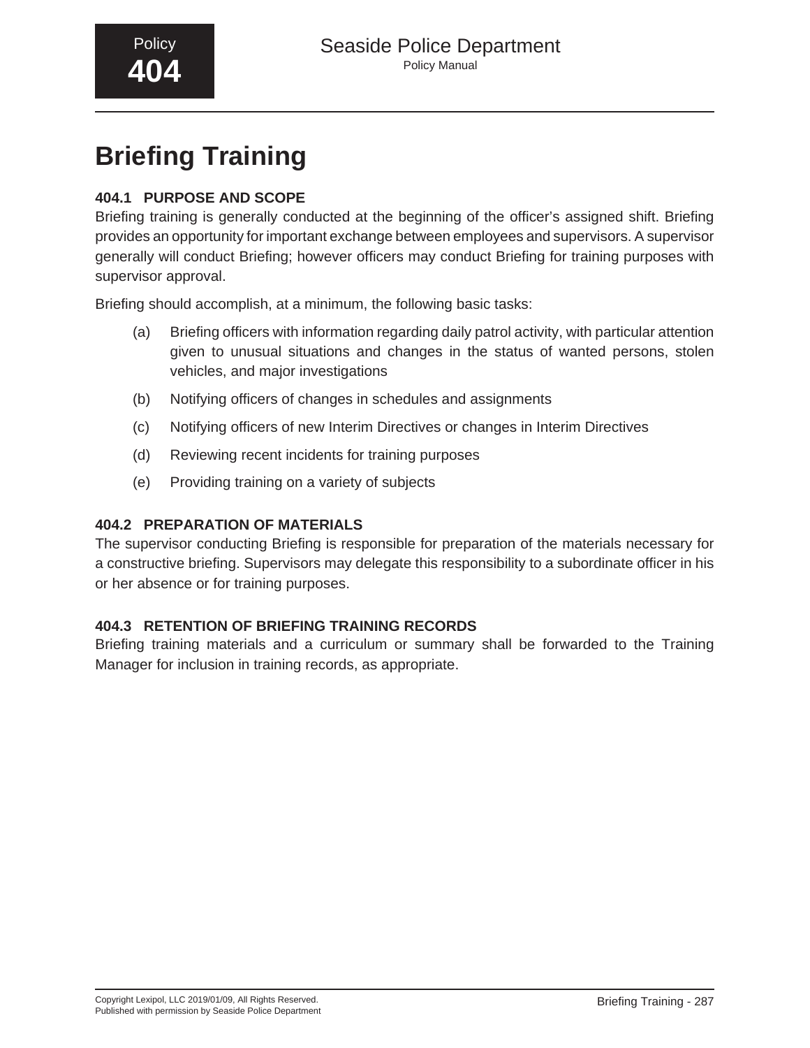Policy **404**

# Briefing Training

### 404.1 PURPOSE AND SCOPE

Briefing training is generally conducted at the beginning of the officer's assigned shift. Briefing provides an opportunity for important exchange between employees and supervisors. A supervisor generally will conduct Briefing; however officers may conduct Briefing for training purposes with supervisor approval.

Briefing should accomplish, at a minimum, the following basic tasks:

(a) Briefing officers with information regarding daily patrol activity, with particular attention given to unusual situations and changes in the status of wanted persons, stolen vehicles, and major investigations

(b) Notifying officers of changes in schedules and assignments

(c) Notifying officers of new Interim Directives or changes in Interim Directives

(d) Reviewing recent incidents for training purposes

(e) Providing training on a variety of subjects

### 404.2 PREPARATION OF MATERIALS

The supervisor conducting Briefing is responsible for preparation of the materials necessary for a constructive briefing. Supervisors may delegate this responsibility to a subordinate officer in his or her absence or for training purposes.

### 404.3 RETENTION OF BRIEFING TRAINING RECORDS

Briefing training materials and a curriculum or summary shall be forwarded to the Training Manager for inclusion in training records, as appropriate.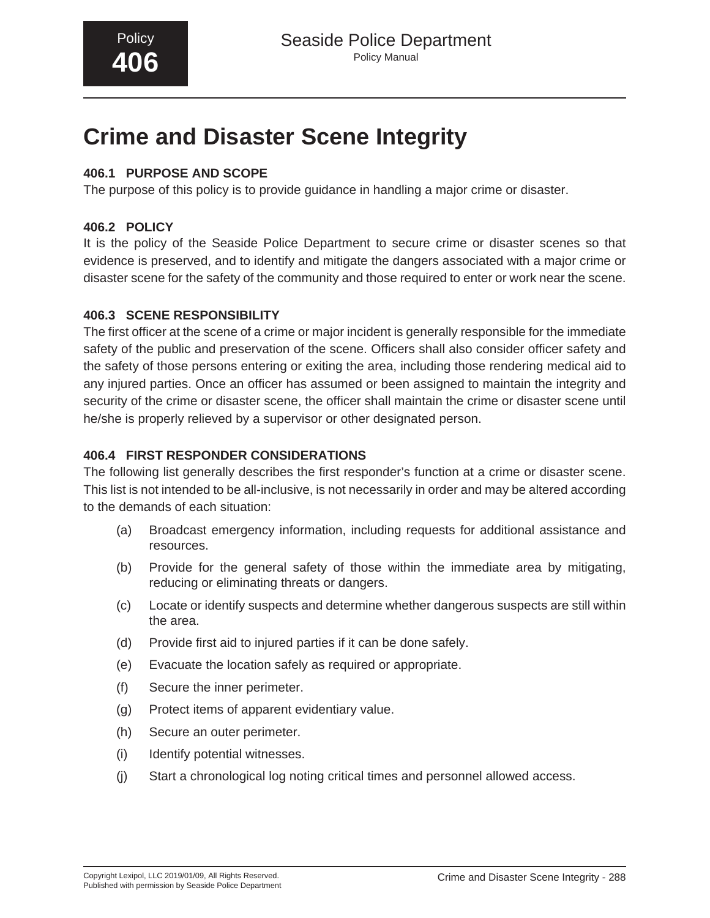# Crime and Disaster Scene Integrity

## 406.1 PURPOSE AND SCOPE

The purpose of this policy is to provide guidance in handling a major crime or disaster.

## 406.2 POLICY

It is the policy of the Seaside Police Department to secure crime or disaster scenes so that evidence is preserved, and to identify and mitigate the dangers associated with a major crime or disaster scene for the safety of the community and those required to enter or work near the scene.

## 406.3 SCENE RESPONSIBILITY

The first officer at the scene of a crime or major incident is generally responsible for the immediate safety of the public and preservation of the scene. Officers shall also consider officer safety and the safety of those persons entering or exiting the area, including those rendering medical aid to any injured parties. Once an officer has assumed or been assigned to maintain the integrity and security of the crime or disaster scene, the officer shall maintain the crime or disaster scene until he/she is properly relieved by a supervisor or other designated person.

## 406.4 FIRST RESPONDER CONSIDERATIONS

The following list generally describes the first responder's function at a crime or disaster scene. This list is not intended to be all-inclusive, is not necessarily in order and may be altered according to the demands of each situation:

(a) Broadcast emergency information, including requests for additional assistance and resources.

(b) Provide for the general safety of those within the immediate area by mitigating, reducing or eliminating threats or dangers.

(c) Locate or identify suspects and determine whether dangerous suspects are still within the area.

(d) Provide first aid to injured parties if it can be done safely.

(e) Evacuate the location safely as required or appropriate.

(f) Secure the inner perimeter.

(g) Protect items of apparent evidentiary value.

(h) Secure an outer perimeter.

(i) Identify potential witnesses.

(j) Start a chronological log noting critical times and personnel allowed access.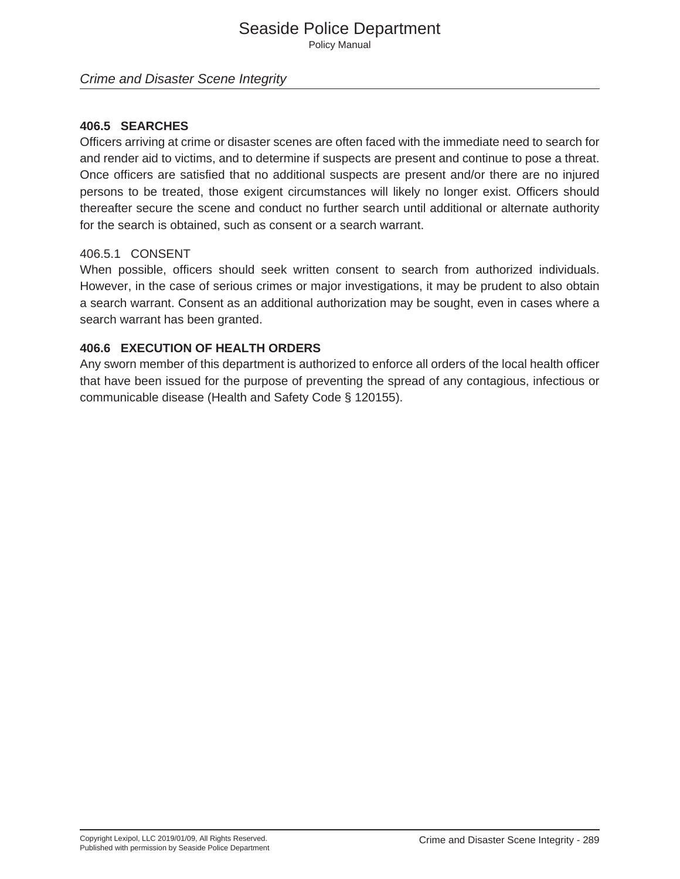### 406.5 SEARCHES

Officers arriving at crime or disaster scenes are often faced with the immediate need to search for and render aid to victims, and to determine if suspects are present and continue to pose a threat. Once officers are satisfied that no additional suspects are present and/or there are no injured persons to be treated, those exigent circumstances will likely no longer exist. Officers should thereafter secure the scene and conduct no further search until additional or alternate authority for the search is obtained, such as consent or a search warrant.

#### 406.5.1 CONSENT

When possible, officers should seek written consent to search from authorized individuals. However, in the case of serious crimes or major investigations, it may be prudent to also obtain a search warrant. Consent as an additional authorization may be sought, even in cases where a search warrant has been granted.

### 406.6 EXECUTION OF HEALTH ORDERS

Any sworn member of this department is authorized to enforce all orders of the local health officer that have been issued for the purpose of preventing the spread of any contagious, infectious or communicable disease (Health and Safety Code § 120155).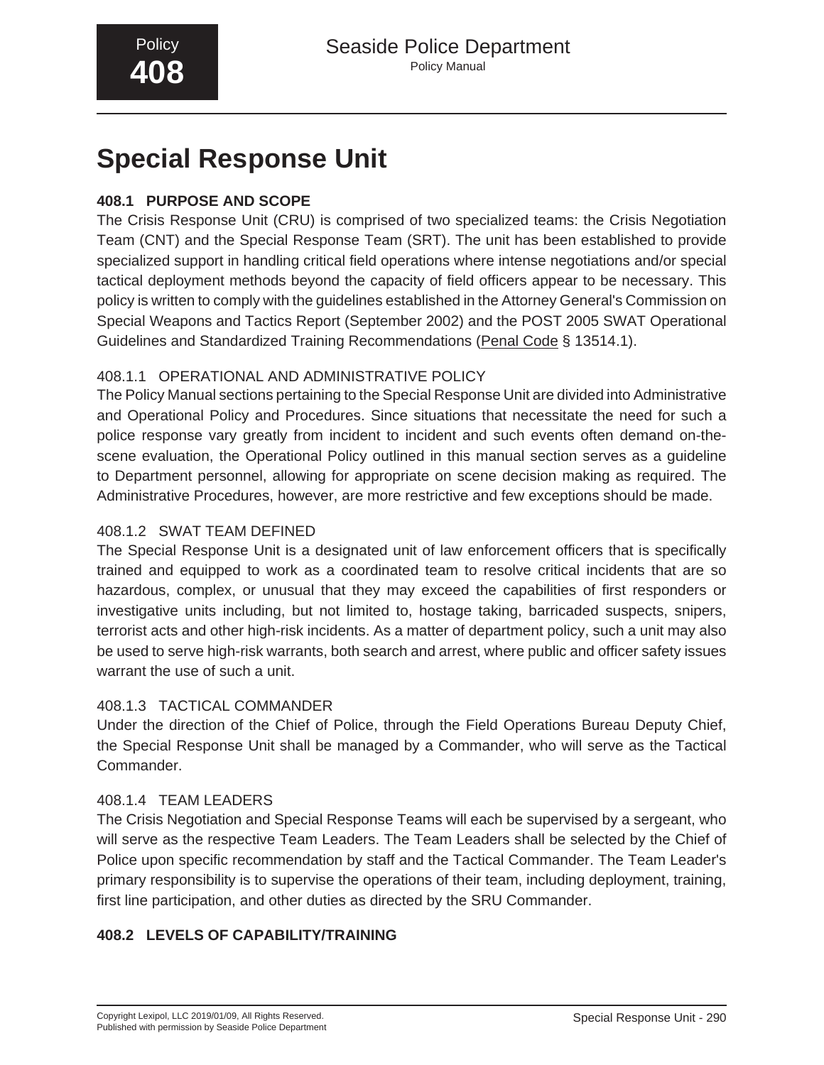# Special Response Unit

## 408.1 PURPOSE AND SCOPE

The Crisis Response Unit (CRU) is comprised of two specialized teams: the Crisis Negotiation Team (CNT) and the Special Response Team (SRT). The unit has been established to provide specialized support in handling critical field operations where intense negotiations and/or special tactical deployment methods beyond the capacity of field officers appear to be necessary. This policy is written to comply with the guidelines established in the Attorney General's Commission on Special Weapons and Tactics Report (September 2002) and the POST 2005 SWAT Operational Guidelines and Standardized Training Recommendations (Penal Code § 13514.1).

### 408.1.1 OPERATIONAL AND ADMINISTRATIVE POLICY

The Policy Manual sections pertaining to the Special Response Unit are divided into Administrative and Operational Policy and Procedures. Since situations that necessitate the need for such a police response vary greatly from incident to incident and such events often demand on-the-scene evaluation, the Operational Policy outlined in this manual section serves as a guideline to Department personnel, allowing for appropriate on scene decision making as required. The Administrative Procedures, however, are more restrictive and few exceptions should be made.

### 408.1.2 SWAT TEAM DEFINED

The Special Response Unit is a designated unit of law enforcement officers that is specifically trained and equipped to work as a coordinated team to resolve critical incidents that are so hazardous, complex, or unusual that they may exceed the capabilities of first responders or investigative units including, but not limited to, hostage taking, barricaded suspects, snipers, terrorist acts and other high-risk incidents. As a matter of department policy, such a unit may also be used to serve high-risk warrants, both search and arrest, where public and officer safety issues warrant the use of such a unit.

### 408.1.3 TACTICAL COMMANDER

Under the direction of the Chief of Police, through the Field Operations Bureau Deputy Chief, the Special Response Unit shall be managed by a Commander, who will serve as the Tactical Commander.

### 408.1.4 TEAM LEADERS

The Crisis Negotiation and Special Response Teams will each be supervised by a sergeant, who will serve as the respective Team Leaders. The Team Leaders shall be selected by the Chief of Police upon specific recommendation by staff and the Tactical Commander. The Team Leader's primary responsibility is to supervise the operations of their team, including deployment, training, first line participation, and other duties as directed by the SRU Commander.

## 408.2 LEVELS OF CAPABILITY/TRAINING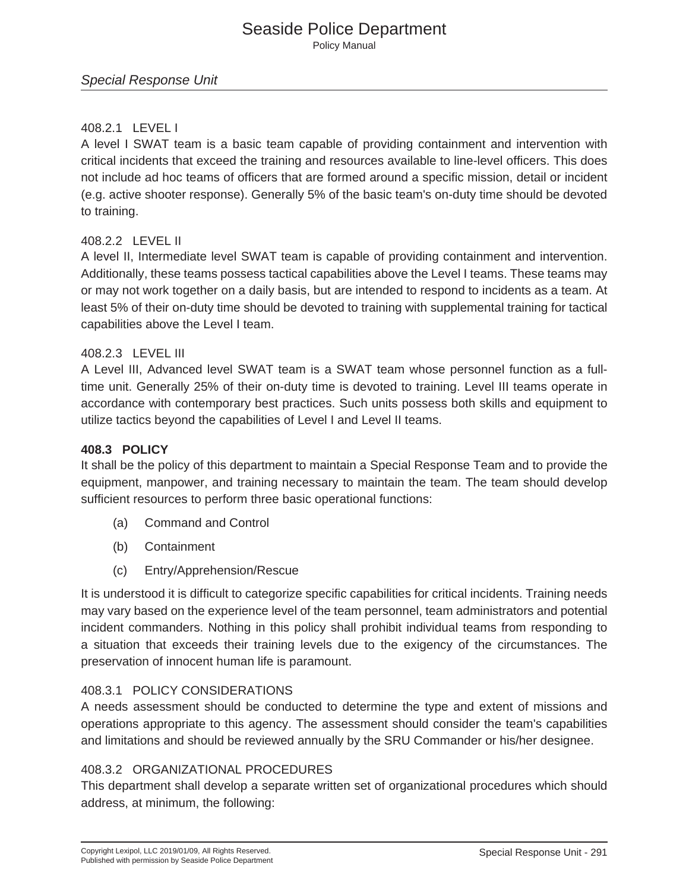#### 408.2.1 LEVEL I

A level I SWAT team is a basic team capable of providing containment and intervention with critical incidents that exceed the training and resources available to line-level officers. This does not include ad hoc teams of officers that are formed around a specific mission, detail or incident (e.g. active shooter response). Generally 5% of the basic team's on-duty time should be devoted to training.

#### 408.2.2 LEVEL II

A level II, Intermediate level SWAT team is capable of providing containment and intervention. Additionally, these teams possess tactical capabilities above the Level I teams. These teams may or may not work together on a daily basis, but are intended to respond to incidents as a team. At least 5% of their on-duty time should be devoted to training with supplemental training for tactical capabilities above the Level I team.

#### 408.2.3 LEVEL III

A Level III, Advanced level SWAT team is a SWAT team whose personnel function as a full-time unit. Generally 25% of their on-duty time is devoted to training. Level III teams operate in accordance with contemporary best practices. Such units possess both skills and equipment to utilize tactics beyond the capabilities of Level I and Level II teams.

### 408.3 POLICY

It shall be the policy of this department to maintain a Special Response Team and to provide the equipment, manpower, and training necessary to maintain the team. The team should develop sufficient resources to perform three basic operational functions:

(a) Command and Control

(b) Containment

(c) Entry/Apprehension/Rescue

It is understood it is difficult to categorize specific capabilities for critical incidents. Training needs may vary based on the experience level of the team personnel, team administrators and potential incident commanders. Nothing in this policy shall prohibit individual teams from responding to a situation that exceeds their training levels due to the exigency of the circumstances. The preservation of innocent human life is paramount.

#### 408.3.1 POLICY CONSIDERATIONS

A needs assessment should be conducted to determine the type and extent of missions and operations appropriate to this agency. The assessment should consider the team's capabilities and limitations and should be reviewed annually by the SRU Commander or his/her designee.

#### 408.3.2 ORGANIZATIONAL PROCEDURES

This department shall develop a separate written set of organizational procedures which should address, at minimum, the following: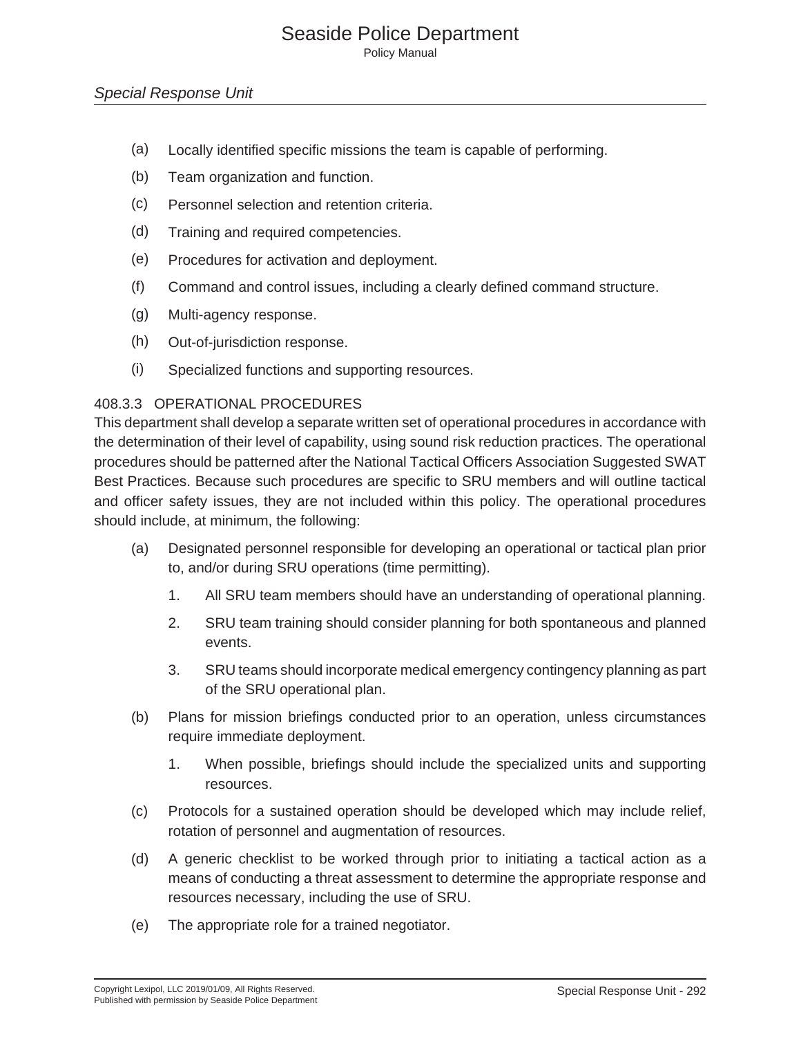(a) Locally identified specific missions the team is capable of performing.

(b) Team organization and function.

(c) Personnel selection and retention criteria.

(d) Training and required competencies.

(e) Procedures for activation and deployment.

(f) Command and control issues, including a clearly defined command structure.

(g) Multi-agency response.

(h) Out-of-jurisdiction response.

(i) Specialized functions and supporting resources.

#### 408.3.3 OPERATIONAL PROCEDURES

This department shall develop a separate written set of operational procedures in accordance with the determination of their level of capability, using sound risk reduction practices. The operational procedures should be patterned after the National Tactical Officers Association Suggested SWAT Best Practices. Because such procedures are specific to SRU members and will outline tactical and officer safety issues, they are not included within this policy. The operational procedures should include, at minimum, the following:

(a) Designated personnel responsible for developing an operational or tactical plan prior to, and/or during SRU operations (time permitting).

1. All SRU team members should have an understanding of operational planning.
2. SRU team training should consider planning for both spontaneous and planned events.
3. SRU teams should incorporate medical emergency contingency planning as part of the SRU operational plan.

(b) Plans for mission briefings conducted prior to an operation, unless circumstances require immediate deployment.

1. When possible, briefings should include the specialized units and supporting resources.

(c) Protocols for a sustained operation should be developed which may include relief, rotation of personnel and augmentation of resources.

(d) A generic checklist to be worked through prior to initiating a tactical action as a means of conducting a threat assessment to determine the appropriate response and resources necessary, including the use of SRU.

(e) The appropriate role for a trained negotiator.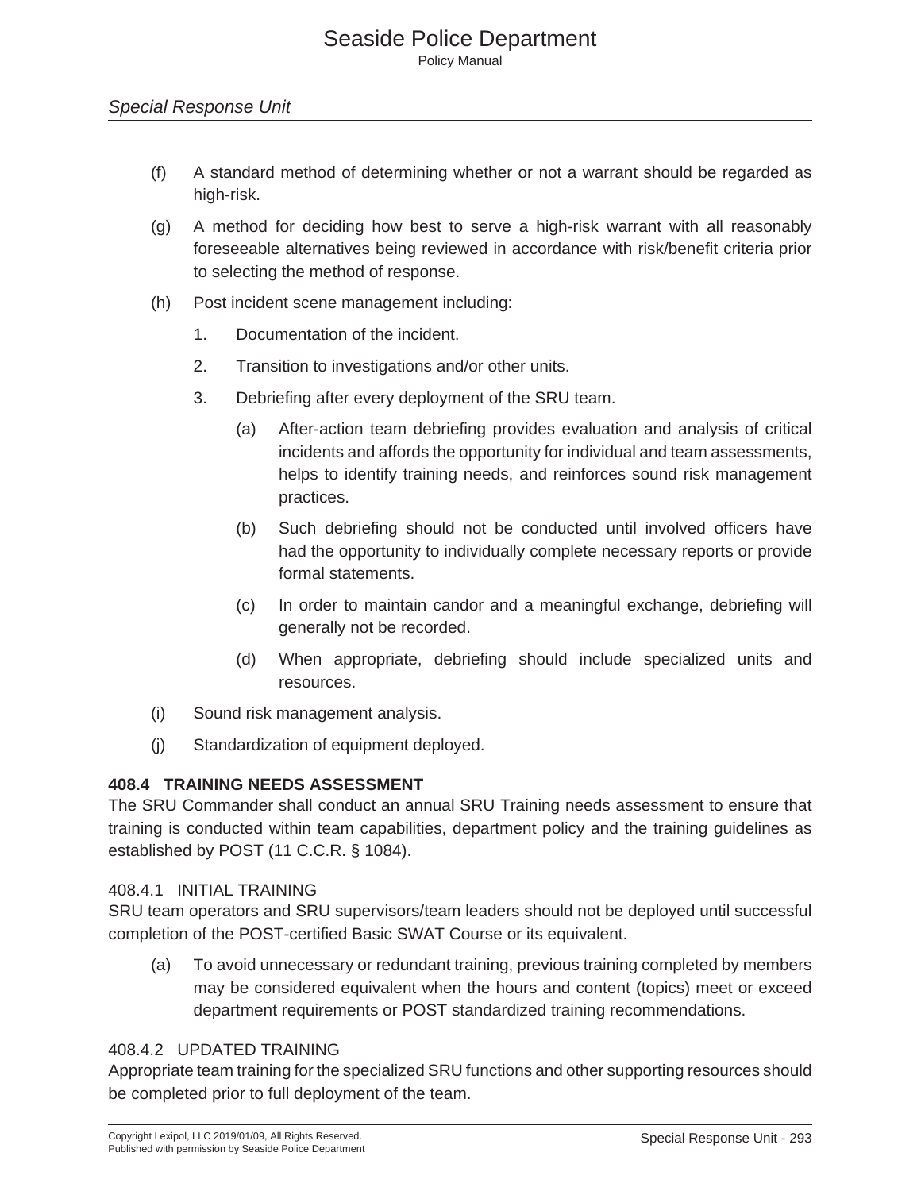(f) A standard method of determining whether or not a warrant should be regarded as high-risk.

(g) A method for deciding how best to serve a high-risk warrant with all reasonably foreseeable alternatives being reviewed in accordance with risk/benefit criteria prior to selecting the method of response.

(h) Post incident scene management including:

1. Documentation of the incident.

2. Transition to investigations and/or other units.

3. Debriefing after every deployment of the SRU team.

    (a) After-action team debriefing provides evaluation and analysis of critical incidents and affords the opportunity for individual and team assessments, helps to identify training needs, and reinforces sound risk management practices.

    (b) Such debriefing should not be conducted until involved officers have had the opportunity to individually complete necessary reports or provide formal statements.

    (c) In order to maintain candor and a meaningful exchange, debriefing will generally not be recorded.

    (d) When appropriate, debriefing should include specialized units and resources.

(i) Sound risk management analysis.

(j) Standardization of equipment deployed.

**408.4 TRAINING NEEDS ASSESSMENT**

The SRU Commander shall conduct an annual SRU Training needs assessment to ensure that training is conducted within team capabilities, department policy and the training guidelines as established by POST (11 C.C.R. § 1084).

408.4.1 INITIAL TRAINING

SRU team operators and SRU supervisors/team leaders should not be deployed until successful completion of the POST-certified Basic SWAT Course or its equivalent.

(a) To avoid unnecessary or redundant training, previous training completed by members may be considered equivalent when the hours and content (topics) meet or exceed department requirements or POST standardized training recommendations.

408.4.2 UPDATED TRAINING

Appropriate team training for the specialized SRU functions and other supporting resources should be completed prior to full deployment of the team.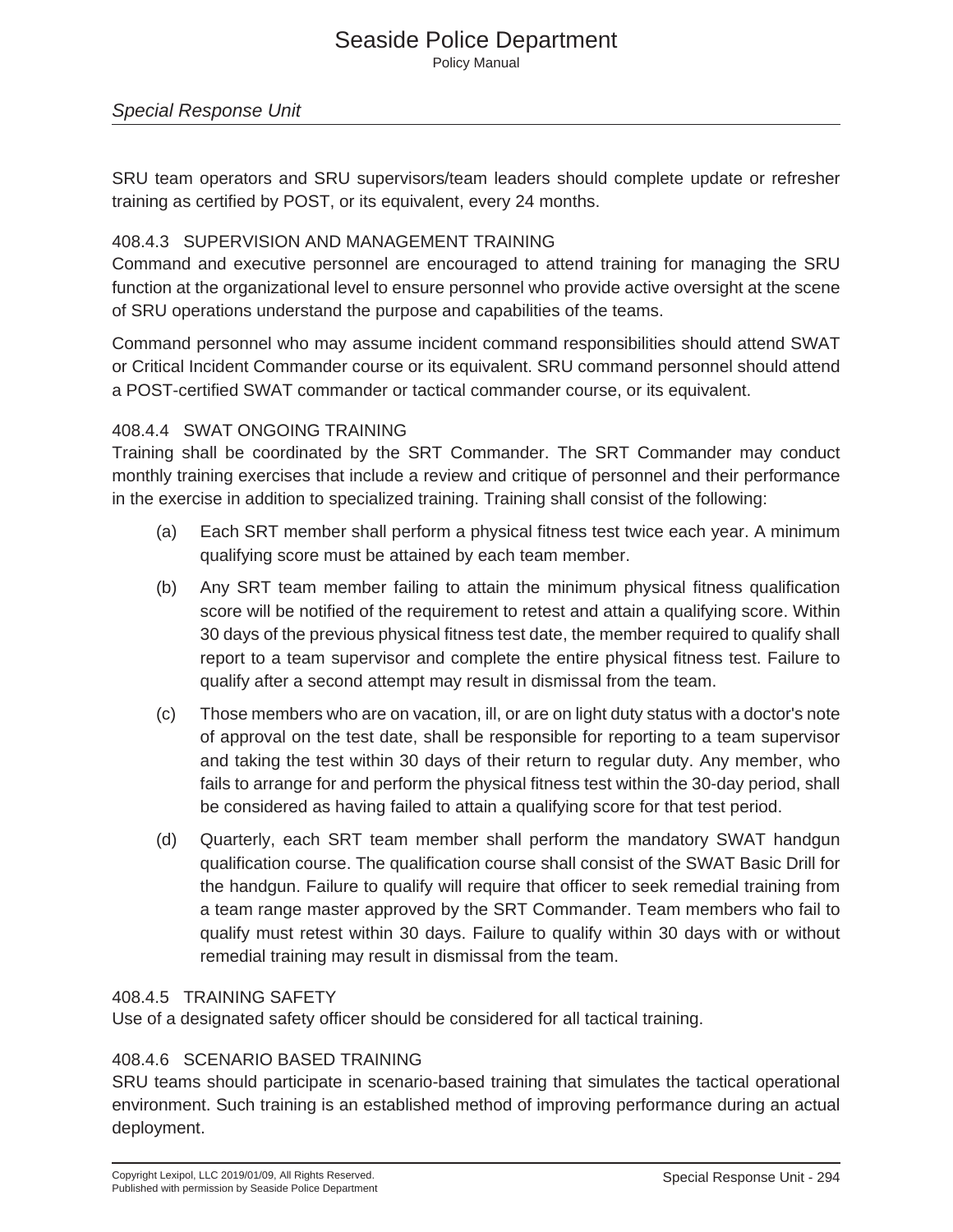SRU team operators and SRU supervisors/team leaders should complete update or refresher training as certified by POST, or its equivalent, every 24 months.

#### 408.4.3 SUPERVISION AND MANAGEMENT TRAINING

Command and executive personnel are encouraged to attend training for managing the SRU function at the organizational level to ensure personnel who provide active oversight at the scene of SRU operations understand the purpose and capabilities of the teams.

Command personnel who may assume incident command responsibilities should attend SWAT or Critical Incident Commander course or its equivalent. SRU command personnel should attend a POST-certified SWAT commander or tactical commander course, or its equivalent.

#### 408.4.4 SWAT ONGOING TRAINING

Training shall be coordinated by the SRT Commander. The SRT Commander may conduct monthly training exercises that include a review and critique of personnel and their performance in the exercise in addition to specialized training. Training shall consist of the following:

(a) Each SRT member shall perform a physical fitness test twice each year. A minimum qualifying score must be attained by each team member.

(b) Any SRT team member failing to attain the minimum physical fitness qualification score will be notified of the requirement to retest and attain a qualifying score. Within 30 days of the previous physical fitness test date, the member required to qualify shall report to a team supervisor and complete the entire physical fitness test. Failure to qualify after a second attempt may result in dismissal from the team.

(c) Those members who are on vacation, ill, or are on light duty status with a doctor's note of approval on the test date, shall be responsible for reporting to a team supervisor and taking the test within 30 days of their return to regular duty. Any member, who fails to arrange for and perform the physical fitness test within the 30-day period, shall be considered as having failed to attain a qualifying score for that test period.

(d) Quarterly, each SRT team member shall perform the mandatory SWAT handgun qualification course. The qualification course shall consist of the SWAT Basic Drill for the handgun. Failure to qualify will require that officer to seek remedial training from a team range master approved by the SRT Commander. Team members who fail to qualify must retest within 30 days. Failure to qualify within 30 days with or without remedial training may result in dismissal from the team.

#### 408.4.5 TRAINING SAFETY

Use of a designated safety officer should be considered for all tactical training.

#### 408.4.6 SCENARIO BASED TRAINING

SRU teams should participate in scenario-based training that simulates the tactical operational environment. Such training is an established method of improving performance during an actual deployment.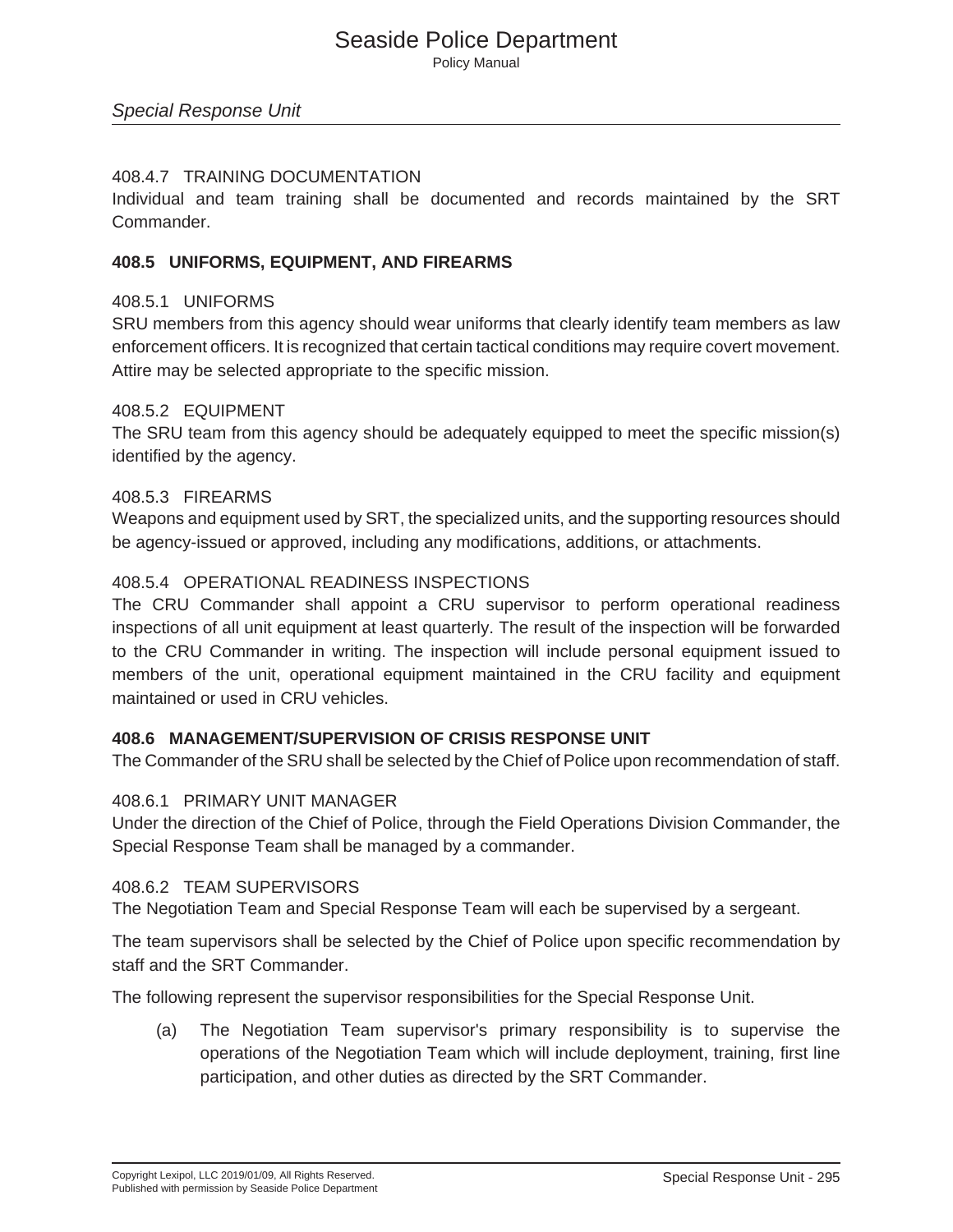#### 408.4.7 TRAINING DOCUMENTATION

Individual and team training shall be documented and records maintained by the SRT Commander.

### 408.5 UNIFORMS, EQUIPMENT, AND FIREARMS

#### 408.5.1 UNIFORMS

SRU members from this agency should wear uniforms that clearly identify team members as law enforcement officers. It is recognized that certain tactical conditions may require covert movement. Attire may be selected appropriate to the specific mission.

#### 408.5.2 EQUIPMENT

The SRU team from this agency should be adequately equipped to meet the specific mission(s) identified by the agency.

#### 408.5.3 FIREARMS

Weapons and equipment used by SRT, the specialized units, and the supporting resources should be agency-issued or approved, including any modifications, additions, or attachments.

#### 408.5.4 OPERATIONAL READINESS INSPECTIONS

The CRU Commander shall appoint a CRU supervisor to perform operational readiness inspections of all unit equipment at least quarterly. The result of the inspection will be forwarded to the CRU Commander in writing. The inspection will include personal equipment issued to members of the unit, operational equipment maintained in the CRU facility and equipment maintained or used in CRU vehicles.

### 408.6 MANAGEMENT/SUPERVISION OF CRISIS RESPONSE UNIT

The Commander of the SRU shall be selected by the Chief of Police upon recommendation of staff.

#### 408.6.1 PRIMARY UNIT MANAGER

Under the direction of the Chief of Police, through the Field Operations Division Commander, the Special Response Team shall be managed by a commander.

#### 408.6.2 TEAM SUPERVISORS

The Negotiation Team and Special Response Team will each be supervised by a sergeant.

The team supervisors shall be selected by the Chief of Police upon specific recommendation by staff and the SRT Commander.

The following represent the supervisor responsibilities for the Special Response Unit.

(a) The Negotiation Team supervisor's primary responsibility is to supervise the operations of the Negotiation Team which will include deployment, training, first line participation, and other duties as directed by the SRT Commander.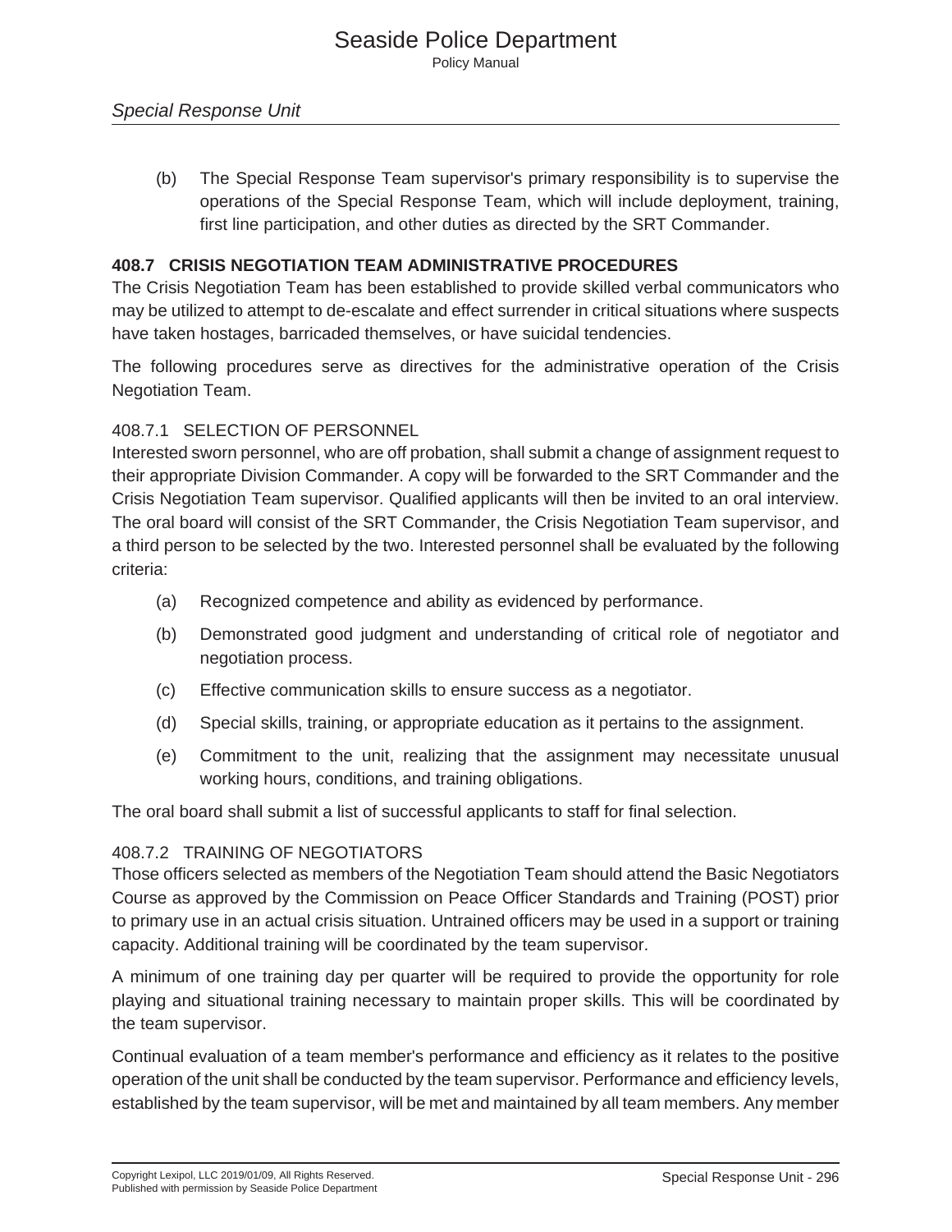(b) The Special Response Team supervisor's primary responsibility is to supervise the operations of the Special Response Team, which will include deployment, training, first line participation, and other duties as directed by the SRT Commander.

## 408.7 CRISIS NEGOTIATION TEAM ADMINISTRATIVE PROCEDURES

The Crisis Negotiation Team has been established to provide skilled verbal communicators who may be utilized to attempt to de-escalate and effect surrender in critical situations where suspects have taken hostages, barricaded themselves, or have suicidal tendencies.

The following procedures serve as directives for the administrative operation of the Crisis Negotiation Team.

### 408.7.1 SELECTION OF PERSONNEL

Interested sworn personnel, who are off probation, shall submit a change of assignment request to their appropriate Division Commander. A copy will be forwarded to the SRT Commander and the Crisis Negotiation Team supervisor. Qualified applicants will then be invited to an oral interview. The oral board will consist of the SRT Commander, the Crisis Negotiation Team supervisor, and a third person to be selected by the two. Interested personnel shall be evaluated by the following criteria:

(a) Recognized competence and ability as evidenced by performance.

(b) Demonstrated good judgment and understanding of critical role of negotiator and negotiation process.

(c) Effective communication skills to ensure success as a negotiator.

(d) Special skills, training, or appropriate education as it pertains to the assignment.

(e) Commitment to the unit, realizing that the assignment may necessitate unusual working hours, conditions, and training obligations.

The oral board shall submit a list of successful applicants to staff for final selection.

### 408.7.2 TRAINING OF NEGOTIATORS

Those officers selected as members of the Negotiation Team should attend the Basic Negotiators Course as approved by the Commission on Peace Officer Standards and Training (POST) prior to primary use in an actual crisis situation. Untrained officers may be used in a support or training capacity. Additional training will be coordinated by the team supervisor.

A minimum of one training day per quarter will be required to provide the opportunity for role playing and situational training necessary to maintain proper skills. This will be coordinated by the team supervisor.

Continual evaluation of a team member's performance and efficiency as it relates to the positive operation of the unit shall be conducted by the team supervisor. Performance and efficiency levels, established by the team supervisor, will be met and maintained by all team members. Any member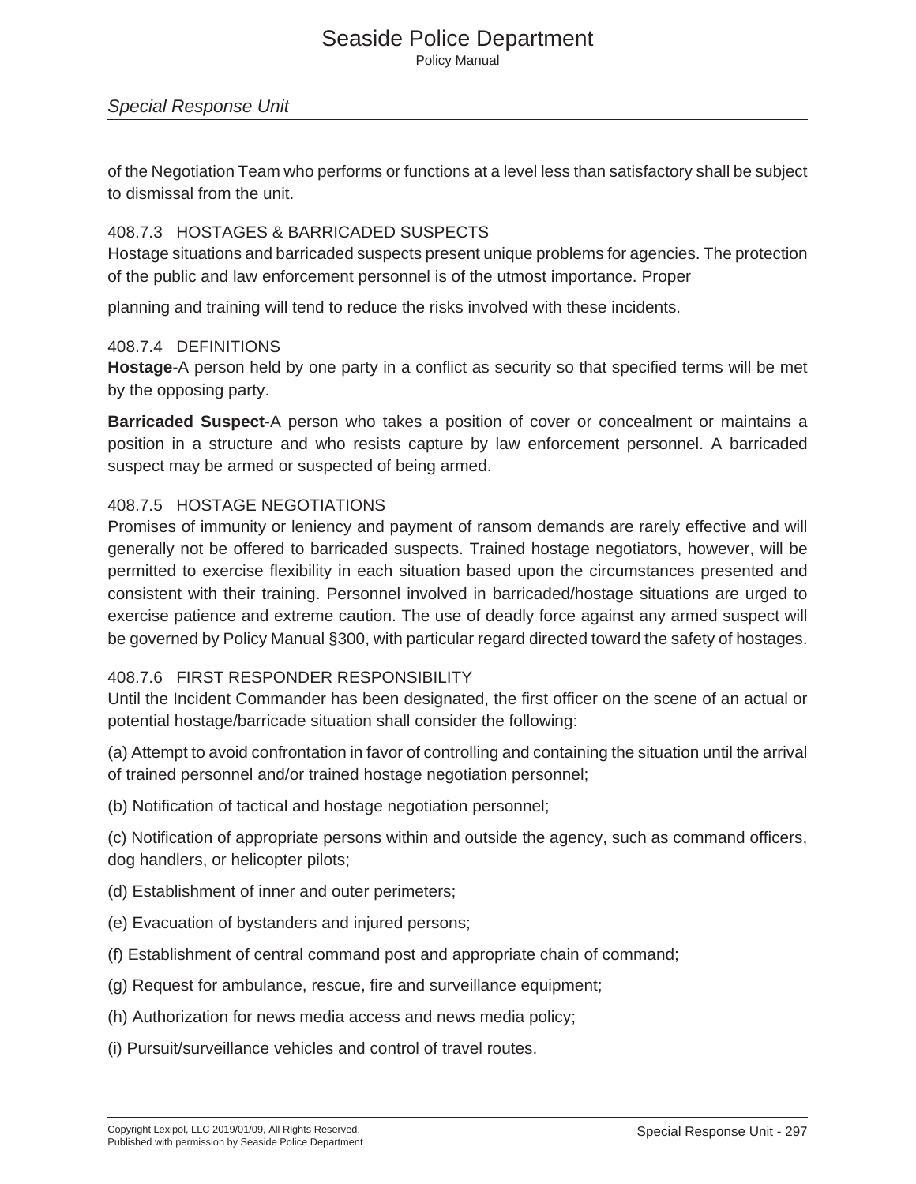of the Negotiation Team who performs or functions at a level less than satisfactory shall be subject to dismissal from the unit.

### 408.7.3 HOSTAGES & BARRICADED SUSPECTS

Hostage situations and barricaded suspects present unique problems for agencies. The protection of the public and law enforcement personnel is of the utmost importance. Proper

planning and training will tend to reduce the risks involved with these incidents.

### 408.7.4 DEFINITIONS

**Hostage**-A person held by one party in a conflict as security so that specified terms will be met by the opposing party.

**Barricaded Suspect**-A person who takes a position of cover or concealment or maintains a position in a structure and who resists capture by law enforcement personnel. A barricaded suspect may be armed or suspected of being armed.

### 408.7.5 HOSTAGE NEGOTIATIONS

Promises of immunity or leniency and payment of ransom demands are rarely effective and will generally not be offered to barricaded suspects. Trained hostage negotiators, however, will be permitted to exercise flexibility in each situation based upon the circumstances presented and consistent with their training. Personnel involved in barricaded/hostage situations are urged to exercise patience and extreme caution. The use of deadly force against any armed suspect will be governed by Policy Manual §300, with particular regard directed toward the safety of hostages.

### 408.7.6 FIRST RESPONDER RESPONSIBILITY

Until the Incident Commander has been designated, the first officer on the scene of an actual or potential hostage/barricade situation shall consider the following:

(a) Attempt to avoid confrontation in favor of controlling and containing the situation until the arrival of trained personnel and/or trained hostage negotiation personnel;

(b) Notification of tactical and hostage negotiation personnel;

(c) Notification of appropriate persons within and outside the agency, such as command officers, dog handlers, or helicopter pilots;

(d) Establishment of inner and outer perimeters;

(e) Evacuation of bystanders and injured persons;

(f) Establishment of central command post and appropriate chain of command;

(g) Request for ambulance, rescue, fire and surveillance equipment;

(h) Authorization for news media access and news media policy;

(i) Pursuit/surveillance vehicles and control of travel routes.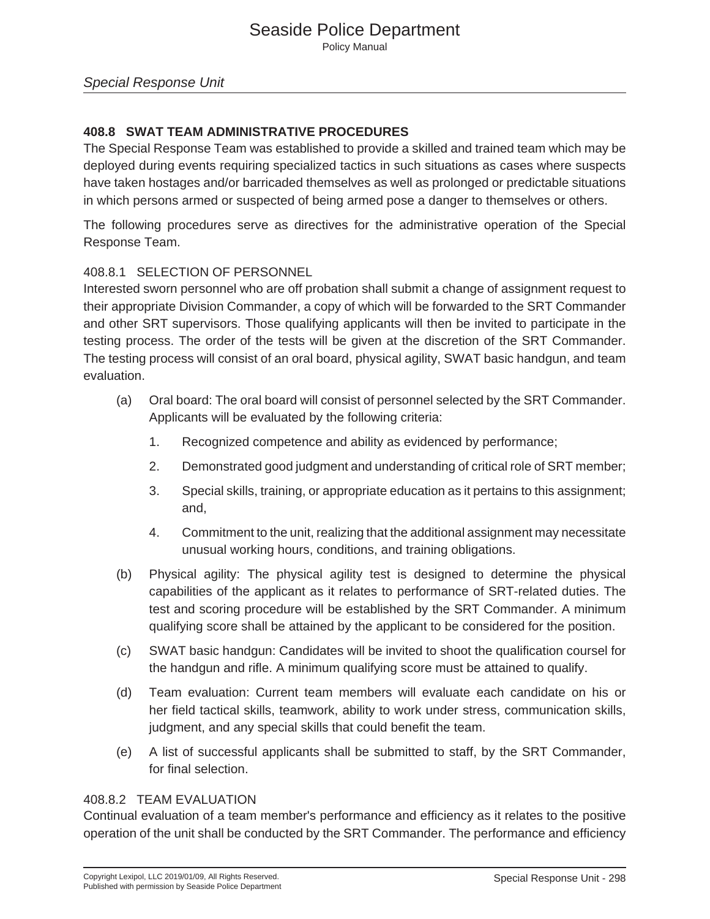#### 408.8 SWAT TEAM ADMINISTRATIVE PROCEDURES

The Special Response Team was established to provide a skilled and trained team which may be deployed during events requiring specialized tactics in such situations as cases where suspects have taken hostages and/or barricaded themselves as well as prolonged or predictable situations in which persons armed or suspected of being armed pose a danger to themselves or others.

The following procedures serve as directives for the administrative operation of the Special Response Team.

##### 408.8.1 SELECTION OF PERSONNEL

Interested sworn personnel who are off probation shall submit a change of assignment request to their appropriate Division Commander, a copy of which will be forwarded to the SRT Commander and other SRT supervisors. Those qualifying applicants will then be invited to participate in the testing process. The order of the tests will be given at the discretion of the SRT Commander. The testing process will consist of an oral board, physical agility, SWAT basic handgun, and team evaluation.

(a) Oral board: The oral board will consist of personnel selected by the SRT Commander. Applicants will be evaluated by the following criteria:

  1. Recognized competence and ability as evidenced by performance;
  2. Demonstrated good judgment and understanding of critical role of SRT member;
  3. Special skills, training, or appropriate education as it pertains to this assignment; and,
  4. Commitment to the unit, realizing that the additional assignment may necessitate unusual working hours, conditions, and training obligations.

(b) Physical agility: The physical agility test is designed to determine the physical capabilities of the applicant as it relates to performance of SRT-related duties. The test and scoring procedure will be established by the SRT Commander. A minimum qualifying score shall be attained by the applicant to be considered for the position.

(c) SWAT basic handgun: Candidates will be invited to shoot the qualification coursel for the handgun and rifle. A minimum qualifying score must be attained to qualify.

(d) Team evaluation: Current team members will evaluate each candidate on his or her field tactical skills, teamwork, ability to work under stress, communication skills, judgment, and any special skills that could benefit the team.

(e) A list of successful applicants shall be submitted to staff, by the SRT Commander, for final selection.

##### 408.8.2 TEAM EVALUATION

Continual evaluation of a team member's performance and efficiency as it relates to the positive operation of the unit shall be conducted by the SRT Commander. The performance and efficiency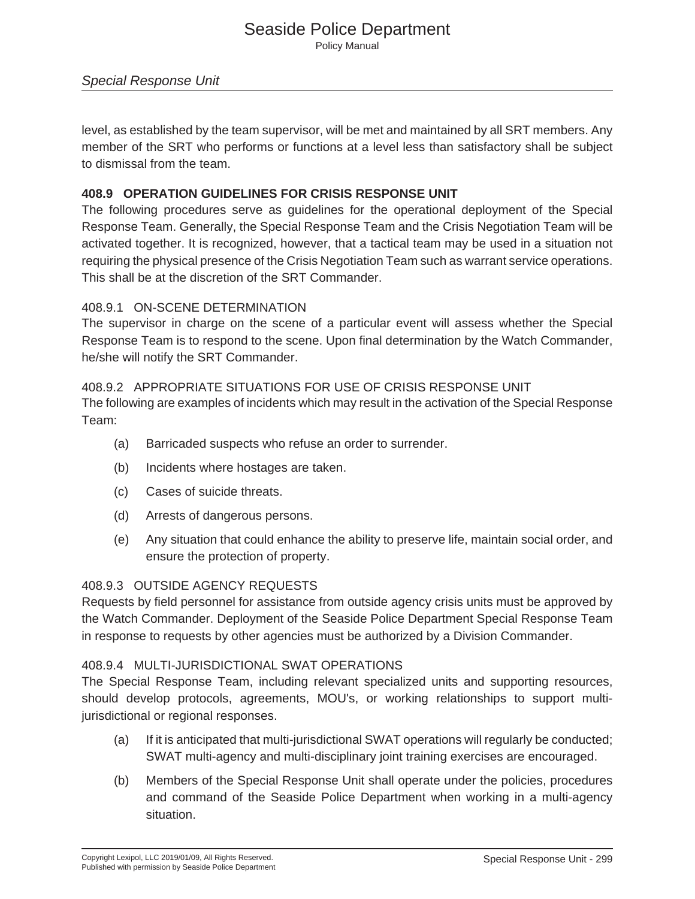level, as established by the team supervisor, will be met and maintained by all SRT members. Any member of the SRT who performs or functions at a level less than satisfactory shall be subject to dismissal from the team.

### 408.9 OPERATION GUIDELINES FOR CRISIS RESPONSE UNIT

The following procedures serve as guidelines for the operational deployment of the Special Response Team. Generally, the Special Response Team and the Crisis Negotiation Team will be activated together. It is recognized, however, that a tactical team may be used in a situation not requiring the physical presence of the Crisis Negotiation Team such as warrant service operations. This shall be at the discretion of the SRT Commander.

#### 408.9.1 ON-SCENE DETERMINATION

The supervisor in charge on the scene of a particular event will assess whether the Special Response Team is to respond to the scene. Upon final determination by the Watch Commander, he/she will notify the SRT Commander.

#### 408.9.2 APPROPRIATE SITUATIONS FOR USE OF CRISIS RESPONSE UNIT

The following are examples of incidents which may result in the activation of the Special Response Team:

(a) Barricaded suspects who refuse an order to surrender.

(b) Incidents where hostages are taken.

(c) Cases of suicide threats.

(d) Arrests of dangerous persons.

(e) Any situation that could enhance the ability to preserve life, maintain social order, and ensure the protection of property.

#### 408.9.3 OUTSIDE AGENCY REQUESTS

Requests by field personnel for assistance from outside agency crisis units must be approved by the Watch Commander. Deployment of the Seaside Police Department Special Response Team in response to requests by other agencies must be authorized by a Division Commander.

#### 408.9.4 MULTI-JURISDICTIONAL SWAT OPERATIONS

The Special Response Team, including relevant specialized units and supporting resources, should develop protocols, agreements, MOU's, or working relationships to support multi-jurisdictional or regional responses.

(a) If it is anticipated that multi-jurisdictional SWAT operations will regularly be conducted; SWAT multi-agency and multi-disciplinary joint training exercises are encouraged.

(b) Members of the Special Response Unit shall operate under the policies, procedures and command of the Seaside Police Department when working in a multi-agency situation.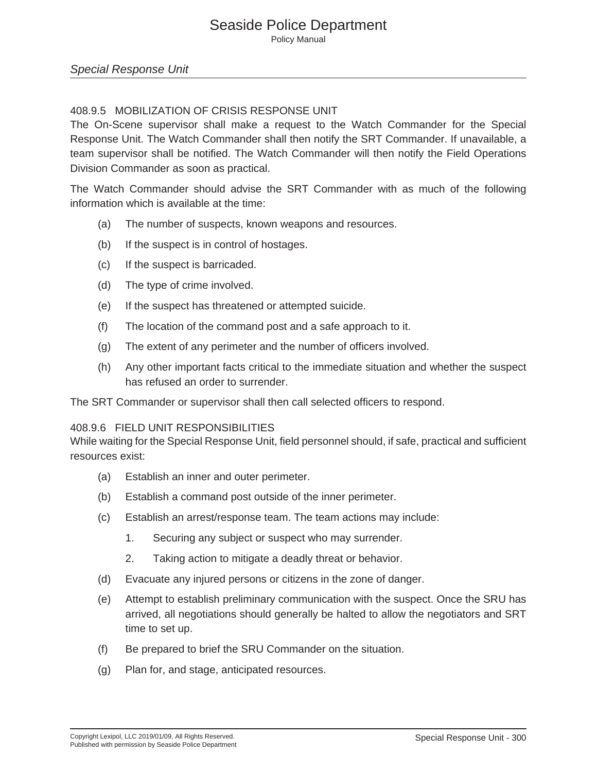### 408.9.5 MOBILIZATION OF CRISIS RESPONSE UNIT

The On-Scene supervisor shall make a request to the Watch Commander for the Special Response Unit. The Watch Commander shall then notify the SRT Commander. If unavailable, a team supervisor shall be notified. The Watch Commander will then notify the Field Operations Division Commander as soon as practical.

The Watch Commander should advise the SRT Commander with as much of the following information which is available at the time:

(a) The number of suspects, known weapons and resources.

(b) If the suspect is in control of hostages.

(c) If the suspect is barricaded.

(d) The type of crime involved.

(e) If the suspect has threatened or attempted suicide.

(f) The location of the command post and a safe approach to it.

(g) The extent of any perimeter and the number of officers involved.

(h) Any other important facts critical to the immediate situation and whether the suspect has refused an order to surrender.

The SRT Commander or supervisor shall then call selected officers to respond.

### 408.9.6 FIELD UNIT RESPONSIBILITIES

While waiting for the Special Response Unit, field personnel should, if safe, practical and sufficient resources exist:

(a) Establish an inner and outer perimeter.

(b) Establish a command post outside of the inner perimeter.

(c) Establish an arrest/response team. The team actions may include:

1. Securing any subject or suspect who may surrender.

2. Taking action to mitigate a deadly threat or behavior.

(d) Evacuate any injured persons or citizens in the zone of danger.

(e) Attempt to establish preliminary communication with the suspect. Once the SRU has arrived, all negotiations should generally be halted to allow the negotiators and SRT time to set up.

(f) Be prepared to brief the SRU Commander on the situation.

(g) Plan for, and stage, anticipated resources.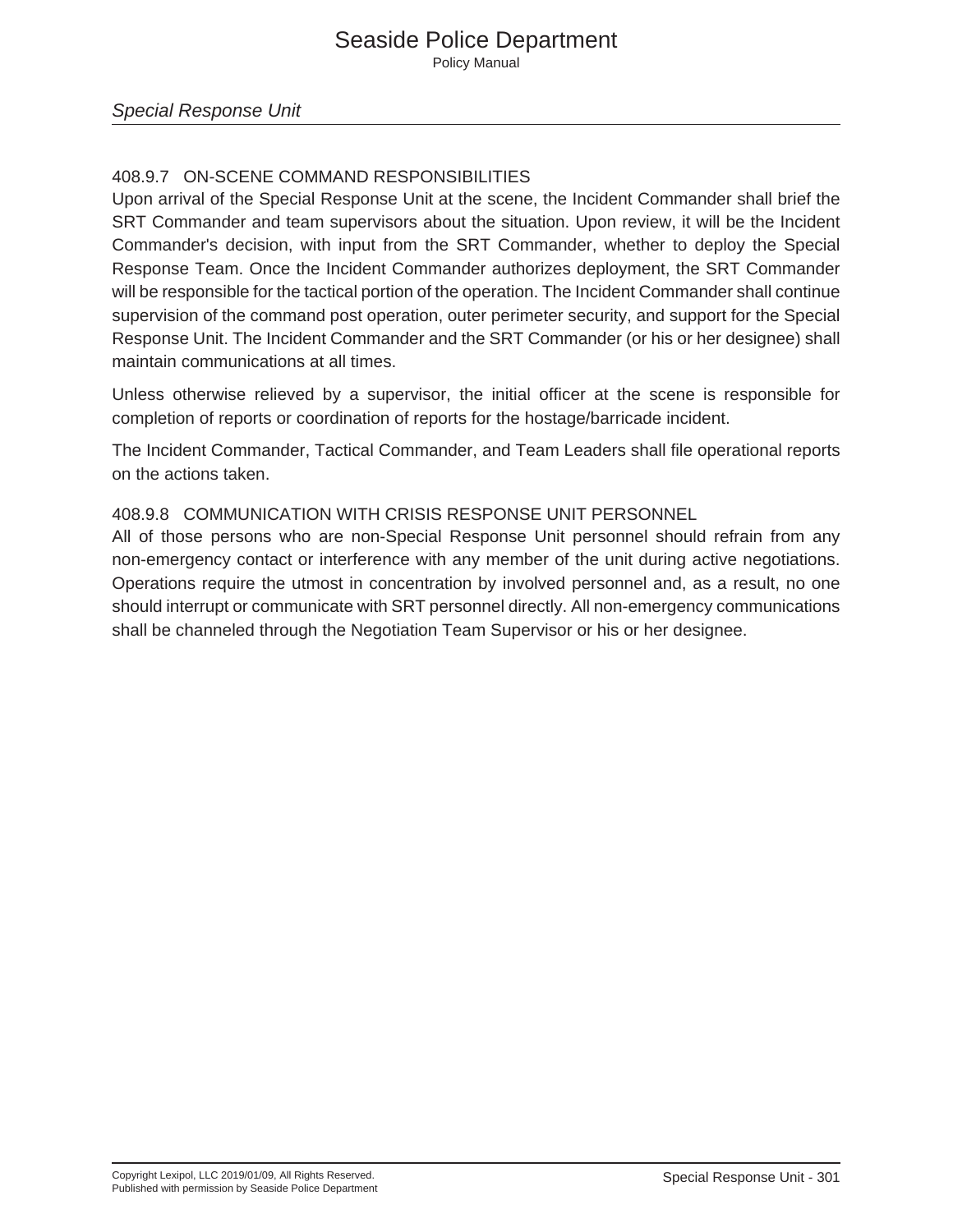### 408.9.7 ON-SCENE COMMAND RESPONSIBILITIES

Upon arrival of the Special Response Unit at the scene, the Incident Commander shall brief the SRT Commander and team supervisors about the situation. Upon review, it will be the Incident Commander's decision, with input from the SRT Commander, whether to deploy the Special Response Team. Once the Incident Commander authorizes deployment, the SRT Commander will be responsible for the tactical portion of the operation. The Incident Commander shall continue supervision of the command post operation, outer perimeter security, and support for the Special Response Unit. The Incident Commander and the SRT Commander (or his or her designee) shall maintain communications at all times.

Unless otherwise relieved by a supervisor, the initial officer at the scene is responsible for completion of reports or coordination of reports for the hostage/barricade incident.

The Incident Commander, Tactical Commander, and Team Leaders shall file operational reports on the actions taken.

### 408.9.8 COMMUNICATION WITH CRISIS RESPONSE UNIT PERSONNEL

All of those persons who are non-Special Response Unit personnel should refrain from any non-emergency contact or interference with any member of the unit during active negotiations. Operations require the utmost in concentration by involved personnel and, as a result, no one should interrupt or communicate with SRT personnel directly. All non-emergency communications shall be channeled through the Negotiation Team Supervisor or his or her designee.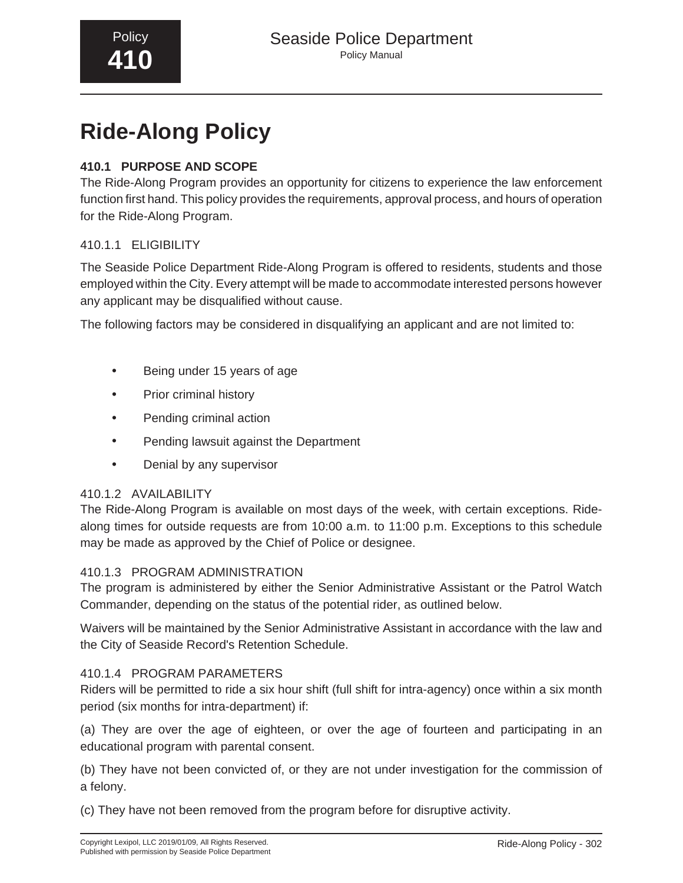# Ride-Along Policy

## 410.1 PURPOSE AND SCOPE

The Ride-Along Program provides an opportunity for citizens to experience the law enforcement function first hand. This policy provides the requirements, approval process, and hours of operation for the Ride-Along Program.

### 410.1.1 ELIGIBILITY

The Seaside Police Department Ride-Along Program is offered to residents, students and those employed within the City. Every attempt will be made to accommodate interested persons however any applicant may be disqualified without cause.

The following factors may be considered in disqualifying an applicant and are not limited to:

- Being under 15 years of age
- Prior criminal history
- Pending criminal action
- Pending lawsuit against the Department
- Denial by any supervisor

### 410.1.2 AVAILABILITY

The Ride-Along Program is available on most days of the week, with certain exceptions. Ride-along times for outside requests are from 10:00 a.m. to 11:00 p.m. Exceptions to this schedule may be made as approved by the Chief of Police or designee.

### 410.1.3 PROGRAM ADMINISTRATION

The program is administered by either the Senior Administrative Assistant or the Patrol Watch Commander, depending on the status of the potential rider, as outlined below.

Waivers will be maintained by the Senior Administrative Assistant in accordance with the law and the City of Seaside Record's Retention Schedule.

### 410.1.4 PROGRAM PARAMETERS

Riders will be permitted to ride a six hour shift (full shift for intra-agency) once within a six month period (six months for intra-department) if:

(a) They are over the age of eighteen, or over the age of fourteen and participating in an educational program with parental consent.

(b) They have not been convicted of, or they are not under investigation for the commission of a felony.

(c) They have not been removed from the program before for disruptive activity.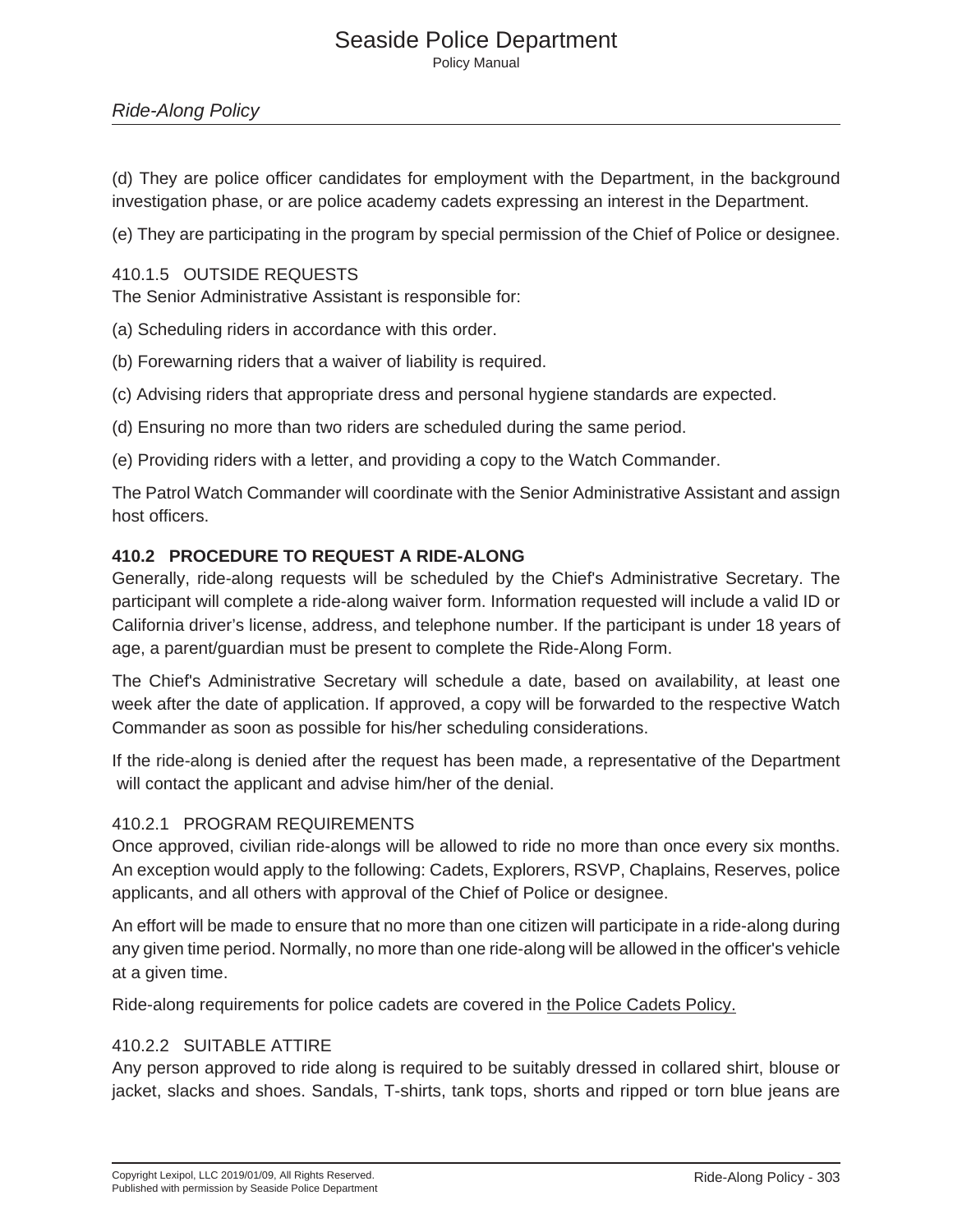(d) They are police officer candidates for employment with the Department, in the background investigation phase, or are police academy cadets expressing an interest in the Department.

(e) They are participating in the program by special permission of the Chief of Police or designee.

#### 410.1.5 OUTSIDE REQUESTS

The Senior Administrative Assistant is responsible for:

(a) Scheduling riders in accordance with this order.

(b) Forewarning riders that a waiver of liability is required.

(c) Advising riders that appropriate dress and personal hygiene standards are expected.

(d) Ensuring no more than two riders are scheduled during the same period.

(e) Providing riders with a letter, and providing a copy to the Watch Commander.

The Patrol Watch Commander will coordinate with the Senior Administrative Assistant and assign host officers.

### 410.2 PROCEDURE TO REQUEST A RIDE-ALONG

Generally, ride-along requests will be scheduled by the Chief's Administrative Secretary. The participant will complete a ride-along waiver form. Information requested will include a valid ID or California driver's license, address, and telephone number. If the participant is under 18 years of age, a parent/guardian must be present to complete the Ride-Along Form.

The Chief's Administrative Secretary will schedule a date, based on availability, at least one week after the date of application. If approved, a copy will be forwarded to the respective Watch Commander as soon as possible for his/her scheduling considerations.

If the ride-along is denied after the request has been made, a representative of the Department will contact the applicant and advise him/her of the denial.

#### 410.2.1 PROGRAM REQUIREMENTS

Once approved, civilian ride-alongs will be allowed to ride no more than once every six months. An exception would apply to the following: Cadets, Explorers, RSVP, Chaplains, Reserves, police applicants, and all others with approval of the Chief of Police or designee.

An effort will be made to ensure that no more than one citizen will participate in a ride-along during any given time period. Normally, no more than one ride-along will be allowed in the officer's vehicle at a given time.

Ride-along requirements for police cadets are covered in the Police Cadets Policy.

#### 410.2.2 SUITABLE ATTIRE

Any person approved to ride along is required to be suitably dressed in collared shirt, blouse or jacket, slacks and shoes. Sandals, T-shirts, tank tops, shorts and ripped or torn blue jeans are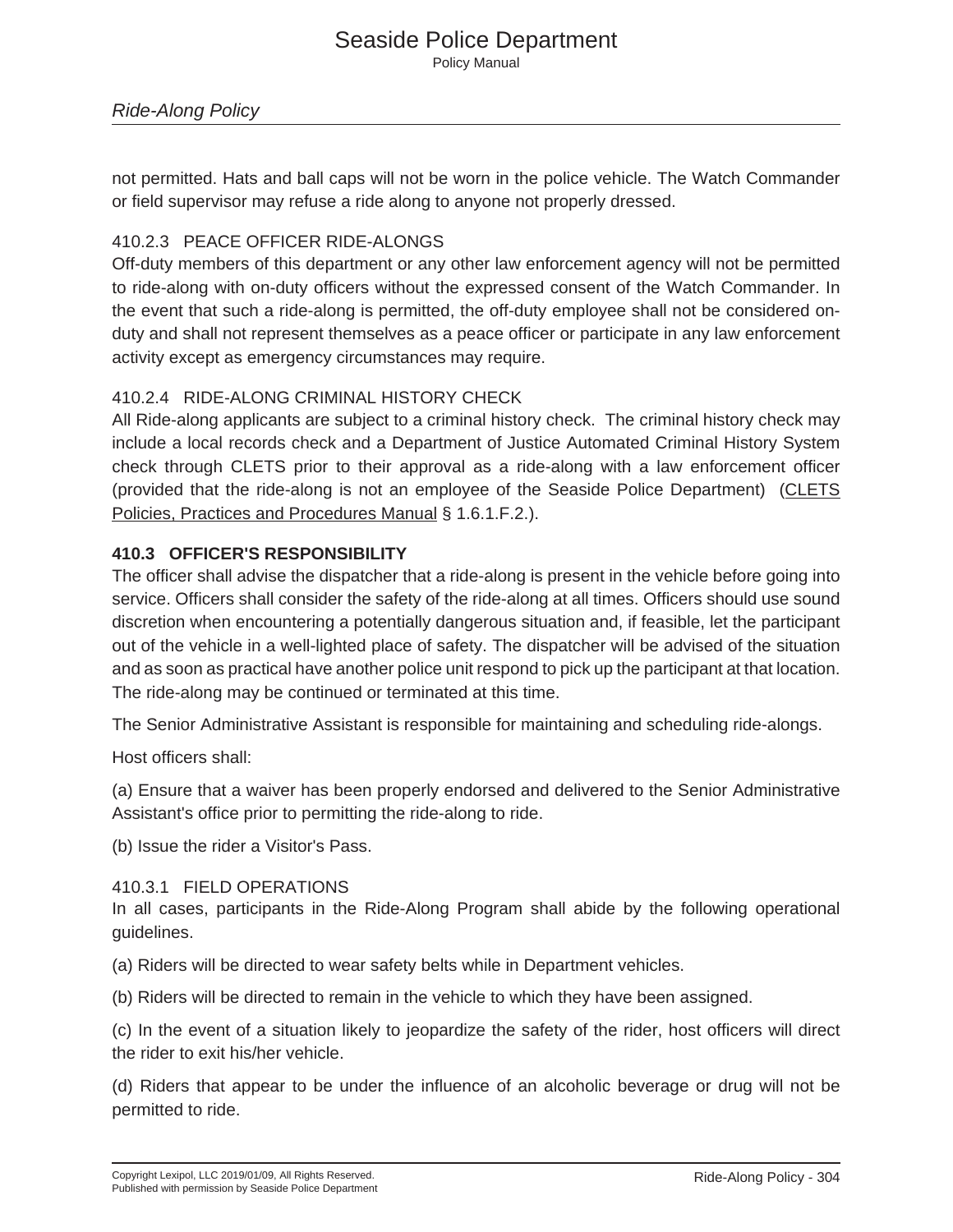not permitted. Hats and ball caps will not be worn in the police vehicle. The Watch Commander or field supervisor may refuse a ride along to anyone not properly dressed.

#### 410.2.3 PEACE OFFICER RIDE-ALONGS

Off-duty members of this department or any other law enforcement agency will not be permitted to ride-along with on-duty officers without the expressed consent of the Watch Commander. In the event that such a ride-along is permitted, the off-duty employee shall not be considered on-duty and shall not represent themselves as a peace officer or participate in any law enforcement activity except as emergency circumstances may require.

#### 410.2.4 RIDE-ALONG CRIMINAL HISTORY CHECK

All Ride-along applicants are subject to a criminal history check. The criminal history check may include a local records check and a Department of Justice Automated Criminal History System check through CLETS prior to their approval as a ride-along with a law enforcement officer (provided that the ride-along is not an employee of the Seaside Police Department) (CLETS Policies, Practices and Procedures Manual § 1.6.1.F.2.).

### 410.3 OFFICER'S RESPONSIBILITY

The officer shall advise the dispatcher that a ride-along is present in the vehicle before going into service. Officers shall consider the safety of the ride-along at all times. Officers should use sound discretion when encountering a potentially dangerous situation and, if feasible, let the participant out of the vehicle in a well-lighted place of safety. The dispatcher will be advised of the situation and as soon as practical have another police unit respond to pick up the participant at that location. The ride-along may be continued or terminated at this time.

The Senior Administrative Assistant is responsible for maintaining and scheduling ride-alongs.

Host officers shall:

(a) Ensure that a waiver has been properly endorsed and delivered to the Senior Administrative Assistant's office prior to permitting the ride-along to ride.

(b) Issue the rider a Visitor's Pass.

#### 410.3.1 FIELD OPERATIONS

In all cases, participants in the Ride-Along Program shall abide by the following operational guidelines.

(a) Riders will be directed to wear safety belts while in Department vehicles.

(b) Riders will be directed to remain in the vehicle to which they have been assigned.

(c) In the event of a situation likely to jeopardize the safety of the rider, host officers will direct the rider to exit his/her vehicle.

(d) Riders that appear to be under the influence of an alcoholic beverage or drug will not be permitted to ride.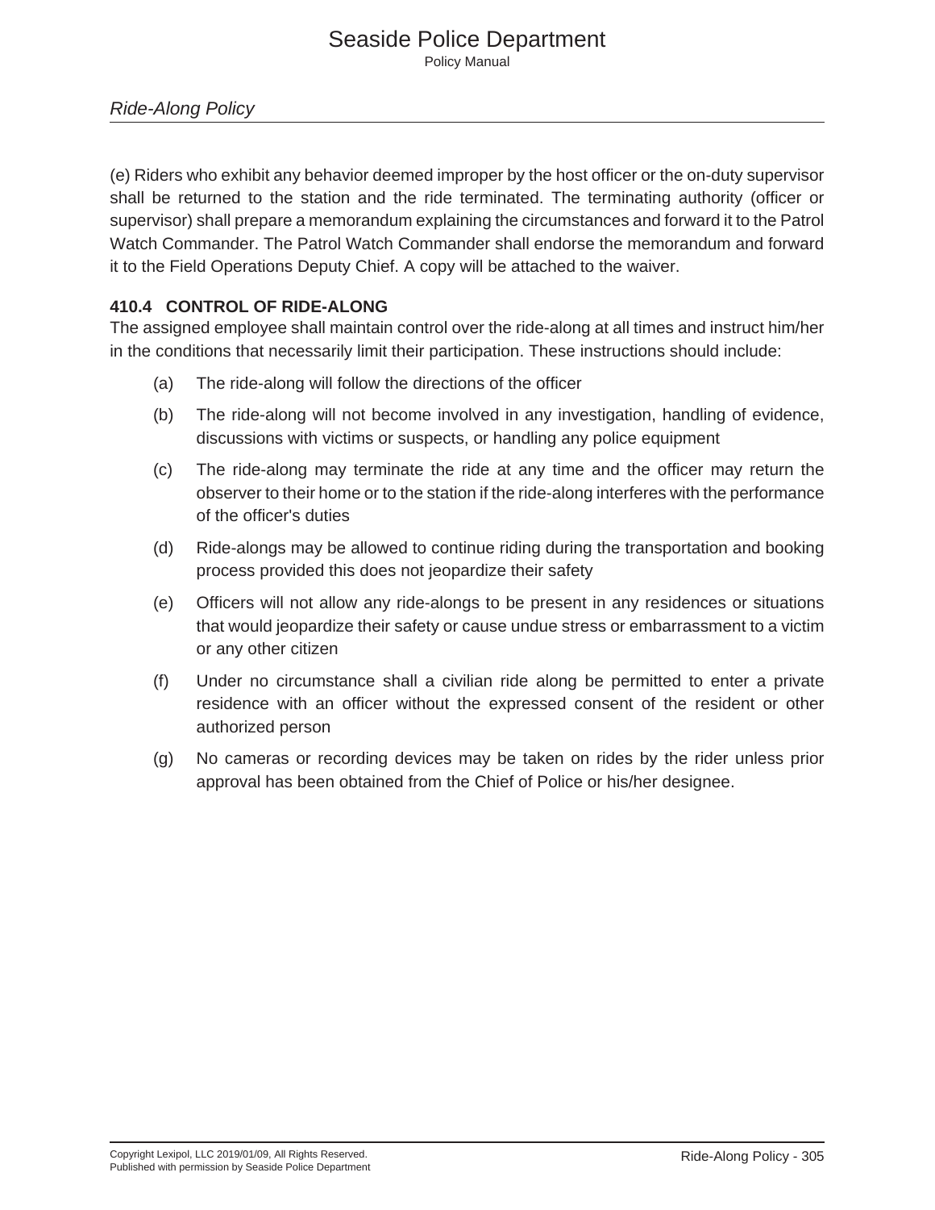(e) Riders who exhibit any behavior deemed improper by the host officer or the on-duty supervisor shall be returned to the station and the ride terminated. The terminating authority (officer or supervisor) shall prepare a memorandum explaining the circumstances and forward it to the Patrol Watch Commander. The Patrol Watch Commander shall endorse the memorandum and forward it to the Field Operations Deputy Chief. A copy will be attached to the waiver.

## 410.4 CONTROL OF RIDE-ALONG

The assigned employee shall maintain control over the ride-along at all times and instruct him/her in the conditions that necessarily limit their participation. These instructions should include:

(a) The ride-along will follow the directions of the officer

(b) The ride-along will not become involved in any investigation, handling of evidence, discussions with victims or suspects, or handling any police equipment

(c) The ride-along may terminate the ride at any time and the officer may return the observer to their home or to the station if the ride-along interferes with the performance of the officer's duties

(d) Ride-alongs may be allowed to continue riding during the transportation and booking process provided this does not jeopardize their safety

(e) Officers will not allow any ride-alongs to be present in any residences or situations that would jeopardize their safety or cause undue stress or embarrassment to a victim or any other citizen

(f) Under no circumstance shall a civilian ride along be permitted to enter a private residence with an officer without the expressed consent of the resident or other authorized person

(g) No cameras or recording devices may be taken on rides by the rider unless prior approval has been obtained from the Chief of Police or his/her designee.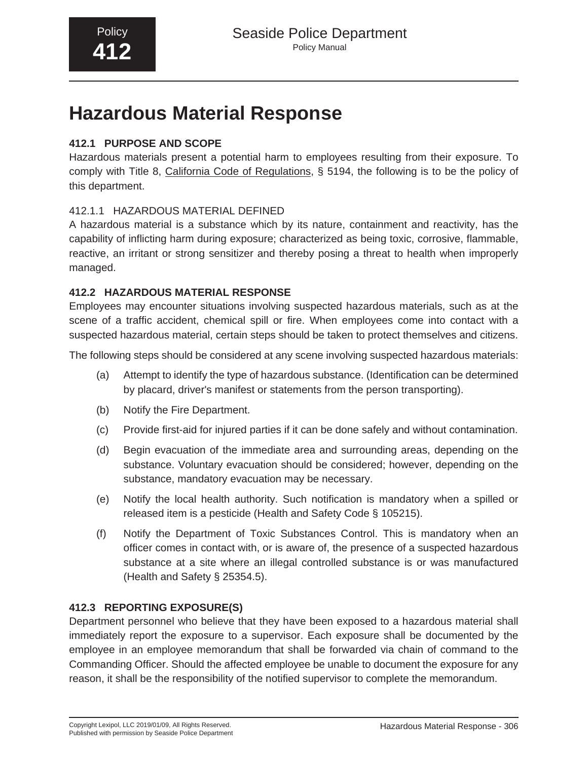# Hazardous Material Response

## 412.1 PURPOSE AND SCOPE

Hazardous materials present a potential harm to employees resulting from their exposure. To comply with Title 8, California Code of Regulations, § 5194, the following is to be the policy of this department.

### 412.1.1 HAZARDOUS MATERIAL DEFINED

A hazardous material is a substance which by its nature, containment and reactivity, has the capability of inflicting harm during exposure; characterized as being toxic, corrosive, flammable, reactive, an irritant or strong sensitizer and thereby posing a threat to health when improperly managed.

## 412.2 HAZARDOUS MATERIAL RESPONSE

Employees may encounter situations involving suspected hazardous materials, such as at the scene of a traffic accident, chemical spill or fire. When employees come into contact with a suspected hazardous material, certain steps should be taken to protect themselves and citizens.

The following steps should be considered at any scene involving suspected hazardous materials:

(a) Attempt to identify the type of hazardous substance. (Identification can be determined by placard, driver's manifest or statements from the person transporting).

(b) Notify the Fire Department.

(c) Provide first-aid for injured parties if it can be done safely and without contamination.

(d) Begin evacuation of the immediate area and surrounding areas, depending on the substance. Voluntary evacuation should be considered; however, depending on the substance, mandatory evacuation may be necessary.

(e) Notify the local health authority. Such notification is mandatory when a spilled or released item is a pesticide (Health and Safety Code § 105215).

(f) Notify the Department of Toxic Substances Control. This is mandatory when an officer comes in contact with, or is aware of, the presence of a suspected hazardous substance at a site where an illegal controlled substance is or was manufactured (Health and Safety § 25354.5).

## 412.3 REPORTING EXPOSURE(S)

Department personnel who believe that they have been exposed to a hazardous material shall immediately report the exposure to a supervisor. Each exposure shall be documented by the employee in an employee memorandum that shall be forwarded via chain of command to the Commanding Officer. Should the affected employee be unable to document the exposure for any reason, it shall be the responsibility of the notified supervisor to complete the memorandum.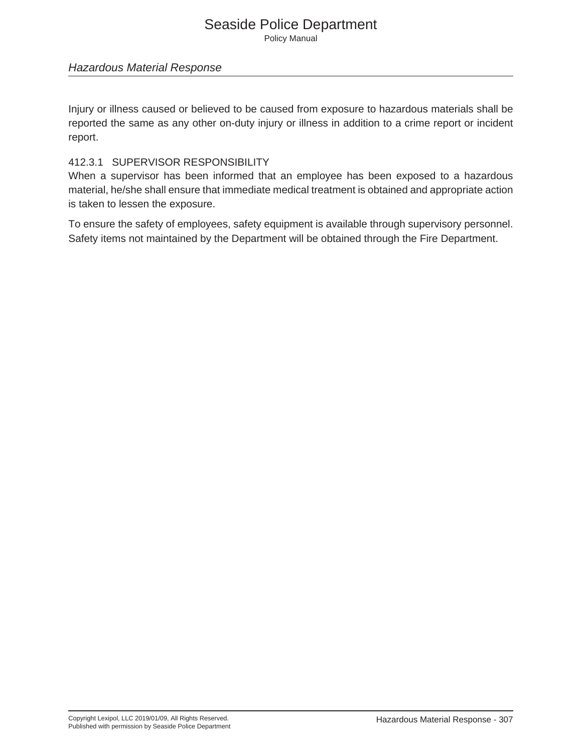Injury or illness caused or believed to be caused from exposure to hazardous materials shall be reported the same as any other on-duty injury or illness in addition to a crime report or incident report.

### 412.3.1 SUPERVISOR RESPONSIBILITY

When a supervisor has been informed that an employee has been exposed to a hazardous material, he/she shall ensure that immediate medical treatment is obtained and appropriate action is taken to lessen the exposure.

To ensure the safety of employees, safety equipment is available through supervisory personnel. Safety items not maintained by the Department will be obtained through the Fire Department.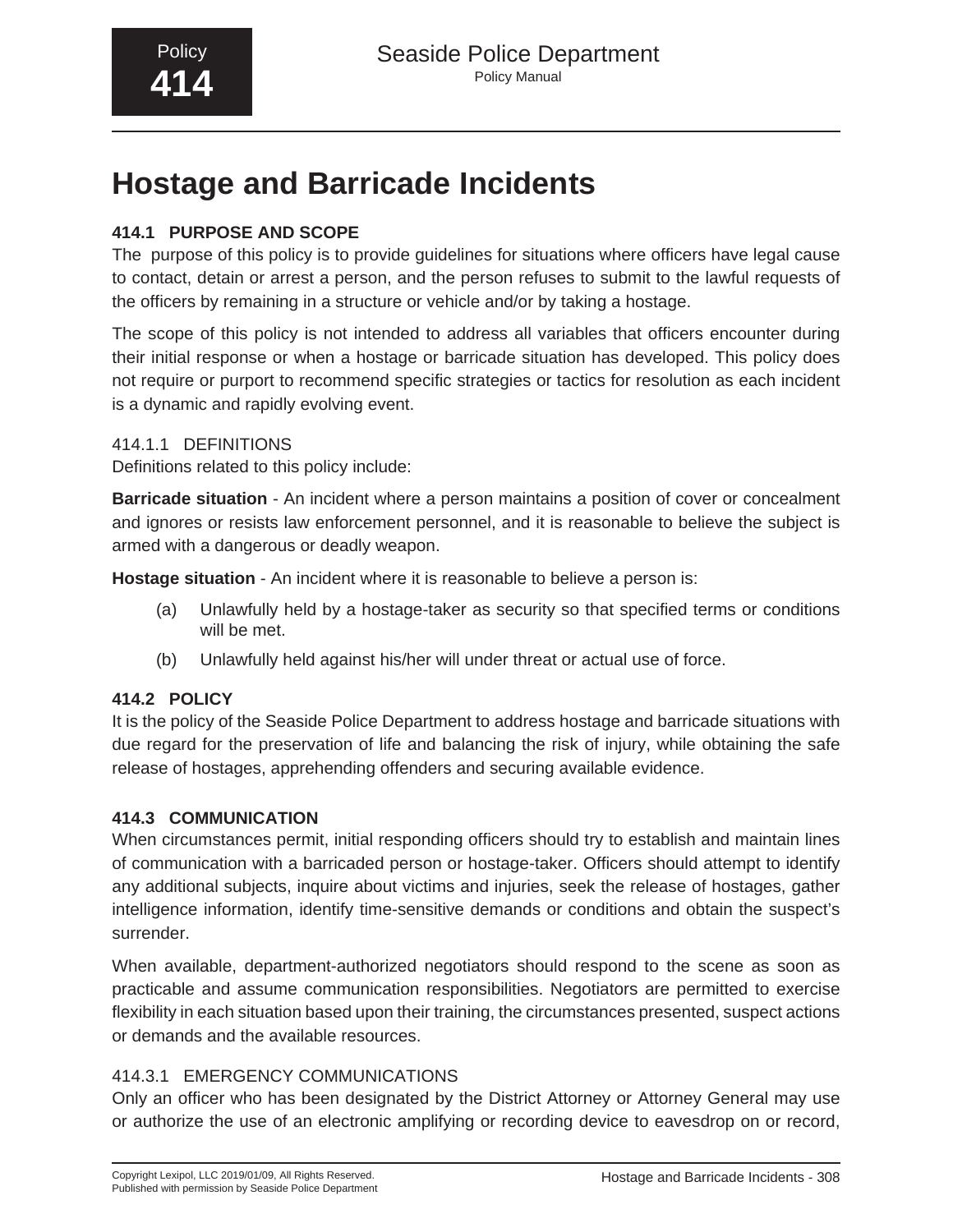Policy **414**

# Hostage and Barricade Incidents

## 414.1 PURPOSE AND SCOPE

The purpose of this policy is to provide guidelines for situations where officers have legal cause to contact, detain or arrest a person, and the person refuses to submit to the lawful requests of the officers by remaining in a structure or vehicle and/or by taking a hostage.

The scope of this policy is not intended to address all variables that officers encounter during their initial response or when a hostage or barricade situation has developed. This policy does not require or purport to recommend specific strategies or tactics for resolution as each incident is a dynamic and rapidly evolving event.

### 414.1.1 DEFINITIONS

Definitions related to this policy include:

**Barricade situation** - An incident where a person maintains a position of cover or concealment and ignores or resists law enforcement personnel, and it is reasonable to believe the subject is armed with a dangerous or deadly weapon.

**Hostage situation** - An incident where it is reasonable to believe a person is:

(a) Unlawfully held by a hostage-taker as security so that specified terms or conditions will be met.

(b) Unlawfully held against his/her will under threat or actual use of force.

## 414.2 POLICY

It is the policy of the Seaside Police Department to address hostage and barricade situations with due regard for the preservation of life and balancing the risk of injury, while obtaining the safe release of hostages, apprehending offenders and securing available evidence.

## 414.3 COMMUNICATION

When circumstances permit, initial responding officers should try to establish and maintain lines of communication with a barricaded person or hostage-taker. Officers should attempt to identify any additional subjects, inquire about victims and injuries, seek the release of hostages, gather intelligence information, identify time-sensitive demands or conditions and obtain the suspect's surrender.

When available, department-authorized negotiators should respond to the scene as soon as practicable and assume communication responsibilities. Negotiators are permitted to exercise flexibility in each situation based upon their training, the circumstances presented, suspect actions or demands and the available resources.

### 414.3.1 EMERGENCY COMMUNICATIONS

Only an officer who has been designated by the District Attorney or Attorney General may use or authorize the use of an electronic amplifying or recording device to eavesdrop on or record,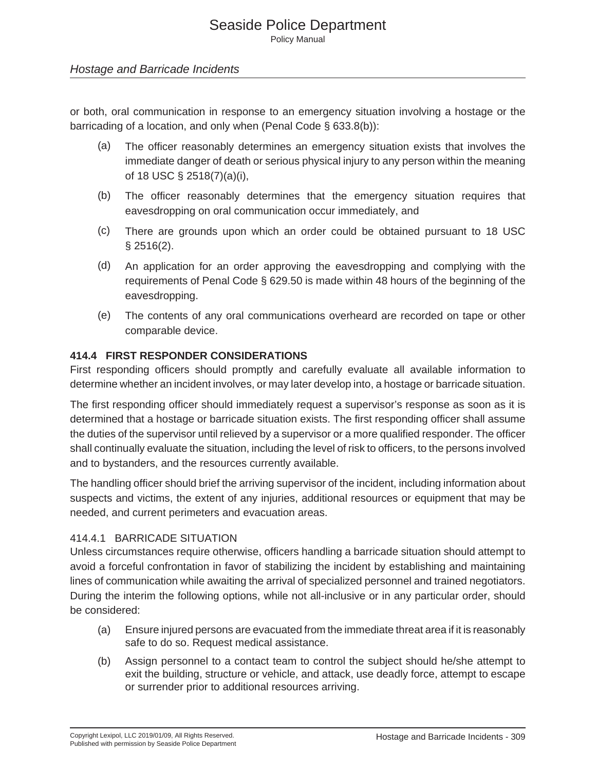or both, oral communication in response to an emergency situation involving a hostage or the barricading of a location, and only when (Penal Code § 633.8(b)):

(a) The officer reasonably determines an emergency situation exists that involves the immediate danger of death or serious physical injury to any person within the meaning of 18 USC § 2518(7)(a)(i),

(b) The officer reasonably determines that the emergency situation requires that eavesdropping on oral communication occur immediately, and

(c) There are grounds upon which an order could be obtained pursuant to 18 USC § 2516(2).

(d) An application for an order approving the eavesdropping and complying with the requirements of Penal Code § 629.50 is made within 48 hours of the beginning of the eavesdropping.

(e) The contents of any oral communications overheard are recorded on tape or other comparable device.

## 414.4 FIRST RESPONDER CONSIDERATIONS

First responding officers should promptly and carefully evaluate all available information to determine whether an incident involves, or may later develop into, a hostage or barricade situation.

The first responding officer should immediately request a supervisor's response as soon as it is determined that a hostage or barricade situation exists. The first responding officer shall assume the duties of the supervisor until relieved by a supervisor or a more qualified responder. The officer shall continually evaluate the situation, including the level of risk to officers, to the persons involved and to bystanders, and the resources currently available.

The handling officer should brief the arriving supervisor of the incident, including information about suspects and victims, the extent of any injuries, additional resources or equipment that may be needed, and current perimeters and evacuation areas.

### 414.4.1 BARRICADE SITUATION

Unless circumstances require otherwise, officers handling a barricade situation should attempt to avoid a forceful confrontation in favor of stabilizing the incident by establishing and maintaining lines of communication while awaiting the arrival of specialized personnel and trained negotiators. During the interim the following options, while not all-inclusive or in any particular order, should be considered:

(a) Ensure injured persons are evacuated from the immediate threat area if it is reasonably safe to do so. Request medical assistance.

(b) Assign personnel to a contact team to control the subject should he/she attempt to exit the building, structure or vehicle, and attack, use deadly force, attempt to escape or surrender prior to additional resources arriving.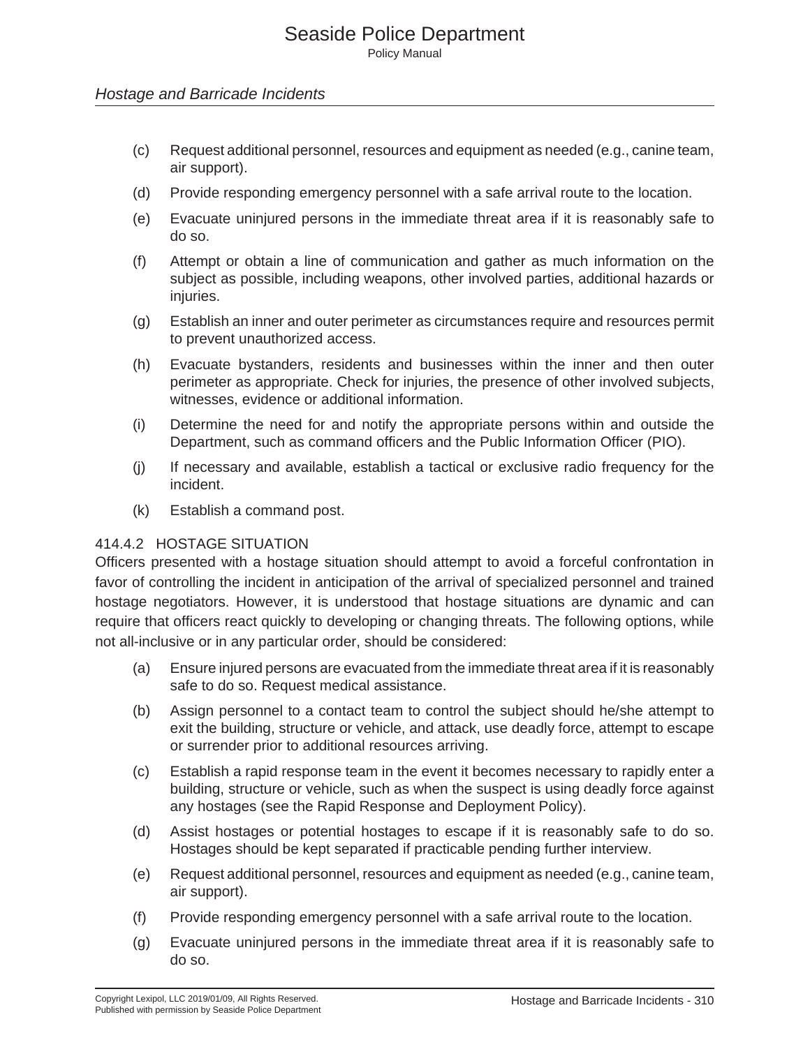(c) Request additional personnel, resources and equipment as needed (e.g., canine team, air support).

(d) Provide responding emergency personnel with a safe arrival route to the location.

(e) Evacuate uninjured persons in the immediate threat area if it is reasonably safe to do so.

(f) Attempt or obtain a line of communication and gather as much information on the subject as possible, including weapons, other involved parties, additional hazards or injuries.

(g) Establish an inner and outer perimeter as circumstances require and resources permit to prevent unauthorized access.

(h) Evacuate bystanders, residents and businesses within the inner and then outer perimeter as appropriate. Check for injuries, the presence of other involved subjects, witnesses, evidence or additional information.

(i) Determine the need for and notify the appropriate persons within and outside the Department, such as command officers and the Public Information Officer (PIO).

(j) If necessary and available, establish a tactical or exclusive radio frequency for the incident.

(k) Establish a command post.

### 414.4.2 HOSTAGE SITUATION

Officers presented with a hostage situation should attempt to avoid a forceful confrontation in favor of controlling the incident in anticipation of the arrival of specialized personnel and trained hostage negotiators. However, it is understood that hostage situations are dynamic and can require that officers react quickly to developing or changing threats. The following options, while not all-inclusive or in any particular order, should be considered:

(a) Ensure injured persons are evacuated from the immediate threat area if it is reasonably safe to do so. Request medical assistance.

(b) Assign personnel to a contact team to control the subject should he/she attempt to exit the building, structure or vehicle, and attack, use deadly force, attempt to escape or surrender prior to additional resources arriving.

(c) Establish a rapid response team in the event it becomes necessary to rapidly enter a building, structure or vehicle, such as when the suspect is using deadly force against any hostages (see the Rapid Response and Deployment Policy).

(d) Assist hostages or potential hostages to escape if it is reasonably safe to do so. Hostages should be kept separated if practicable pending further interview.

(e) Request additional personnel, resources and equipment as needed (e.g., canine team, air support).

(f) Provide responding emergency personnel with a safe arrival route to the location.

(g) Evacuate uninjured persons in the immediate threat area if it is reasonably safe to do so.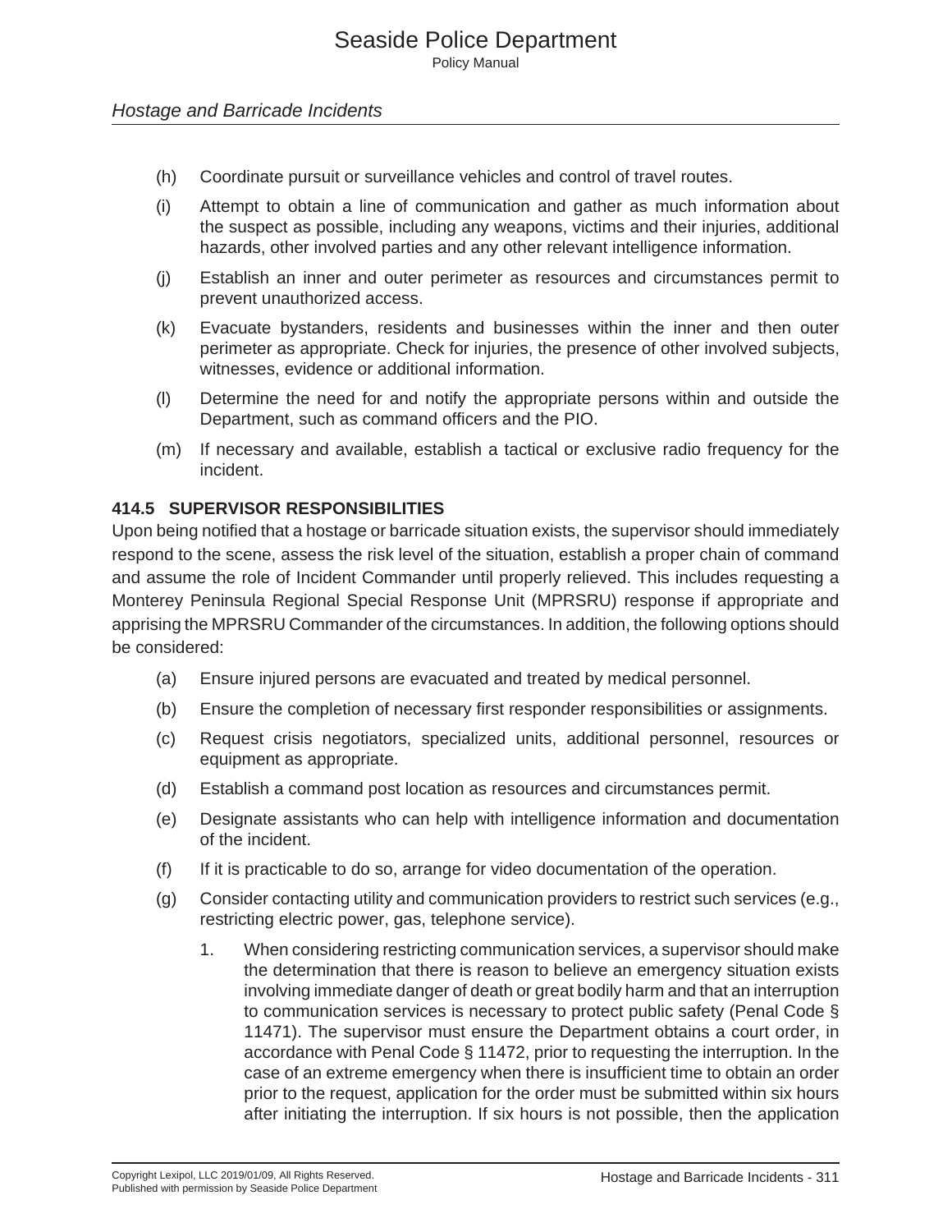(h) Coordinate pursuit or surveillance vehicles and control of travel routes.

(i) Attempt to obtain a line of communication and gather as much information about the suspect as possible, including any weapons, victims and their injuries, additional hazards, other involved parties and any other relevant intelligence information.

(j) Establish an inner and outer perimeter as resources and circumstances permit to prevent unauthorized access.

(k) Evacuate bystanders, residents and businesses within the inner and then outer perimeter as appropriate. Check for injuries, the presence of other involved subjects, witnesses, evidence or additional information.

(l) Determine the need for and notify the appropriate persons within and outside the Department, such as command officers and the PIO.

(m) If necessary and available, establish a tactical or exclusive radio frequency for the incident.

### 414.5 SUPERVISOR RESPONSIBILITIES

Upon being notified that a hostage or barricade situation exists, the supervisor should immediately respond to the scene, assess the risk level of the situation, establish a proper chain of command and assume the role of Incident Commander until properly relieved. This includes requesting a Monterey Peninsula Regional Special Response Unit (MPRSRU) response if appropriate and apprising the MPRSRU Commander of the circumstances. In addition, the following options should be considered:

(a) Ensure injured persons are evacuated and treated by medical personnel.

(b) Ensure the completion of necessary first responder responsibilities or assignments.

(c) Request crisis negotiators, specialized units, additional personnel, resources or equipment as appropriate.

(d) Establish a command post location as resources and circumstances permit.

(e) Designate assistants who can help with intelligence information and documentation of the incident.

(f) If it is practicable to do so, arrange for video documentation of the operation.

(g) Consider contacting utility and communication providers to restrict such services (e.g., restricting electric power, gas, telephone service).

1. When considering restricting communication services, a supervisor should make the determination that there is reason to believe an emergency situation exists involving immediate danger of death or great bodily harm and that an interruption to communication services is necessary to protect public safety (Penal Code § 11471). The supervisor must ensure the Department obtains a court order, in accordance with Penal Code § 11472, prior to requesting the interruption. In the case of an extreme emergency when there is insufficient time to obtain an order prior to the request, application for the order must be submitted within six hours after initiating the interruption. If six hours is not possible, then the application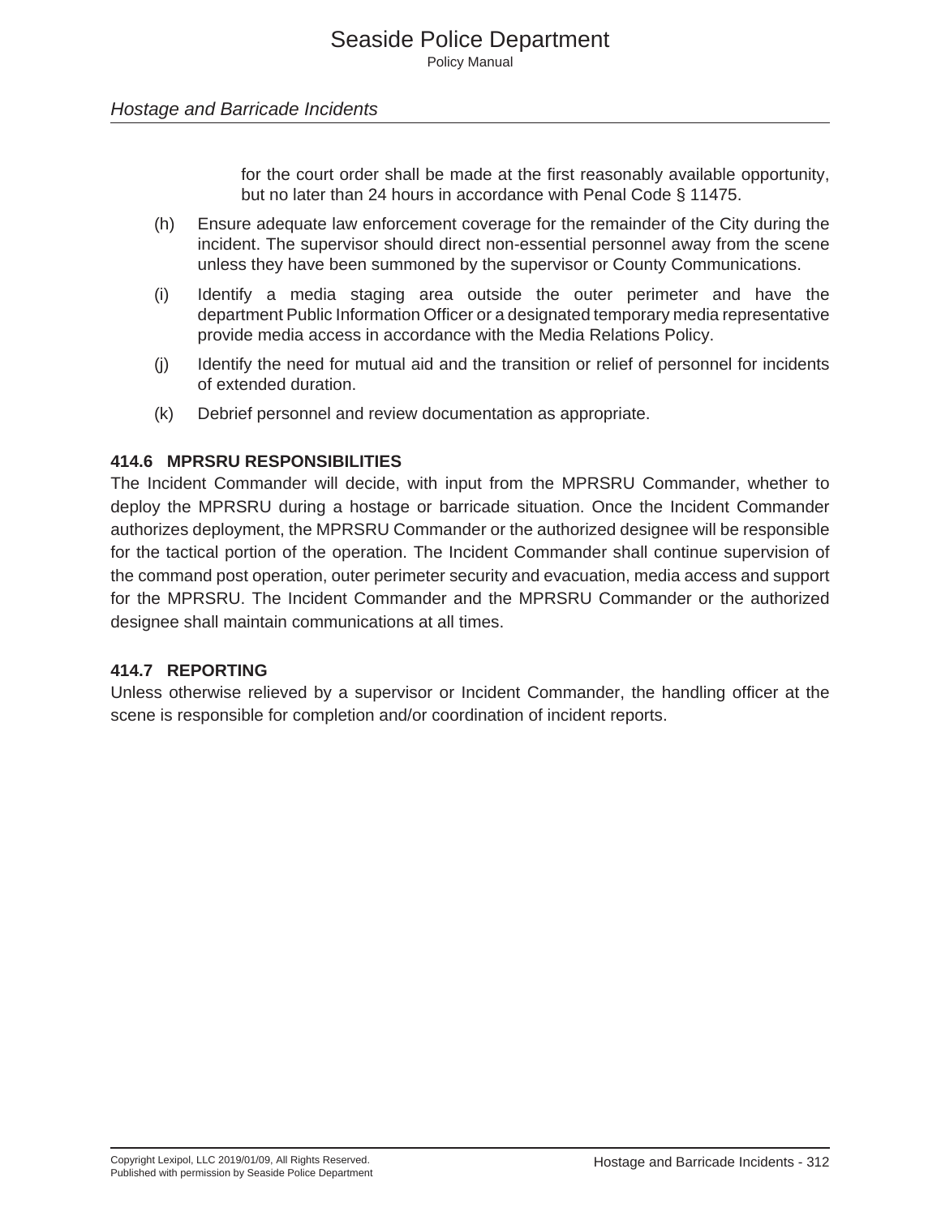for the court order shall be made at the first reasonably available opportunity, but no later than 24 hours in accordance with Penal Code § 11475.

(h) Ensure adequate law enforcement coverage for the remainder of the City during the incident. The supervisor should direct non-essential personnel away from the scene unless they have been summoned by the supervisor or County Communications.

(i) Identify a media staging area outside the outer perimeter and have the department Public Information Officer or a designated temporary media representative provide media access in accordance with the Media Relations Policy.

(j) Identify the need for mutual aid and the transition or relief of personnel for incidents of extended duration.

(k) Debrief personnel and review documentation as appropriate.

### 414.6 MPRSRU RESPONSIBILITIES

The Incident Commander will decide, with input from the MPRSRU Commander, whether to deploy the MPRSRU during a hostage or barricade situation. Once the Incident Commander authorizes deployment, the MPRSRU Commander or the authorized designee will be responsible for the tactical portion of the operation. The Incident Commander shall continue supervision of the command post operation, outer perimeter security and evacuation, media access and support for the MPRSRU. The Incident Commander and the MPRSRU Commander or the authorized designee shall maintain communications at all times.

### 414.7 REPORTING

Unless otherwise relieved by a supervisor or Incident Commander, the handling officer at the scene is responsible for completion and/or coordination of incident reports.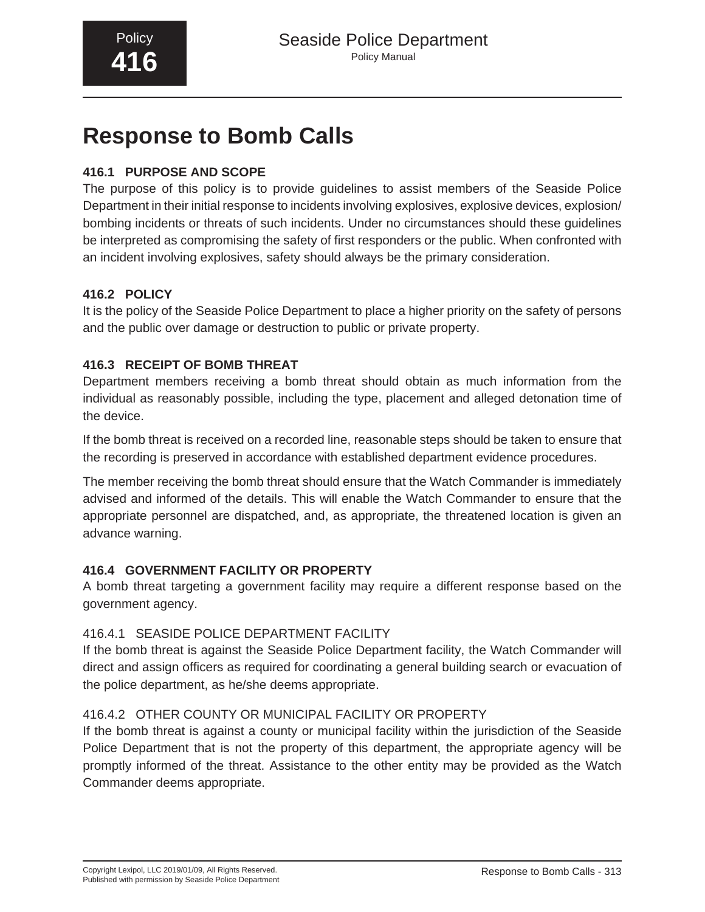# Response to Bomb Calls

## 416.1 PURPOSE AND SCOPE

The purpose of this policy is to provide guidelines to assist members of the Seaside Police Department in their initial response to incidents involving explosives, explosive devices, explosion/bombing incidents or threats of such incidents. Under no circumstances should these guidelines be interpreted as compromising the safety of first responders or the public. When confronted with an incident involving explosives, safety should always be the primary consideration.

## 416.2 POLICY

It is the policy of the Seaside Police Department to place a higher priority on the safety of persons and the public over damage or destruction to public or private property.

## 416.3 RECEIPT OF BOMB THREAT

Department members receiving a bomb threat should obtain as much information from the individual as reasonably possible, including the type, placement and alleged detonation time of the device.

If the bomb threat is received on a recorded line, reasonable steps should be taken to ensure that the recording is preserved in accordance with established department evidence procedures.

The member receiving the bomb threat should ensure that the Watch Commander is immediately advised and informed of the details. This will enable the Watch Commander to ensure that the appropriate personnel are dispatched, and, as appropriate, the threatened location is given an advance warning.

## 416.4 GOVERNMENT FACILITY OR PROPERTY

A bomb threat targeting a government facility may require a different response based on the government agency.

### 416.4.1 SEASIDE POLICE DEPARTMENT FACILITY

If the bomb threat is against the Seaside Police Department facility, the Watch Commander will direct and assign officers as required for coordinating a general building search or evacuation of the police department, as he/she deems appropriate.

### 416.4.2 OTHER COUNTY OR MUNICIPAL FACILITY OR PROPERTY

If the bomb threat is against a county or municipal facility within the jurisdiction of the Seaside Police Department that is not the property of this department, the appropriate agency will be promptly informed of the threat. Assistance to the other entity may be provided as the Watch Commander deems appropriate.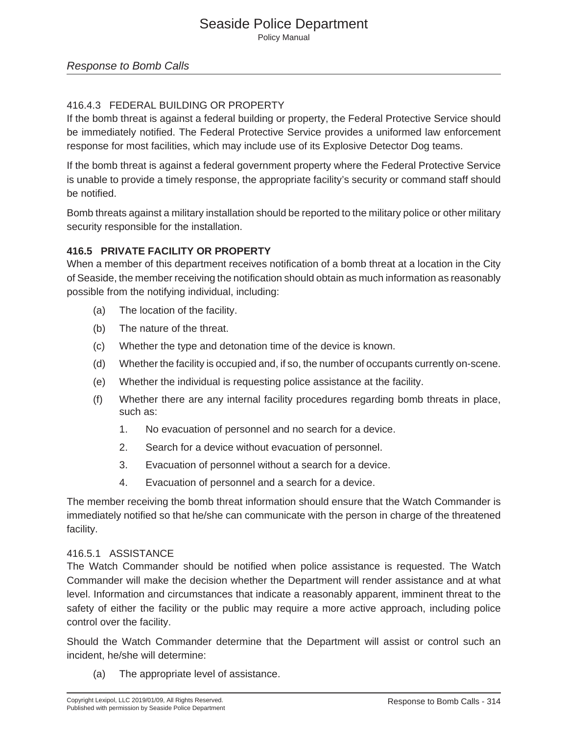#### 416.4.3 FEDERAL BUILDING OR PROPERTY

If the bomb threat is against a federal building or property, the Federal Protective Service should be immediately notified. The Federal Protective Service provides a uniformed law enforcement response for most facilities, which may include use of its Explosive Detector Dog teams.

If the bomb threat is against a federal government property where the Federal Protective Service is unable to provide a timely response, the appropriate facility's security or command staff should be notified.

Bomb threats against a military installation should be reported to the military police or other military security responsible for the installation.

### 416.5 PRIVATE FACILITY OR PROPERTY

When a member of this department receives notification of a bomb threat at a location in the City of Seaside, the member receiving the notification should obtain as much information as reasonably possible from the notifying individual, including:

(a) The location of the facility.

(b) The nature of the threat.

(c) Whether the type and detonation time of the device is known.

(d) Whether the facility is occupied and, if so, the number of occupants currently on-scene.

(e) Whether the individual is requesting police assistance at the facility.

(f) Whether there are any internal facility procedures regarding bomb threats in place, such as:

1. No evacuation of personnel and no search for a device.
2. Search for a device without evacuation of personnel.
3. Evacuation of personnel without a search for a device.
4. Evacuation of personnel and a search for a device.

The member receiving the bomb threat information should ensure that the Watch Commander is immediately notified so that he/she can communicate with the person in charge of the threatened facility.

#### 416.5.1 ASSISTANCE

The Watch Commander should be notified when police assistance is requested. The Watch Commander will make the decision whether the Department will render assistance and at what level. Information and circumstances that indicate a reasonably apparent, imminent threat to the safety of either the facility or the public may require a more active approach, including police control over the facility.

Should the Watch Commander determine that the Department will assist or control such an incident, he/she will determine:

(a) The appropriate level of assistance.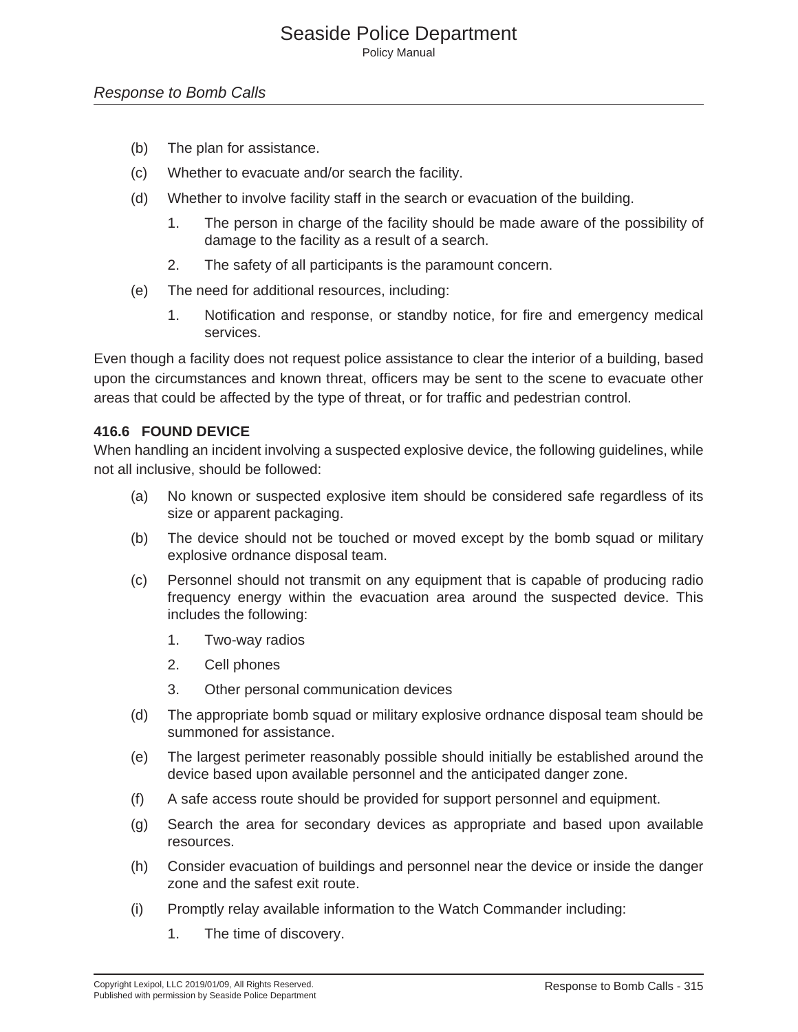(b) The plan for assistance.

(c) Whether to evacuate and/or search the facility.

(d) Whether to involve facility staff in the search or evacuation of the building.

1. The person in charge of the facility should be made aware of the possibility of damage to the facility as a result of a search.

2. The safety of all participants is the paramount concern.

(e) The need for additional resources, including:

1. Notification and response, or standby notice, for fire and emergency medical services.

Even though a facility does not request police assistance to clear the interior of a building, based upon the circumstances and known threat, officers may be sent to the scene to evacuate other areas that could be affected by the type of threat, or for traffic and pedestrian control.

### 416.6 FOUND DEVICE

When handling an incident involving a suspected explosive device, the following guidelines, while not all inclusive, should be followed:

(a) No known or suspected explosive item should be considered safe regardless of its size or apparent packaging.

(b) The device should not be touched or moved except by the bomb squad or military explosive ordnance disposal team.

(c) Personnel should not transmit on any equipment that is capable of producing radio frequency energy within the evacuation area around the suspected device. This includes the following:

1. Two-way radios

2. Cell phones

3. Other personal communication devices

(d) The appropriate bomb squad or military explosive ordnance disposal team should be summoned for assistance.

(e) The largest perimeter reasonably possible should initially be established around the device based upon available personnel and the anticipated danger zone.

(f) A safe access route should be provided for support personnel and equipment.

(g) Search the area for secondary devices as appropriate and based upon available resources.

(h) Consider evacuation of buildings and personnel near the device or inside the danger zone and the safest exit route.

(i) Promptly relay available information to the Watch Commander including:

1. The time of discovery.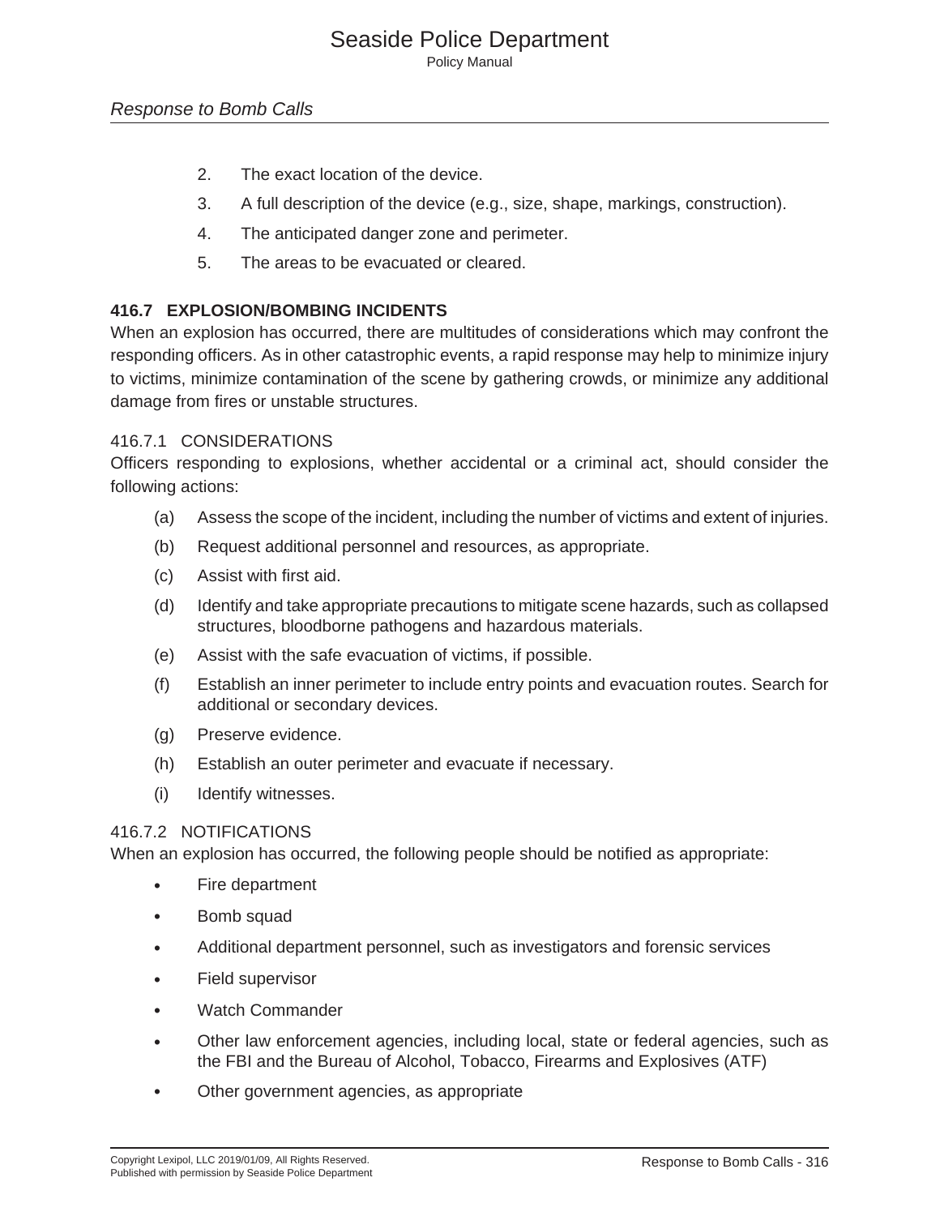2. The exact location of the device.
3. A full description of the device (e.g., size, shape, markings, construction).
4. The anticipated danger zone and perimeter.
5. The areas to be evacuated or cleared.

## 416.7 EXPLOSION/BOMBING INCIDENTS

When an explosion has occurred, there are multitudes of considerations which may confront the responding officers. As in other catastrophic events, a rapid response may help to minimize injury to victims, minimize contamination of the scene by gathering crowds, or minimize any additional damage from fires or unstable structures.

### 416.7.1 CONSIDERATIONS

Officers responding to explosions, whether accidental or a criminal act, should consider the following actions:

(a) Assess the scope of the incident, including the number of victims and extent of injuries.

(b) Request additional personnel and resources, as appropriate.

(c) Assist with first aid.

(d) Identify and take appropriate precautions to mitigate scene hazards, such as collapsed structures, bloodborne pathogens and hazardous materials.

(e) Assist with the safe evacuation of victims, if possible.

(f) Establish an inner perimeter to include entry points and evacuation routes. Search for additional or secondary devices.

(g) Preserve evidence.

(h) Establish an outer perimeter and evacuate if necessary.

(i) Identify witnesses.

### 416.7.2 NOTIFICATIONS

When an explosion has occurred, the following people should be notified as appropriate:

- Fire department
- Bomb squad
- Additional department personnel, such as investigators and forensic services
- Field supervisor
- Watch Commander
- Other law enforcement agencies, including local, state or federal agencies, such as the FBI and the Bureau of Alcohol, Tobacco, Firearms and Explosives (ATF)
- Other government agencies, as appropriate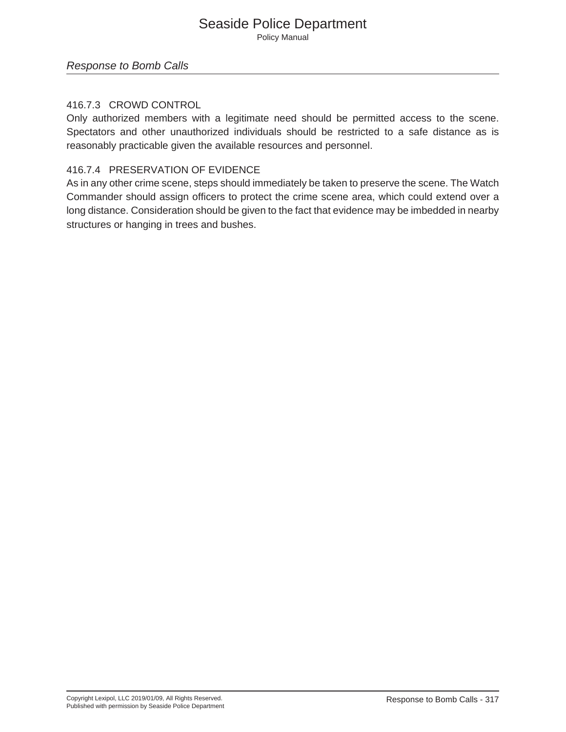#### 416.7.3 CROWD CONTROL

Only authorized members with a legitimate need should be permitted access to the scene. Spectators and other unauthorized individuals should be restricted to a safe distance as is reasonably practicable given the available resources and personnel.

#### 416.7.4 PRESERVATION OF EVIDENCE

As in any other crime scene, steps should immediately be taken to preserve the scene. The Watch Commander should assign officers to protect the crime scene area, which could extend over a long distance. Consideration should be given to the fact that evidence may be imbedded in nearby structures or hanging in trees and bushes.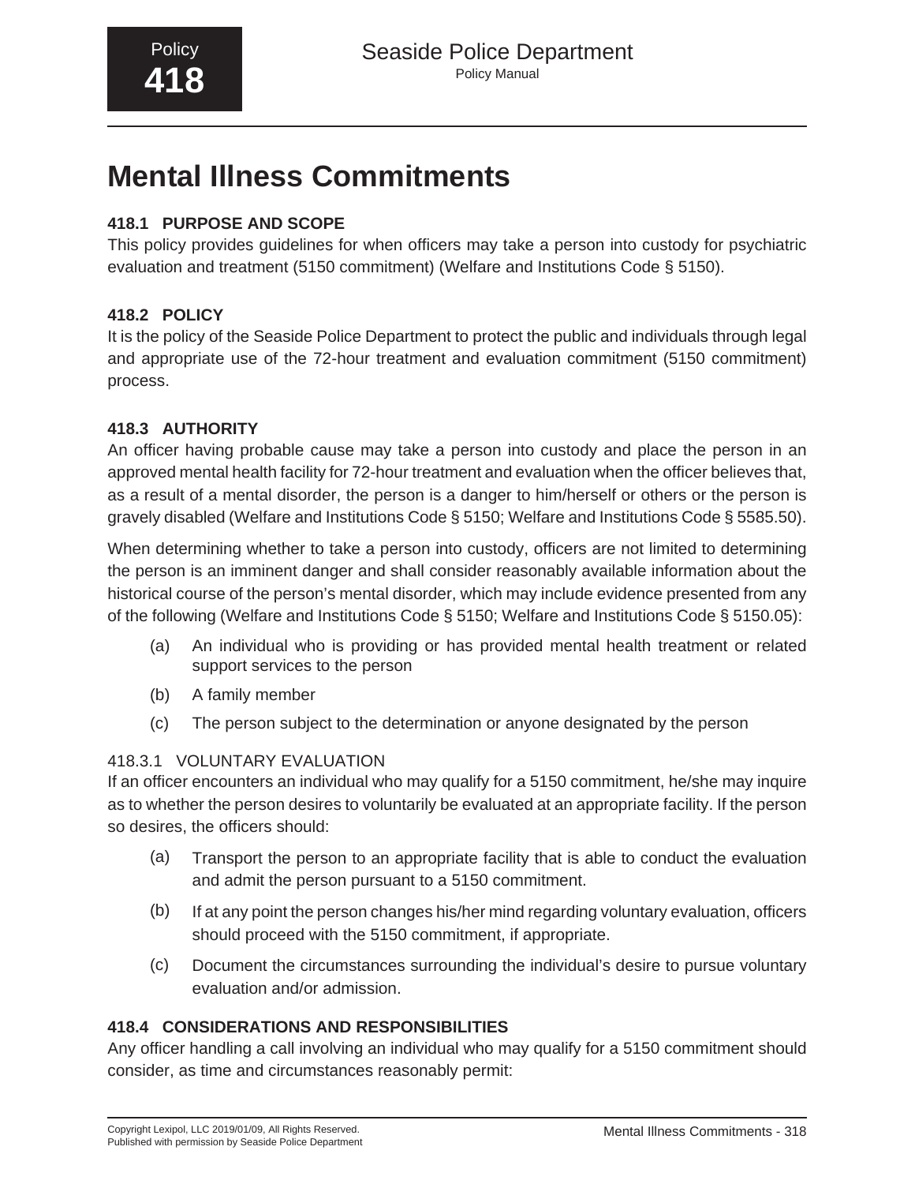# Mental Illness Commitments

## 418.1 PURPOSE AND SCOPE

This policy provides guidelines for when officers may take a person into custody for psychiatric evaluation and treatment (5150 commitment) (Welfare and Institutions Code § 5150).

## 418.2 POLICY

It is the policy of the Seaside Police Department to protect the public and individuals through legal and appropriate use of the 72-hour treatment and evaluation commitment (5150 commitment) process.

## 418.3 AUTHORITY

An officer having probable cause may take a person into custody and place the person in an approved mental health facility for 72-hour treatment and evaluation when the officer believes that, as a result of a mental disorder, the person is a danger to him/herself or others or the person is gravely disabled (Welfare and Institutions Code § 5150; Welfare and Institutions Code § 5585.50).

When determining whether to take a person into custody, officers are not limited to determining the person is an imminent danger and shall consider reasonably available information about the historical course of the person's mental disorder, which may include evidence presented from any of the following (Welfare and Institutions Code § 5150; Welfare and Institutions Code § 5150.05):

(a) An individual who is providing or has provided mental health treatment or related support services to the person

(b) A family member

(c) The person subject to the determination or anyone designated by the person

### 418.3.1 VOLUNTARY EVALUATION

If an officer encounters an individual who may qualify for a 5150 commitment, he/she may inquire as to whether the person desires to voluntarily be evaluated at an appropriate facility. If the person so desires, the officers should:

(a) Transport the person to an appropriate facility that is able to conduct the evaluation and admit the person pursuant to a 5150 commitment.

(b) If at any point the person changes his/her mind regarding voluntary evaluation, officers should proceed with the 5150 commitment, if appropriate.

(c) Document the circumstances surrounding the individual's desire to pursue voluntary evaluation and/or admission.

## 418.4 CONSIDERATIONS AND RESPONSIBILITIES

Any officer handling a call involving an individual who may qualify for a 5150 commitment should consider, as time and circumstances reasonably permit: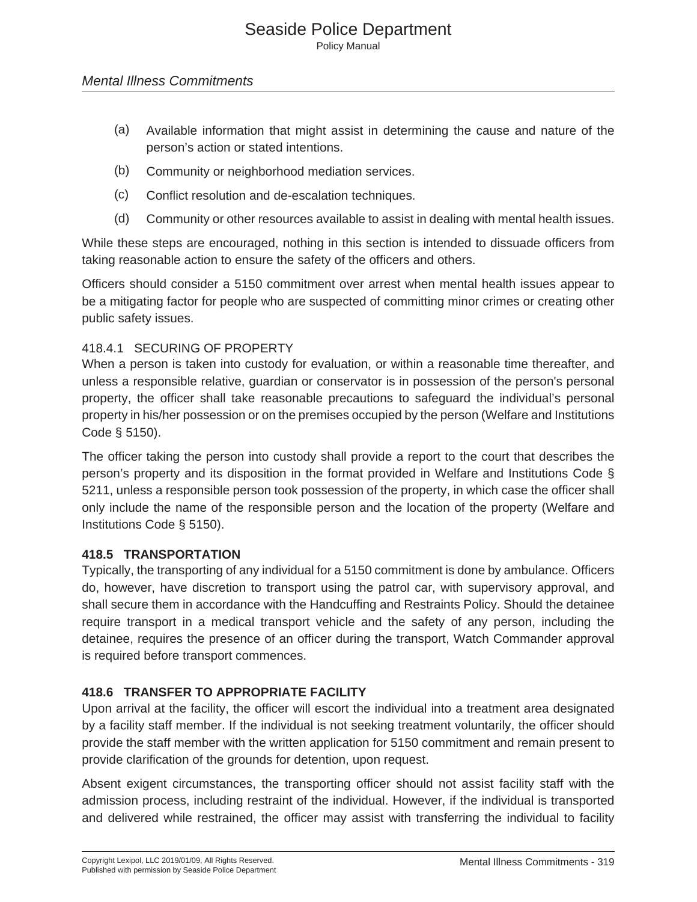(a) Available information that might assist in determining the cause and nature of the person’s action or stated intentions.

(b) Community or neighborhood mediation services.

(c) Conflict resolution and de-escalation techniques.

(d) Community or other resources available to assist in dealing with mental health issues.

While these steps are encouraged, nothing in this section is intended to dissuade officers from taking reasonable action to ensure the safety of the officers and others.

Officers should consider a 5150 commitment over arrest when mental health issues appear to be a mitigating factor for people who are suspected of committing minor crimes or creating other public safety issues.

### 418.4.1 SECURING OF PROPERTY

When a person is taken into custody for evaluation, or within a reasonable time thereafter, and unless a responsible relative, guardian or conservator is in possession of the person's personal property, the officer shall take reasonable precautions to safeguard the individual’s personal property in his/her possession or on the premises occupied by the person (Welfare and Institutions Code § 5150).

The officer taking the person into custody shall provide a report to the court that describes the person’s property and its disposition in the format provided in Welfare and Institutions Code § 5211, unless a responsible person took possession of the property, in which case the officer shall only include the name of the responsible person and the location of the property (Welfare and Institutions Code § 5150).

## 418.5 TRANSPORTATION

Typically, the transporting of any individual for a 5150 commitment is done by ambulance. Officers do, however, have discretion to transport using the patrol car, with supervisory approval, and shall secure them in accordance with the Handcuffing and Restraints Policy. Should the detainee require transport in a medical transport vehicle and the safety of any person, including the detainee, requires the presence of an officer during the transport, Watch Commander approval is required before transport commences.

## 418.6 TRANSFER TO APPROPRIATE FACILITY

Upon arrival at the facility, the officer will escort the individual into a treatment area designated by a facility staff member. If the individual is not seeking treatment voluntarily, the officer should provide the staff member with the written application for 5150 commitment and remain present to provide clarification of the grounds for detention, upon request.

Absent exigent circumstances, the transporting officer should not assist facility staff with the admission process, including restraint of the individual. However, if the individual is transported and delivered while restrained, the officer may assist with transferring the individual to facility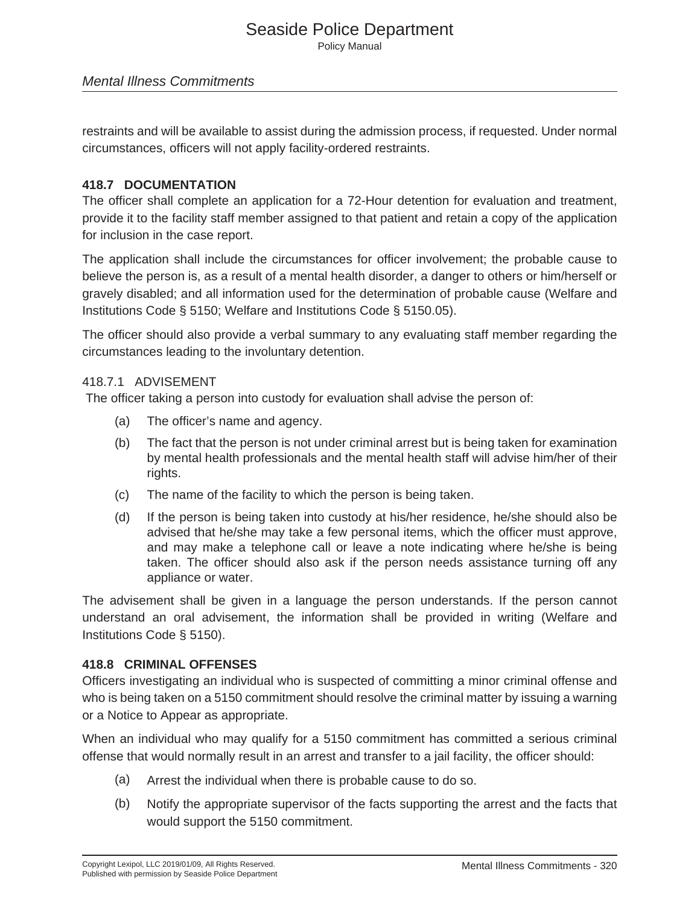restraints and will be available to assist during the admission process, if requested. Under normal circumstances, officers will not apply facility-ordered restraints.

## 418.7 DOCUMENTATION

The officer shall complete an application for a 72-Hour detention for evaluation and treatment, provide it to the facility staff member assigned to that patient and retain a copy of the application for inclusion in the case report.

The application shall include the circumstances for officer involvement; the probable cause to believe the person is, as a result of a mental health disorder, a danger to others or him/herself or gravely disabled; and all information used for the determination of probable cause (Welfare and Institutions Code § 5150; Welfare and Institutions Code § 5150.05).

The officer should also provide a verbal summary to any evaluating staff member regarding the circumstances leading to the involuntary detention.

### 418.7.1 ADVISEMENT

The officer taking a person into custody for evaluation shall advise the person of:

(a) The officer's name and agency.

(b) The fact that the person is not under criminal arrest but is being taken for examination by mental health professionals and the mental health staff will advise him/her of their rights.

(c) The name of the facility to which the person is being taken.

(d) If the person is being taken into custody at his/her residence, he/she should also be advised that he/she may take a few personal items, which the officer must approve, and may make a telephone call or leave a note indicating where he/she is being taken. The officer should also ask if the person needs assistance turning off any appliance or water.

The advisement shall be given in a language the person understands. If the person cannot understand an oral advisement, the information shall be provided in writing (Welfare and Institutions Code § 5150).

## 418.8 CRIMINAL OFFENSES

Officers investigating an individual who is suspected of committing a minor criminal offense and who is being taken on a 5150 commitment should resolve the criminal matter by issuing a warning or a Notice to Appear as appropriate.

When an individual who may qualify for a 5150 commitment has committed a serious criminal offense that would normally result in an arrest and transfer to a jail facility, the officer should:

(a) Arrest the individual when there is probable cause to do so.

(b) Notify the appropriate supervisor of the facts supporting the arrest and the facts that would support the 5150 commitment.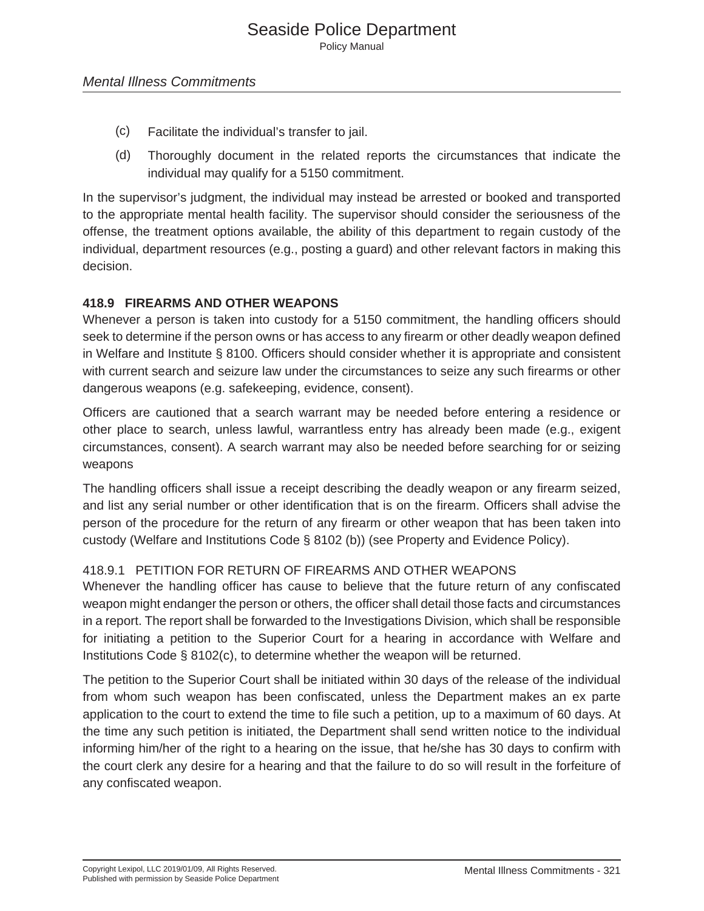(c) Facilitate the individual's transfer to jail.

(d) Thoroughly document in the related reports the circumstances that indicate the individual may qualify for a 5150 commitment.

In the supervisor's judgment, the individual may instead be arrested or booked and transported to the appropriate mental health facility. The supervisor should consider the seriousness of the offense, the treatment options available, the ability of this department to regain custody of the individual, department resources (e.g., posting a guard) and other relevant factors in making this decision.

### 418.9 FIREARMS AND OTHER WEAPONS

Whenever a person is taken into custody for a 5150 commitment, the handling officers should seek to determine if the person owns or has access to any firearm or other deadly weapon defined in Welfare and Institute § 8100. Officers should consider whether it is appropriate and consistent with current search and seizure law under the circumstances to seize any such firearms or other dangerous weapons (e.g. safekeeping, evidence, consent).

Officers are cautioned that a search warrant may be needed before entering a residence or other place to search, unless lawful, warrantless entry has already been made (e.g., exigent circumstances, consent). A search warrant may also be needed before searching for or seizing weapons

The handling officers shall issue a receipt describing the deadly weapon or any firearm seized, and list any serial number or other identification that is on the firearm. Officers shall advise the person of the procedure for the return of any firearm or other weapon that has been taken into custody (Welfare and Institutions Code § 8102 (b)) (see Property and Evidence Policy).

#### 418.9.1 PETITION FOR RETURN OF FIREARMS AND OTHER WEAPONS

Whenever the handling officer has cause to believe that the future return of any confiscated weapon might endanger the person or others, the officer shall detail those facts and circumstances in a report. The report shall be forwarded to the Investigations Division, which shall be responsible for initiating a petition to the Superior Court for a hearing in accordance with Welfare and Institutions Code § 8102(c), to determine whether the weapon will be returned.

The petition to the Superior Court shall be initiated within 30 days of the release of the individual from whom such weapon has been confiscated, unless the Department makes an ex parte application to the court to extend the time to file such a petition, up to a maximum of 60 days. At the time any such petition is initiated, the Department shall send written notice to the individual informing him/her of the right to a hearing on the issue, that he/she has 30 days to confirm with the court clerk any desire for a hearing and that the failure to do so will result in the forfeiture of any confiscated weapon.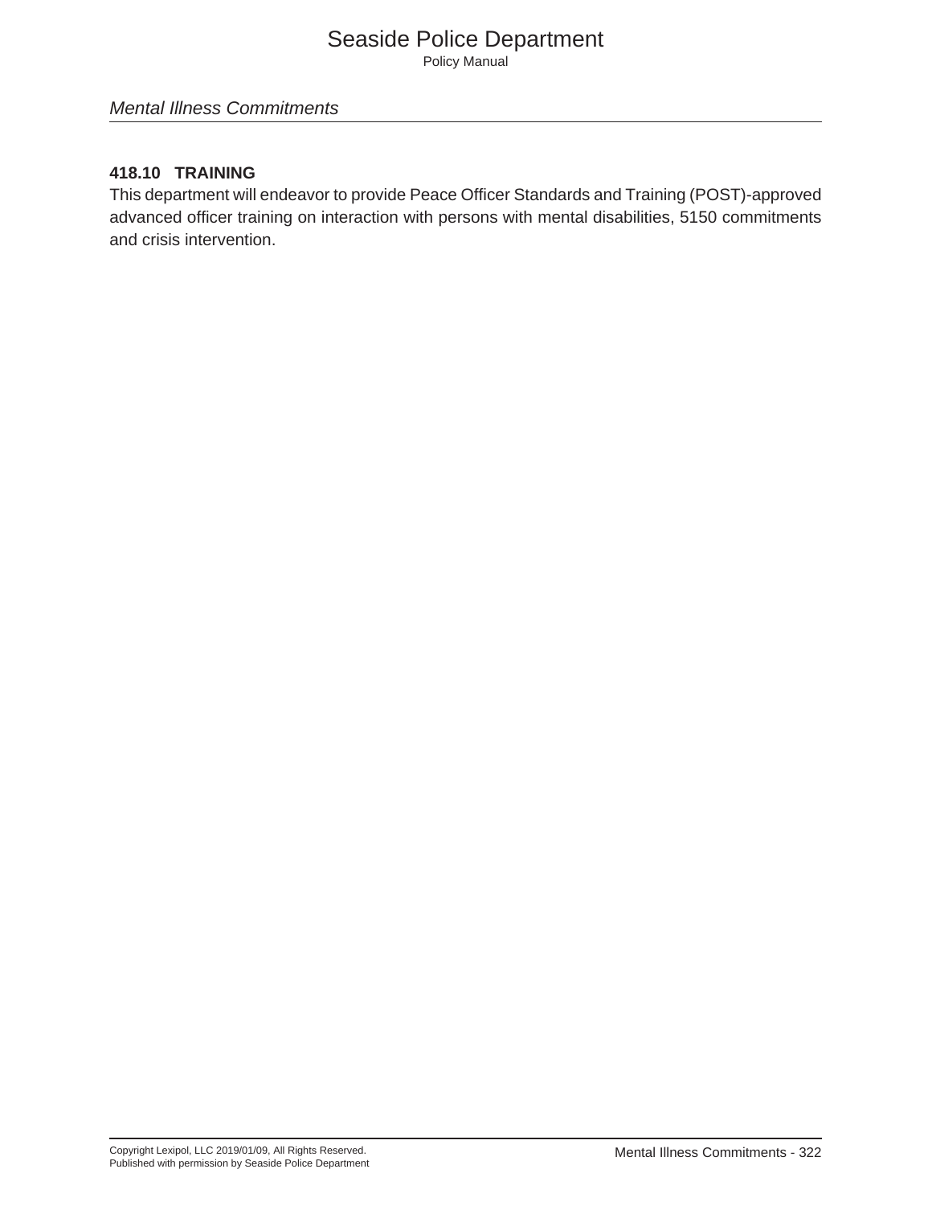### 418.10 TRAINING

This department will endeavor to provide Peace Officer Standards and Training (POST)-approved advanced officer training on interaction with persons with mental disabilities, 5150 commitments and crisis intervention.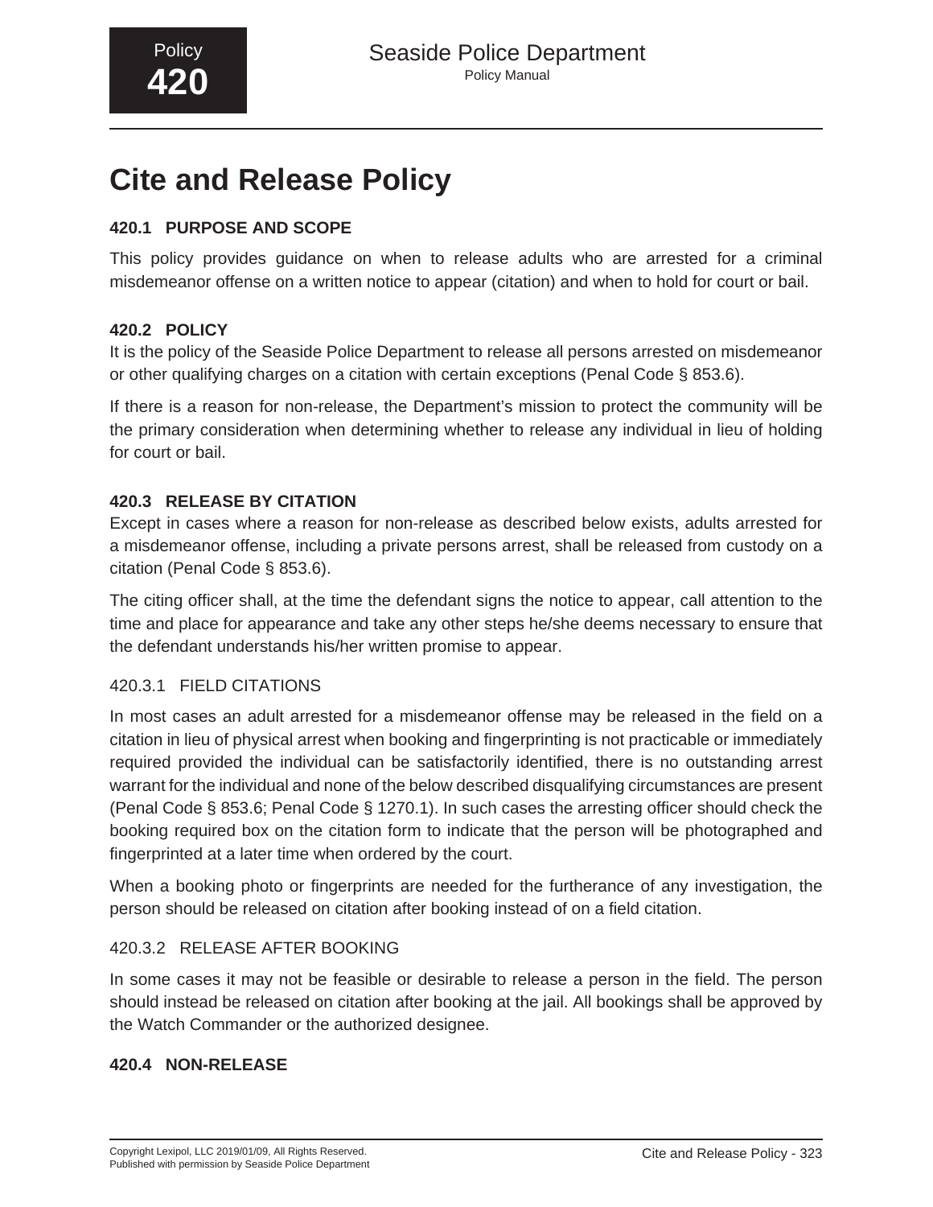# Cite and Release Policy

## 420.1 PURPOSE AND SCOPE

This policy provides guidance on when to release adults who are arrested for a criminal misdemeanor offense on a written notice to appear (citation) and when to hold for court or bail.

## 420.2 POLICY

It is the policy of the Seaside Police Department to release all persons arrested on misdemeanor or other qualifying charges on a citation with certain exceptions (Penal Code § 853.6).

If there is a reason for non-release, the Department's mission to protect the community will be the primary consideration when determining whether to release any individual in lieu of holding for court or bail.

## 420.3 RELEASE BY CITATION

Except in cases where a reason for non-release as described below exists, adults arrested for a misdemeanor offense, including a private persons arrest, shall be released from custody on a citation (Penal Code § 853.6).

The citing officer shall, at the time the defendant signs the notice to appear, call attention to the time and place for appearance and take any other steps he/she deems necessary to ensure that the defendant understands his/her written promise to appear.

### 420.3.1 FIELD CITATIONS

In most cases an adult arrested for a misdemeanor offense may be released in the field on a citation in lieu of physical arrest when booking and fingerprinting is not practicable or immediately required provided the individual can be satisfactorily identified, there is no outstanding arrest warrant for the individual and none of the below described disqualifying circumstances are present (Penal Code § 853.6; Penal Code § 1270.1). In such cases the arresting officer should check the booking required box on the citation form to indicate that the person will be photographed and fingerprinted at a later time when ordered by the court.

When a booking photo or fingerprints are needed for the furtherance of any investigation, the person should be released on citation after booking instead of on a field citation.

### 420.3.2 RELEASE AFTER BOOKING

In some cases it may not be feasible or desirable to release a person in the field. The person should instead be released on citation after booking at the jail. All bookings shall be approved by the Watch Commander or the authorized designee.

## 420.4 NON-RELEASE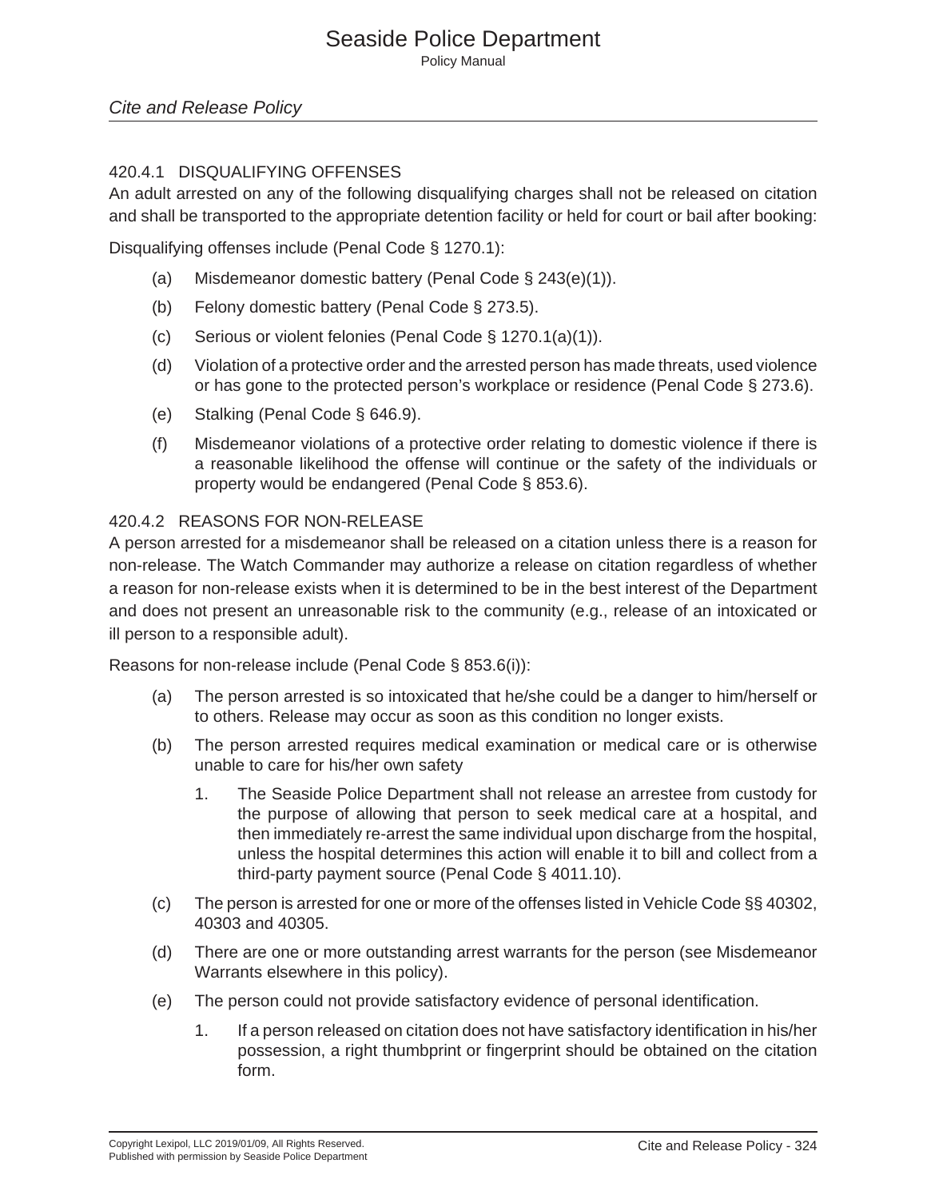### 420.4.1 DISQUALIFYING OFFENSES

An adult arrested on any of the following disqualifying charges shall not be released on citation and shall be transported to the appropriate detention facility or held for court or bail after booking:

Disqualifying offenses include (Penal Code § 1270.1):

(a) Misdemeanor domestic battery (Penal Code § 243(e)(1)).

(b) Felony domestic battery (Penal Code § 273.5).

(c) Serious or violent felonies (Penal Code § 1270.1(a)(1)).

(d) Violation of a protective order and the arrested person has made threats, used violence or has gone to the protected person's workplace or residence (Penal Code § 273.6).

(e) Stalking (Penal Code § 646.9).

(f) Misdemeanor violations of a protective order relating to domestic violence if there is a reasonable likelihood the offense will continue or the safety of the individuals or property would be endangered (Penal Code § 853.6).

### 420.4.2 REASONS FOR NON-RELEASE

A person arrested for a misdemeanor shall be released on a citation unless there is a reason for non-release. The Watch Commander may authorize a release on citation regardless of whether a reason for non-release exists when it is determined to be in the best interest of the Department and does not present an unreasonable risk to the community (e.g., release of an intoxicated or ill person to a responsible adult).

Reasons for non-release include (Penal Code § 853.6(i)):

(a) The person arrested is so intoxicated that he/she could be a danger to him/herself or to others. Release may occur as soon as this condition no longer exists.

(b) The person arrested requires medical examination or medical care or is otherwise unable to care for his/her own safety

    1. The Seaside Police Department shall not release an arrestee from custody for the purpose of allowing that person to seek medical care at a hospital, and then immediately re-arrest the same individual upon discharge from the hospital, unless the hospital determines this action will enable it to bill and collect from a third-party payment source (Penal Code § 4011.10).

(c) The person is arrested for one or more of the offenses listed in Vehicle Code §§ 40302, 40303 and 40305.

(d) There are one or more outstanding arrest warrants for the person (see Misdemeanor Warrants elsewhere in this policy).

(e) The person could not provide satisfactory evidence of personal identification.

    1. If a person released on citation does not have satisfactory identification in his/her possession, a right thumbprint or fingerprint should be obtained on the citation form.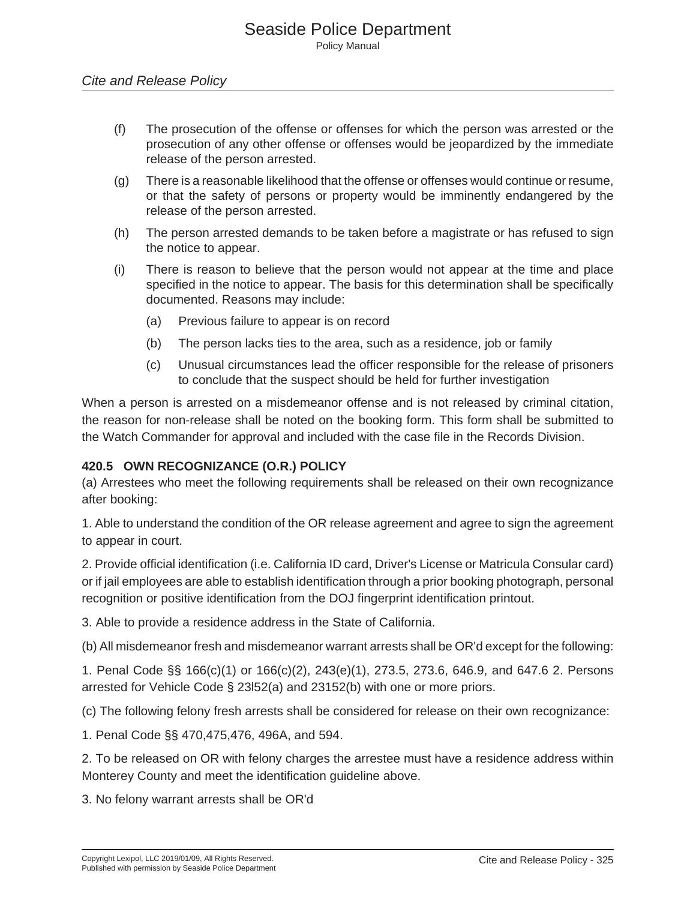(f) The prosecution of the offense or offenses for which the person was arrested or the prosecution of any other offense or offenses would be jeopardized by the immediate release of the person arrested.

(g) There is a reasonable likelihood that the offense or offenses would continue or resume, or that the safety of persons or property would be imminently endangered by the release of the person arrested.

(h) The person arrested demands to be taken before a magistrate or has refused to sign the notice to appear.

(i) There is reason to believe that the person would not appear at the time and place specified in the notice to appear. The basis for this determination shall be specifically documented. Reasons may include:

   (a) Previous failure to appear is on record

   (b) The person lacks ties to the area, such as a residence, job or family

   (c) Unusual circumstances lead the officer responsible for the release of prisoners to conclude that the suspect should be held for further investigation

When a person is arrested on a misdemeanor offense and is not released by criminal citation, the reason for non-release shall be noted on the booking form. This form shall be submitted to the Watch Commander for approval and included with the case file in the Records Division.

### 420.5 OWN RECOGNIZANCE (O.R.) POLICY

(a) Arrestees who meet the following requirements shall be released on their own recognizance after booking:

1. Able to understand the condition of the OR release agreement and agree to sign the agreement to appear in court.

2. Provide official identification (i.e. California ID card, Driver's License or Matricula Consular card) or if jail employees are able to establish identification through a prior booking photograph, personal recognition or positive identification from the DOJ fingerprint identification printout.

3. Able to provide a residence address in the State of California.

(b) All misdemeanor fresh and misdemeanor warrant arrests shall be OR'd except for the following:

1. Penal Code §§ 166(c)(1) or 166(c)(2), 243(e)(1), 273.5, 273.6, 646.9, and 647.6 2. Persons arrested for Vehicle Code § 23l52(a) and 23152(b) with one or more priors.

(c) The following felony fresh arrests shall be considered for release on their own recognizance:

1. Penal Code §§ 470,475,476, 496A, and 594.

2. To be released on OR with felony charges the arrestee must have a residence address within Monterey County and meet the identification guideline above.

3. No felony warrant arrests shall be OR'd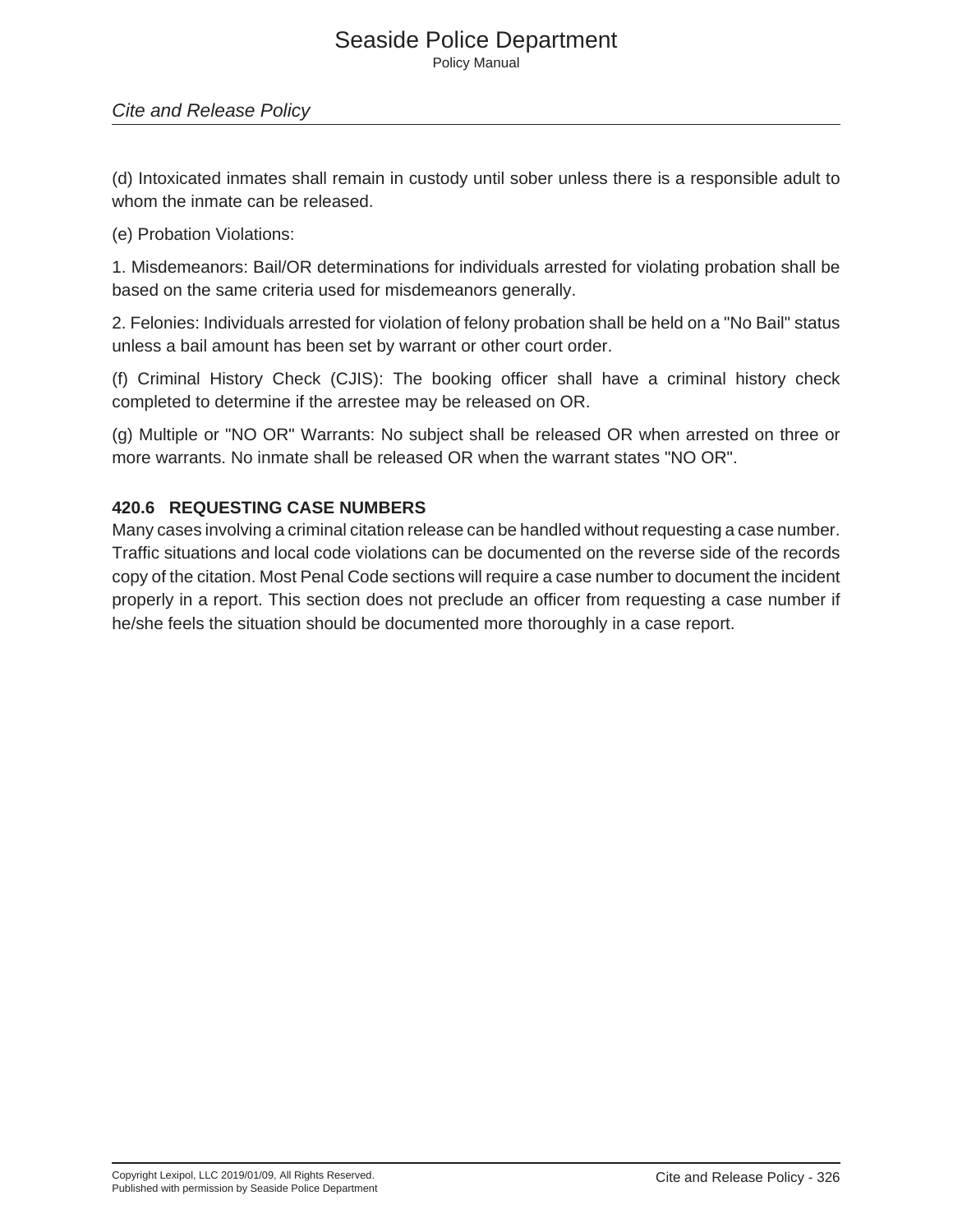(d) Intoxicated inmates shall remain in custody until sober unless there is a responsible adult to whom the inmate can be released.

(e) Probation Violations:

1. Misdemeanors: Bail/OR determinations for individuals arrested for violating probation shall be based on the same criteria used for misdemeanors generally.

2. Felonies: Individuals arrested for violation of felony probation shall be held on a "No Bail" status unless a bail amount has been set by warrant or other court order.

(f) Criminal History Check (CJIS): The booking officer shall have a criminal history check completed to determine if the arrestee may be released on OR.

(g) Multiple or "NO OR" Warrants: No subject shall be released OR when arrested on three or more warrants. No inmate shall be released OR when the warrant states "NO OR".

### 420.6 REQUESTING CASE NUMBERS

Many cases involving a criminal citation release can be handled without requesting a case number. Traffic situations and local code violations can be documented on the reverse side of the records copy of the citation. Most Penal Code sections will require a case number to document the incident properly in a report. This section does not preclude an officer from requesting a case number if he/she feels the situation should be documented more thoroughly in a case report.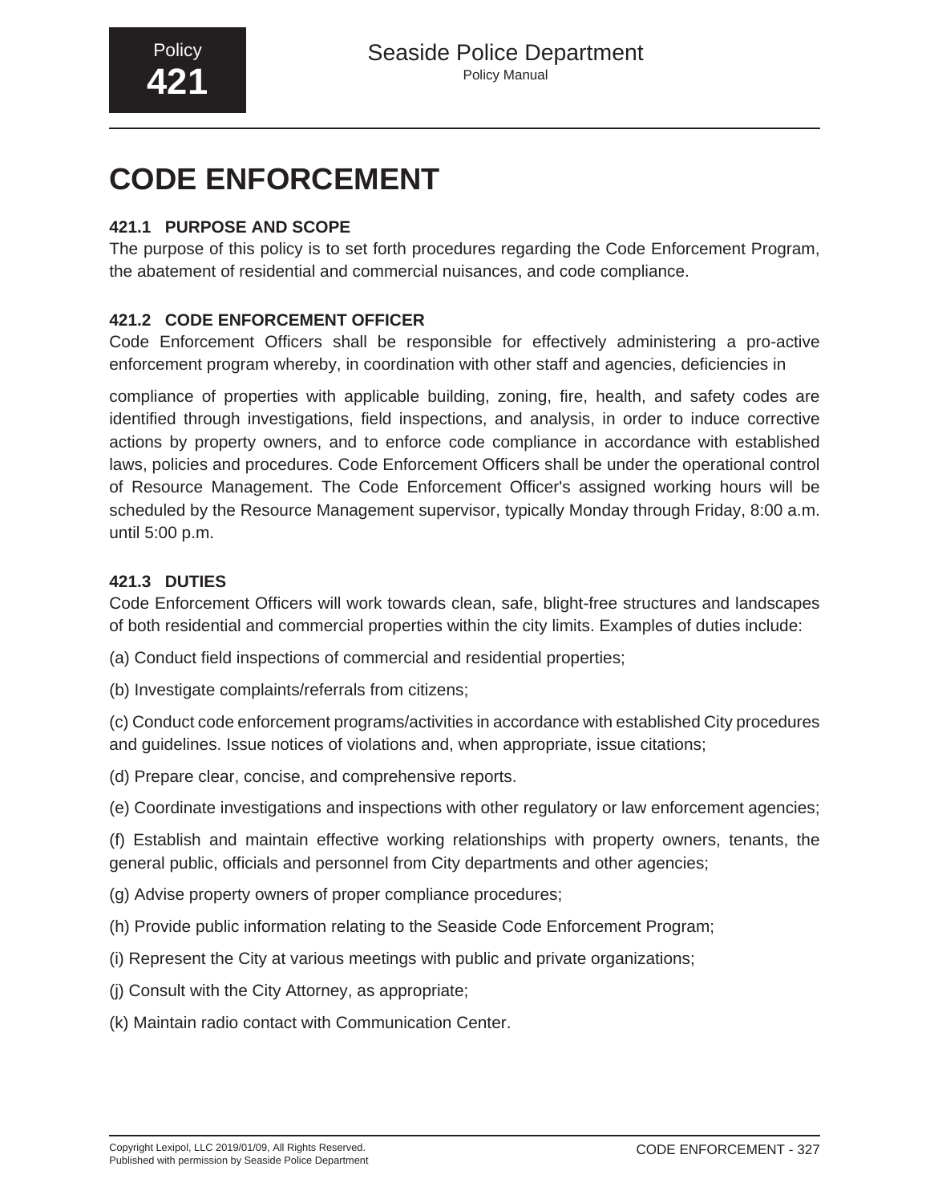# CODE ENFORCEMENT

### 421.1 PURPOSE AND SCOPE

The purpose of this policy is to set forth procedures regarding the Code Enforcement Program, the abatement of residential and commercial nuisances, and code compliance.

### 421.2 CODE ENFORCEMENT OFFICER

Code Enforcement Officers shall be responsible for effectively administering a pro-active enforcement program whereby, in coordination with other staff and agencies, deficiencies in compliance of properties with applicable building, zoning, fire, health, and safety codes are identified through investigations, field inspections, and analysis, in order to induce corrective actions by property owners, and to enforce code compliance in accordance with established laws, policies and procedures. Code Enforcement Officers shall be under the operational control of Resource Management. The Code Enforcement Officer's assigned working hours will be scheduled by the Resource Management supervisor, typically Monday through Friday, 8:00 a.m. until 5:00 p.m.

### 421.3 DUTIES

Code Enforcement Officers will work towards clean, safe, blight-free structures and landscapes of both residential and commercial properties within the city limits. Examples of duties include:

(a) Conduct field inspections of commercial and residential properties;

(b) Investigate complaints/referrals from citizens;

(c) Conduct code enforcement programs/activities in accordance with established City procedures and guidelines. Issue notices of violations and, when appropriate, issue citations;

(d) Prepare clear, concise, and comprehensive reports.

(e) Coordinate investigations and inspections with other regulatory or law enforcement agencies;

(f) Establish and maintain effective working relationships with property owners, tenants, the general public, officials and personnel from City departments and other agencies;

(g) Advise property owners of proper compliance procedures;

(h) Provide public information relating to the Seaside Code Enforcement Program;

(i) Represent the City at various meetings with public and private organizations;

(j) Consult with the City Attorney, as appropriate;

(k) Maintain radio contact with Communication Center.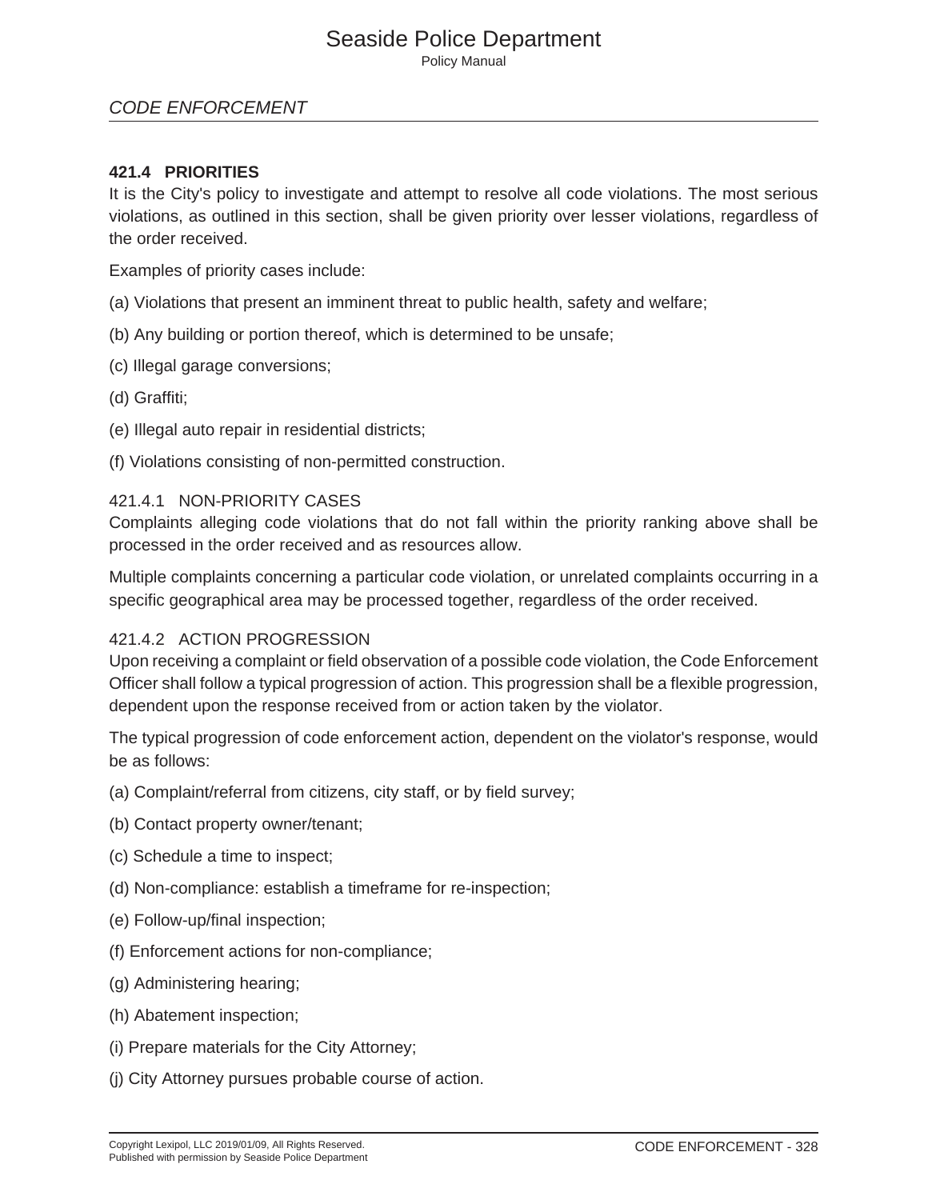## 421.4 PRIORITIES

It is the City's policy to investigate and attempt to resolve all code violations. The most serious violations, as outlined in this section, shall be given priority over lesser violations, regardless of the order received.

Examples of priority cases include:

(a) Violations that present an imminent threat to public health, safety and welfare;

(b) Any building or portion thereof, which is determined to be unsafe;

(c) Illegal garage conversions;

(d) Graffiti;

(e) Illegal auto repair in residential districts;

(f) Violations consisting of non-permitted construction.

### 421.4.1 NON-PRIORITY CASES

Complaints alleging code violations that do not fall within the priority ranking above shall be processed in the order received and as resources allow.

Multiple complaints concerning a particular code violation, or unrelated complaints occurring in a specific geographical area may be processed together, regardless of the order received.

### 421.4.2 ACTION PROGRESSION

Upon receiving a complaint or field observation of a possible code violation, the Code Enforcement Officer shall follow a typical progression of action. This progression shall be a flexible progression, dependent upon the response received from or action taken by the violator.

The typical progression of code enforcement action, dependent on the violator's response, would be as follows:

(a) Complaint/referral from citizens, city staff, or by field survey;

(b) Contact property owner/tenant;

(c) Schedule a time to inspect;

(d) Non-compliance: establish a timeframe for re-inspection;

(e) Follow-up/final inspection;

(f) Enforcement actions for non-compliance;

(g) Administering hearing;

(h) Abatement inspection;

(i) Prepare materials for the City Attorney;

(j) City Attorney pursues probable course of action.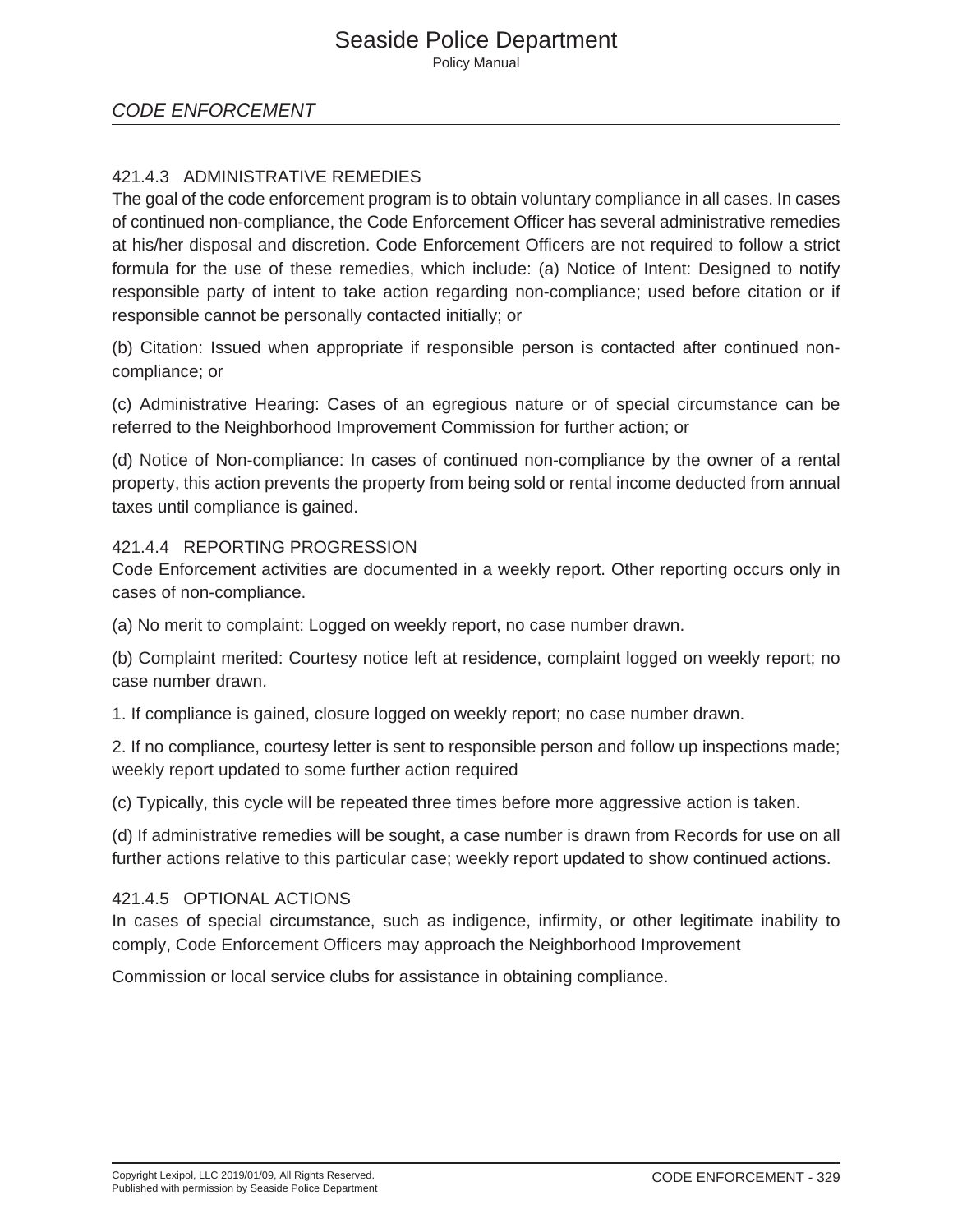### 421.4.3 ADMINISTRATIVE REMEDIES

The goal of the code enforcement program is to obtain voluntary compliance in all cases. In cases of continued non-compliance, the Code Enforcement Officer has several administrative remedies at his/her disposal and discretion. Code Enforcement Officers are not required to follow a strict formula for the use of these remedies, which include: (a) Notice of Intent: Designed to notify responsible party of intent to take action regarding non-compliance; used before citation or if responsible cannot be personally contacted initially; or

(b) Citation: Issued when appropriate if responsible person is contacted after continued non-compliance; or

(c) Administrative Hearing: Cases of an egregious nature or of special circumstance can be referred to the Neighborhood Improvement Commission for further action; or

(d) Notice of Non-compliance: In cases of continued non-compliance by the owner of a rental property, this action prevents the property from being sold or rental income deducted from annual taxes until compliance is gained.

### 421.4.4 REPORTING PROGRESSION

Code Enforcement activities are documented in a weekly report. Other reporting occurs only in cases of non-compliance.

(a) No merit to complaint: Logged on weekly report, no case number drawn.

(b) Complaint merited: Courtesy notice left at residence, complaint logged on weekly report; no case number drawn.

1. If compliance is gained, closure logged on weekly report; no case number drawn.

2. If no compliance, courtesy letter is sent to responsible person and follow up inspections made; weekly report updated to some further action required

(c) Typically, this cycle will be repeated three times before more aggressive action is taken.

(d) If administrative remedies will be sought, a case number is drawn from Records for use on all further actions relative to this particular case; weekly report updated to show continued actions.

### 421.4.5 OPTIONAL ACTIONS

In cases of special circumstance, such as indigence, infirmity, or other legitimate inability to comply, Code Enforcement Officers may approach the Neighborhood Improvement

Commission or local service clubs for assistance in obtaining compliance.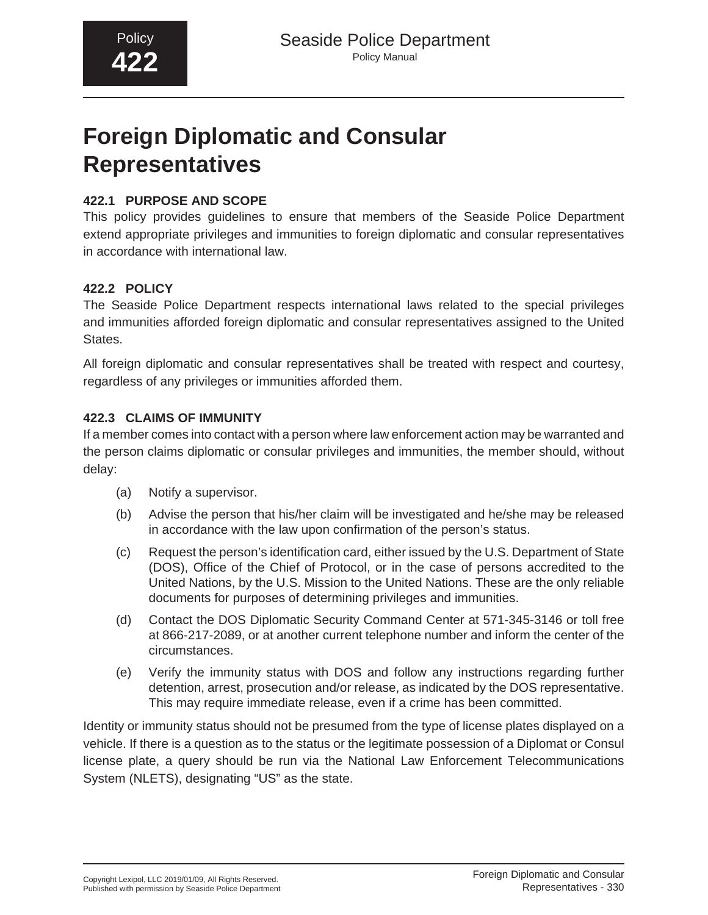# Foreign Diplomatic and Consular Representatives

### 422.1 PURPOSE AND SCOPE

This policy provides guidelines to ensure that members of the Seaside Police Department extend appropriate privileges and immunities to foreign diplomatic and consular representatives in accordance with international law.

### 422.2 POLICY

The Seaside Police Department respects international laws related to the special privileges and immunities afforded foreign diplomatic and consular representatives assigned to the United States.

All foreign diplomatic and consular representatives shall be treated with respect and courtesy, regardless of any privileges or immunities afforded them.

### 422.3 CLAIMS OF IMMUNITY

If a member comes into contact with a person where law enforcement action may be warranted and the person claims diplomatic or consular privileges and immunities, the member should, without delay:

(a) Notify a supervisor.

(b) Advise the person that his/her claim will be investigated and he/she may be released in accordance with the law upon confirmation of the person's status.

(c) Request the person's identification card, either issued by the U.S. Department of State (DOS), Office of the Chief of Protocol, or in the case of persons accredited to the United Nations, by the U.S. Mission to the United Nations. These are the only reliable documents for purposes of determining privileges and immunities.

(d) Contact the DOS Diplomatic Security Command Center at 571-345-3146 or toll free at 866-217-2089, or at another current telephone number and inform the center of the circumstances.

(e) Verify the immunity status with DOS and follow any instructions regarding further detention, arrest, prosecution and/or release, as indicated by the DOS representative. This may require immediate release, even if a crime has been committed.

Identity or immunity status should not be presumed from the type of license plates displayed on a vehicle. If there is a question as to the status or the legitimate possession of a Diplomat or Consul license plate, a query should be run via the National Law Enforcement Telecommunications System (NLETS), designating "US" as the state.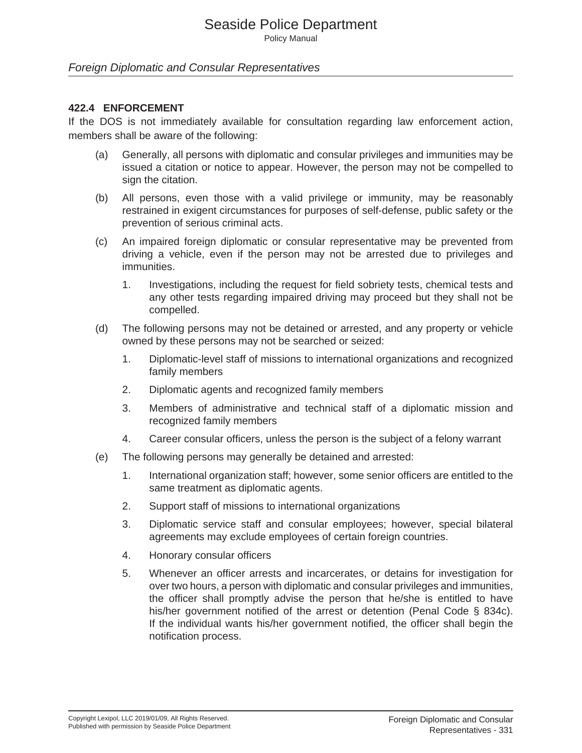### 422.4 ENFORCEMENT

If the DOS is not immediately available for consultation regarding law enforcement action, members shall be aware of the following:

(a) Generally, all persons with diplomatic and consular privileges and immunities may be issued a citation or notice to appear. However, the person may not be compelled to sign the citation.

(b) All persons, even those with a valid privilege or immunity, may be reasonably restrained in exigent circumstances for purposes of self-defense, public safety or the prevention of serious criminal acts.

(c) An impaired foreign diplomatic or consular representative may be prevented from driving a vehicle, even if the person may not be arrested due to privileges and immunities.

1. Investigations, including the request for field sobriety tests, chemical tests and any other tests regarding impaired driving may proceed but they shall not be compelled.

(d) The following persons may not be detained or arrested, and any property or vehicle owned by these persons may not be searched or seized:

1. Diplomatic-level staff of missions to international organizations and recognized family members
2. Diplomatic agents and recognized family members
3. Members of administrative and technical staff of a diplomatic mission and recognized family members
4. Career consular officers, unless the person is the subject of a felony warrant

(e) The following persons may generally be detained and arrested:

1. International organization staff; however, some senior officers are entitled to the same treatment as diplomatic agents.
2. Support staff of missions to international organizations
3. Diplomatic service staff and consular employees; however, special bilateral agreements may exclude employees of certain foreign countries.
4. Honorary consular officers
5. Whenever an officer arrests and incarcerates, or detains for investigation for over two hours, a person with diplomatic and consular privileges and immunities, the officer shall promptly advise the person that he/she is entitled to have his/her government notified of the arrest or detention (Penal Code § 834c). If the individual wants his/her government notified, the officer shall begin the notification process.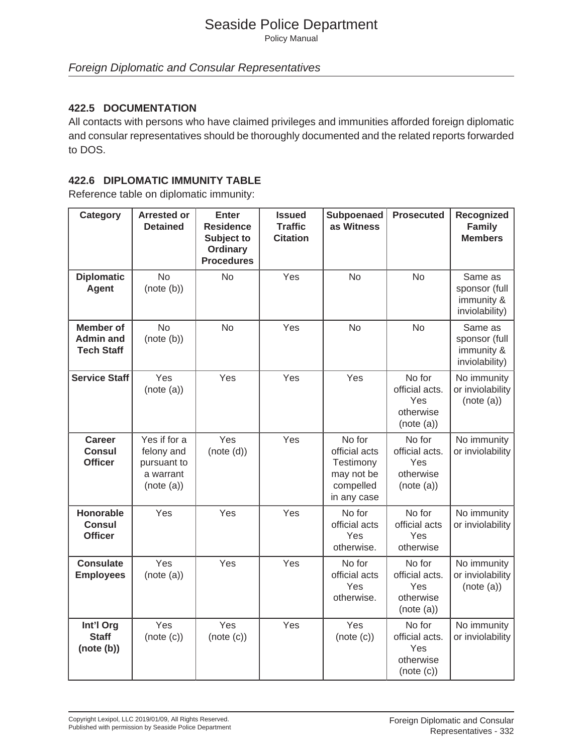### 422.5 DOCUMENTATION

All contacts with persons who have claimed privileges and immunities afforded foreign diplomatic and consular representatives should be thoroughly documented and the related reports forwarded to DOS.

### 422.6 DIPLOMATIC IMMUNITY TABLE

Reference table on diplomatic immunity:

| Category | Arrested or Detained | Enter Residence Subject to Ordinary Procedures | Issued Traffic Citation | Subpoenaed as Witness | Prosecuted | Recognized Family Members |
|---|---|---|---|---|---|---|
| **Diplomatic Agent** | No (note (b)) | No | Yes | No | No | Same as sponsor (full immunity & inviolability) |
| **Member of Admin and Tech Staff** | No (note (b)) | No | Yes | No | No | Same as sponsor (full immunity & inviolability) |
| **Service Staff** | Yes (note (a)) | Yes | Yes | Yes | No for official acts. Yes otherwise (note (a)) | No immunity or inviolability (note (a)) |
| **Career Consul Officer** | Yes if for a felony and pursuant to a warrant (note (a)) | Yes (note (d)) | Yes | No for official acts Testimony may not be compelled in any case | No for official acts. Yes otherwise (note (a)) | No immunity or inviolability |
| **Honorable Consul Officer** | Yes | Yes | Yes | No for official acts Yes otherwise. | No for official acts Yes otherwise | No immunity or inviolability |
| **Consulate Employees** | Yes (note (a)) | Yes | Yes | No for official acts Yes otherwise. | No for official acts. Yes otherwise (note (a)) | No immunity or inviolability (note (a)) |
| **Int'l Org Staff (note (b))** | Yes (note (c)) | Yes (note (c)) | Yes | Yes (note (c)) | No for official acts. Yes otherwise (note (c)) | No immunity or inviolability |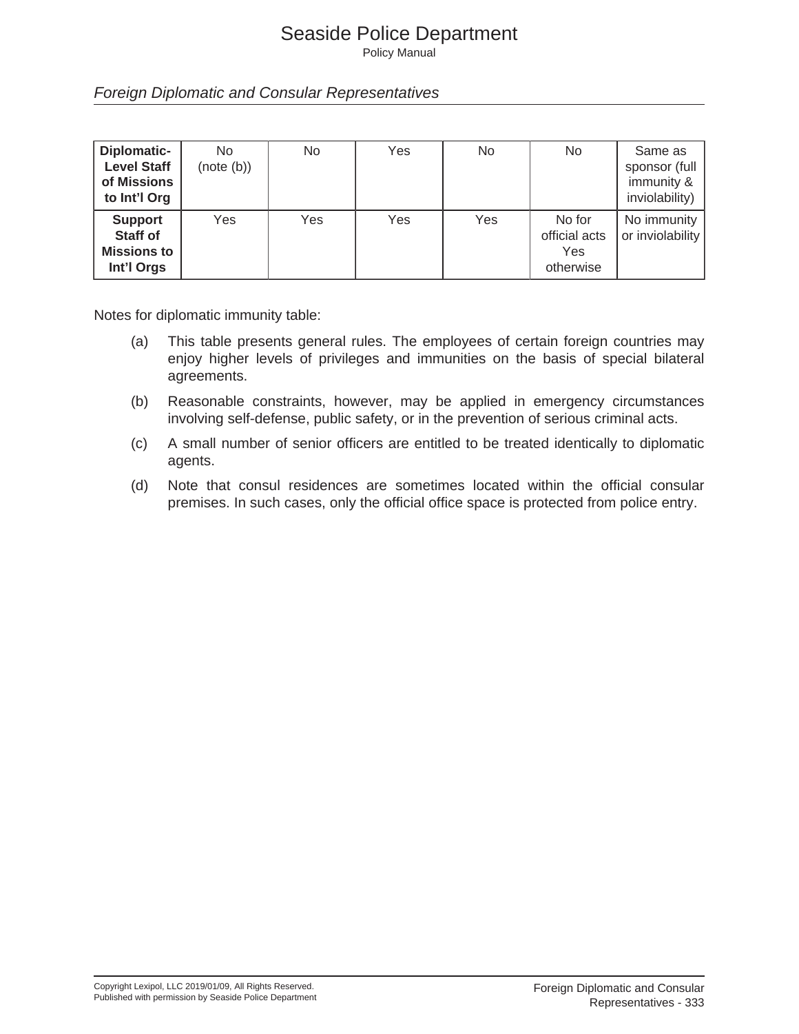| | | | | | | |
|---|---|---|---|---|---|---|
| **Diplomatic-Level Staff of Missions to Int'l Org** | No (note (b)) | No | Yes | No | No | Same as sponsor (full immunity & inviolability) |
| **Support Staff of Missions to Int'l Orgs** | Yes | Yes | Yes | Yes | No for official acts Yes otherwise | No immunity or inviolability |

Notes for diplomatic immunity table:

(a) This table presents general rules. The employees of certain foreign countries may enjoy higher levels of privileges and immunities on the basis of special bilateral agreements.

(b) Reasonable constraints, however, may be applied in emergency circumstances involving self-defense, public safety, or in the prevention of serious criminal acts.

(c) A small number of senior officers are entitled to be treated identically to diplomatic agents.

(d) Note that consul residences are sometimes located within the official consular premises. In such cases, only the official office space is protected from police entry.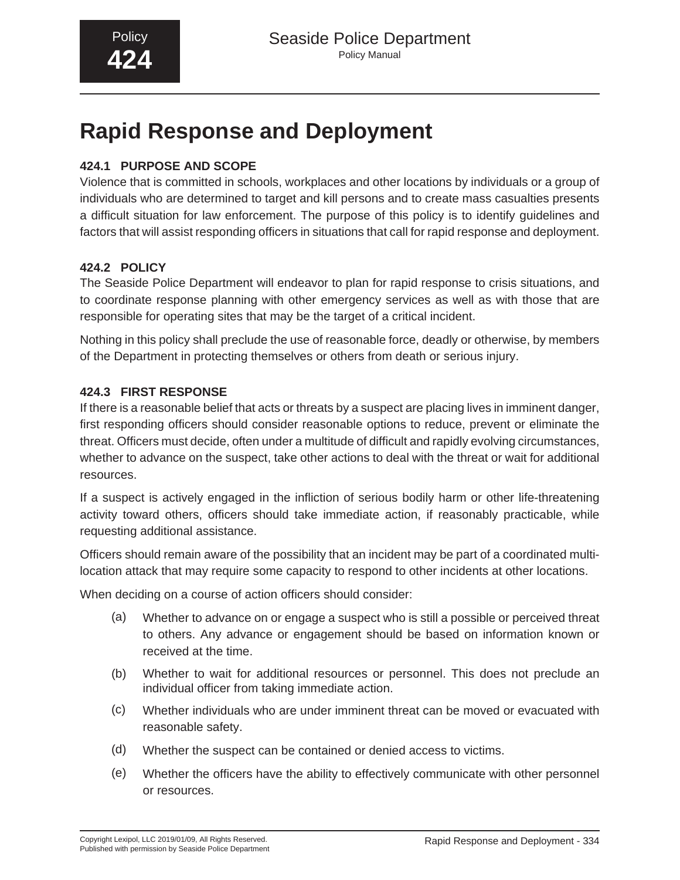# Rapid Response and Deployment

### 424.1 PURPOSE AND SCOPE

Violence that is committed in schools, workplaces and other locations by individuals or a group of individuals who are determined to target and kill persons and to create mass casualties presents a difficult situation for law enforcement. The purpose of this policy is to identify guidelines and factors that will assist responding officers in situations that call for rapid response and deployment.

### 424.2 POLICY

The Seaside Police Department will endeavor to plan for rapid response to crisis situations, and to coordinate response planning with other emergency services as well as with those that are responsible for operating sites that may be the target of a critical incident.

Nothing in this policy shall preclude the use of reasonable force, deadly or otherwise, by members of the Department in protecting themselves or others from death or serious injury.

### 424.3 FIRST RESPONSE

If there is a reasonable belief that acts or threats by a suspect are placing lives in imminent danger, first responding officers should consider reasonable options to reduce, prevent or eliminate the threat. Officers must decide, often under a multitude of difficult and rapidly evolving circumstances, whether to advance on the suspect, take other actions to deal with the threat or wait for additional resources.

If a suspect is actively engaged in the infliction of serious bodily harm or other life-threatening activity toward others, officers should take immediate action, if reasonably practicable, while requesting additional assistance.

Officers should remain aware of the possibility that an incident may be part of a coordinated multi-location attack that may require some capacity to respond to other incidents at other locations.

When deciding on a course of action officers should consider:

(a) Whether to advance on or engage a suspect who is still a possible or perceived threat to others. Any advance or engagement should be based on information known or received at the time.

(b) Whether to wait for additional resources or personnel. This does not preclude an individual officer from taking immediate action.

(c) Whether individuals who are under imminent threat can be moved or evacuated with reasonable safety.

(d) Whether the suspect can be contained or denied access to victims.

(e) Whether the officers have the ability to effectively communicate with other personnel or resources.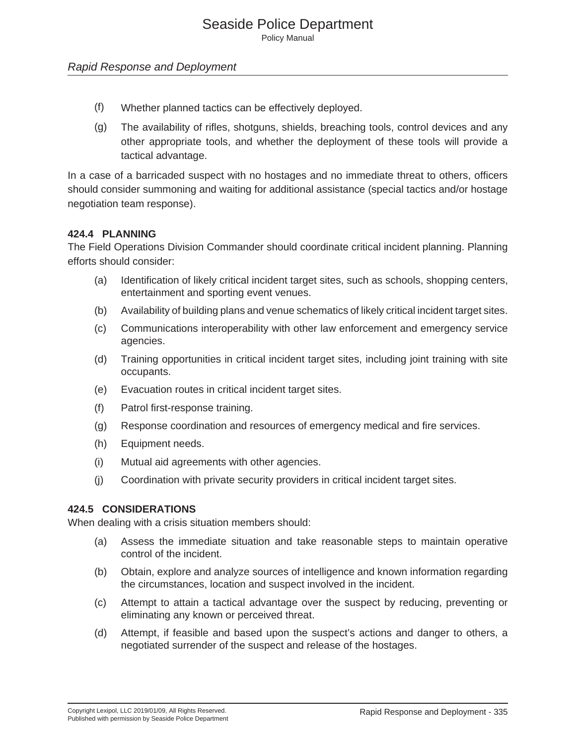(f) Whether planned tactics can be effectively deployed.

(g) The availability of rifles, shotguns, shields, breaching tools, control devices and any other appropriate tools, and whether the deployment of these tools will provide a tactical advantage.

In a case of a barricaded suspect with no hostages and no immediate threat to others, officers should consider summoning and waiting for additional assistance (special tactics and/or hostage negotiation team response).

### 424.4 PLANNING

The Field Operations Division Commander should coordinate critical incident planning. Planning efforts should consider:

(a) Identification of likely critical incident target sites, such as schools, shopping centers, entertainment and sporting event venues.

(b) Availability of building plans and venue schematics of likely critical incident target sites.

(c) Communications interoperability with other law enforcement and emergency service agencies.

(d) Training opportunities in critical incident target sites, including joint training with site occupants.

(e) Evacuation routes in critical incident target sites.

(f) Patrol first-response training.

(g) Response coordination and resources of emergency medical and fire services.

(h) Equipment needs.

(i) Mutual aid agreements with other agencies.

(j) Coordination with private security providers in critical incident target sites.

### 424.5 CONSIDERATIONS

When dealing with a crisis situation members should:

(a) Assess the immediate situation and take reasonable steps to maintain operative control of the incident.

(b) Obtain, explore and analyze sources of intelligence and known information regarding the circumstances, location and suspect involved in the incident.

(c) Attempt to attain a tactical advantage over the suspect by reducing, preventing or eliminating any known or perceived threat.

(d) Attempt, if feasible and based upon the suspect's actions and danger to others, a negotiated surrender of the suspect and release of the hostages.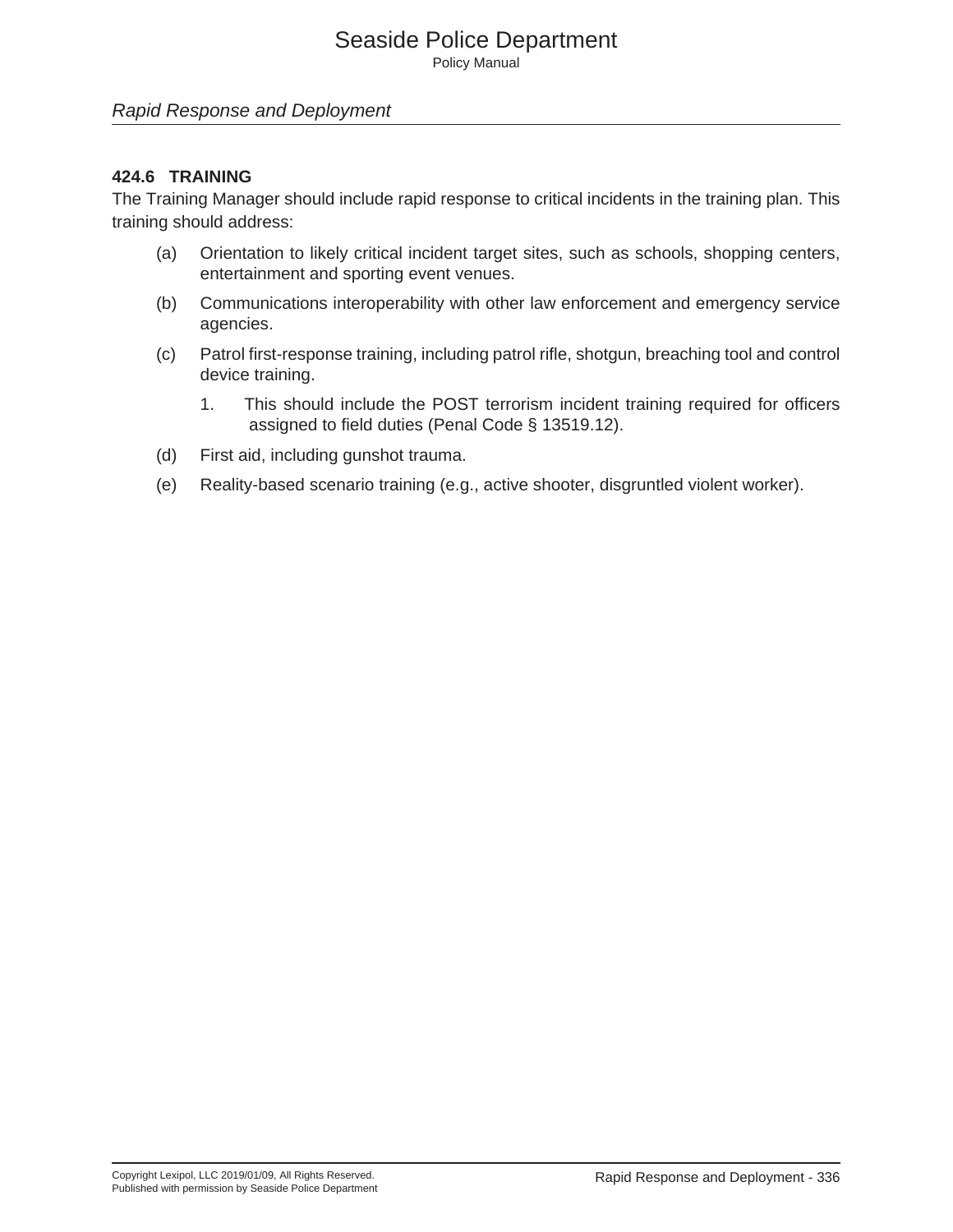### 424.6 TRAINING

The Training Manager should include rapid response to critical incidents in the training plan. This training should address:

(a) Orientation to likely critical incident target sites, such as schools, shopping centers, entertainment and sporting event venues.

(b) Communications interoperability with other law enforcement and emergency service agencies.

(c) Patrol first-response training, including patrol rifle, shotgun, breaching tool and control device training.

   1. This should include the POST terrorism incident training required for officers assigned to field duties (Penal Code § 13519.12).

(d) First aid, including gunshot trauma.

(e) Reality-based scenario training (e.g., active shooter, disgruntled violent worker).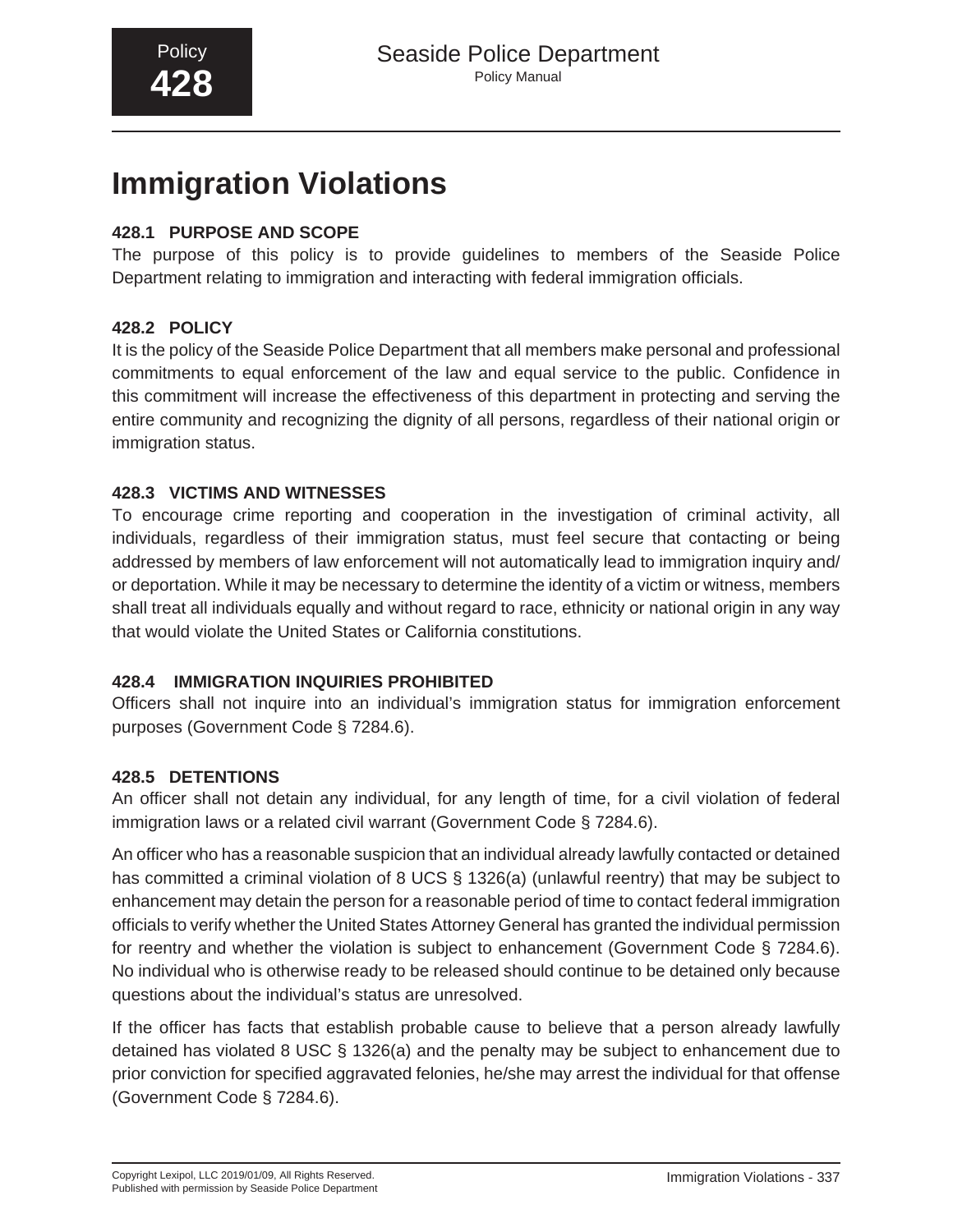# Immigration Violations

### 428.1 PURPOSE AND SCOPE

The purpose of this policy is to provide guidelines to members of the Seaside Police Department relating to immigration and interacting with federal immigration officials.

### 428.2 POLICY

It is the policy of the Seaside Police Department that all members make personal and professional commitments to equal enforcement of the law and equal service to the public. Confidence in this commitment will increase the effectiveness of this department in protecting and serving the entire community and recognizing the dignity of all persons, regardless of their national origin or immigration status.

### 428.3 VICTIMS AND WITNESSES

To encourage crime reporting and cooperation in the investigation of criminal activity, all individuals, regardless of their immigration status, must feel secure that contacting or being addressed by members of law enforcement will not automatically lead to immigration inquiry and/or deportation. While it may be necessary to determine the identity of a victim or witness, members shall treat all individuals equally and without regard to race, ethnicity or national origin in any way that would violate the United States or California constitutions.

### 428.4 IMMIGRATION INQUIRIES PROHIBITED

Officers shall not inquire into an individual's immigration status for immigration enforcement purposes (Government Code § 7284.6).

### 428.5 DETENTIONS

An officer shall not detain any individual, for any length of time, for a civil violation of federal immigration laws or a related civil warrant (Government Code § 7284.6).

An officer who has a reasonable suspicion that an individual already lawfully contacted or detained has committed a criminal violation of 8 UCS § 1326(a) (unlawful reentry) that may be subject to enhancement may detain the person for a reasonable period of time to contact federal immigration officials to verify whether the United States Attorney General has granted the individual permission for reentry and whether the violation is subject to enhancement (Government Code § 7284.6). No individual who is otherwise ready to be released should continue to be detained only because questions about the individual's status are unresolved.

If the officer has facts that establish probable cause to believe that a person already lawfully detained has violated 8 USC § 1326(a) and the penalty may be subject to enhancement due to prior conviction for specified aggravated felonies, he/she may arrest the individual for that offense (Government Code § 7284.6).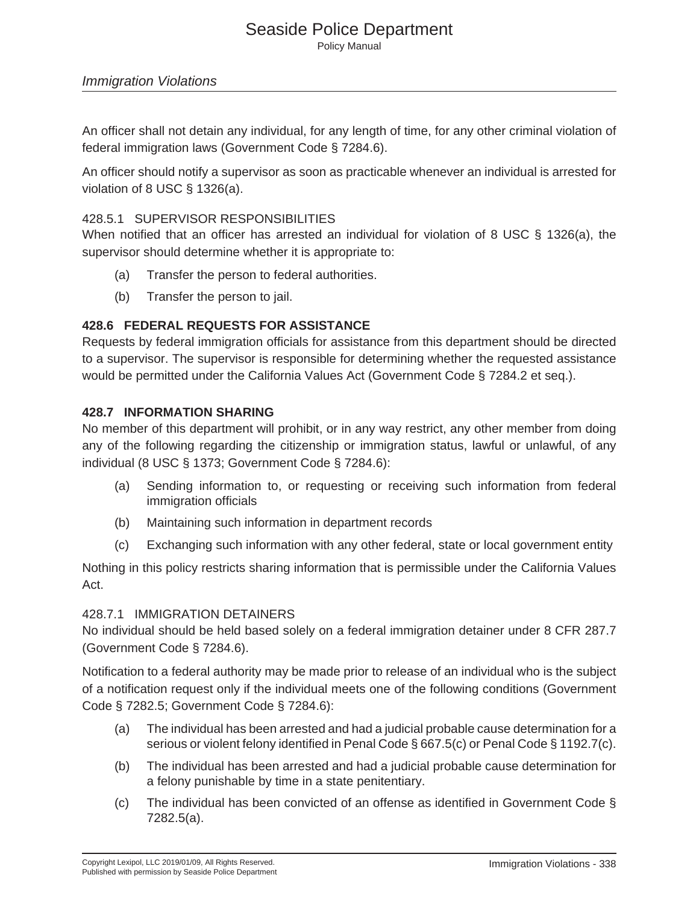An officer shall not detain any individual, for any length of time, for any other criminal violation of federal immigration laws (Government Code § 7284.6).

An officer should notify a supervisor as soon as practicable whenever an individual is arrested for violation of 8 USC § 1326(a).

#### 428.5.1 SUPERVISOR RESPONSIBILITIES

When notified that an officer has arrested an individual for violation of 8 USC § 1326(a), the supervisor should determine whether it is appropriate to:

(a) Transfer the person to federal authorities.

(b) Transfer the person to jail.

### 428.6 FEDERAL REQUESTS FOR ASSISTANCE

Requests by federal immigration officials for assistance from this department should be directed to a supervisor. The supervisor is responsible for determining whether the requested assistance would be permitted under the California Values Act (Government Code § 7284.2 et seq.).

### 428.7 INFORMATION SHARING

No member of this department will prohibit, or in any way restrict, any other member from doing any of the following regarding the citizenship or immigration status, lawful or unlawful, of any individual (8 USC § 1373; Government Code § 7284.6):

(a) Sending information to, or requesting or receiving such information from federal immigration officials

(b) Maintaining such information in department records

(c) Exchanging such information with any other federal, state or local government entity

Nothing in this policy restricts sharing information that is permissible under the California Values Act.

#### 428.7.1 IMMIGRATION DETAINERS

No individual should be held based solely on a federal immigration detainer under 8 CFR 287.7 (Government Code § 7284.6).

Notification to a federal authority may be made prior to release of an individual who is the subject of a notification request only if the individual meets one of the following conditions (Government Code § 7282.5; Government Code § 7284.6):

(a) The individual has been arrested and had a judicial probable cause determination for a serious or violent felony identified in Penal Code § 667.5(c) or Penal Code § 1192.7(c).

(b) The individual has been arrested and had a judicial probable cause determination for a felony punishable by time in a state penitentiary.

(c) The individual has been convicted of an offense as identified in Government Code § 7282.5(a).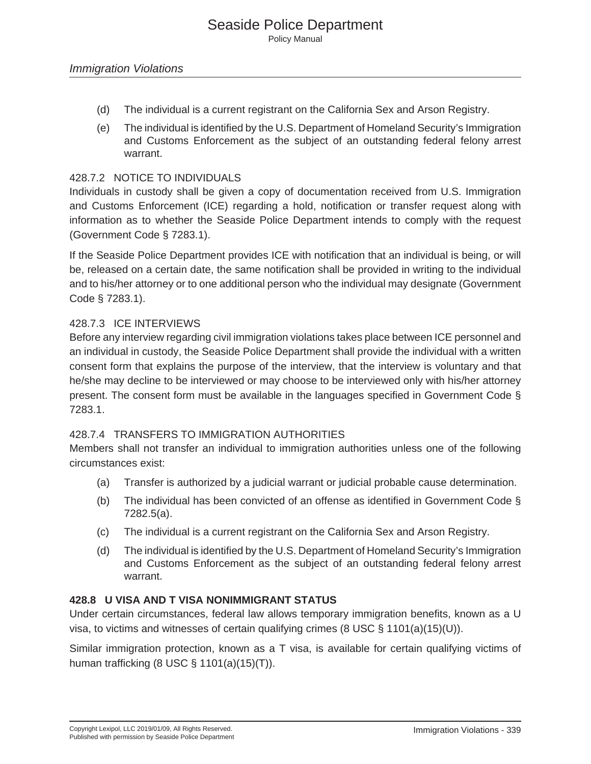(d) The individual is a current registrant on the California Sex and Arson Registry.

(e) The individual is identified by the U.S. Department of Homeland Security's Immigration and Customs Enforcement as the subject of an outstanding federal felony arrest warrant.

#### 428.7.2 NOTICE TO INDIVIDUALS

Individuals in custody shall be given a copy of documentation received from U.S. Immigration and Customs Enforcement (ICE) regarding a hold, notification or transfer request along with information as to whether the Seaside Police Department intends to comply with the request (Government Code § 7283.1).

If the Seaside Police Department provides ICE with notification that an individual is being, or will be, released on a certain date, the same notification shall be provided in writing to the individual and to his/her attorney or to one additional person who the individual may designate (Government Code § 7283.1).

#### 428.7.3 ICE INTERVIEWS

Before any interview regarding civil immigration violations takes place between ICE personnel and an individual in custody, the Seaside Police Department shall provide the individual with a written consent form that explains the purpose of the interview, that the interview is voluntary and that he/she may decline to be interviewed or may choose to be interviewed only with his/her attorney present. The consent form must be available in the languages specified in Government Code § 7283.1.

#### 428.7.4 TRANSFERS TO IMMIGRATION AUTHORITIES

Members shall not transfer an individual to immigration authorities unless one of the following circumstances exist:

(a) Transfer is authorized by a judicial warrant or judicial probable cause determination.

(b) The individual has been convicted of an offense as identified in Government Code § 7282.5(a).

(c) The individual is a current registrant on the California Sex and Arson Registry.

(d) The individual is identified by the U.S. Department of Homeland Security's Immigration and Customs Enforcement as the subject of an outstanding federal felony arrest warrant.

### 428.8 U VISA AND T VISA NONIMMIGRANT STATUS

Under certain circumstances, federal law allows temporary immigration benefits, known as a U visa, to victims and witnesses of certain qualifying crimes (8 USC § 1101(a)(15)(U)).

Similar immigration protection, known as a T visa, is available for certain qualifying victims of human trafficking (8 USC § 1101(a)(15)(T)).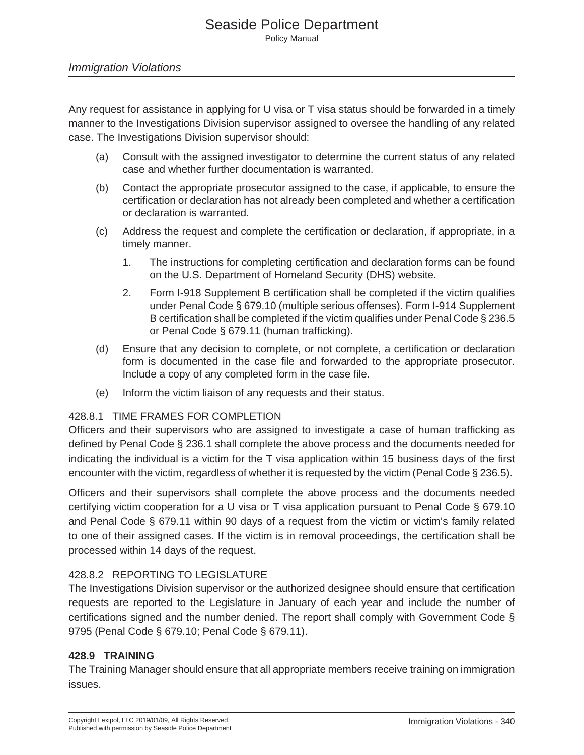Any request for assistance in applying for U visa or T visa status should be forwarded in a timely manner to the Investigations Division supervisor assigned to oversee the handling of any related case. The Investigations Division supervisor should:

(a) Consult with the assigned investigator to determine the current status of any related case and whether further documentation is warranted.

(b) Contact the appropriate prosecutor assigned to the case, if applicable, to ensure the certification or declaration has not already been completed and whether a certification or declaration is warranted.

(c) Address the request and complete the certification or declaration, if appropriate, in a timely manner.

1. The instructions for completing certification and declaration forms can be found on the U.S. Department of Homeland Security (DHS) website.

2. Form I-918 Supplement B certification shall be completed if the victim qualifies under Penal Code § 679.10 (multiple serious offenses). Form I-914 Supplement B certification shall be completed if the victim qualifies under Penal Code § 236.5 or Penal Code § 679.11 (human trafficking).

(d) Ensure that any decision to complete, or not complete, a certification or declaration form is documented in the case file and forwarded to the appropriate prosecutor. Include a copy of any completed form in the case file.

(e) Inform the victim liaison of any requests and their status.

### 428.8.1 TIME FRAMES FOR COMPLETION

Officers and their supervisors who are assigned to investigate a case of human trafficking as defined by Penal Code § 236.1 shall complete the above process and the documents needed for indicating the individual is a victim for the T visa application within 15 business days of the first encounter with the victim, regardless of whether it is requested by the victim (Penal Code § 236.5).

Officers and their supervisors shall complete the above process and the documents needed certifying victim cooperation for a U visa or T visa application pursuant to Penal Code § 679.10 and Penal Code § 679.11 within 90 days of a request from the victim or victim's family related to one of their assigned cases. If the victim is in removal proceedings, the certification shall be processed within 14 days of the request.

### 428.8.2 REPORTING TO LEGISLATURE

The Investigations Division supervisor or the authorized designee should ensure that certification requests are reported to the Legislature in January of each year and include the number of certifications signed and the number denied. The report shall comply with Government Code § 9795 (Penal Code § 679.10; Penal Code § 679.11).

## 428.9 TRAINING

The Training Manager should ensure that all appropriate members receive training on immigration issues.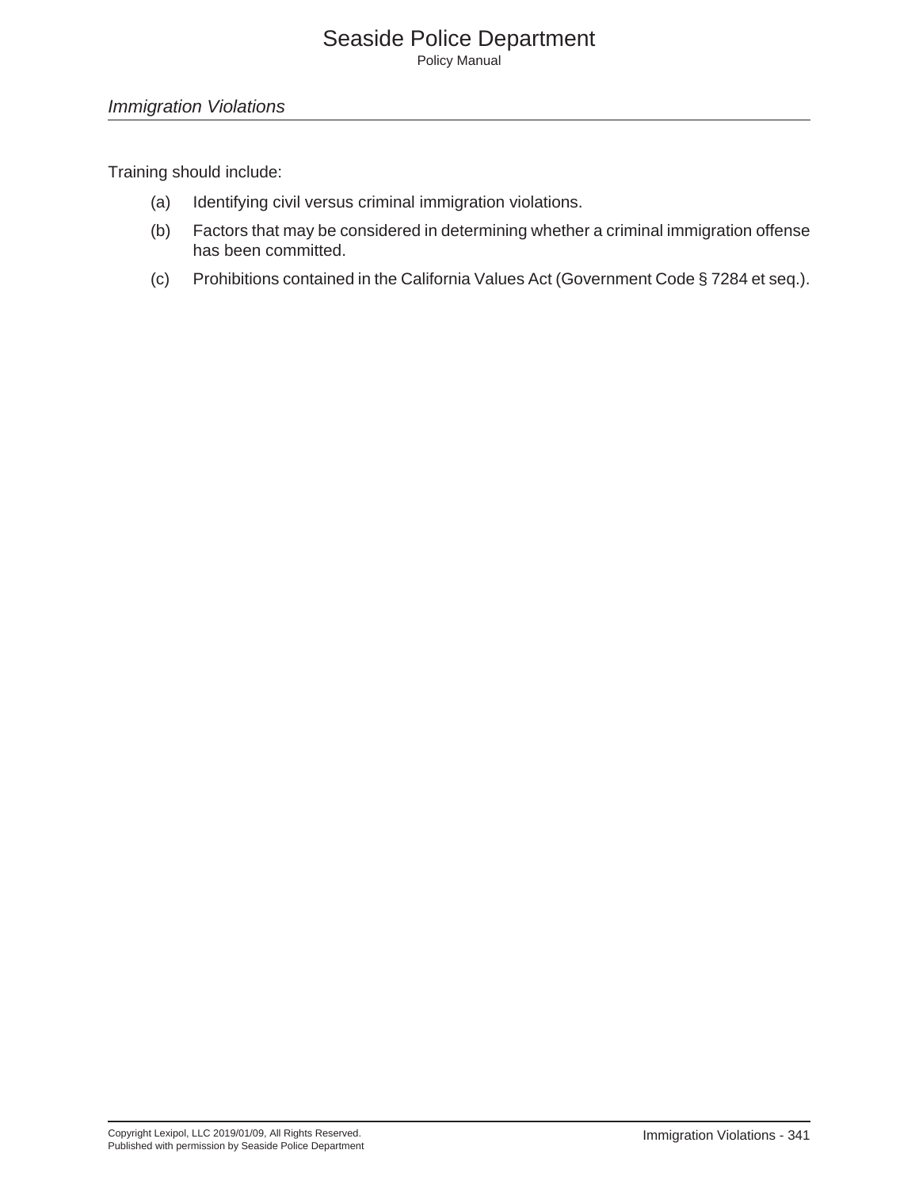Training should include:

(a) Identifying civil versus criminal immigration violations.

(b) Factors that may be considered in determining whether a criminal immigration offense has been committed.

(c) Prohibitions contained in the California Values Act (Government Code § 7284 et seq.).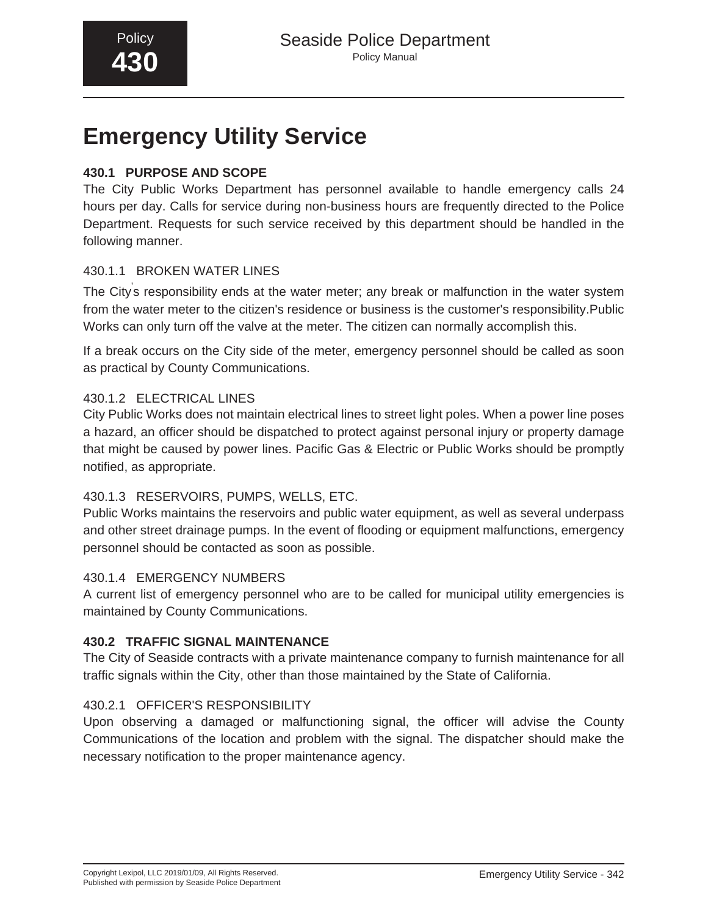Policy **430**

Seaside Police Department
Policy Manual

# Emergency Utility Service

## 430.1 PURPOSE AND SCOPE

The City Public Works Department has personnel available to handle emergency calls 24 hours per day. Calls for service during non-business hours are frequently directed to the Police Department. Requests for such service received by this department should be handled in the following manner.

### 430.1.1 BROKEN WATER LINES

The City's responsibility ends at the water meter; any break or malfunction in the water system from the water meter to the citizen's residence or business is the customer's responsibility.Public Works can only turn off the valve at the meter. The citizen can normally accomplish this.

If a break occurs on the City side of the meter, emergency personnel should be called as soon as practical by County Communications.

### 430.1.2 ELECTRICAL LINES

City Public Works does not maintain electrical lines to street light poles. When a power line poses a hazard, an officer should be dispatched to protect against personal injury or property damage that might be caused by power lines. Pacific Gas & Electric or Public Works should be promptly notified, as appropriate.

### 430.1.3 RESERVOIRS, PUMPS, WELLS, ETC.

Public Works maintains the reservoirs and public water equipment, as well as several underpass and other street drainage pumps. In the event of flooding or equipment malfunctions, emergency personnel should be contacted as soon as possible.

### 430.1.4 EMERGENCY NUMBERS

A current list of emergency personnel who are to be called for municipal utility emergencies is maintained by County Communications.

## 430.2 TRAFFIC SIGNAL MAINTENANCE

The City of Seaside contracts with a private maintenance company to furnish maintenance for all traffic signals within the City, other than those maintained by the State of California.

### 430.2.1 OFFICER'S RESPONSIBILITY

Upon observing a damaged or malfunctioning signal, the officer will advise the County Communications of the location and problem with the signal. The dispatcher should make the necessary notification to the proper maintenance agency.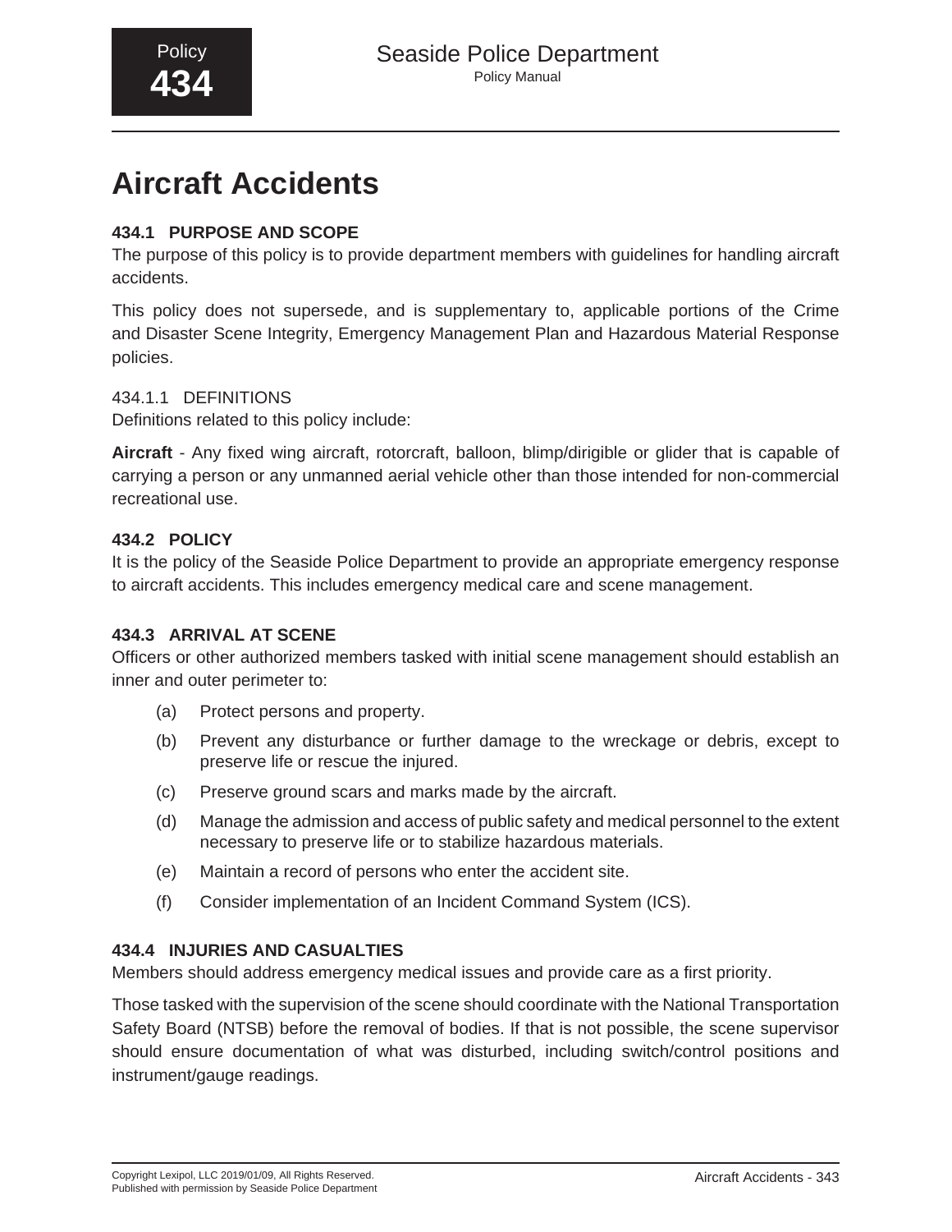# Aircraft Accidents

## 434.1 PURPOSE AND SCOPE

The purpose of this policy is to provide department members with guidelines for handling aircraft accidents.

This policy does not supersede, and is supplementary to, applicable portions of the Crime and Disaster Scene Integrity, Emergency Management Plan and Hazardous Material Response policies.

### 434.1.1 DEFINITIONS

Definitions related to this policy include:

**Aircraft** - Any fixed wing aircraft, rotorcraft, balloon, blimp/dirigible or glider that is capable of carrying a person or any unmanned aerial vehicle other than those intended for non-commercial recreational use.

## 434.2 POLICY

It is the policy of the Seaside Police Department to provide an appropriate emergency response to aircraft accidents. This includes emergency medical care and scene management.

## 434.3 ARRIVAL AT SCENE

Officers or other authorized members tasked with initial scene management should establish an inner and outer perimeter to:

(a) Protect persons and property.

(b) Prevent any disturbance or further damage to the wreckage or debris, except to preserve life or rescue the injured.

(c) Preserve ground scars and marks made by the aircraft.

(d) Manage the admission and access of public safety and medical personnel to the extent necessary to preserve life or to stabilize hazardous materials.

(e) Maintain a record of persons who enter the accident site.

(f) Consider implementation of an Incident Command System (ICS).

## 434.4 INJURIES AND CASUALTIES

Members should address emergency medical issues and provide care as a first priority.

Those tasked with the supervision of the scene should coordinate with the National Transportation Safety Board (NTSB) before the removal of bodies. If that is not possible, the scene supervisor should ensure documentation of what was disturbed, including switch/control positions and instrument/gauge readings.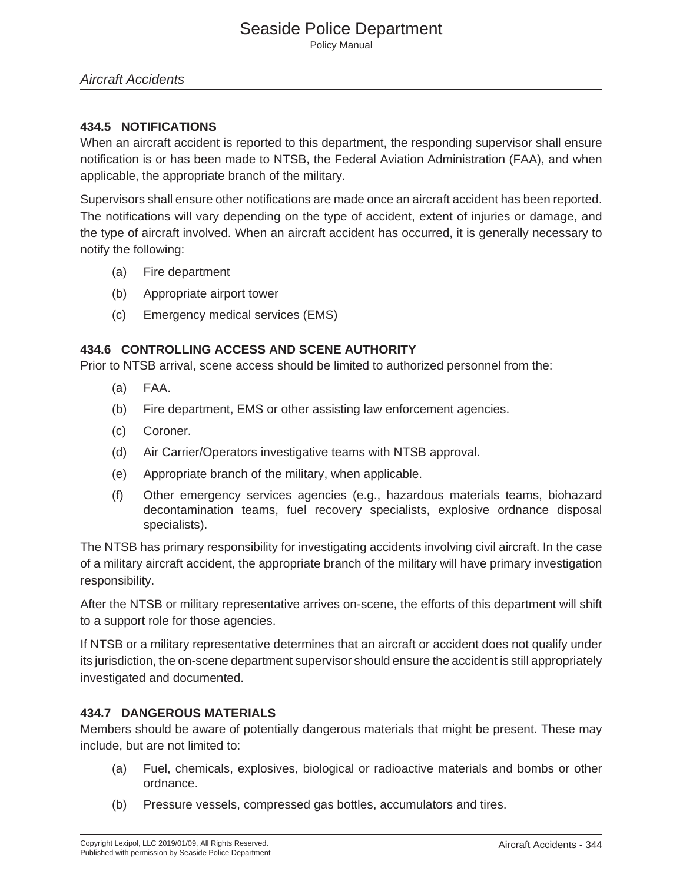### 434.5 NOTIFICATIONS

When an aircraft accident is reported to this department, the responding supervisor shall ensure notification is or has been made to NTSB, the Federal Aviation Administration (FAA), and when applicable, the appropriate branch of the military.

Supervisors shall ensure other notifications are made once an aircraft accident has been reported. The notifications will vary depending on the type of accident, extent of injuries or damage, and the type of aircraft involved. When an aircraft accident has occurred, it is generally necessary to notify the following:

(a) Fire department

(b) Appropriate airport tower

(c) Emergency medical services (EMS)

### 434.6 CONTROLLING ACCESS AND SCENE AUTHORITY

Prior to NTSB arrival, scene access should be limited to authorized personnel from the:

(a) FAA.

(b) Fire department, EMS or other assisting law enforcement agencies.

(c) Coroner.

(d) Air Carrier/Operators investigative teams with NTSB approval.

(e) Appropriate branch of the military, when applicable.

(f) Other emergency services agencies (e.g., hazardous materials teams, biohazard decontamination teams, fuel recovery specialists, explosive ordnance disposal specialists).

The NTSB has primary responsibility for investigating accidents involving civil aircraft. In the case of a military aircraft accident, the appropriate branch of the military will have primary investigation responsibility.

After the NTSB or military representative arrives on-scene, the efforts of this department will shift to a support role for those agencies.

If NTSB or a military representative determines that an aircraft or accident does not qualify under its jurisdiction, the on-scene department supervisor should ensure the accident is still appropriately investigated and documented.

### 434.7 DANGEROUS MATERIALS

Members should be aware of potentially dangerous materials that might be present. These may include, but are not limited to:

(a) Fuel, chemicals, explosives, biological or radioactive materials and bombs or other ordnance.

(b) Pressure vessels, compressed gas bottles, accumulators and tires.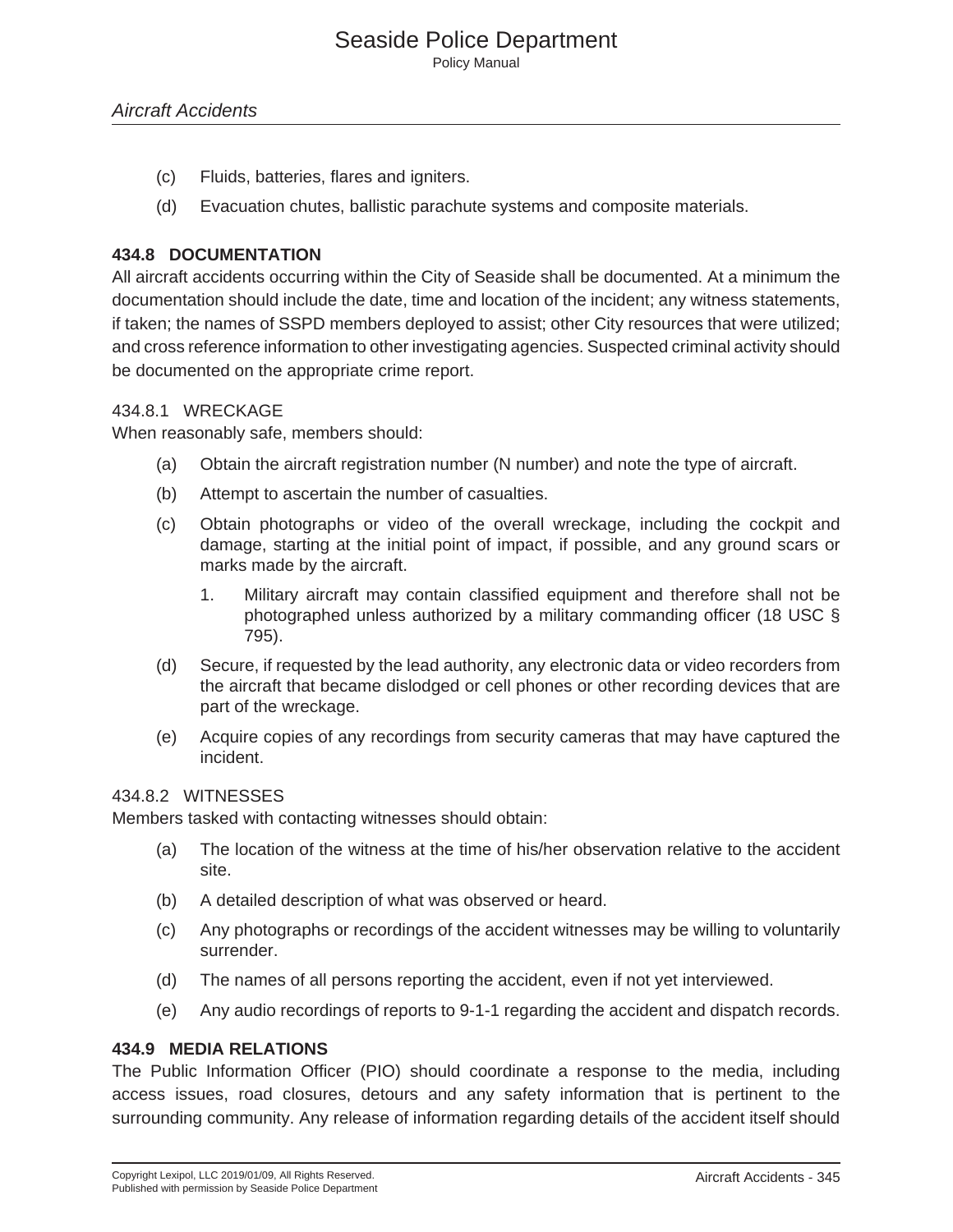(c) Fluids, batteries, flares and igniters.

(d) Evacuation chutes, ballistic parachute systems and composite materials.

## 434.8 DOCUMENTATION

All aircraft accidents occurring within the City of Seaside shall be documented. At a minimum the documentation should include the date, time and location of the incident; any witness statements, if taken; the names of SSPD members deployed to assist; other City resources that were utilized; and cross reference information to other investigating agencies. Suspected criminal activity should be documented on the appropriate crime report.

### 434.8.1 WRECKAGE

When reasonably safe, members should:

(a) Obtain the aircraft registration number (N number) and note the type of aircraft.

(b) Attempt to ascertain the number of casualties.

(c) Obtain photographs or video of the overall wreckage, including the cockpit and damage, starting at the initial point of impact, if possible, and any ground scars or marks made by the aircraft.

1. Military aircraft may contain classified equipment and therefore shall not be photographed unless authorized by a military commanding officer (18 USC § 795).

(d) Secure, if requested by the lead authority, any electronic data or video recorders from the aircraft that became dislodged or cell phones or other recording devices that are part of the wreckage.

(e) Acquire copies of any recordings from security cameras that may have captured the incident.

### 434.8.2 WITNESSES

Members tasked with contacting witnesses should obtain:

(a) The location of the witness at the time of his/her observation relative to the accident site.

(b) A detailed description of what was observed or heard.

(c) Any photographs or recordings of the accident witnesses may be willing to voluntarily surrender.

(d) The names of all persons reporting the accident, even if not yet interviewed.

(e) Any audio recordings of reports to 9-1-1 regarding the accident and dispatch records.

## 434.9 MEDIA RELATIONS

The Public Information Officer (PIO) should coordinate a response to the media, including access issues, road closures, detours and any safety information that is pertinent to the surrounding community. Any release of information regarding details of the accident itself should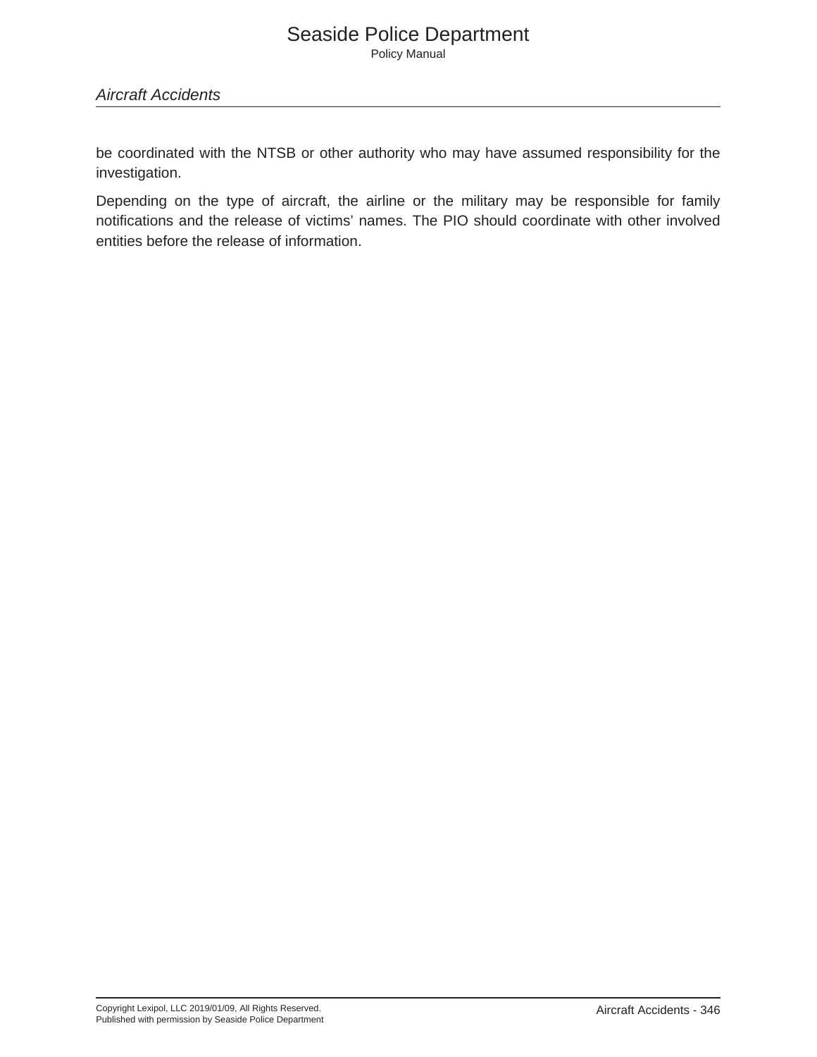be coordinated with the NTSB or other authority who may have assumed responsibility for the investigation.

Depending on the type of aircraft, the airline or the military may be responsible for family notifications and the release of victims' names. The PIO should coordinate with other involved entities before the release of information.